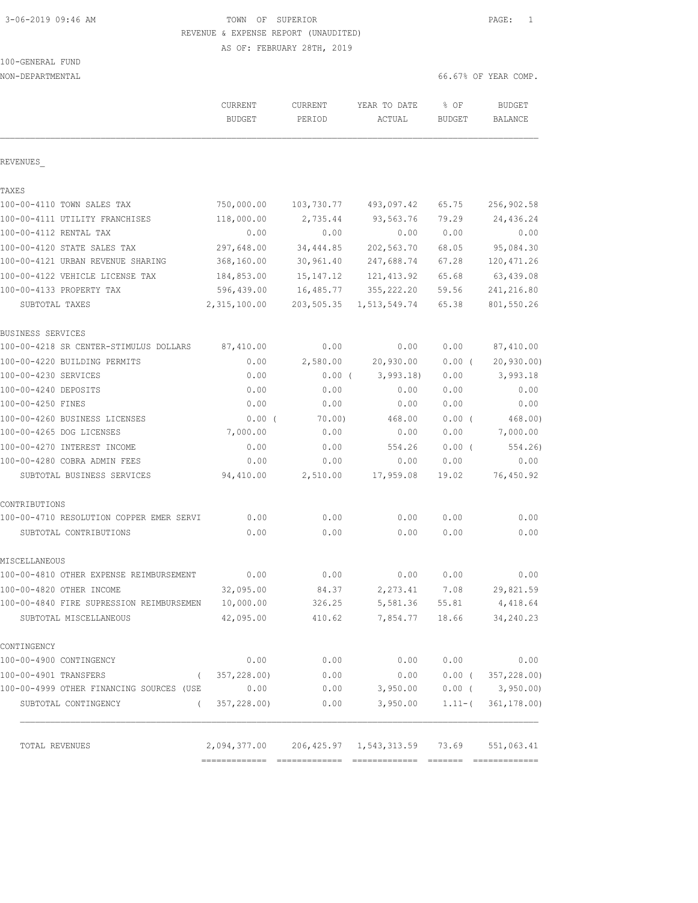3-06-2019 09:46 AM

TOWN OF SUPERIOR

REVENUE & EXPENSE REPORT (UNAUDITED)

AS OF: FEBRUARY 28TH, 2019

100-GENERAL FUND

NON-DEPARTMENTAL

66.67% OF YEAR COMP.

| | CURRENT BUDGET | CURRENT PERIOD | YEAR TO DATE ACTUAL | % OF BUDGET | BUDGET BALANCE |
|---|---|---|---|---|---|
| REVENUES_ | | | | | |
| TAXES | | | | | |
| 100-00-4110 TOWN SALES TAX | 750,000.00 | 103,730.77 | 493,097.42 | 65.75 | 256,902.58 |
| 100-00-4111 UTILITY FRANCHISES | 118,000.00 | 2,735.44 | 93,563.76 | 79.29 | 24,436.24 |
| 100-00-4112 RENTAL TAX | 0.00 | 0.00 | 0.00 | 0.00 | 0.00 |
| 100-00-4120 STATE SALES TAX | 297,648.00 | 34,444.85 | 202,563.70 | 68.05 | 95,084.30 |
| 100-00-4121 URBAN REVENUE SHARING | 368,160.00 | 30,961.40 | 247,688.74 | 67.28 | 120,471.26 |
| 100-00-4122 VEHICLE LICENSE TAX | 184,853.00 | 15,147.12 | 121,413.92 | 65.68 | 63,439.08 |
| 100-00-4133 PROPERTY TAX | 596,439.00 | 16,485.77 | 355,222.20 | 59.56 | 241,216.80 |
| SUBTOTAL TAXES | 2,315,100.00 | 203,505.35 | 1,513,549.74 | 65.38 | 801,550.26 |
| BUSINESS SERVICES | | | | | |
| 100-00-4218 SR CENTER-STIMULUS DOLLARS | 87,410.00 | 0.00 | 0.00 | 0.00 | 87,410.00 |
| 100-00-4220 BUILDING PERMITS | 0.00 | 2,580.00 | 20,930.00 | 0.00 ( | 20,930.00) |
| 100-00-4230 SERVICES | 0.00 | 0.00 ( | 3,993.18) | 0.00 | 3,993.18 |
| 100-00-4240 DEPOSITS | 0.00 | 0.00 | 0.00 | 0.00 | 0.00 |
| 100-00-4250 FINES | 0.00 | 0.00 | 0.00 | 0.00 | 0.00 |
| 100-00-4260 BUSINESS LICENSES | 0.00 ( | 70.00) | 468.00 | 0.00 ( | 468.00) |
| 100-00-4265 DOG LICENSES | 7,000.00 | 0.00 | 0.00 | 0.00 | 7,000.00 |
| 100-00-4270 INTEREST INCOME | 0.00 | 0.00 | 554.26 | 0.00 ( | 554.26) |
| 100-00-4280 COBRA ADMIN FEES | 0.00 | 0.00 | 0.00 | 0.00 | 0.00 |
| SUBTOTAL BUSINESS SERVICES | 94,410.00 | 2,510.00 | 17,959.08 | 19.02 | 76,450.92 |
| CONTRIBUTIONS | | | | | |
| 100-00-4710 RESOLUTION COPPER EMER SERVI | 0.00 | 0.00 | 0.00 | 0.00 | 0.00 |
| SUBTOTAL CONTRIBUTIONS | 0.00 | 0.00 | 0.00 | 0.00 | 0.00 |
| MISCELLANEOUS | | | | | |
| 100-00-4810 OTHER EXPENSE REIMBURSEMENT | 0.00 | 0.00 | 0.00 | 0.00 | 0.00 |
| 100-00-4820 OTHER INCOME | 32,095.00 | 84.37 | 2,273.41 | 7.08 | 29,821.59 |
| 100-00-4840 FIRE SUPRESSION REIMBURSEMEN | 10,000.00 | 326.25 | 5,581.36 | 55.81 | 4,418.64 |
| SUBTOTAL MISCELLANEOUS | 42,095.00 | 410.62 | 7,854.77 | 18.66 | 34,240.23 |
| CONTINGENCY | | | | | |
| 100-00-4900 CONTINGENCY | 0.00 | 0.00 | 0.00 | 0.00 | 0.00 |
| 100-00-4901 TRANSFERS | ( 357,228.00) | 0.00 | 0.00 | 0.00 ( | 357,228.00) |
| 100-00-4999 OTHER FINANCING SOURCES (USE | 0.00 | 0.00 | 3,950.00 | 0.00 ( | 3,950.00) |
| SUBTOTAL CONTINGENCY | ( 357,228.00) | 0.00 | 3,950.00 | 1.11-( | 361,178.00) |
| TOTAL REVENUES | 2,094,377.00 | 206,425.97 | 1,543,313.59 | 73.69 | 551,063.41 |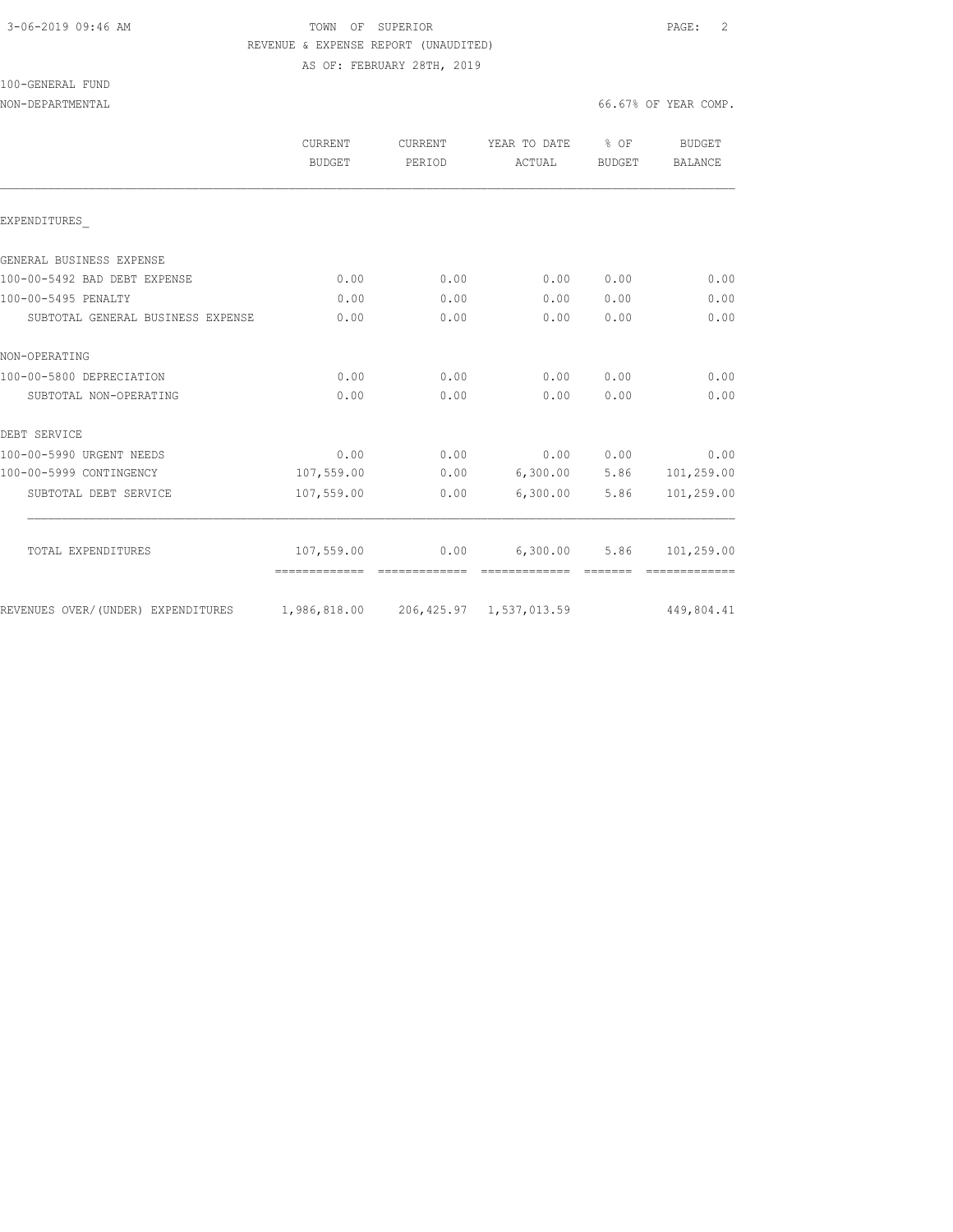TOWN OF SUPERIOR

REVENUE & EXPENSE REPORT (UNAUDITED)

AS OF: FEBRUARY 28TH, 2019

100-GENERAL FUND

NON-DEPARTMENTAL

66.67% OF YEAR COMP.

| | CURRENT BUDGET | CURRENT PERIOD | YEAR TO DATE ACTUAL | % OF BUDGET | BUDGET BALANCE |
|---|---|---|---|---|---|
| EXPENDITURES_ | | | | | |
| GENERAL BUSINESS EXPENSE | | | | | |
| 100-00-5492 BAD DEBT EXPENSE | 0.00 | 0.00 | 0.00 | 0.00 | 0.00 |
| 100-00-5495 PENALTY | 0.00 | 0.00 | 0.00 | 0.00 | 0.00 |
| SUBTOTAL GENERAL BUSINESS EXPENSE | 0.00 | 0.00 | 0.00 | 0.00 | 0.00 |
| NON-OPERATING | | | | | |
| 100-00-5800 DEPRECIATION | 0.00 | 0.00 | 0.00 | 0.00 | 0.00 |
| SUBTOTAL NON-OPERATING | 0.00 | 0.00 | 0.00 | 0.00 | 0.00 |
| DEBT SERVICE | | | | | |
| 100-00-5990 URGENT NEEDS | 0.00 | 0.00 | 0.00 | 0.00 | 0.00 |
| 100-00-5999 CONTINGENCY | 107,559.00 | 0.00 | 6,300.00 | 5.86 | 101,259.00 |
| SUBTOTAL DEBT SERVICE | 107,559.00 | 0.00 | 6,300.00 | 5.86 | 101,259.00 |
| TOTAL EXPENDITURES | 107,559.00 | 0.00 | 6,300.00 | 5.86 | 101,259.00 |
| REVENUES OVER/(UNDER) EXPENDITURES | 1,986,818.00 | 206,425.97 | 1,537,013.59 | | 449,804.41 |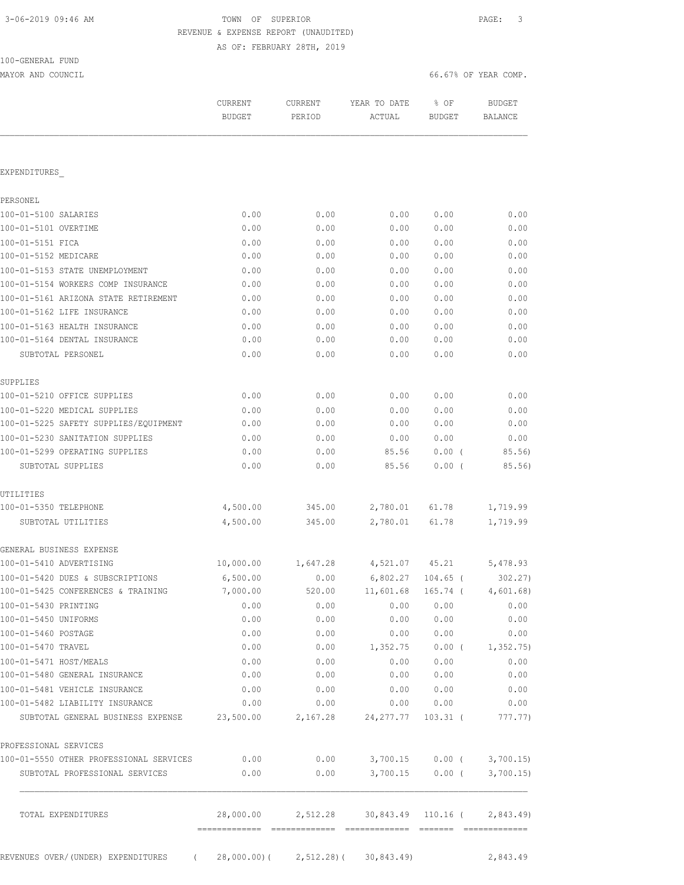3-06-2019 09:46 AM

TOWN OF SUPERIOR
REVENUE & EXPENSE REPORT (UNAUDITED)
AS OF: FEBRUARY 28TH, 2019

100-GENERAL FUND
MAYOR AND COUNCIL

66.67% OF YEAR COMP.

| | CURRENT BUDGET | CURRENT PERIOD | YEAR TO DATE ACTUAL | % OF BUDGET | BUDGET BALANCE |
|---|---|---|---|---|---|
| **EXPENDITURES** | | | | | |
| **PERSONEL** | | | | | |
| 100-01-5100 SALARIES | 0.00 | 0.00 | 0.00 | 0.00 | 0.00 |
| 100-01-5101 OVERTIME | 0.00 | 0.00 | 0.00 | 0.00 | 0.00 |
| 100-01-5151 FICA | 0.00 | 0.00 | 0.00 | 0.00 | 0.00 |
| 100-01-5152 MEDICARE | 0.00 | 0.00 | 0.00 | 0.00 | 0.00 |
| 100-01-5153 STATE UNEMPLOYMENT | 0.00 | 0.00 | 0.00 | 0.00 | 0.00 |
| 100-01-5154 WORKERS COMP INSURANCE | 0.00 | 0.00 | 0.00 | 0.00 | 0.00 |
| 100-01-5161 ARIZONA STATE RETIREMENT | 0.00 | 0.00 | 0.00 | 0.00 | 0.00 |
| 100-01-5162 LIFE INSURANCE | 0.00 | 0.00 | 0.00 | 0.00 | 0.00 |
| 100-01-5163 HEALTH INSURANCE | 0.00 | 0.00 | 0.00 | 0.00 | 0.00 |
| 100-01-5164 DENTAL INSURANCE | 0.00 | 0.00 | 0.00 | 0.00 | 0.00 |
| SUBTOTAL PERSONEL | 0.00 | 0.00 | 0.00 | 0.00 | 0.00 |
| **SUPPLIES** | | | | | |
| 100-01-5210 OFFICE SUPPLIES | 0.00 | 0.00 | 0.00 | 0.00 | 0.00 |
| 100-01-5220 MEDICAL SUPPLIES | 0.00 | 0.00 | 0.00 | 0.00 | 0.00 |
| 100-01-5225 SAFETY SUPPLIES/EQUIPMENT | 0.00 | 0.00 | 0.00 | 0.00 | 0.00 |
| 100-01-5230 SANITATION SUPPLIES | 0.00 | 0.00 | 0.00 | 0.00 | 0.00 |
| 100-01-5299 OPERATING SUPPLIES | 0.00 | 0.00 | 85.56 | 0.00 | ( 85.56) |
| SUBTOTAL SUPPLIES | 0.00 | 0.00 | 85.56 | 0.00 | ( 85.56) |
| **UTILITIES** | | | | | |
| 100-01-5350 TELEPHONE | 4,500.00 | 345.00 | 2,780.01 | 61.78 | 1,719.99 |
| SUBTOTAL UTILITIES | 4,500.00 | 345.00 | 2,780.01 | 61.78 | 1,719.99 |
| **GENERAL BUSINESS EXPENSE** | | | | | |
| 100-01-5410 ADVERTISING | 10,000.00 | 1,647.28 | 4,521.07 | 45.21 | 5,478.93 |
| 100-01-5420 DUES & SUBSCRIPTIONS | 6,500.00 | 0.00 | 6,802.27 | 104.65 | ( 302.27) |
| 100-01-5425 CONFERENCES & TRAINING | 7,000.00 | 520.00 | 11,601.68 | 165.74 | ( 4,601.68) |
| 100-01-5430 PRINTING | 0.00 | 0.00 | 0.00 | 0.00 | 0.00 |
| 100-01-5450 UNIFORMS | 0.00 | 0.00 | 0.00 | 0.00 | 0.00 |
| 100-01-5460 POSTAGE | 0.00 | 0.00 | 0.00 | 0.00 | 0.00 |
| 100-01-5470 TRAVEL | 0.00 | 0.00 | 1,352.75 | 0.00 | ( 1,352.75) |
| 100-01-5471 HOST/MEALS | 0.00 | 0.00 | 0.00 | 0.00 | 0.00 |
| 100-01-5480 GENERAL INSURANCE | 0.00 | 0.00 | 0.00 | 0.00 | 0.00 |
| 100-01-5481 VEHICLE INSURANCE | 0.00 | 0.00 | 0.00 | 0.00 | 0.00 |
| 100-01-5482 LIABILITY INSURANCE | 0.00 | 0.00 | 0.00 | 0.00 | 0.00 |
| SUBTOTAL GENERAL BUSINESS EXPENSE | 23,500.00 | 2,167.28 | 24,277.77 | 103.31 | ( 777.77) |
| **PROFESSIONAL SERVICES** | | | | | |
| 100-01-5550 OTHER PROFESSIONAL SERVICES | 0.00 | 0.00 | 3,700.15 | 0.00 | ( 3,700.15) |
| SUBTOTAL PROFESSIONAL SERVICES | 0.00 | 0.00 | 3,700.15 | 0.00 | ( 3,700.15) |
| TOTAL EXPENDITURES | 28,000.00 | 2,512.28 | 30,843.49 | 110.16 | ( 2,843.49) |
| REVENUES OVER/(UNDER) EXPENDITURES | ( 28,000.00) | ( 2,512.28) | ( 30,843.49) | | 2,843.49 |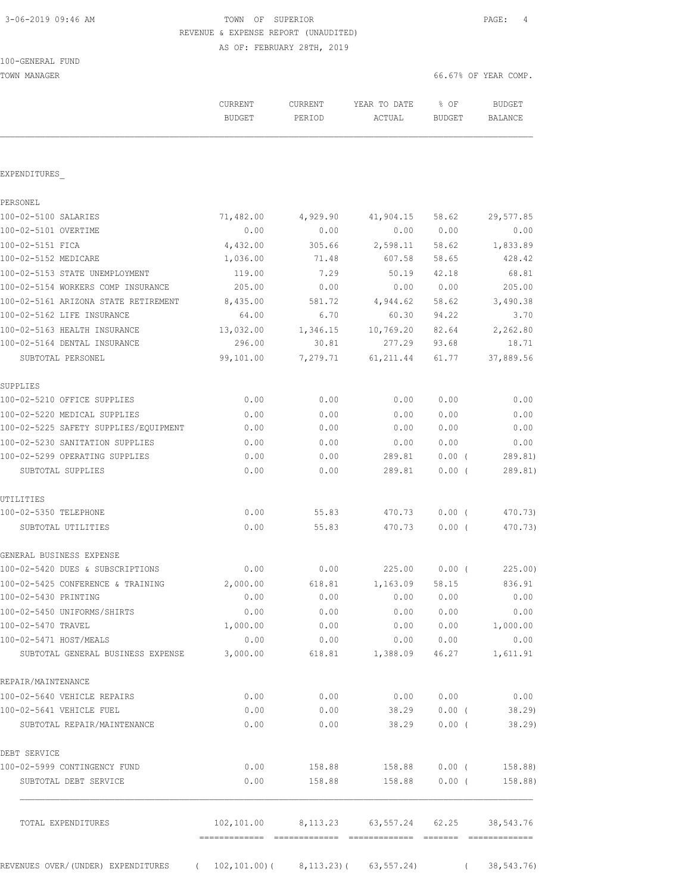# TOWN OF SUPERIOR

REVENUE & EXPENSE REPORT (UNAUDITED)

AS OF: FEBRUARY 28TH, 2019

3-06-2019 09:46 AM

100-GENERAL FUND

TOWN MANAGER — 66.67% OF YEAR COMP.

| | CURRENT BUDGET | CURRENT PERIOD | YEAR TO DATE ACTUAL | % OF BUDGET | BUDGET BALANCE |
|---|---|---|---|---|---|
| **EXPENDITURES** | | | | | |
| **PERSONEL** | | | | | |
| 100-02-5100 SALARIES | 71,482.00 | 4,929.90 | 41,904.15 | 58.62 | 29,577.85 |
| 100-02-5101 OVERTIME | 0.00 | 0.00 | 0.00 | 0.00 | 0.00 |
| 100-02-5151 FICA | 4,432.00 | 305.66 | 2,598.11 | 58.62 | 1,833.89 |
| 100-02-5152 MEDICARE | 1,036.00 | 71.48 | 607.58 | 58.65 | 428.42 |
| 100-02-5153 STATE UNEMPLOYMENT | 119.00 | 7.29 | 50.19 | 42.18 | 68.81 |
| 100-02-5154 WORKERS COMP INSURANCE | 205.00 | 0.00 | 0.00 | 0.00 | 205.00 |
| 100-02-5161 ARIZONA STATE RETIREMENT | 8,435.00 | 581.72 | 4,944.62 | 58.62 | 3,490.38 |
| 100-02-5162 LIFE INSURANCE | 64.00 | 6.70 | 60.30 | 94.22 | 3.70 |
| 100-02-5163 HEALTH INSURANCE | 13,032.00 | 1,346.15 | 10,769.20 | 82.64 | 2,262.80 |
| 100-02-5164 DENTAL INSURANCE | 296.00 | 30.81 | 277.29 | 93.68 | 18.71 |
| SUBTOTAL PERSONEL | 99,101.00 | 7,279.71 | 61,211.44 | 61.77 | 37,889.56 |
| **SUPPLIES** | | | | | |
| 100-02-5210 OFFICE SUPPLIES | 0.00 | 0.00 | 0.00 | 0.00 | 0.00 |
| 100-02-5220 MEDICAL SUPPLIES | 0.00 | 0.00 | 0.00 | 0.00 | 0.00 |
| 100-02-5225 SAFETY SUPPLIES/EQUIPMENT | 0.00 | 0.00 | 0.00 | 0.00 | 0.00 |
| 100-02-5230 SANITATION SUPPLIES | 0.00 | 0.00 | 0.00 | 0.00 | 0.00 |
| 100-02-5299 OPERATING SUPPLIES | 0.00 | 0.00 | 289.81 | 0.00 | ( 289.81) |
| SUBTOTAL SUPPLIES | 0.00 | 0.00 | 289.81 | 0.00 | ( 289.81) |
| **UTILITIES** | | | | | |
| 100-02-5350 TELEPHONE | 0.00 | 55.83 | 470.73 | 0.00 | ( 470.73) |
| SUBTOTAL UTILITIES | 0.00 | 55.83 | 470.73 | 0.00 | ( 470.73) |
| **GENERAL BUSINESS EXPENSE** | | | | | |
| 100-02-5420 DUES & SUBSCRIPTIONS | 0.00 | 0.00 | 225.00 | 0.00 | ( 225.00) |
| 100-02-5425 CONFERENCE & TRAINING | 2,000.00 | 618.81 | 1,163.09 | 58.15 | 836.91 |
| 100-02-5430 PRINTING | 0.00 | 0.00 | 0.00 | 0.00 | 0.00 |
| 100-02-5450 UNIFORMS/SHIRTS | 0.00 | 0.00 | 0.00 | 0.00 | 0.00 |
| 100-02-5470 TRAVEL | 1,000.00 | 0.00 | 0.00 | 0.00 | 1,000.00 |
| 100-02-5471 HOST/MEALS | 0.00 | 0.00 | 0.00 | 0.00 | 0.00 |
| SUBTOTAL GENERAL BUSINESS EXPENSE | 3,000.00 | 618.81 | 1,388.09 | 46.27 | 1,611.91 |
| **REPAIR/MAINTENANCE** | | | | | |
| 100-02-5640 VEHICLE REPAIRS | 0.00 | 0.00 | 0.00 | 0.00 | 0.00 |
| 100-02-5641 VEHICLE FUEL | 0.00 | 0.00 | 38.29 | 0.00 | ( 38.29) |
| SUBTOTAL REPAIR/MAINTENANCE | 0.00 | 0.00 | 38.29 | 0.00 | ( 38.29) |
| **DEBT SERVICE** | | | | | |
| 100-02-5999 CONTINGENCY FUND | 0.00 | 158.88 | 158.88 | 0.00 | ( 158.88) |
| SUBTOTAL DEBT SERVICE | 0.00 | 158.88 | 158.88 | 0.00 | ( 158.88) |
| TOTAL EXPENDITURES | 102,101.00 | 8,113.23 | 63,557.24 | 62.25 | 38,543.76 |
| REVENUES OVER/(UNDER) EXPENDITURES | ( 102,101.00) | ( 8,113.23) | ( 63,557.24) | | ( 38,543.76) |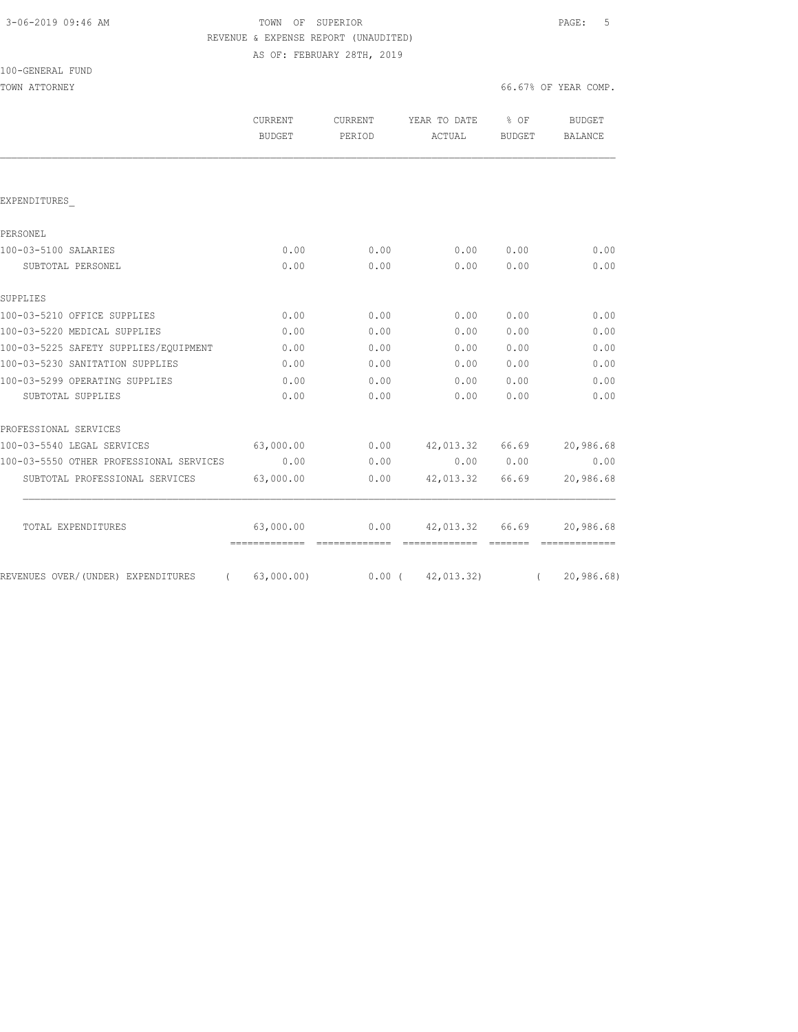3-06-2019 09:46 AM

TOWN OF SUPERIOR

REVENUE & EXPENSE REPORT (UNAUDITED)

AS OF: FEBRUARY 28TH, 2019

100-GENERAL FUND

TOWN ATTORNEY

66.67% OF YEAR COMP.

| | CURRENT BUDGET | CURRENT PERIOD | YEAR TO DATE ACTUAL | % OF BUDGET | BUDGET BALANCE |
|---|---|---|---|---|---|
| EXPENDITURES_ | | | | | |
| PERSONEL | | | | | |
| 100-03-5100 SALARIES | 0.00 | 0.00 | 0.00 | 0.00 | 0.00 |
| SUBTOTAL PERSONEL | 0.00 | 0.00 | 0.00 | 0.00 | 0.00 |
| SUPPLIES | | | | | |
| 100-03-5210 OFFICE SUPPLIES | 0.00 | 0.00 | 0.00 | 0.00 | 0.00 |
| 100-03-5220 MEDICAL SUPPLIES | 0.00 | 0.00 | 0.00 | 0.00 | 0.00 |
| 100-03-5225 SAFETY SUPPLIES/EQUIPMENT | 0.00 | 0.00 | 0.00 | 0.00 | 0.00 |
| 100-03-5230 SANITATION SUPPLIES | 0.00 | 0.00 | 0.00 | 0.00 | 0.00 |
| 100-03-5299 OPERATING SUPPLIES | 0.00 | 0.00 | 0.00 | 0.00 | 0.00 |
| SUBTOTAL SUPPLIES | 0.00 | 0.00 | 0.00 | 0.00 | 0.00 |
| PROFESSIONAL SERVICES | | | | | |
| 100-03-5540 LEGAL SERVICES | 63,000.00 | 0.00 | 42,013.32 | 66.69 | 20,986.68 |
| 100-03-5550 OTHER PROFESSIONAL SERVICES | 0.00 | 0.00 | 0.00 | 0.00 | 0.00 |
| SUBTOTAL PROFESSIONAL SERVICES | 63,000.00 | 0.00 | 42,013.32 | 66.69 | 20,986.68 |
| TOTAL EXPENDITURES | 63,000.00 | 0.00 | 42,013.32 | 66.69 | 20,986.68 |
| REVENUES OVER/(UNDER) EXPENDITURES | ( 63,000.00) | 0.00 | ( 42,013.32) | | ( 20,986.68) |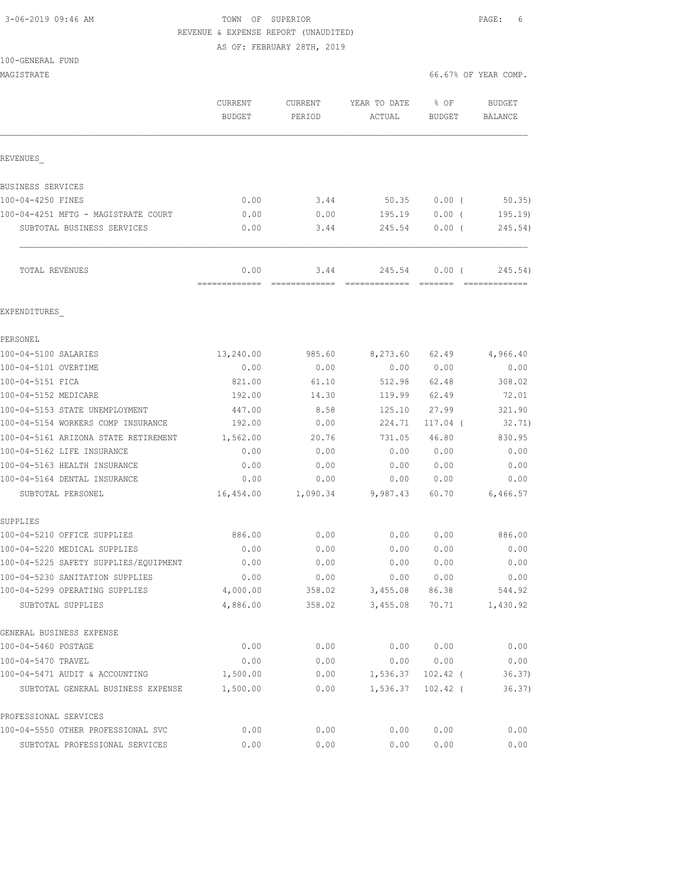3-06-2019 09:46 AM TOWN OF SUPERIOR

REVENUE & EXPENSE REPORT (UNAUDITED)

AS OF: FEBRUARY 28TH, 2019

100-GENERAL FUND

MAGISTRATE 66.67% OF YEAR COMP.

| | CURRENT BUDGET | CURRENT PERIOD | YEAR TO DATE ACTUAL | % OF BUDGET | BUDGET BALANCE |
|---|---|---|---|---|---|
| REVENUES_ | | | | | |
| BUSINESS SERVICES | | | | | |
| 100-04-4250 FINES | 0.00 | 3.44 | 50.35 | 0.00 ( | 50.35) |
| 100-04-4251 MFTG - MAGISTRATE COURT | 0.00 | 0.00 | 195.19 | 0.00 ( | 195.19) |
| SUBTOTAL BUSINESS SERVICES | 0.00 | 3.44 | 245.54 | 0.00 ( | 245.54) |
| TOTAL REVENUES | 0.00 | 3.44 | 245.54 | 0.00 ( | 245.54) |
| EXPENDITURES_ | | | | | |
| PERSONEL | | | | | |
| 100-04-5100 SALARIES | 13,240.00 | 985.60 | 8,273.60 | 62.49 | 4,966.40 |
| 100-04-5101 OVERTIME | 0.00 | 0.00 | 0.00 | 0.00 | 0.00 |
| 100-04-5151 FICA | 821.00 | 61.10 | 512.98 | 62.48 | 308.02 |
| 100-04-5152 MEDICARE | 192.00 | 14.30 | 119.99 | 62.49 | 72.01 |
| 100-04-5153 STATE UNEMPLOYMENT | 447.00 | 8.58 | 125.10 | 27.99 | 321.90 |
| 100-04-5154 WORKERS COMP INSURANCE | 192.00 | 0.00 | 224.71 | 117.04 ( | 32.71) |
| 100-04-5161 ARIZONA STATE RETIREMENT | 1,562.00 | 20.76 | 731.05 | 46.80 | 830.95 |
| 100-04-5162 LIFE INSURANCE | 0.00 | 0.00 | 0.00 | 0.00 | 0.00 |
| 100-04-5163 HEALTH INSURANCE | 0.00 | 0.00 | 0.00 | 0.00 | 0.00 |
| 100-04-5164 DENTAL INSURANCE | 0.00 | 0.00 | 0.00 | 0.00 | 0.00 |
| SUBTOTAL PERSONEL | 16,454.00 | 1,090.34 | 9,987.43 | 60.70 | 6,466.57 |
| SUPPLIES | | | | | |
| 100-04-5210 OFFICE SUPPLIES | 886.00 | 0.00 | 0.00 | 0.00 | 886.00 |
| 100-04-5220 MEDICAL SUPPLIES | 0.00 | 0.00 | 0.00 | 0.00 | 0.00 |
| 100-04-5225 SAFETY SUPPLIES/EQUIPMENT | 0.00 | 0.00 | 0.00 | 0.00 | 0.00 |
| 100-04-5230 SANITATION SUPPLIES | 0.00 | 0.00 | 0.00 | 0.00 | 0.00 |
| 100-04-5299 OPERATING SUPPLIES | 4,000.00 | 358.02 | 3,455.08 | 86.38 | 544.92 |
| SUBTOTAL SUPPLIES | 4,886.00 | 358.02 | 3,455.08 | 70.71 | 1,430.92 |
| GENERAL BUSINESS EXPENSE | | | | | |
| 100-04-5460 POSTAGE | 0.00 | 0.00 | 0.00 | 0.00 | 0.00 |
| 100-04-5470 TRAVEL | 0.00 | 0.00 | 0.00 | 0.00 | 0.00 |
| 100-04-5471 AUDIT & ACCOUNTING | 1,500.00 | 0.00 | 1,536.37 | 102.42 ( | 36.37) |
| SUBTOTAL GENERAL BUSINESS EXPENSE | 1,500.00 | 0.00 | 1,536.37 | 102.42 ( | 36.37) |
| PROFESSIONAL SERVICES | | | | | |
| 100-04-5550 OTHER PROFESSIONAL SVC | 0.00 | 0.00 | 0.00 | 0.00 | 0.00 |
| SUBTOTAL PROFESSIONAL SERVICES | 0.00 | 0.00 | 0.00 | 0.00 | 0.00 |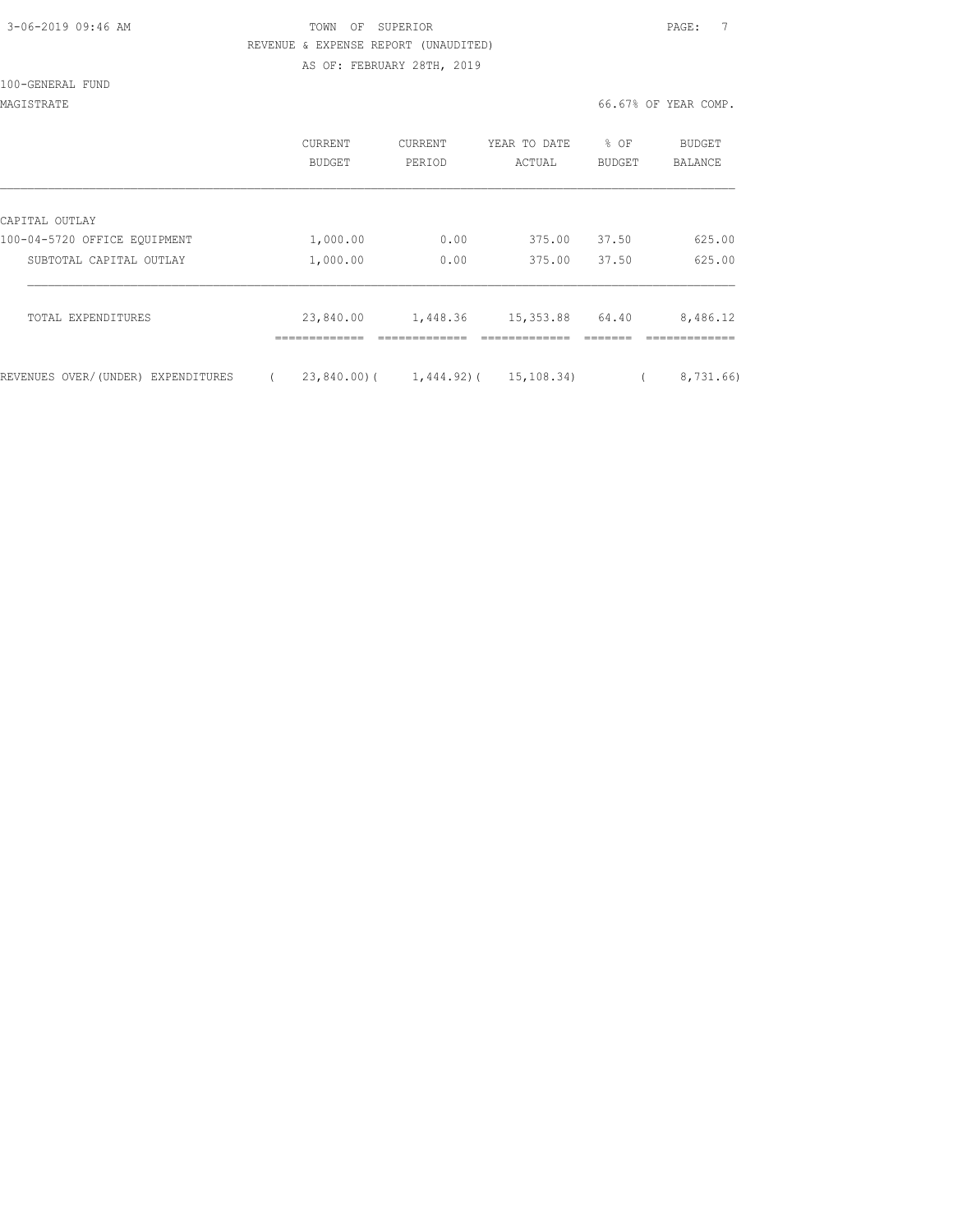TOWN OF SUPERIOR

REVENUE & EXPENSE REPORT (UNAUDITED)

AS OF: FEBRUARY 28TH, 2019

100-GENERAL FUND

MAGISTRATE

66.67% OF YEAR COMP.

| | CURRENT BUDGET | CURRENT PERIOD | YEAR TO DATE ACTUAL | % OF BUDGET | BUDGET BALANCE |
|---|---|---|---|---|---|
| CAPITAL OUTLAY | | | | | |
| 100-04-5720 OFFICE EQUIPMENT | 1,000.00 | 0.00 | 375.00 | 37.50 | 625.00 |
| SUBTOTAL CAPITAL OUTLAY | 1,000.00 | 0.00 | 375.00 | 37.50 | 625.00 |
| TOTAL EXPENDITURES | 23,840.00 | 1,448.36 | 15,353.88 | 64.40 | 8,486.12 |
| REVENUES OVER/(UNDER) EXPENDITURES | ( 23,840.00) | ( 1,444.92) | ( 15,108.34) | | ( 8,731.66) |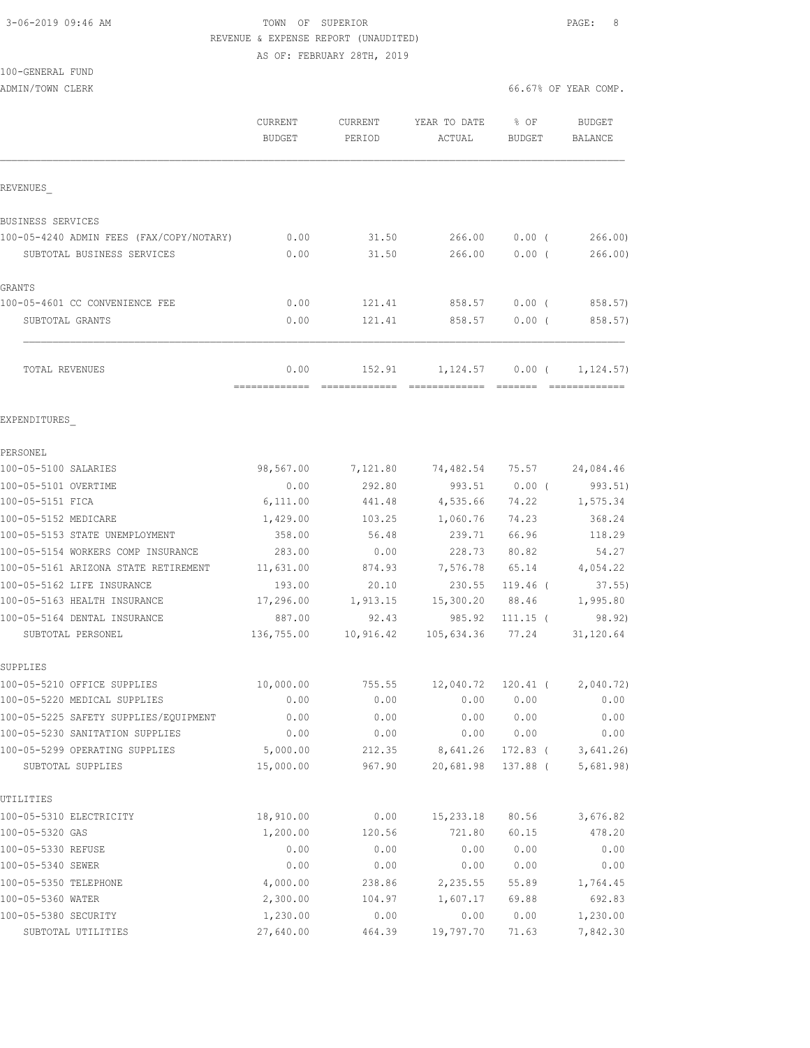3-06-2019 09:46 AM

TOWN OF SUPERIOR

REVENUE & EXPENSE REPORT (UNAUDITED)

AS OF: FEBRUARY 28TH, 2019

100-GENERAL FUND

ADMIN/TOWN CLERK

66.67% OF YEAR COMP.

| | CURRENT BUDGET | CURRENT PERIOD | YEAR TO DATE ACTUAL | % OF BUDGET | BUDGET BALANCE |
|---|---|---|---|---|---|
| REVENUES_ | | | | | |
| BUSINESS SERVICES | | | | | |
| 100-05-4240 ADMIN FEES (FAX/COPY/NOTARY) | 0.00 | 31.50 | 266.00 | 0.00 ( | 266.00) |
| SUBTOTAL BUSINESS SERVICES | 0.00 | 31.50 | 266.00 | 0.00 ( | 266.00) |
| GRANTS | | | | | |
| 100-05-4601 CC CONVENIENCE FEE | 0.00 | 121.41 | 858.57 | 0.00 ( | 858.57) |
| SUBTOTAL GRANTS | 0.00 | 121.41 | 858.57 | 0.00 ( | 858.57) |
| TOTAL REVENUES | 0.00 | 152.91 | 1,124.57 | 0.00 ( | 1,124.57) |
| EXPENDITURES_ | | | | | |
| PERSONEL | | | | | |
| 100-05-5100 SALARIES | 98,567.00 | 7,121.80 | 74,482.54 | 75.57 | 24,084.46 |
| 100-05-5101 OVERTIME | 0.00 | 292.80 | 993.51 | 0.00 ( | 993.51) |
| 100-05-5151 FICA | 6,111.00 | 441.48 | 4,535.66 | 74.22 | 1,575.34 |
| 100-05-5152 MEDICARE | 1,429.00 | 103.25 | 1,060.76 | 74.23 | 368.24 |
| 100-05-5153 STATE UNEMPLOYMENT | 358.00 | 56.48 | 239.71 | 66.96 | 118.29 |
| 100-05-5154 WORKERS COMP INSURANCE | 283.00 | 0.00 | 228.73 | 80.82 | 54.27 |
| 100-05-5161 ARIZONA STATE RETIREMENT | 11,631.00 | 874.93 | 7,576.78 | 65.14 | 4,054.22 |
| 100-05-5162 LIFE INSURANCE | 193.00 | 20.10 | 230.55 | 119.46 ( | 37.55) |
| 100-05-5163 HEALTH INSURANCE | 17,296.00 | 1,913.15 | 15,300.20 | 88.46 | 1,995.80 |
| 100-05-5164 DENTAL INSURANCE | 887.00 | 92.43 | 985.92 | 111.15 ( | 98.92) |
| SUBTOTAL PERSONEL | 136,755.00 | 10,916.42 | 105,634.36 | 77.24 | 31,120.64 |
| SUPPLIES | | | | | |
| 100-05-5210 OFFICE SUPPLIES | 10,000.00 | 755.55 | 12,040.72 | 120.41 ( | 2,040.72) |
| 100-05-5220 MEDICAL SUPPLIES | 0.00 | 0.00 | 0.00 | 0.00 | 0.00 |
| 100-05-5225 SAFETY SUPPLIES/EQUIPMENT | 0.00 | 0.00 | 0.00 | 0.00 | 0.00 |
| 100-05-5230 SANITATION SUPPLIES | 0.00 | 0.00 | 0.00 | 0.00 | 0.00 |
| 100-05-5299 OPERATING SUPPLIES | 5,000.00 | 212.35 | 8,641.26 | 172.83 ( | 3,641.26) |
| SUBTOTAL SUPPLIES | 15,000.00 | 967.90 | 20,681.98 | 137.88 ( | 5,681.98) |
| UTILITIES | | | | | |
| 100-05-5310 ELECTRICITY | 18,910.00 | 0.00 | 15,233.18 | 80.56 | 3,676.82 |
| 100-05-5320 GAS | 1,200.00 | 120.56 | 721.80 | 60.15 | 478.20 |
| 100-05-5330 REFUSE | 0.00 | 0.00 | 0.00 | 0.00 | 0.00 |
| 100-05-5340 SEWER | 0.00 | 0.00 | 0.00 | 0.00 | 0.00 |
| 100-05-5350 TELEPHONE | 4,000.00 | 238.86 | 2,235.55 | 55.89 | 1,764.45 |
| 100-05-5360 WATER | 2,300.00 | 104.97 | 1,607.17 | 69.88 | 692.83 |
| 100-05-5380 SECURITY | 1,230.00 | 0.00 | 0.00 | 0.00 | 1,230.00 |
| SUBTOTAL UTILITIES | 27,640.00 | 464.39 | 19,797.70 | 71.63 | 7,842.30 |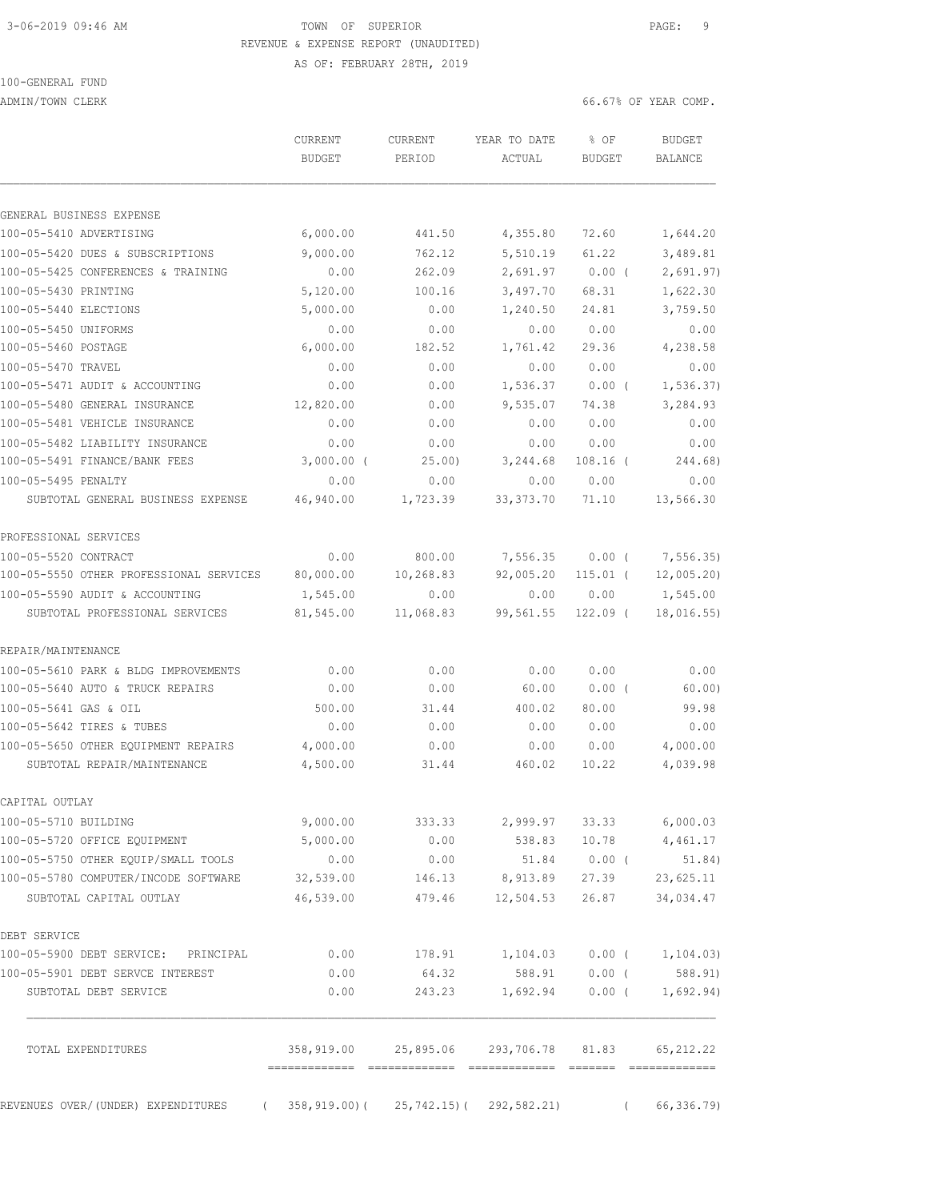TOWN OF SUPERIOR
REVENUE & EXPENSE REPORT (UNAUDITED)
AS OF: FEBRUARY 28TH, 2019

100-GENERAL FUND
ADMIN/TOWN CLERK

66.67% OF YEAR COMP.

| | CURRENT BUDGET | CURRENT PERIOD | YEAR TO DATE ACTUAL | % OF BUDGET | BUDGET BALANCE |
|---|---|---|---|---|---|
| **GENERAL BUSINESS EXPENSE** | | | | | |
| 100-05-5410 ADVERTISING | 6,000.00 | 441.50 | 4,355.80 | 72.60 | 1,644.20 |
| 100-05-5420 DUES & SUBSCRIPTIONS | 9,000.00 | 762.12 | 5,510.19 | 61.22 | 3,489.81 |
| 100-05-5425 CONFERENCES & TRAINING | 0.00 | 262.09 | 2,691.97 | 0.00 | ( 2,691.97) |
| 100-05-5430 PRINTING | 5,120.00 | 100.16 | 3,497.70 | 68.31 | 1,622.30 |
| 100-05-5440 ELECTIONS | 5,000.00 | 0.00 | 1,240.50 | 24.81 | 3,759.50 |
| 100-05-5450 UNIFORMS | 0.00 | 0.00 | 0.00 | 0.00 | 0.00 |
| 100-05-5460 POSTAGE | 6,000.00 | 182.52 | 1,761.42 | 29.36 | 4,238.58 |
| 100-05-5470 TRAVEL | 0.00 | 0.00 | 0.00 | 0.00 | 0.00 |
| 100-05-5471 AUDIT & ACCOUNTING | 0.00 | 0.00 | 1,536.37 | 0.00 | ( 1,536.37) |
| 100-05-5480 GENERAL INSURANCE | 12,820.00 | 0.00 | 9,535.07 | 74.38 | 3,284.93 |
| 100-05-5481 VEHICLE INSURANCE | 0.00 | 0.00 | 0.00 | 0.00 | 0.00 |
| 100-05-5482 LIABILITY INSURANCE | 0.00 | 0.00 | 0.00 | 0.00 | 0.00 |
| 100-05-5491 FINANCE/BANK FEES | 3,000.00 | ( 25.00) | 3,244.68 | 108.16 | ( 244.68) |
| 100-05-5495 PENALTY | 0.00 | 0.00 | 0.00 | 0.00 | 0.00 |
| SUBTOTAL GENERAL BUSINESS EXPENSE | 46,940.00 | 1,723.39 | 33,373.70 | 71.10 | 13,566.30 |
| **PROFESSIONAL SERVICES** | | | | | |
| 100-05-5520 CONTRACT | 0.00 | 800.00 | 7,556.35 | 0.00 | ( 7,556.35) |
| 100-05-5550 OTHER PROFESSIONAL SERVICES | 80,000.00 | 10,268.83 | 92,005.20 | 115.01 | ( 12,005.20) |
| 100-05-5590 AUDIT & ACCOUNTING | 1,545.00 | 0.00 | 0.00 | 0.00 | 1,545.00 |
| SUBTOTAL PROFESSIONAL SERVICES | 81,545.00 | 11,068.83 | 99,561.55 | 122.09 | ( 18,016.55) |
| **REPAIR/MAINTENANCE** | | | | | |
| 100-05-5610 PARK & BLDG IMPROVEMENTS | 0.00 | 0.00 | 0.00 | 0.00 | 0.00 |
| 100-05-5640 AUTO & TRUCK REPAIRS | 0.00 | 0.00 | 60.00 | 0.00 | ( 60.00) |
| 100-05-5641 GAS & OIL | 500.00 | 31.44 | 400.02 | 80.00 | 99.98 |
| 100-05-5642 TIRES & TUBES | 0.00 | 0.00 | 0.00 | 0.00 | 0.00 |
| 100-05-5650 OTHER EQUIPMENT REPAIRS | 4,000.00 | 0.00 | 0.00 | 0.00 | 4,000.00 |
| SUBTOTAL REPAIR/MAINTENANCE | 4,500.00 | 31.44 | 460.02 | 10.22 | 4,039.98 |
| **CAPITAL OUTLAY** | | | | | |
| 100-05-5710 BUILDING | 9,000.00 | 333.33 | 2,999.97 | 33.33 | 6,000.03 |
| 100-05-5720 OFFICE EQUIPMENT | 5,000.00 | 0.00 | 538.83 | 10.78 | 4,461.17 |
| 100-05-5750 OTHER EQUIP/SMALL TOOLS | 0.00 | 0.00 | 51.84 | 0.00 | ( 51.84) |
| 100-05-5780 COMPUTER/INCODE SOFTWARE | 32,539.00 | 146.13 | 8,913.89 | 27.39 | 23,625.11 |
| SUBTOTAL CAPITAL OUTLAY | 46,539.00 | 479.46 | 12,504.53 | 26.87 | 34,034.47 |
| **DEBT SERVICE** | | | | | |
| 100-05-5900 DEBT SERVICE: PRINCIPAL | 0.00 | 178.91 | 1,104.03 | 0.00 | ( 1,104.03) |
| 100-05-5901 DEBT SERVCE INTEREST | 0.00 | 64.32 | 588.91 | 0.00 | ( 588.91) |
| SUBTOTAL DEBT SERVICE | 0.00 | 243.23 | 1,692.94 | 0.00 | ( 1,692.94) |
| TOTAL EXPENDITURES | 358,919.00 | 25,895.06 | 293,706.78 | 81.83 | 65,212.22 |
| REVENUES OVER/(UNDER) EXPENDITURES | ( 358,919.00) | ( 25,742.15) | ( 292,582.21) | | ( 66,336.79) |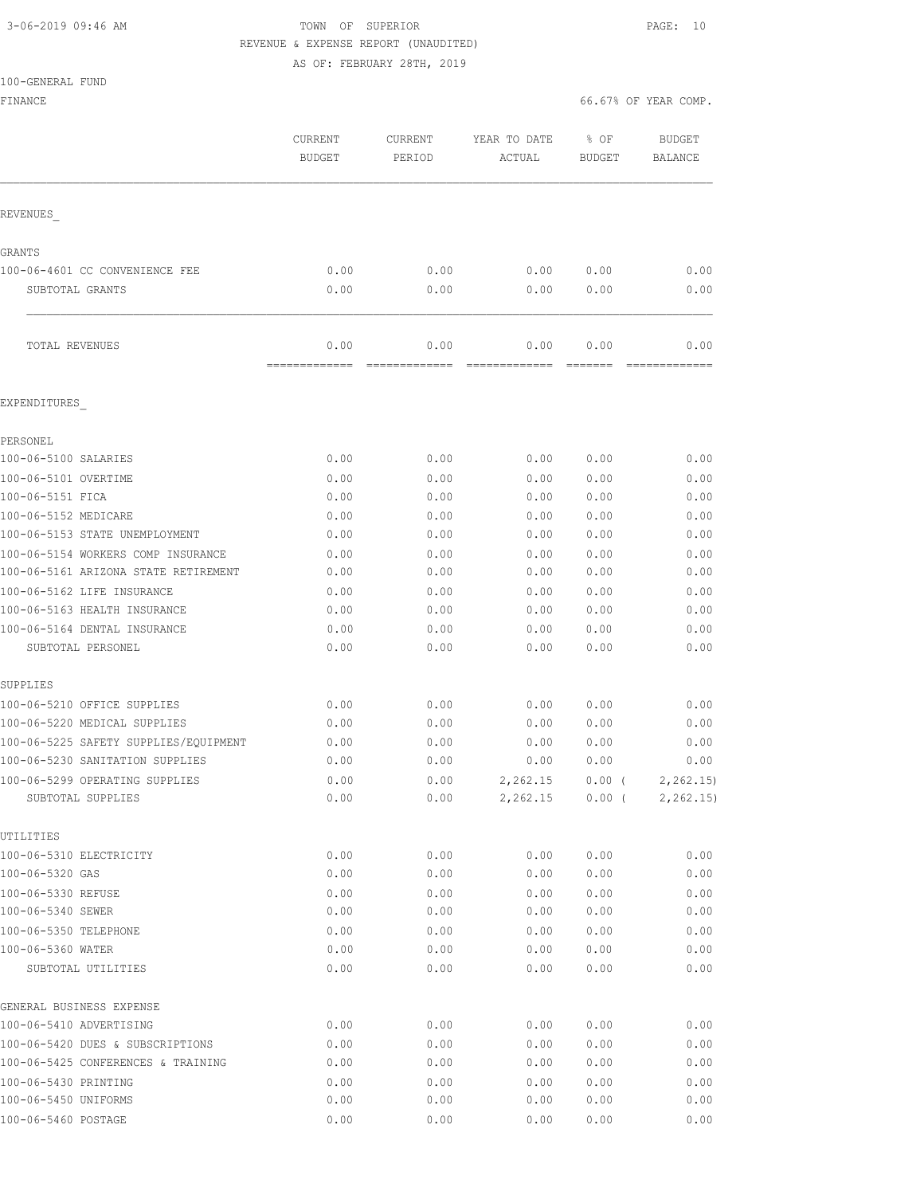3-06-2019 09:46 AM

TOWN OF SUPERIOR

REVENUE & EXPENSE REPORT (UNAUDITED)

AS OF: FEBRUARY 28TH, 2019

100-GENERAL FUND

FINANCE

66.67% OF YEAR COMP.

| | CURRENT BUDGET | CURRENT PERIOD | YEAR TO DATE ACTUAL | % OF BUDGET | BUDGET BALANCE |
|---|---|---|---|---|---|
| **REVENUES** | | | | | |
| GRANTS | | | | | |
| 100-06-4601 CC CONVENIENCE FEE | 0.00 | 0.00 | 0.00 | 0.00 | 0.00 |
| SUBTOTAL GRANTS | 0.00 | 0.00 | 0.00 | 0.00 | 0.00 |
| TOTAL REVENUES | 0.00 | 0.00 | 0.00 | 0.00 | 0.00 |
| **EXPENDITURES** | | | | | |
| PERSONEL | | | | | |
| 100-06-5100 SALARIES | 0.00 | 0.00 | 0.00 | 0.00 | 0.00 |
| 100-06-5101 OVERTIME | 0.00 | 0.00 | 0.00 | 0.00 | 0.00 |
| 100-06-5151 FICA | 0.00 | 0.00 | 0.00 | 0.00 | 0.00 |
| 100-06-5152 MEDICARE | 0.00 | 0.00 | 0.00 | 0.00 | 0.00 |
| 100-06-5153 STATE UNEMPLOYMENT | 0.00 | 0.00 | 0.00 | 0.00 | 0.00 |
| 100-06-5154 WORKERS COMP INSURANCE | 0.00 | 0.00 | 0.00 | 0.00 | 0.00 |
| 100-06-5161 ARIZONA STATE RETIREMENT | 0.00 | 0.00 | 0.00 | 0.00 | 0.00 |
| 100-06-5162 LIFE INSURANCE | 0.00 | 0.00 | 0.00 | 0.00 | 0.00 |
| 100-06-5163 HEALTH INSURANCE | 0.00 | 0.00 | 0.00 | 0.00 | 0.00 |
| 100-06-5164 DENTAL INSURANCE | 0.00 | 0.00 | 0.00 | 0.00 | 0.00 |
| SUBTOTAL PERSONEL | 0.00 | 0.00 | 0.00 | 0.00 | 0.00 |
| SUPPLIES | | | | | |
| 100-06-5210 OFFICE SUPPLIES | 0.00 | 0.00 | 0.00 | 0.00 | 0.00 |
| 100-06-5220 MEDICAL SUPPLIES | 0.00 | 0.00 | 0.00 | 0.00 | 0.00 |
| 100-06-5225 SAFETY SUPPLIES/EQUIPMENT | 0.00 | 0.00 | 0.00 | 0.00 | 0.00 |
| 100-06-5230 SANITATION SUPPLIES | 0.00 | 0.00 | 0.00 | 0.00 | 0.00 |
| 100-06-5299 OPERATING SUPPLIES | 0.00 | 0.00 | 2,262.15 | 0.00 | ( 2,262.15) |
| SUBTOTAL SUPPLIES | 0.00 | 0.00 | 2,262.15 | 0.00 | ( 2,262.15) |
| UTILITIES | | | | | |
| 100-06-5310 ELECTRICITY | 0.00 | 0.00 | 0.00 | 0.00 | 0.00 |
| 100-06-5320 GAS | 0.00 | 0.00 | 0.00 | 0.00 | 0.00 |
| 100-06-5330 REFUSE | 0.00 | 0.00 | 0.00 | 0.00 | 0.00 |
| 100-06-5340 SEWER | 0.00 | 0.00 | 0.00 | 0.00 | 0.00 |
| 100-06-5350 TELEPHONE | 0.00 | 0.00 | 0.00 | 0.00 | 0.00 |
| 100-06-5360 WATER | 0.00 | 0.00 | 0.00 | 0.00 | 0.00 |
| SUBTOTAL UTILITIES | 0.00 | 0.00 | 0.00 | 0.00 | 0.00 |
| GENERAL BUSINESS EXPENSE | | | | | |
| 100-06-5410 ADVERTISING | 0.00 | 0.00 | 0.00 | 0.00 | 0.00 |
| 100-06-5420 DUES & SUBSCRIPTIONS | 0.00 | 0.00 | 0.00 | 0.00 | 0.00 |
| 100-06-5425 CONFERENCES & TRAINING | 0.00 | 0.00 | 0.00 | 0.00 | 0.00 |
| 100-06-5430 PRINTING | 0.00 | 0.00 | 0.00 | 0.00 | 0.00 |
| 100-06-5450 UNIFORMS | 0.00 | 0.00 | 0.00 | 0.00 | 0.00 |
| 100-06-5460 POSTAGE | 0.00 | 0.00 | 0.00 | 0.00 | 0.00 |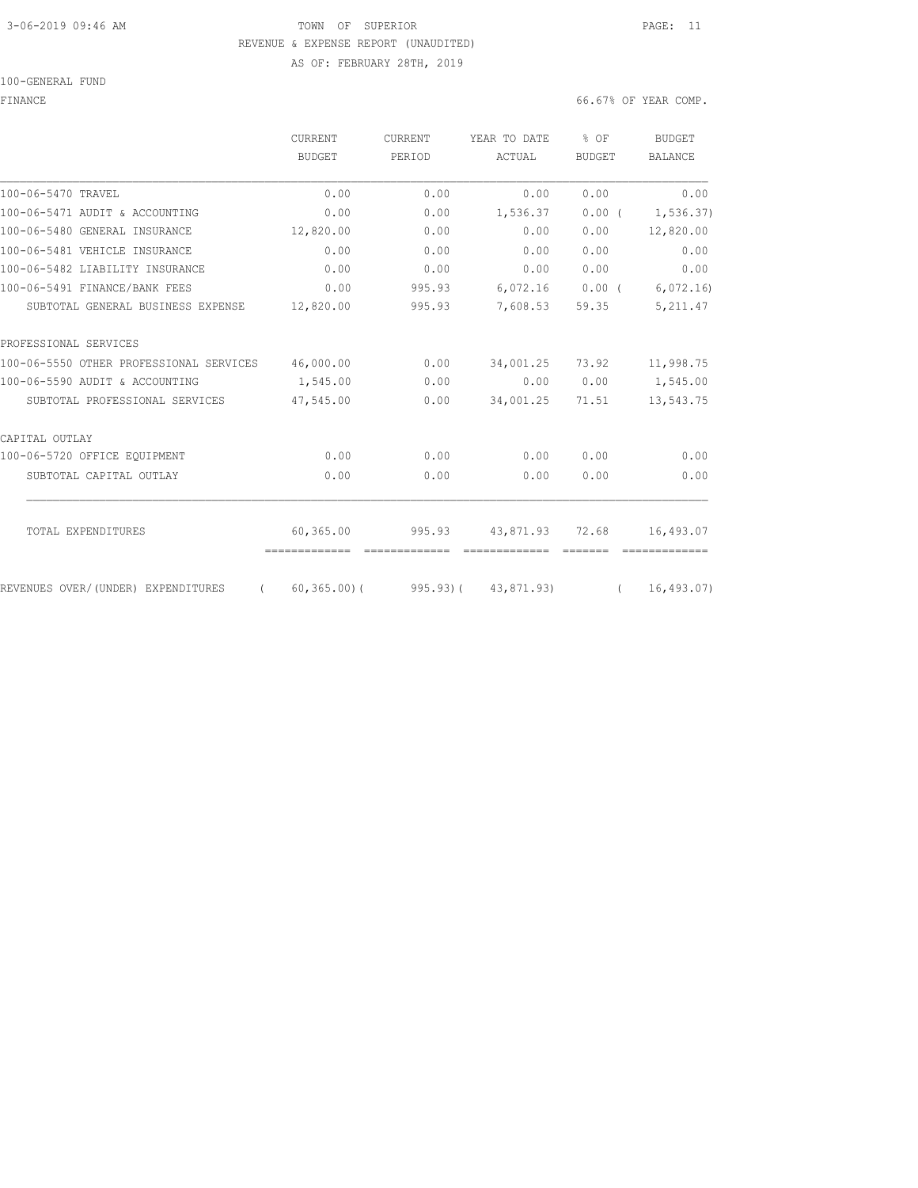TOWN OF SUPERIOR
REVENUE & EXPENSE REPORT (UNAUDITED)
AS OF: FEBRUARY 28TH, 2019

100-GENERAL FUND

FINANCE — 66.67% OF YEAR COMP.

| | CURRENT BUDGET | CURRENT PERIOD | YEAR TO DATE ACTUAL | % OF BUDGET | BUDGET BALANCE |
|---|---|---|---|---|---|
| 100-06-5470 TRAVEL | 0.00 | 0.00 | 0.00 | 0.00 | 0.00 |
| 100-06-5471 AUDIT & ACCOUNTING | 0.00 | 0.00 | 1,536.37 | 0.00 | ( 1,536.37) |
| 100-06-5480 GENERAL INSURANCE | 12,820.00 | 0.00 | 0.00 | 0.00 | 12,820.00 |
| 100-06-5481 VEHICLE INSURANCE | 0.00 | 0.00 | 0.00 | 0.00 | 0.00 |
| 100-06-5482 LIABILITY INSURANCE | 0.00 | 0.00 | 0.00 | 0.00 | 0.00 |
| 100-06-5491 FINANCE/BANK FEES | 0.00 | 995.93 | 6,072.16 | 0.00 | ( 6,072.16) |
| SUBTOTAL GENERAL BUSINESS EXPENSE | 12,820.00 | 995.93 | 7,608.53 | 59.35 | 5,211.47 |
| PROFESSIONAL SERVICES | | | | | |
| 100-06-5550 OTHER PROFESSIONAL SERVICES | 46,000.00 | 0.00 | 34,001.25 | 73.92 | 11,998.75 |
| 100-06-5590 AUDIT & ACCOUNTING | 1,545.00 | 0.00 | 0.00 | 0.00 | 1,545.00 |
| SUBTOTAL PROFESSIONAL SERVICES | 47,545.00 | 0.00 | 34,001.25 | 71.51 | 13,543.75 |
| CAPITAL OUTLAY | | | | | |
| 100-06-5720 OFFICE EQUIPMENT | 0.00 | 0.00 | 0.00 | 0.00 | 0.00 |
| SUBTOTAL CAPITAL OUTLAY | 0.00 | 0.00 | 0.00 | 0.00 | 0.00 |
| TOTAL EXPENDITURES | 60,365.00 | 995.93 | 43,871.93 | 72.68 | 16,493.07 |
| REVENUES OVER/(UNDER) EXPENDITURES | ( 60,365.00) | ( 995.93) | ( 43,871.93) | | ( 16,493.07) |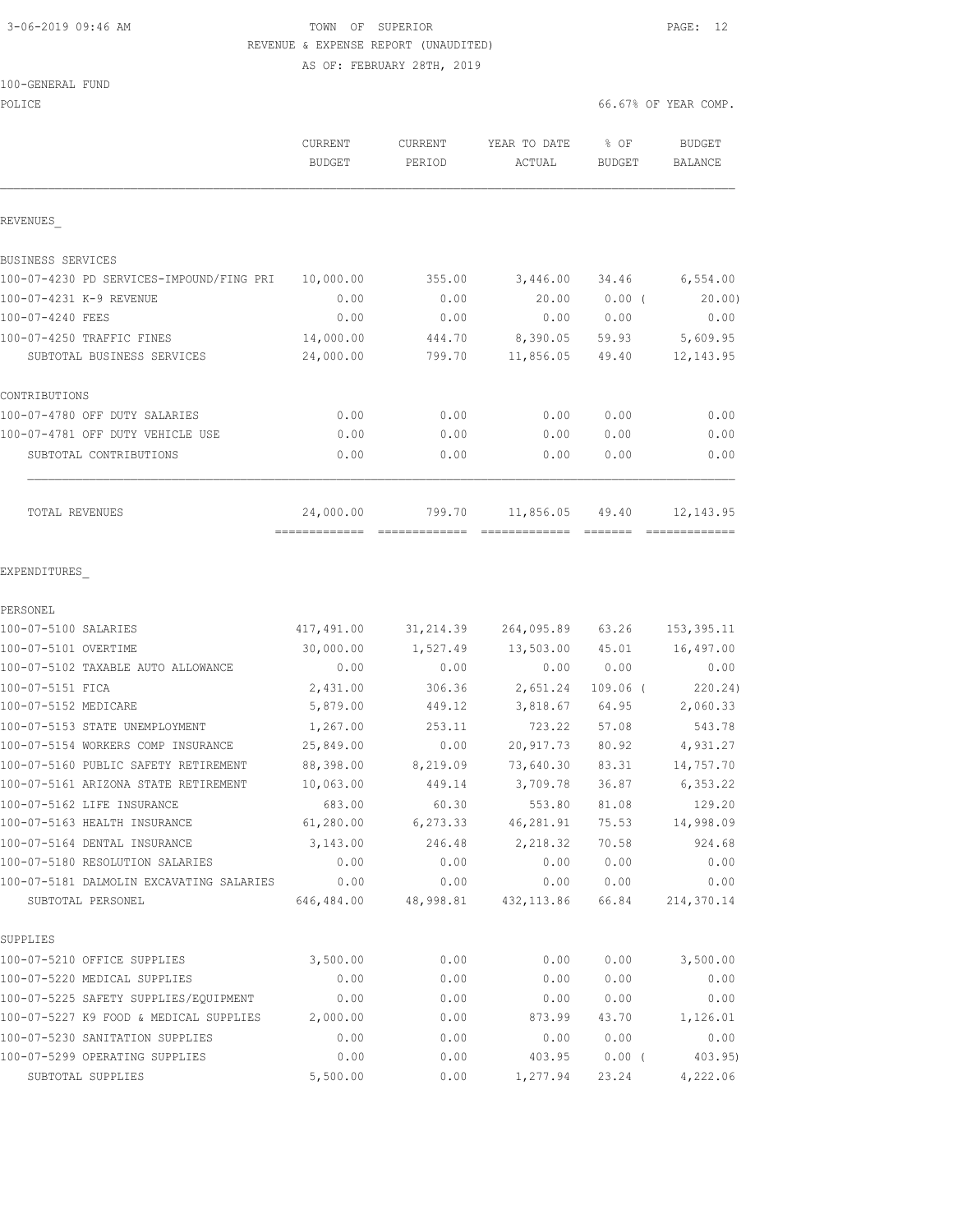3-06-2019 09:46 AM TOWN OF SUPERIOR

REVENUE & EXPENSE REPORT (UNAUDITED)

AS OF: FEBRUARY 28TH, 2019

100-GENERAL FUND

POLICE 66.67% OF YEAR COMP.

| | CURRENT BUDGET | CURRENT PERIOD | YEAR TO DATE ACTUAL | % OF BUDGET | BUDGET BALANCE |
|---|---|---|---|---|---|
| REVENUES_ | | | | | |
| BUSINESS SERVICES | | | | | |
| 100-07-4230 PD SERVICES-IMPOUND/FING PRI | 10,000.00 | 355.00 | 3,446.00 | 34.46 | 6,554.00 |
| 100-07-4231 K-9 REVENUE | 0.00 | 0.00 | 20.00 | 0.00 ( | 20.00) |
| 100-07-4240 FEES | 0.00 | 0.00 | 0.00 | 0.00 | 0.00 |
| 100-07-4250 TRAFFIC FINES | 14,000.00 | 444.70 | 8,390.05 | 59.93 | 5,609.95 |
| SUBTOTAL BUSINESS SERVICES | 24,000.00 | 799.70 | 11,856.05 | 49.40 | 12,143.95 |
| CONTRIBUTIONS | | | | | |
| 100-07-4780 OFF DUTY SALARIES | 0.00 | 0.00 | 0.00 | 0.00 | 0.00 |
| 100-07-4781 OFF DUTY VEHICLE USE | 0.00 | 0.00 | 0.00 | 0.00 | 0.00 |
| SUBTOTAL CONTRIBUTIONS | 0.00 | 0.00 | 0.00 | 0.00 | 0.00 |
| TOTAL REVENUES | 24,000.00 | 799.70 | 11,856.05 | 49.40 | 12,143.95 |
| EXPENDITURES_ | | | | | |
| PERSONEL | | | | | |
| 100-07-5100 SALARIES | 417,491.00 | 31,214.39 | 264,095.89 | 63.26 | 153,395.11 |
| 100-07-5101 OVERTIME | 30,000.00 | 1,527.49 | 13,503.00 | 45.01 | 16,497.00 |
| 100-07-5102 TAXABLE AUTO ALLOWANCE | 0.00 | 0.00 | 0.00 | 0.00 | 0.00 |
| 100-07-5151 FICA | 2,431.00 | 306.36 | 2,651.24 | 109.06 ( | 220.24) |
| 100-07-5152 MEDICARE | 5,879.00 | 449.12 | 3,818.67 | 64.95 | 2,060.33 |
| 100-07-5153 STATE UNEMPLOYMENT | 1,267.00 | 253.11 | 723.22 | 57.08 | 543.78 |
| 100-07-5154 WORKERS COMP INSURANCE | 25,849.00 | 0.00 | 20,917.73 | 80.92 | 4,931.27 |
| 100-07-5160 PUBLIC SAFETY RETIREMENT | 88,398.00 | 8,219.09 | 73,640.30 | 83.31 | 14,757.70 |
| 100-07-5161 ARIZONA STATE RETIREMENT | 10,063.00 | 449.14 | 3,709.78 | 36.87 | 6,353.22 |
| 100-07-5162 LIFE INSURANCE | 683.00 | 60.30 | 553.80 | 81.08 | 129.20 |
| 100-07-5163 HEALTH INSURANCE | 61,280.00 | 6,273.33 | 46,281.91 | 75.53 | 14,998.09 |
| 100-07-5164 DENTAL INSURANCE | 3,143.00 | 246.48 | 2,218.32 | 70.58 | 924.68 |
| 100-07-5180 RESOLUTION SALARIES | 0.00 | 0.00 | 0.00 | 0.00 | 0.00 |
| 100-07-5181 DALMOLIN EXCAVATING SALARIES | 0.00 | 0.00 | 0.00 | 0.00 | 0.00 |
| SUBTOTAL PERSONEL | 646,484.00 | 48,998.81 | 432,113.86 | 66.84 | 214,370.14 |
| SUPPLIES | | | | | |
| 100-07-5210 OFFICE SUPPLIES | 3,500.00 | 0.00 | 0.00 | 0.00 | 3,500.00 |
| 100-07-5220 MEDICAL SUPPLIES | 0.00 | 0.00 | 0.00 | 0.00 | 0.00 |
| 100-07-5225 SAFETY SUPPLIES/EQUIPMENT | 0.00 | 0.00 | 0.00 | 0.00 | 0.00 |
| 100-07-5227 K9 FOOD & MEDICAL SUPPLIES | 2,000.00 | 0.00 | 873.99 | 43.70 | 1,126.01 |
| 100-07-5230 SANITATION SUPPLIES | 0.00 | 0.00 | 0.00 | 0.00 | 0.00 |
| 100-07-5299 OPERATING SUPPLIES | 0.00 | 0.00 | 403.95 | 0.00 ( | 403.95) |
| SUBTOTAL SUPPLIES | 5,500.00 | 0.00 | 1,277.94 | 23.24 | 4,222.06 |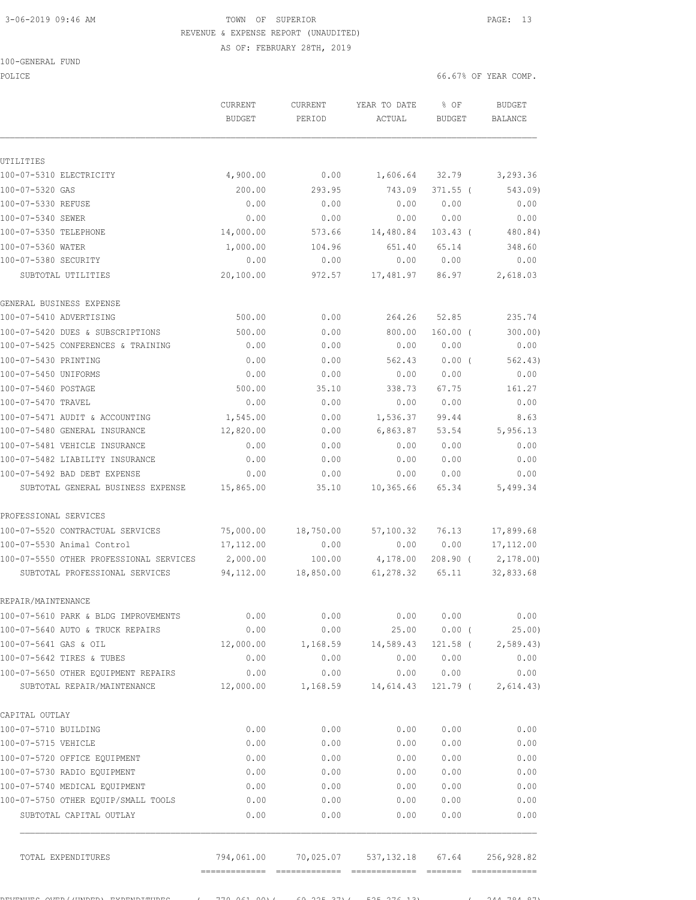TOWN OF SUPERIOR
REVENUE & EXPENSE REPORT (UNAUDITED)
AS OF: FEBRUARY 28TH, 2019

100-GENERAL FUND
POLICE

66.67% OF YEAR COMP.

| | CURRENT BUDGET | CURRENT PERIOD | YEAR TO DATE ACTUAL | % OF BUDGET | BUDGET BALANCE |
|---|---|---|---|---|---|
| **UTILITIES** | | | | | |
| 100-07-5310 ELECTRICITY | 4,900.00 | 0.00 | 1,606.64 | 32.79 | 3,293.36 |
| 100-07-5320 GAS | 200.00 | 293.95 | 743.09 | 371.55 | ( 543.09) |
| 100-07-5330 REFUSE | 0.00 | 0.00 | 0.00 | 0.00 | 0.00 |
| 100-07-5340 SEWER | 0.00 | 0.00 | 0.00 | 0.00 | 0.00 |
| 100-07-5350 TELEPHONE | 14,000.00 | 573.66 | 14,480.84 | 103.43 | ( 480.84) |
| 100-07-5360 WATER | 1,000.00 | 104.96 | 651.40 | 65.14 | 348.60 |
| 100-07-5380 SECURITY | 0.00 | 0.00 | 0.00 | 0.00 | 0.00 |
| SUBTOTAL UTILITIES | 20,100.00 | 972.57 | 17,481.97 | 86.97 | 2,618.03 |
| **GENERAL BUSINESS EXPENSE** | | | | | |
| 100-07-5410 ADVERTISING | 500.00 | 0.00 | 264.26 | 52.85 | 235.74 |
| 100-07-5420 DUES & SUBSCRIPTIONS | 500.00 | 0.00 | 800.00 | 160.00 | ( 300.00) |
| 100-07-5425 CONFERENCES & TRAINING | 0.00 | 0.00 | 0.00 | 0.00 | 0.00 |
| 100-07-5430 PRINTING | 0.00 | 0.00 | 562.43 | 0.00 | ( 562.43) |
| 100-07-5450 UNIFORMS | 0.00 | 0.00 | 0.00 | 0.00 | 0.00 |
| 100-07-5460 POSTAGE | 500.00 | 35.10 | 338.73 | 67.75 | 161.27 |
| 100-07-5470 TRAVEL | 0.00 | 0.00 | 0.00 | 0.00 | 0.00 |
| 100-07-5471 AUDIT & ACCOUNTING | 1,545.00 | 0.00 | 1,536.37 | 99.44 | 8.63 |
| 100-07-5480 GENERAL INSURANCE | 12,820.00 | 0.00 | 6,863.87 | 53.54 | 5,956.13 |
| 100-07-5481 VEHICLE INSURANCE | 0.00 | 0.00 | 0.00 | 0.00 | 0.00 |
| 100-07-5482 LIABILITY INSURANCE | 0.00 | 0.00 | 0.00 | 0.00 | 0.00 |
| 100-07-5492 BAD DEBT EXPENSE | 0.00 | 0.00 | 0.00 | 0.00 | 0.00 |
| SUBTOTAL GENERAL BUSINESS EXPENSE | 15,865.00 | 35.10 | 10,365.66 | 65.34 | 5,499.34 |
| **PROFESSIONAL SERVICES** | | | | | |
| 100-07-5520 CONTRACTUAL SERVICES | 75,000.00 | 18,750.00 | 57,100.32 | 76.13 | 17,899.68 |
| 100-07-5530 Animal Control | 17,112.00 | 0.00 | 0.00 | 0.00 | 17,112.00 |
| 100-07-5550 OTHER PROFESSIONAL SERVICES | 2,000.00 | 100.00 | 4,178.00 | 208.90 | ( 2,178.00) |
| SUBTOTAL PROFESSIONAL SERVICES | 94,112.00 | 18,850.00 | 61,278.32 | 65.11 | 32,833.68 |
| **REPAIR/MAINTENANCE** | | | | | |
| 100-07-5610 PARK & BLDG IMPROVEMENTS | 0.00 | 0.00 | 0.00 | 0.00 | 0.00 |
| 100-07-5640 AUTO & TRUCK REPAIRS | 0.00 | 0.00 | 25.00 | 0.00 | ( 25.00) |
| 100-07-5641 GAS & OIL | 12,000.00 | 1,168.59 | 14,589.43 | 121.58 | ( 2,589.43) |
| 100-07-5642 TIRES & TUBES | 0.00 | 0.00 | 0.00 | 0.00 | 0.00 |
| 100-07-5650 OTHER EQUIPMENT REPAIRS | 0.00 | 0.00 | 0.00 | 0.00 | 0.00 |
| SUBTOTAL REPAIR/MAINTENANCE | 12,000.00 | 1,168.59 | 14,614.43 | 121.79 | ( 2,614.43) |
| **CAPITAL OUTLAY** | | | | | |
| 100-07-5710 BUILDING | 0.00 | 0.00 | 0.00 | 0.00 | 0.00 |
| 100-07-5715 VEHICLE | 0.00 | 0.00 | 0.00 | 0.00 | 0.00 |
| 100-07-5720 OFFICE EQUIPMENT | 0.00 | 0.00 | 0.00 | 0.00 | 0.00 |
| 100-07-5730 RADIO EQUIPMENT | 0.00 | 0.00 | 0.00 | 0.00 | 0.00 |
| 100-07-5740 MEDICAL EQUIPMENT | 0.00 | 0.00 | 0.00 | 0.00 | 0.00 |
| 100-07-5750 OTHER EQUIP/SMALL TOOLS | 0.00 | 0.00 | 0.00 | 0.00 | 0.00 |
| SUBTOTAL CAPITAL OUTLAY | 0.00 | 0.00 | 0.00 | 0.00 | 0.00 |
| TOTAL EXPENDITURES | 794,061.00 | 70,025.07 | 537,132.18 | 67.64 | 256,928.82 |
| REVENUES OVER/(UNDER) EXPENDITURES | ( 779,061.00) | ( 69,225.37) | ( 535,276.13) | | ( 244,784.87) |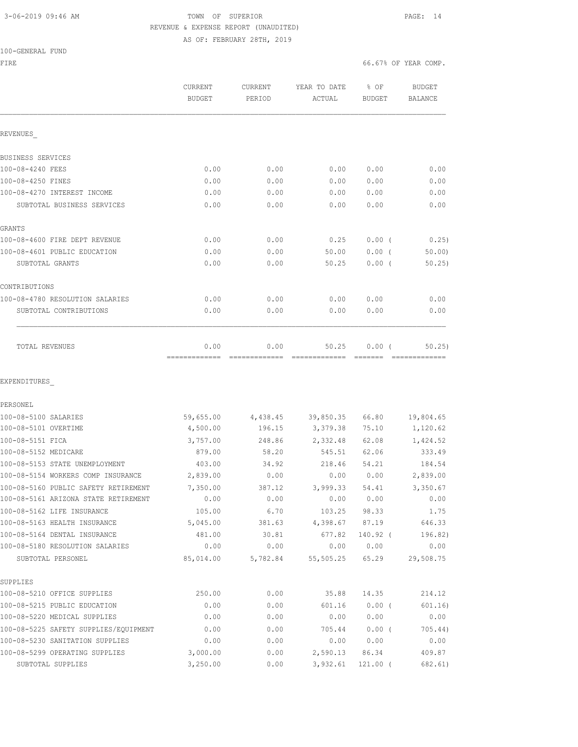TOWN OF SUPERIOR
REVENUE & EXPENSE REPORT (UNAUDITED)
AS OF: FEBRUARY 28TH, 2019

100-GENERAL FUND
FIRE

66.67% OF YEAR COMP.

| | CURRENT BUDGET | CURRENT PERIOD | YEAR TO DATE ACTUAL | % OF BUDGET | BUDGET BALANCE |
|---|---|---|---|---|---|
| REVENUES_ | | | | | |
| BUSINESS SERVICES | | | | | |
| 100-08-4240 FEES | 0.00 | 0.00 | 0.00 | 0.00 | 0.00 |
| 100-08-4250 FINES | 0.00 | 0.00 | 0.00 | 0.00 | 0.00 |
| 100-08-4270 INTEREST INCOME | 0.00 | 0.00 | 0.00 | 0.00 | 0.00 |
| SUBTOTAL BUSINESS SERVICES | 0.00 | 0.00 | 0.00 | 0.00 | 0.00 |
| GRANTS | | | | | |
| 100-08-4600 FIRE DEPT REVENUE | 0.00 | 0.00 | 0.25 | 0.00 ( | 0.25) |
| 100-08-4601 PUBLIC EDUCATION | 0.00 | 0.00 | 50.00 | 0.00 ( | 50.00) |
| SUBTOTAL GRANTS | 0.00 | 0.00 | 50.25 | 0.00 ( | 50.25) |
| CONTRIBUTIONS | | | | | |
| 100-08-4780 RESOLUTION SALARIES | 0.00 | 0.00 | 0.00 | 0.00 | 0.00 |
| SUBTOTAL CONTRIBUTIONS | 0.00 | 0.00 | 0.00 | 0.00 | 0.00 |
| TOTAL REVENUES | 0.00 | 0.00 | 50.25 | 0.00 ( | 50.25) |
| EXPENDITURES_ | | | | | |
| PERSONEL | | | | | |
| 100-08-5100 SALARIES | 59,655.00 | 4,438.45 | 39,850.35 | 66.80 | 19,804.65 |
| 100-08-5101 OVERTIME | 4,500.00 | 196.15 | 3,379.38 | 75.10 | 1,120.62 |
| 100-08-5151 FICA | 3,757.00 | 248.86 | 2,332.48 | 62.08 | 1,424.52 |
| 100-08-5152 MEDICARE | 879.00 | 58.20 | 545.51 | 62.06 | 333.49 |
| 100-08-5153 STATE UNEMPLOYMENT | 403.00 | 34.92 | 218.46 | 54.21 | 184.54 |
| 100-08-5154 WORKERS COMP INSURANCE | 2,839.00 | 0.00 | 0.00 | 0.00 | 2,839.00 |
| 100-08-5160 PUBLIC SAFETY RETIREMENT | 7,350.00 | 387.12 | 3,999.33 | 54.41 | 3,350.67 |
| 100-08-5161 ARIZONA STATE RETIREMENT | 0.00 | 0.00 | 0.00 | 0.00 | 0.00 |
| 100-08-5162 LIFE INSURANCE | 105.00 | 6.70 | 103.25 | 98.33 | 1.75 |
| 100-08-5163 HEALTH INSURANCE | 5,045.00 | 381.63 | 4,398.67 | 87.19 | 646.33 |
| 100-08-5164 DENTAL INSURANCE | 481.00 | 30.81 | 677.82 | 140.92 ( | 196.82) |
| 100-08-5180 RESOLUTION SALARIES | 0.00 | 0.00 | 0.00 | 0.00 | 0.00 |
| SUBTOTAL PERSONEL | 85,014.00 | 5,782.84 | 55,505.25 | 65.29 | 29,508.75 |
| SUPPLIES | | | | | |
| 100-08-5210 OFFICE SUPPLIES | 250.00 | 0.00 | 35.88 | 14.35 | 214.12 |
| 100-08-5215 PUBLIC EDUCATION | 0.00 | 0.00 | 601.16 | 0.00 ( | 601.16) |
| 100-08-5220 MEDICAL SUPPLIES | 0.00 | 0.00 | 0.00 | 0.00 | 0.00 |
| 100-08-5225 SAFETY SUPPLIES/EQUIPMENT | 0.00 | 0.00 | 705.44 | 0.00 ( | 705.44) |
| 100-08-5230 SANITATION SUPPLIES | 0.00 | 0.00 | 0.00 | 0.00 | 0.00 |
| 100-08-5299 OPERATING SUPPLIES | 3,000.00 | 0.00 | 2,590.13 | 86.34 | 409.87 |
| SUBTOTAL SUPPLIES | 3,250.00 | 0.00 | 3,932.61 | 121.00 ( | 682.61) |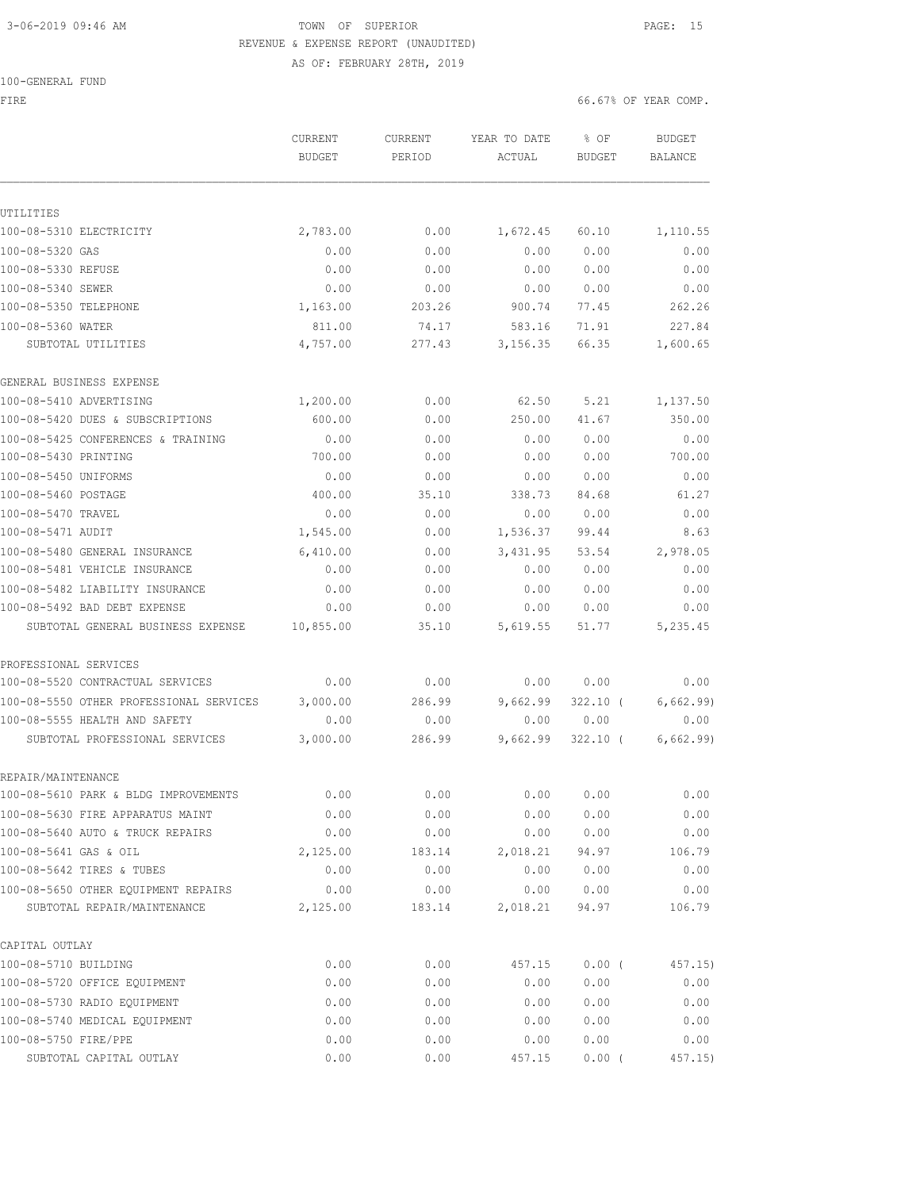TOWN OF SUPERIOR
REVENUE & EXPENSE REPORT (UNAUDITED)
AS OF: FEBRUARY 28TH, 2019

100-GENERAL FUND

FIRE — 66.67% OF YEAR COMP.

| | CURRENT BUDGET | CURRENT PERIOD | YEAR TO DATE ACTUAL | % OF BUDGET | BUDGET BALANCE |
|---|---|---|---|---|---|
| **UTILITIES** | | | | | |
| 100-08-5310 ELECTRICITY | 2,783.00 | 0.00 | 1,672.45 | 60.10 | 1,110.55 |
| 100-08-5320 GAS | 0.00 | 0.00 | 0.00 | 0.00 | 0.00 |
| 100-08-5330 REFUSE | 0.00 | 0.00 | 0.00 | 0.00 | 0.00 |
| 100-08-5340 SEWER | 0.00 | 0.00 | 0.00 | 0.00 | 0.00 |
| 100-08-5350 TELEPHONE | 1,163.00 | 203.26 | 900.74 | 77.45 | 262.26 |
| 100-08-5360 WATER | 811.00 | 74.17 | 583.16 | 71.91 | 227.84 |
| SUBTOTAL UTILITIES | 4,757.00 | 277.43 | 3,156.35 | 66.35 | 1,600.65 |
| **GENERAL BUSINESS EXPENSE** | | | | | |
| 100-08-5410 ADVERTISING | 1,200.00 | 0.00 | 62.50 | 5.21 | 1,137.50 |
| 100-08-5420 DUES & SUBSCRIPTIONS | 600.00 | 0.00 | 250.00 | 41.67 | 350.00 |
| 100-08-5425 CONFERENCES & TRAINING | 0.00 | 0.00 | 0.00 | 0.00 | 0.00 |
| 100-08-5430 PRINTING | 700.00 | 0.00 | 0.00 | 0.00 | 700.00 |
| 100-08-5450 UNIFORMS | 0.00 | 0.00 | 0.00 | 0.00 | 0.00 |
| 100-08-5460 POSTAGE | 400.00 | 35.10 | 338.73 | 84.68 | 61.27 |
| 100-08-5470 TRAVEL | 0.00 | 0.00 | 0.00 | 0.00 | 0.00 |
| 100-08-5471 AUDIT | 1,545.00 | 0.00 | 1,536.37 | 99.44 | 8.63 |
| 100-08-5480 GENERAL INSURANCE | 6,410.00 | 0.00 | 3,431.95 | 53.54 | 2,978.05 |
| 100-08-5481 VEHICLE INSURANCE | 0.00 | 0.00 | 0.00 | 0.00 | 0.00 |
| 100-08-5482 LIABILITY INSURANCE | 0.00 | 0.00 | 0.00 | 0.00 | 0.00 |
| 100-08-5492 BAD DEBT EXPENSE | 0.00 | 0.00 | 0.00 | 0.00 | 0.00 |
| SUBTOTAL GENERAL BUSINESS EXPENSE | 10,855.00 | 35.10 | 5,619.55 | 51.77 | 5,235.45 |
| **PROFESSIONAL SERVICES** | | | | | |
| 100-08-5520 CONTRACTUAL SERVICES | 0.00 | 0.00 | 0.00 | 0.00 | 0.00 |
| 100-08-5550 OTHER PROFESSIONAL SERVICES | 3,000.00 | 286.99 | 9,662.99 | 322.10 | ( 6,662.99) |
| 100-08-5555 HEALTH AND SAFETY | 0.00 | 0.00 | 0.00 | 0.00 | 0.00 |
| SUBTOTAL PROFESSIONAL SERVICES | 3,000.00 | 286.99 | 9,662.99 | 322.10 | ( 6,662.99) |
| **REPAIR/MAINTENANCE** | | | | | |
| 100-08-5610 PARK & BLDG IMPROVEMENTS | 0.00 | 0.00 | 0.00 | 0.00 | 0.00 |
| 100-08-5630 FIRE APPARATUS MAINT | 0.00 | 0.00 | 0.00 | 0.00 | 0.00 |
| 100-08-5640 AUTO & TRUCK REPAIRS | 0.00 | 0.00 | 0.00 | 0.00 | 0.00 |
| 100-08-5641 GAS & OIL | 2,125.00 | 183.14 | 2,018.21 | 94.97 | 106.79 |
| 100-08-5642 TIRES & TUBES | 0.00 | 0.00 | 0.00 | 0.00 | 0.00 |
| 100-08-5650 OTHER EQUIPMENT REPAIRS | 0.00 | 0.00 | 0.00 | 0.00 | 0.00 |
| SUBTOTAL REPAIR/MAINTENANCE | 2,125.00 | 183.14 | 2,018.21 | 94.97 | 106.79 |
| **CAPITAL OUTLAY** | | | | | |
| 100-08-5710 BUILDING | 0.00 | 0.00 | 457.15 | 0.00 | ( 457.15) |
| 100-08-5720 OFFICE EQUIPMENT | 0.00 | 0.00 | 0.00 | 0.00 | 0.00 |
| 100-08-5730 RADIO EQUIPMENT | 0.00 | 0.00 | 0.00 | 0.00 | 0.00 |
| 100-08-5740 MEDICAL EQUIPMENT | 0.00 | 0.00 | 0.00 | 0.00 | 0.00 |
| 100-08-5750 FIRE/PPE | 0.00 | 0.00 | 0.00 | 0.00 | 0.00 |
| SUBTOTAL CAPITAL OUTLAY | 0.00 | 0.00 | 457.15 | 0.00 | ( 457.15) |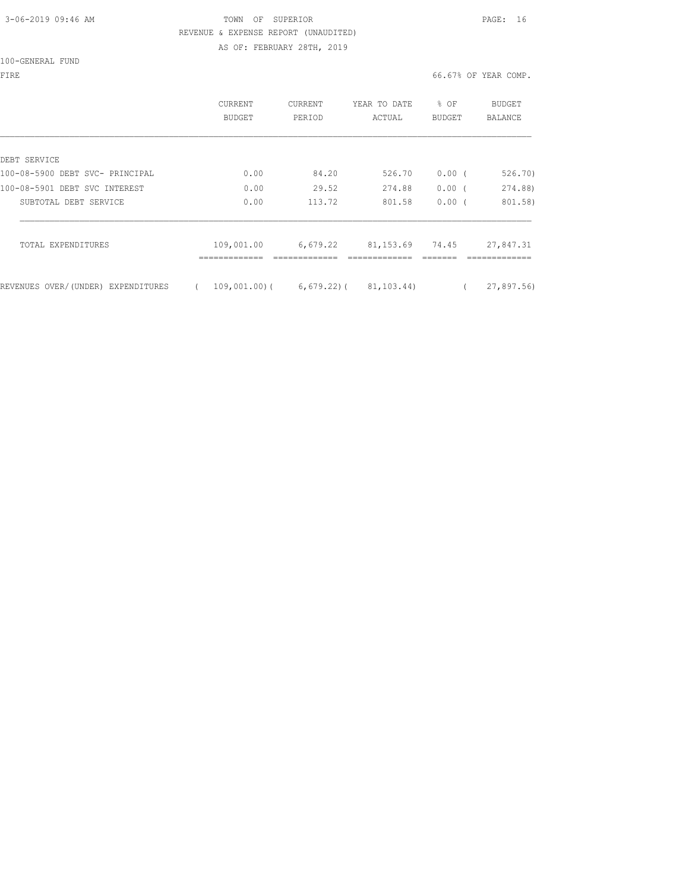3-06-2019 09:46 AM TOWN OF SUPERIOR PAGE: 16

REVENUE & EXPENSE REPORT (UNAUDITED)

AS OF: FEBRUARY 28TH, 2019

100-GENERAL FUND

FIRE 66.67% OF YEAR COMP.

| | CURRENT BUDGET | CURRENT PERIOD | YEAR TO DATE ACTUAL | % OF BUDGET | BUDGET BALANCE |
|---|---|---|---|---|---|
| DEBT SERVICE | | | | | |
| 100-08-5900 DEBT SVC- PRINCIPAL | 0.00 | 84.20 | 526.70 | 0.00 | ( 526.70) |
| 100-08-5901 DEBT SVC INTEREST | 0.00 | 29.52 | 274.88 | 0.00 | ( 274.88) |
| SUBTOTAL DEBT SERVICE | 0.00 | 113.72 | 801.58 | 0.00 | ( 801.58) |
| TOTAL EXPENDITURES | 109,001.00 | 6,679.22 | 81,153.69 | 74.45 | 27,847.31 |
| REVENUES OVER/(UNDER) EXPENDITURES | ( 109,001.00) | ( 6,679.22) | ( 81,103.44) | | ( 27,897.56) |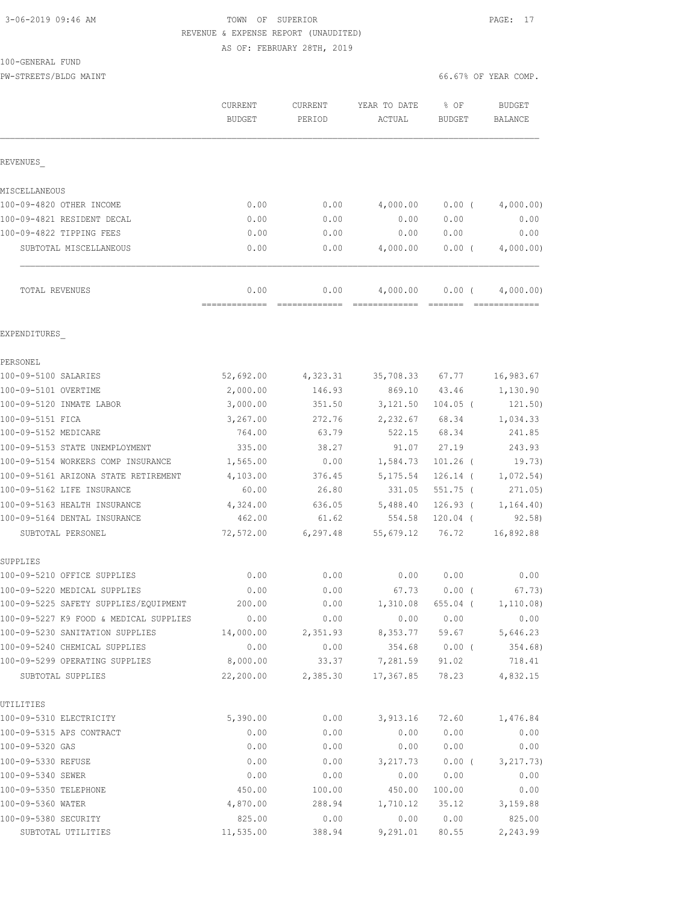3-06-2019 09:46 AM

TOWN OF SUPERIOR
REVENUE & EXPENSE REPORT (UNAUDITED)
AS OF: FEBRUARY 28TH, 2019

100-GENERAL FUND
PW-STREETS/BLDG MAINT

66.67% OF YEAR COMP.

| | CURRENT BUDGET | CURRENT PERIOD | YEAR TO DATE ACTUAL | % OF BUDGET | BUDGET BALANCE |
|---|---|---|---|---|---|
| **REVENUES** | | | | | |
| MISCELLANEOUS | | | | | |
| 100-09-4820 OTHER INCOME | 0.00 | 0.00 | 4,000.00 | 0.00 ( | 4,000.00) |
| 100-09-4821 RESIDENT DECAL | 0.00 | 0.00 | 0.00 | 0.00 | 0.00 |
| 100-09-4822 TIPPING FEES | 0.00 | 0.00 | 0.00 | 0.00 | 0.00 |
| SUBTOTAL MISCELLANEOUS | 0.00 | 0.00 | 4,000.00 | 0.00 ( | 4,000.00) |
| TOTAL REVENUES | 0.00 | 0.00 | 4,000.00 | 0.00 ( | 4,000.00) |
| **EXPENDITURES** | | | | | |
| PERSONEL | | | | | |
| 100-09-5100 SALARIES | 52,692.00 | 4,323.31 | 35,708.33 | 67.77 | 16,983.67 |
| 100-09-5101 OVERTIME | 2,000.00 | 146.93 | 869.10 | 43.46 | 1,130.90 |
| 100-09-5120 INMATE LABOR | 3,000.00 | 351.50 | 3,121.50 | 104.05 ( | 121.50) |
| 100-09-5151 FICA | 3,267.00 | 272.76 | 2,232.67 | 68.34 | 1,034.33 |
| 100-09-5152 MEDICARE | 764.00 | 63.79 | 522.15 | 68.34 | 241.85 |
| 100-09-5153 STATE UNEMPLOYMENT | 335.00 | 38.27 | 91.07 | 27.19 | 243.93 |
| 100-09-5154 WORKERS COMP INSURANCE | 1,565.00 | 0.00 | 1,584.73 | 101.26 ( | 19.73) |
| 100-09-5161 ARIZONA STATE RETIREMENT | 4,103.00 | 376.45 | 5,175.54 | 126.14 ( | 1,072.54) |
| 100-09-5162 LIFE INSURANCE | 60.00 | 26.80 | 331.05 | 551.75 ( | 271.05) |
| 100-09-5163 HEALTH INSURANCE | 4,324.00 | 636.05 | 5,488.40 | 126.93 ( | 1,164.40) |
| 100-09-5164 DENTAL INSURANCE | 462.00 | 61.62 | 554.58 | 120.04 ( | 92.58) |
| SUBTOTAL PERSONEL | 72,572.00 | 6,297.48 | 55,679.12 | 76.72 | 16,892.88 |
| SUPPLIES | | | | | |
| 100-09-5210 OFFICE SUPPLIES | 0.00 | 0.00 | 0.00 | 0.00 | 0.00 |
| 100-09-5220 MEDICAL SUPPLIES | 0.00 | 0.00 | 67.73 | 0.00 ( | 67.73) |
| 100-09-5225 SAFETY SUPPLIES/EQUIPMENT | 200.00 | 0.00 | 1,310.08 | 655.04 ( | 1,110.08) |
| 100-09-5227 K9 FOOD & MEDICAL SUPPLIES | 0.00 | 0.00 | 0.00 | 0.00 | 0.00 |
| 100-09-5230 SANITATION SUPPLIES | 14,000.00 | 2,351.93 | 8,353.77 | 59.67 | 5,646.23 |
| 100-09-5240 CHEMICAL SUPPLIES | 0.00 | 0.00 | 354.68 | 0.00 ( | 354.68) |
| 100-09-5299 OPERATING SUPPLIES | 8,000.00 | 33.37 | 7,281.59 | 91.02 | 718.41 |
| SUBTOTAL SUPPLIES | 22,200.00 | 2,385.30 | 17,367.85 | 78.23 | 4,832.15 |
| UTILITIES | | | | | |
| 100-09-5310 ELECTRICITY | 5,390.00 | 0.00 | 3,913.16 | 72.60 | 1,476.84 |
| 100-09-5315 APS CONTRACT | 0.00 | 0.00 | 0.00 | 0.00 | 0.00 |
| 100-09-5320 GAS | 0.00 | 0.00 | 0.00 | 0.00 | 0.00 |
| 100-09-5330 REFUSE | 0.00 | 0.00 | 3,217.73 | 0.00 ( | 3,217.73) |
| 100-09-5340 SEWER | 0.00 | 0.00 | 0.00 | 0.00 | 0.00 |
| 100-09-5350 TELEPHONE | 450.00 | 100.00 | 450.00 | 100.00 | 0.00 |
| 100-09-5360 WATER | 4,870.00 | 288.94 | 1,710.12 | 35.12 | 3,159.88 |
| 100-09-5380 SECURITY | 825.00 | 0.00 | 0.00 | 0.00 | 825.00 |
| SUBTOTAL UTILITIES | 11,535.00 | 388.94 | 9,291.01 | 80.55 | 2,243.99 |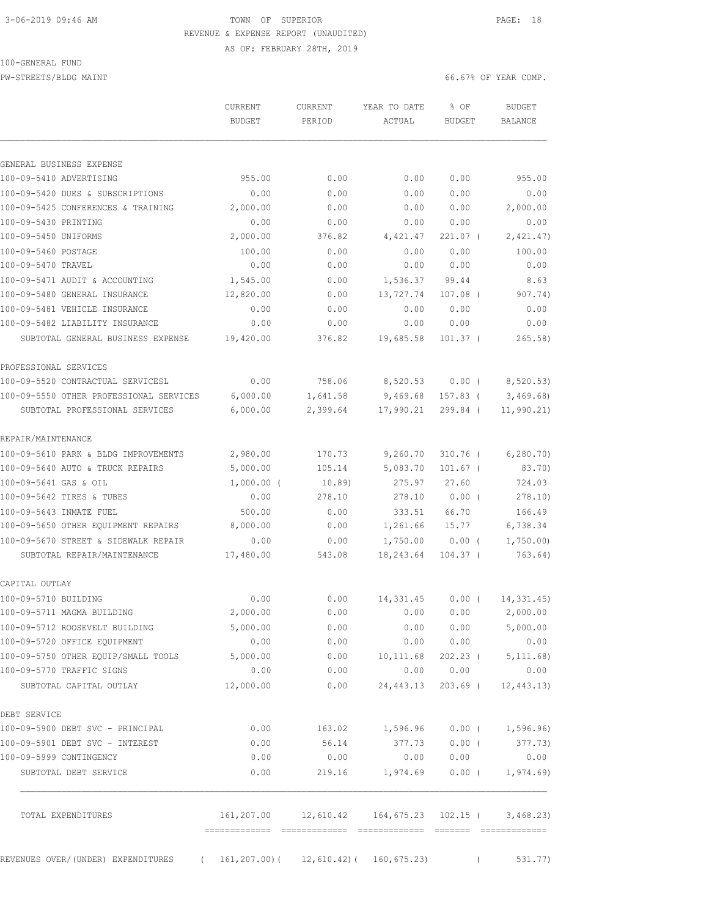3-06-2019 09:46 AM TOWN OF SUPERIOR

REVENUE & EXPENSE REPORT (UNAUDITED)

AS OF: FEBRUARY 28TH, 2019

100-GENERAL FUND

PW-STREETS/BLDG MAINT 66.67% OF YEAR COMP.

| | CURRENT BUDGET | CURRENT PERIOD | YEAR TO DATE ACTUAL | % OF BUDGET | BUDGET BALANCE |
|---|---|---|---|---|---|
| GENERAL BUSINESS EXPENSE | | | | | |
| 100-09-5410 ADVERTISING | 955.00 | 0.00 | 0.00 | 0.00 | 955.00 |
| 100-09-5420 DUES & SUBSCRIPTIONS | 0.00 | 0.00 | 0.00 | 0.00 | 0.00 |
| 100-09-5425 CONFERENCES & TRAINING | 2,000.00 | 0.00 | 0.00 | 0.00 | 2,000.00 |
| 100-09-5430 PRINTING | 0.00 | 0.00 | 0.00 | 0.00 | 0.00 |
| 100-09-5450 UNIFORMS | 2,000.00 | 376.82 | 4,421.47 | 221.07 ( | 2,421.47) |
| 100-09-5460 POSTAGE | 100.00 | 0.00 | 0.00 | 0.00 | 100.00 |
| 100-09-5470 TRAVEL | 0.00 | 0.00 | 0.00 | 0.00 | 0.00 |
| 100-09-5471 AUDIT & ACCOUNTING | 1,545.00 | 0.00 | 1,536.37 | 99.44 | 8.63 |
| 100-09-5480 GENERAL INSURANCE | 12,820.00 | 0.00 | 13,727.74 | 107.08 ( | 907.74) |
| 100-09-5481 VEHICLE INSURANCE | 0.00 | 0.00 | 0.00 | 0.00 | 0.00 |
| 100-09-5482 LIABILITY INSURANCE | 0.00 | 0.00 | 0.00 | 0.00 | 0.00 |
| SUBTOTAL GENERAL BUSINESS EXPENSE | 19,420.00 | 376.82 | 19,685.58 | 101.37 ( | 265.58) |
| PROFESSIONAL SERVICES | | | | | |
| 100-09-5520 CONTRACTUAL SERVICESL | 0.00 | 758.06 | 8,520.53 | 0.00 ( | 8,520.53) |
| 100-09-5550 OTHER PROFESSIONAL SERVICES | 6,000.00 | 1,641.58 | 9,469.68 | 157.83 ( | 3,469.68) |
| SUBTOTAL PROFESSIONAL SERVICES | 6,000.00 | 2,399.64 | 17,990.21 | 299.84 ( | 11,990.21) |
| REPAIR/MAINTENANCE | | | | | |
| 100-09-5610 PARK & BLDG IMPROVEMENTS | 2,980.00 | 170.73 | 9,260.70 | 310.76 ( | 6,280.70) |
| 100-09-5640 AUTO & TRUCK REPAIRS | 5,000.00 | 105.14 | 5,083.70 | 101.67 ( | 83.70) |
| 100-09-5641 GAS & OIL | 1,000.00 ( | 10.89) | 275.97 | 27.60 | 724.03 |
| 100-09-5642 TIRES & TUBES | 0.00 | 278.10 | 278.10 | 0.00 ( | 278.10) |
| 100-09-5643 INMATE FUEL | 500.00 | 0.00 | 333.51 | 66.70 | 166.49 |
| 100-09-5650 OTHER EQUIPMENT REPAIRS | 8,000.00 | 0.00 | 1,261.66 | 15.77 | 6,738.34 |
| 100-09-5670 STREET & SIDEWALK REPAIR | 0.00 | 0.00 | 1,750.00 | 0.00 ( | 1,750.00) |
| SUBTOTAL REPAIR/MAINTENANCE | 17,480.00 | 543.08 | 18,243.64 | 104.37 ( | 763.64) |
| CAPITAL OUTLAY | | | | | |
| 100-09-5710 BUILDING | 0.00 | 0.00 | 14,331.45 | 0.00 ( | 14,331.45) |
| 100-09-5711 MAGMA BUILDING | 2,000.00 | 0.00 | 0.00 | 0.00 | 2,000.00 |
| 100-09-5712 ROOSEVELT BUILDING | 5,000.00 | 0.00 | 0.00 | 0.00 | 5,000.00 |
| 100-09-5720 OFFICE EQUIPMENT | 0.00 | 0.00 | 0.00 | 0.00 | 0.00 |
| 100-09-5750 OTHER EQUIP/SMALL TOOLS | 5,000.00 | 0.00 | 10,111.68 | 202.23 ( | 5,111.68) |
| 100-09-5770 TRAFFIC SIGNS | 0.00 | 0.00 | 0.00 | 0.00 | 0.00 |
| SUBTOTAL CAPITAL OUTLAY | 12,000.00 | 0.00 | 24,443.13 | 203.69 ( | 12,443.13) |
| DEBT SERVICE | | | | | |
| 100-09-5900 DEBT SVC - PRINCIPAL | 0.00 | 163.02 | 1,596.96 | 0.00 ( | 1,596.96) |
| 100-09-5901 DEBT SVC - INTEREST | 0.00 | 56.14 | 377.73 | 0.00 ( | 377.73) |
| 100-09-5999 CONTINGENCY | 0.00 | 0.00 | 0.00 | 0.00 | 0.00 |
| SUBTOTAL DEBT SERVICE | 0.00 | 219.16 | 1,974.69 | 0.00 ( | 1,974.69) |
| TOTAL EXPENDITURES | 161,207.00 | 12,610.42 | 164,675.23 | 102.15 ( | 3,468.23) |
| REVENUES OVER/(UNDER) EXPENDITURES | ( 161,207.00)( | 12,610.42)( | 160,675.23) | ( | 531.77) |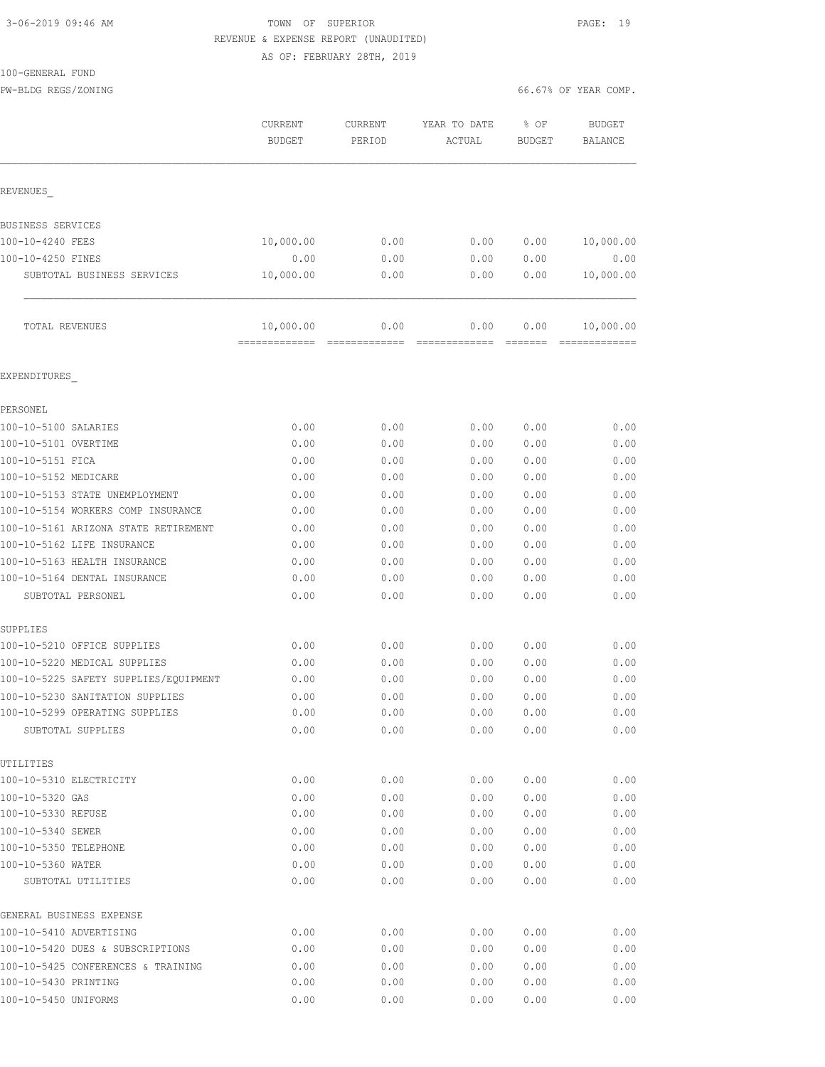TOWN OF SUPERIOR
REVENUE & EXPENSE REPORT (UNAUDITED)
AS OF: FEBRUARY 28TH, 2019

100-GENERAL FUND
PW-BLDG REGS/ZONING

66.67% OF YEAR COMP.

| | CURRENT BUDGET | CURRENT PERIOD | YEAR TO DATE ACTUAL | % OF BUDGET | BUDGET BALANCE |
|---|---|---|---|---|---|
| **REVENUES** | | | | | |
| BUSINESS SERVICES | | | | | |
| 100-10-4240 FEES | 10,000.00 | 0.00 | 0.00 | 0.00 | 10,000.00 |
| 100-10-4250 FINES | 0.00 | 0.00 | 0.00 | 0.00 | 0.00 |
| SUBTOTAL BUSINESS SERVICES | 10,000.00 | 0.00 | 0.00 | 0.00 | 10,000.00 |
| TOTAL REVENUES | 10,000.00 | 0.00 | 0.00 | 0.00 | 10,000.00 |
| **EXPENDITURES** | | | | | |
| PERSONEL | | | | | |
| 100-10-5100 SALARIES | 0.00 | 0.00 | 0.00 | 0.00 | 0.00 |
| 100-10-5101 OVERTIME | 0.00 | 0.00 | 0.00 | 0.00 | 0.00 |
| 100-10-5151 FICA | 0.00 | 0.00 | 0.00 | 0.00 | 0.00 |
| 100-10-5152 MEDICARE | 0.00 | 0.00 | 0.00 | 0.00 | 0.00 |
| 100-10-5153 STATE UNEMPLOYMENT | 0.00 | 0.00 | 0.00 | 0.00 | 0.00 |
| 100-10-5154 WORKERS COMP INSURANCE | 0.00 | 0.00 | 0.00 | 0.00 | 0.00 |
| 100-10-5161 ARIZONA STATE RETIREMENT | 0.00 | 0.00 | 0.00 | 0.00 | 0.00 |
| 100-10-5162 LIFE INSURANCE | 0.00 | 0.00 | 0.00 | 0.00 | 0.00 |
| 100-10-5163 HEALTH INSURANCE | 0.00 | 0.00 | 0.00 | 0.00 | 0.00 |
| 100-10-5164 DENTAL INSURANCE | 0.00 | 0.00 | 0.00 | 0.00 | 0.00 |
| SUBTOTAL PERSONEL | 0.00 | 0.00 | 0.00 | 0.00 | 0.00 |
| SUPPLIES | | | | | |
| 100-10-5210 OFFICE SUPPLIES | 0.00 | 0.00 | 0.00 | 0.00 | 0.00 |
| 100-10-5220 MEDICAL SUPPLIES | 0.00 | 0.00 | 0.00 | 0.00 | 0.00 |
| 100-10-5225 SAFETY SUPPLIES/EQUIPMENT | 0.00 | 0.00 | 0.00 | 0.00 | 0.00 |
| 100-10-5230 SANITATION SUPPLIES | 0.00 | 0.00 | 0.00 | 0.00 | 0.00 |
| 100-10-5299 OPERATING SUPPLIES | 0.00 | 0.00 | 0.00 | 0.00 | 0.00 |
| SUBTOTAL SUPPLIES | 0.00 | 0.00 | 0.00 | 0.00 | 0.00 |
| UTILITIES | | | | | |
| 100-10-5310 ELECTRICITY | 0.00 | 0.00 | 0.00 | 0.00 | 0.00 |
| 100-10-5320 GAS | 0.00 | 0.00 | 0.00 | 0.00 | 0.00 |
| 100-10-5330 REFUSE | 0.00 | 0.00 | 0.00 | 0.00 | 0.00 |
| 100-10-5340 SEWER | 0.00 | 0.00 | 0.00 | 0.00 | 0.00 |
| 100-10-5350 TELEPHONE | 0.00 | 0.00 | 0.00 | 0.00 | 0.00 |
| 100-10-5360 WATER | 0.00 | 0.00 | 0.00 | 0.00 | 0.00 |
| SUBTOTAL UTILITIES | 0.00 | 0.00 | 0.00 | 0.00 | 0.00 |
| GENERAL BUSINESS EXPENSE | | | | | |
| 100-10-5410 ADVERTISING | 0.00 | 0.00 | 0.00 | 0.00 | 0.00 |
| 100-10-5420 DUES & SUBSCRIPTIONS | 0.00 | 0.00 | 0.00 | 0.00 | 0.00 |
| 100-10-5425 CONFERENCES & TRAINING | 0.00 | 0.00 | 0.00 | 0.00 | 0.00 |
| 100-10-5430 PRINTING | 0.00 | 0.00 | 0.00 | 0.00 | 0.00 |
| 100-10-5450 UNIFORMS | 0.00 | 0.00 | 0.00 | 0.00 | 0.00 |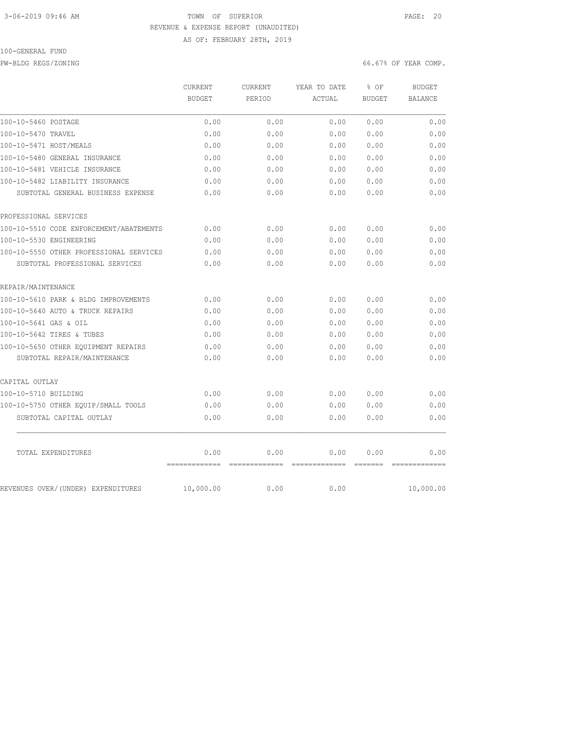3-06-2019 09:46 AM TOWN OF SUPERIOR

REVENUE & EXPENSE REPORT (UNAUDITED)

AS OF: FEBRUARY 28TH, 2019

100-GENERAL FUND

PW-BLDG REGS/ZONING 66.67% OF YEAR COMP.

| | CURRENT BUDGET | CURRENT PERIOD | YEAR TO DATE ACTUAL | % OF BUDGET | BUDGET BALANCE |
|---|---|---|---|---|---|
| 100-10-5460 POSTAGE | 0.00 | 0.00 | 0.00 | 0.00 | 0.00 |
| 100-10-5470 TRAVEL | 0.00 | 0.00 | 0.00 | 0.00 | 0.00 |
| 100-10-5471 HOST/MEALS | 0.00 | 0.00 | 0.00 | 0.00 | 0.00 |
| 100-10-5480 GENERAL INSURANCE | 0.00 | 0.00 | 0.00 | 0.00 | 0.00 |
| 100-10-5481 VEHICLE INSURANCE | 0.00 | 0.00 | 0.00 | 0.00 | 0.00 |
| 100-10-5482 LIABILITY INSURANCE | 0.00 | 0.00 | 0.00 | 0.00 | 0.00 |
| SUBTOTAL GENERAL BUSINESS EXPENSE | 0.00 | 0.00 | 0.00 | 0.00 | 0.00 |
| PROFESSIONAL SERVICES | | | | | |
| 100-10-5510 CODE ENFORCEMENT/ABATEMENTS | 0.00 | 0.00 | 0.00 | 0.00 | 0.00 |
| 100-10-5530 ENGINEERING | 0.00 | 0.00 | 0.00 | 0.00 | 0.00 |
| 100-10-5550 OTHER PROFESSIONAL SERVICES | 0.00 | 0.00 | 0.00 | 0.00 | 0.00 |
| SUBTOTAL PROFESSIONAL SERVICES | 0.00 | 0.00 | 0.00 | 0.00 | 0.00 |
| REPAIR/MAINTENANCE | | | | | |
| 100-10-5610 PARK & BLDG IMPROVEMENTS | 0.00 | 0.00 | 0.00 | 0.00 | 0.00 |
| 100-10-5640 AUTO & TRUCK REPAIRS | 0.00 | 0.00 | 0.00 | 0.00 | 0.00 |
| 100-10-5641 GAS & OIL | 0.00 | 0.00 | 0.00 | 0.00 | 0.00 |
| 100-10-5642 TIRES & TUBES | 0.00 | 0.00 | 0.00 | 0.00 | 0.00 |
| 100-10-5650 OTHER EQUIPMENT REPAIRS | 0.00 | 0.00 | 0.00 | 0.00 | 0.00 |
| SUBTOTAL REPAIR/MAINTENANCE | 0.00 | 0.00 | 0.00 | 0.00 | 0.00 |
| CAPITAL OUTLAY | | | | | |
| 100-10-5710 BUILDING | 0.00 | 0.00 | 0.00 | 0.00 | 0.00 |
| 100-10-5750 OTHER EQUIP/SMALL TOOLS | 0.00 | 0.00 | 0.00 | 0.00 | 0.00 |
| SUBTOTAL CAPITAL OUTLAY | 0.00 | 0.00 | 0.00 | 0.00 | 0.00 |
| TOTAL EXPENDITURES | 0.00 | 0.00 | 0.00 | 0.00 | 0.00 |
| REVENUES OVER/(UNDER) EXPENDITURES | 10,000.00 | 0.00 | 0.00 | | 10,000.00 |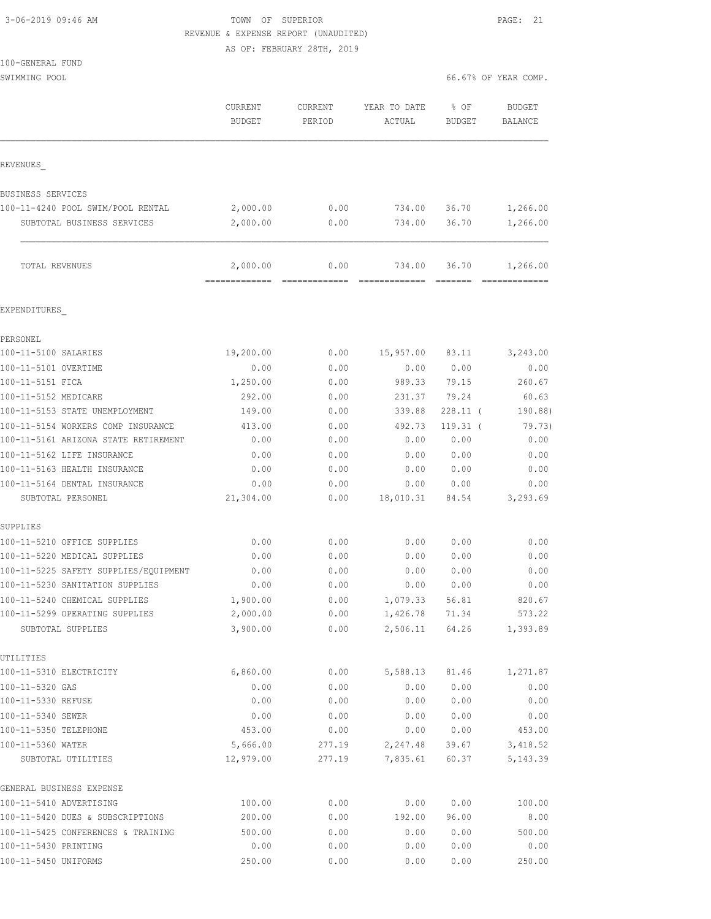3-06-2019 09:46 AM

TOWN OF SUPERIOR

REVENUE & EXPENSE REPORT (UNAUDITED)

AS OF: FEBRUARY 28TH, 2019

100-GENERAL FUND

SWIMMING POOL

66.67% OF YEAR COMP.

| | CURRENT BUDGET | CURRENT PERIOD | YEAR TO DATE ACTUAL | % OF BUDGET | BUDGET BALANCE |
|---|---|---|---|---|---|
| REVENUES_ | | | | | |
| BUSINESS SERVICES | | | | | |
| 100-11-4240 POOL SWIM/POOL RENTAL | 2,000.00 | 0.00 | 734.00 | 36.70 | 1,266.00 |
| SUBTOTAL BUSINESS SERVICES | 2,000.00 | 0.00 | 734.00 | 36.70 | 1,266.00 |
| TOTAL REVENUES | 2,000.00 | 0.00 | 734.00 | 36.70 | 1,266.00 |
| EXPENDITURES_ | | | | | |
| PERSONEL | | | | | |
| 100-11-5100 SALARIES | 19,200.00 | 0.00 | 15,957.00 | 83.11 | 3,243.00 |
| 100-11-5101 OVERTIME | 0.00 | 0.00 | 0.00 | 0.00 | 0.00 |
| 100-11-5151 FICA | 1,250.00 | 0.00 | 989.33 | 79.15 | 260.67 |
| 100-11-5152 MEDICARE | 292.00 | 0.00 | 231.37 | 79.24 | 60.63 |
| 100-11-5153 STATE UNEMPLOYMENT | 149.00 | 0.00 | 339.88 | 228.11 | ( 190.88) |
| 100-11-5154 WORKERS COMP INSURANCE | 413.00 | 0.00 | 492.73 | 119.31 | ( 79.73) |
| 100-11-5161 ARIZONA STATE RETIREMENT | 0.00 | 0.00 | 0.00 | 0.00 | 0.00 |
| 100-11-5162 LIFE INSURANCE | 0.00 | 0.00 | 0.00 | 0.00 | 0.00 |
| 100-11-5163 HEALTH INSURANCE | 0.00 | 0.00 | 0.00 | 0.00 | 0.00 |
| 100-11-5164 DENTAL INSURANCE | 0.00 | 0.00 | 0.00 | 0.00 | 0.00 |
| SUBTOTAL PERSONEL | 21,304.00 | 0.00 | 18,010.31 | 84.54 | 3,293.69 |
| SUPPLIES | | | | | |
| 100-11-5210 OFFICE SUPPLIES | 0.00 | 0.00 | 0.00 | 0.00 | 0.00 |
| 100-11-5220 MEDICAL SUPPLIES | 0.00 | 0.00 | 0.00 | 0.00 | 0.00 |
| 100-11-5225 SAFETY SUPPLIES/EQUIPMENT | 0.00 | 0.00 | 0.00 | 0.00 | 0.00 |
| 100-11-5230 SANITATION SUPPLIES | 0.00 | 0.00 | 0.00 | 0.00 | 0.00 |
| 100-11-5240 CHEMICAL SUPPLIES | 1,900.00 | 0.00 | 1,079.33 | 56.81 | 820.67 |
| 100-11-5299 OPERATING SUPPLIES | 2,000.00 | 0.00 | 1,426.78 | 71.34 | 573.22 |
| SUBTOTAL SUPPLIES | 3,900.00 | 0.00 | 2,506.11 | 64.26 | 1,393.89 |
| UTILITIES | | | | | |
| 100-11-5310 ELECTRICITY | 6,860.00 | 0.00 | 5,588.13 | 81.46 | 1,271.87 |
| 100-11-5320 GAS | 0.00 | 0.00 | 0.00 | 0.00 | 0.00 |
| 100-11-5330 REFUSE | 0.00 | 0.00 | 0.00 | 0.00 | 0.00 |
| 100-11-5340 SEWER | 0.00 | 0.00 | 0.00 | 0.00 | 0.00 |
| 100-11-5350 TELEPHONE | 453.00 | 0.00 | 0.00 | 0.00 | 453.00 |
| 100-11-5360 WATER | 5,666.00 | 277.19 | 2,247.48 | 39.67 | 3,418.52 |
| SUBTOTAL UTILITIES | 12,979.00 | 277.19 | 7,835.61 | 60.37 | 5,143.39 |
| GENERAL BUSINESS EXPENSE | | | | | |
| 100-11-5410 ADVERTISING | 100.00 | 0.00 | 0.00 | 0.00 | 100.00 |
| 100-11-5420 DUES & SUBSCRIPTIONS | 200.00 | 0.00 | 192.00 | 96.00 | 8.00 |
| 100-11-5425 CONFERENCES & TRAINING | 500.00 | 0.00 | 0.00 | 0.00 | 500.00 |
| 100-11-5430 PRINTING | 0.00 | 0.00 | 0.00 | 0.00 | 0.00 |
| 100-11-5450 UNIFORMS | 250.00 | 0.00 | 0.00 | 0.00 | 250.00 |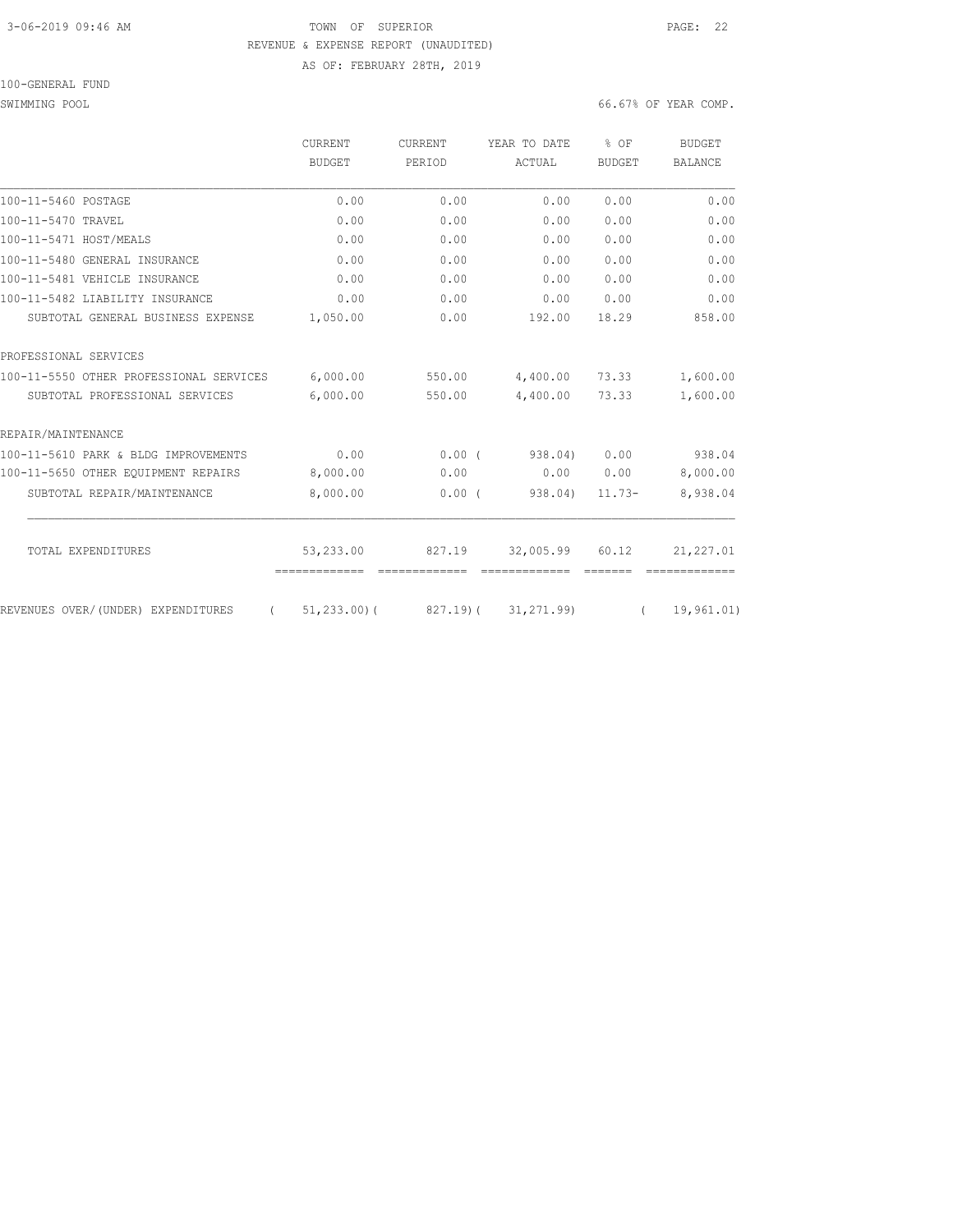TOWN OF SUPERIOR

REVENUE & EXPENSE REPORT (UNAUDITED)

AS OF: FEBRUARY 28TH, 2019

100-GENERAL FUND

SWIMMING POOL — 66.67% OF YEAR COMP.

| | CURRENT BUDGET | CURRENT PERIOD | YEAR TO DATE ACTUAL | % OF BUDGET | BUDGET BALANCE |
|---|---|---|---|---|---|
| 100-11-5460 POSTAGE | 0.00 | 0.00 | 0.00 | 0.00 | 0.00 |
| 100-11-5470 TRAVEL | 0.00 | 0.00 | 0.00 | 0.00 | 0.00 |
| 100-11-5471 HOST/MEALS | 0.00 | 0.00 | 0.00 | 0.00 | 0.00 |
| 100-11-5480 GENERAL INSURANCE | 0.00 | 0.00 | 0.00 | 0.00 | 0.00 |
| 100-11-5481 VEHICLE INSURANCE | 0.00 | 0.00 | 0.00 | 0.00 | 0.00 |
| 100-11-5482 LIABILITY INSURANCE | 0.00 | 0.00 | 0.00 | 0.00 | 0.00 |
| SUBTOTAL GENERAL BUSINESS EXPENSE | 1,050.00 | 0.00 | 192.00 | 18.29 | 858.00 |
| PROFESSIONAL SERVICES | | | | | |
| 100-11-5550 OTHER PROFESSIONAL SERVICES | 6,000.00 | 550.00 | 4,400.00 | 73.33 | 1,600.00 |
| SUBTOTAL PROFESSIONAL SERVICES | 6,000.00 | 550.00 | 4,400.00 | 73.33 | 1,600.00 |
| REPAIR/MAINTENANCE | | | | | |
| 100-11-5610 PARK & BLDG IMPROVEMENTS | 0.00 | 0.00 | ( 938.04) | 0.00 | 938.04 |
| 100-11-5650 OTHER EQUIPMENT REPAIRS | 8,000.00 | 0.00 | 0.00 | 0.00 | 8,000.00 |
| SUBTOTAL REPAIR/MAINTENANCE | 8,000.00 | 0.00 | ( 938.04) | 11.73- | 8,938.04 |
| TOTAL EXPENDITURES | 53,233.00 | 827.19 | 32,005.99 | 60.12 | 21,227.01 |
| REVENUES OVER/(UNDER) EXPENDITURES | ( 51,233.00) | ( 827.19) | ( 31,271.99) | | ( 19,961.01) |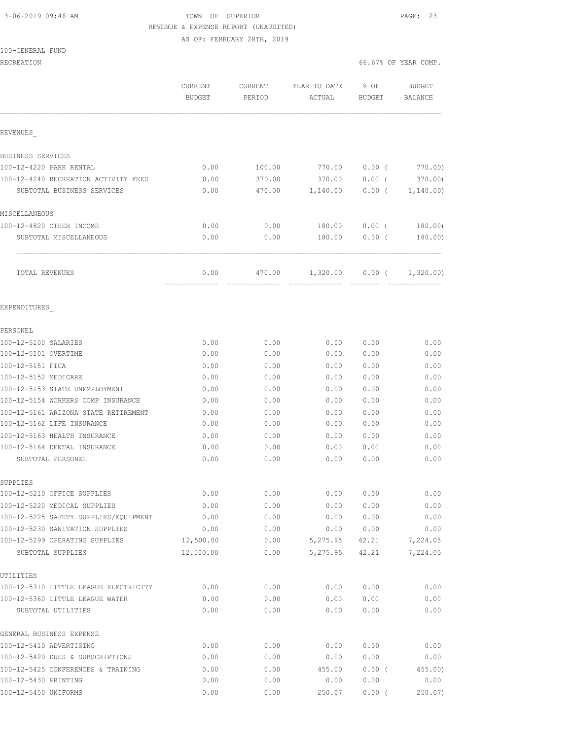3-06-2019 09:46 AM TOWN OF SUPERIOR

REVENUE & EXPENSE REPORT (UNAUDITED)

AS OF: FEBRUARY 28TH, 2019

100-GENERAL FUND

RECREATION 66.67% OF YEAR COMP.

| | CURRENT BUDGET | CURRENT PERIOD | YEAR TO DATE ACTUAL | % OF BUDGET | BUDGET BALANCE |
|---|---|---|---|---|---|
| REVENUES_ | | | | | |
| BUSINESS SERVICES | | | | | |
| 100-12-4220 PARK RENTAL | 0.00 | 100.00 | 770.00 | 0.00 ( | 770.00) |
| 100-12-4240 RECREATION ACTIVITY FEES | 0.00 | 370.00 | 370.00 | 0.00 ( | 370.00) |
| SUBTOTAL BUSINESS SERVICES | 0.00 | 470.00 | 1,140.00 | 0.00 ( | 1,140.00) |
| MISCELLANEOUS | | | | | |
| 100-12-4820 OTHER INCOME | 0.00 | 0.00 | 180.00 | 0.00 ( | 180.00) |
| SUBTOTAL MISCELLANEOUS | 0.00 | 0.00 | 180.00 | 0.00 ( | 180.00) |
| TOTAL REVENUES | 0.00 | 470.00 | 1,320.00 | 0.00 ( | 1,320.00) |
| EXPENDITURES_ | | | | | |
| PERSONEL | | | | | |
| 100-12-5100 SALARIES | 0.00 | 0.00 | 0.00 | 0.00 | 0.00 |
| 100-12-5101 OVERTIME | 0.00 | 0.00 | 0.00 | 0.00 | 0.00 |
| 100-12-5151 FICA | 0.00 | 0.00 | 0.00 | 0.00 | 0.00 |
| 100-12-5152 MEDICARE | 0.00 | 0.00 | 0.00 | 0.00 | 0.00 |
| 100-12-5153 STATE UNEMPLOYMENT | 0.00 | 0.00 | 0.00 | 0.00 | 0.00 |
| 100-12-5154 WORKERS COMP INSURANCE | 0.00 | 0.00 | 0.00 | 0.00 | 0.00 |
| 100-12-5161 ARIZONA STATE RETIREMENT | 0.00 | 0.00 | 0.00 | 0.00 | 0.00 |
| 100-12-5162 LIFE INSURANCE | 0.00 | 0.00 | 0.00 | 0.00 | 0.00 |
| 100-12-5163 HEALTH INSURANCE | 0.00 | 0.00 | 0.00 | 0.00 | 0.00 |
| 100-12-5164 DENTAL INSURANCE | 0.00 | 0.00 | 0.00 | 0.00 | 0.00 |
| SUBTOTAL PERSONEL | 0.00 | 0.00 | 0.00 | 0.00 | 0.00 |
| SUPPLIES | | | | | |
| 100-12-5210 OFFICE SUPPLIES | 0.00 | 0.00 | 0.00 | 0.00 | 0.00 |
| 100-12-5220 MEDICAL SUPPLIES | 0.00 | 0.00 | 0.00 | 0.00 | 0.00 |
| 100-12-5225 SAFETY SUPPLIES/EQUIPMENT | 0.00 | 0.00 | 0.00 | 0.00 | 0.00 |
| 100-12-5230 SANITATION SUPPLIES | 0.00 | 0.00 | 0.00 | 0.00 | 0.00 |
| 100-12-5299 OPERATING SUPPLIES | 12,500.00 | 0.00 | 5,275.95 | 42.21 | 7,224.05 |
| SUBTOTAL SUPPLIES | 12,500.00 | 0.00 | 5,275.95 | 42.21 | 7,224.05 |
| UTILITIES | | | | | |
| 100-12-5310 LITTLE LEAGUE ELECTRICITY | 0.00 | 0.00 | 0.00 | 0.00 | 0.00 |
| 100-12-5360 LITTLE LEAGUE WATER | 0.00 | 0.00 | 0.00 | 0.00 | 0.00 |
| SUBTOTAL UTILITIES | 0.00 | 0.00 | 0.00 | 0.00 | 0.00 |
| GENERAL BUSINESS EXPENSE | | | | | |
| 100-12-5410 ADVERTISING | 0.00 | 0.00 | 0.00 | 0.00 | 0.00 |
| 100-12-5420 DUES & SUBSCRIPTIONS | 0.00 | 0.00 | 0.00 | 0.00 | 0.00 |
| 100-12-5425 CONFERENCES & TRAINING | 0.00 | 0.00 | 455.00 | 0.00 ( | 455.00) |
| 100-12-5430 PRINTING | 0.00 | 0.00 | 0.00 | 0.00 | 0.00 |
| 100-12-5450 UNIFORMS | 0.00 | 0.00 | 250.07 | 0.00 ( | 250.07) |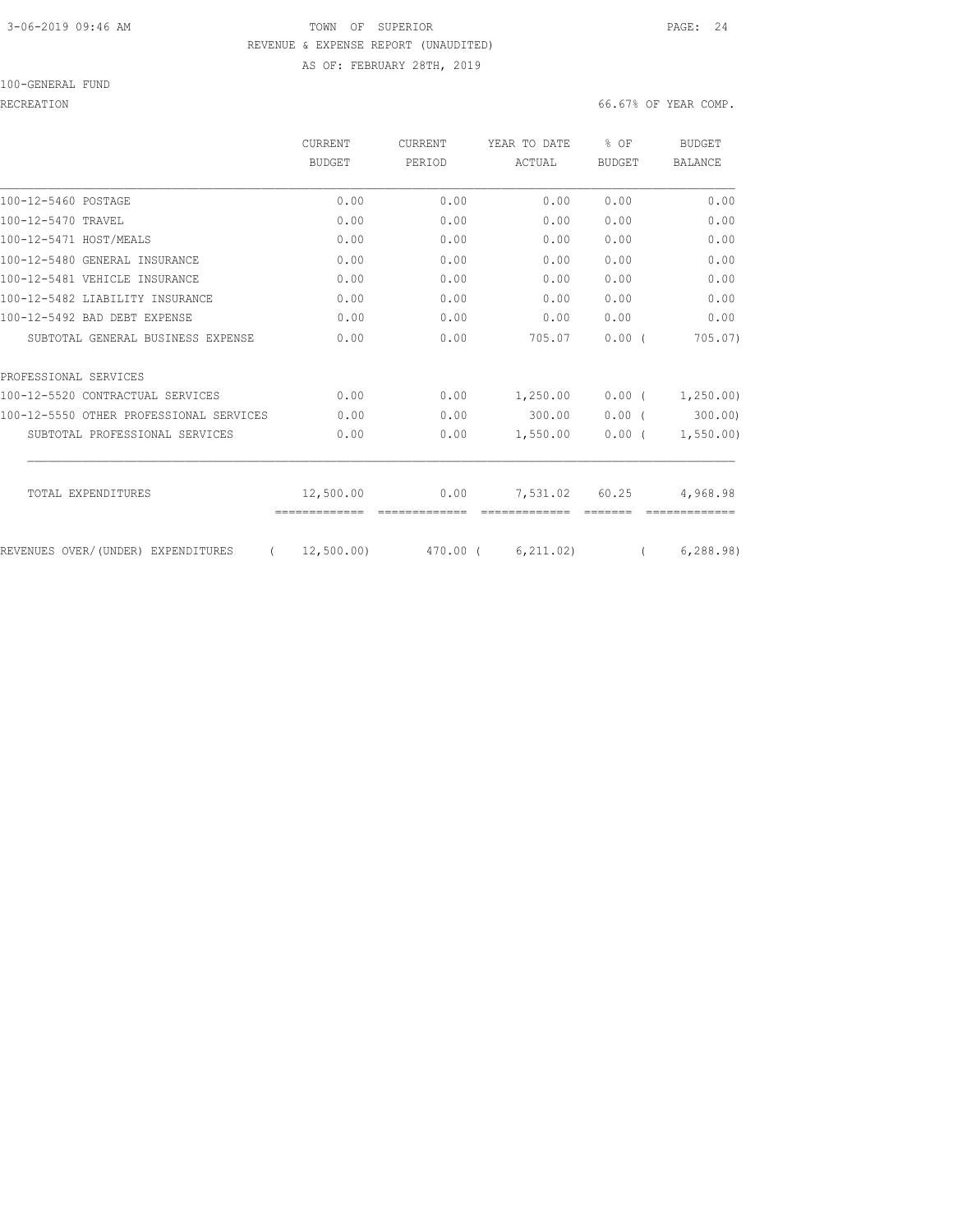3-06-2019 09:46 AM TOWN OF SUPERIOR

REVENUE & EXPENSE REPORT (UNAUDITED)

AS OF: FEBRUARY 28TH, 2019

100-GENERAL FUND

RECREATION 66.67% OF YEAR COMP.

| | CURRENT BUDGET | CURRENT PERIOD | YEAR TO DATE ACTUAL | % OF BUDGET | BUDGET BALANCE |
|---|---|---|---|---|---|
| 100-12-5460 POSTAGE | 0.00 | 0.00 | 0.00 | 0.00 | 0.00 |
| 100-12-5470 TRAVEL | 0.00 | 0.00 | 0.00 | 0.00 | 0.00 |
| 100-12-5471 HOST/MEALS | 0.00 | 0.00 | 0.00 | 0.00 | 0.00 |
| 100-12-5480 GENERAL INSURANCE | 0.00 | 0.00 | 0.00 | 0.00 | 0.00 |
| 100-12-5481 VEHICLE INSURANCE | 0.00 | 0.00 | 0.00 | 0.00 | 0.00 |
| 100-12-5482 LIABILITY INSURANCE | 0.00 | 0.00 | 0.00 | 0.00 | 0.00 |
| 100-12-5492 BAD DEBT EXPENSE | 0.00 | 0.00 | 0.00 | 0.00 | 0.00 |
| SUBTOTAL GENERAL BUSINESS EXPENSE | 0.00 | 0.00 | 705.07 | 0.00 | ( 705.07) |
| PROFESSIONAL SERVICES | | | | | |
| 100-12-5520 CONTRACTUAL SERVICES | 0.00 | 0.00 | 1,250.00 | 0.00 | ( 1,250.00) |
| 100-12-5550 OTHER PROFESSIONAL SERVICES | 0.00 | 0.00 | 300.00 | 0.00 | ( 300.00) |
| SUBTOTAL PROFESSIONAL SERVICES | 0.00 | 0.00 | 1,550.00 | 0.00 | ( 1,550.00) |
| TOTAL EXPENDITURES | 12,500.00 | 0.00 | 7,531.02 | 60.25 | 4,968.98 |
| REVENUES OVER/(UNDER) EXPENDITURES | ( 12,500.00) | 470.00 | ( 6,211.02) | | ( 6,288.98) |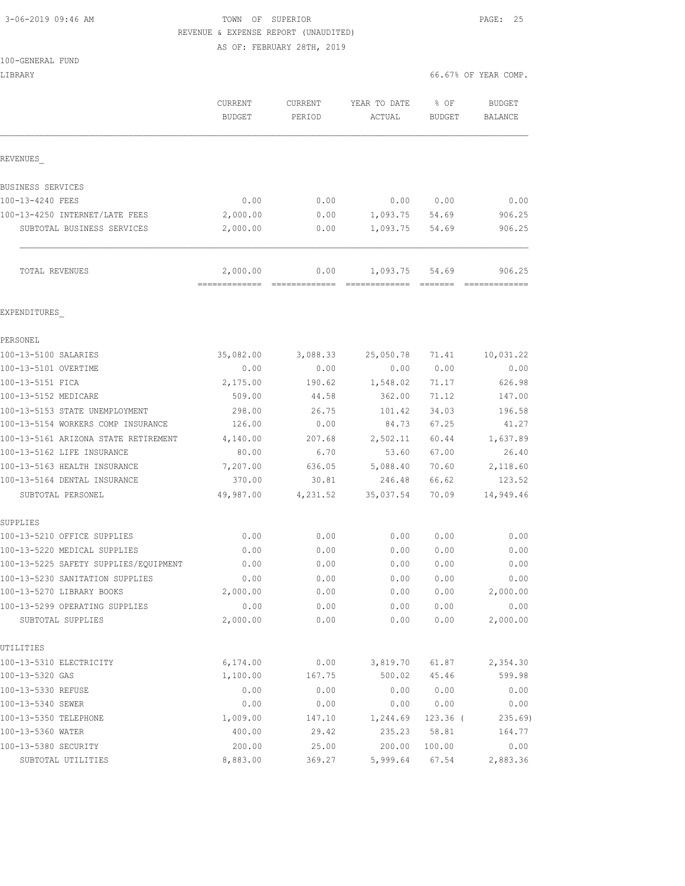TOWN OF SUPERIOR
REVENUE & EXPENSE REPORT (UNAUDITED)
AS OF: FEBRUARY 28TH, 2019

3-06-2019 09:46 AM

100-GENERAL FUND
LIBRARY

66.67% OF YEAR COMP.

| | CURRENT BUDGET | CURRENT PERIOD | YEAR TO DATE ACTUAL | % OF BUDGET | BUDGET BALANCE |
|---|---|---|---|---|---|
| **REVENUES_** | | | | | |
| BUSINESS SERVICES | | | | | |
| 100-13-4240 FEES | 0.00 | 0.00 | 0.00 | 0.00 | 0.00 |
| 100-13-4250 INTERNET/LATE FEES | 2,000.00 | 0.00 | 1,093.75 | 54.69 | 906.25 |
| SUBTOTAL BUSINESS SERVICES | 2,000.00 | 0.00 | 1,093.75 | 54.69 | 906.25 |
| TOTAL REVENUES | 2,000.00 | 0.00 | 1,093.75 | 54.69 | 906.25 |
| **EXPENDITURES_** | | | | | |
| PERSONEL | | | | | |
| 100-13-5100 SALARIES | 35,082.00 | 3,088.33 | 25,050.78 | 71.41 | 10,031.22 |
| 100-13-5101 OVERTIME | 0.00 | 0.00 | 0.00 | 0.00 | 0.00 |
| 100-13-5151 FICA | 2,175.00 | 190.62 | 1,548.02 | 71.17 | 626.98 |
| 100-13-5152 MEDICARE | 509.00 | 44.58 | 362.00 | 71.12 | 147.00 |
| 100-13-5153 STATE UNEMPLOYMENT | 298.00 | 26.75 | 101.42 | 34.03 | 196.58 |
| 100-13-5154 WORKERS COMP INSURANCE | 126.00 | 0.00 | 84.73 | 67.25 | 41.27 |
| 100-13-5161 ARIZONA STATE RETIREMENT | 4,140.00 | 207.68 | 2,502.11 | 60.44 | 1,637.89 |
| 100-13-5162 LIFE INSURANCE | 80.00 | 6.70 | 53.60 | 67.00 | 26.40 |
| 100-13-5163 HEALTH INSURANCE | 7,207.00 | 636.05 | 5,088.40 | 70.60 | 2,118.60 |
| 100-13-5164 DENTAL INSURANCE | 370.00 | 30.81 | 246.48 | 66.62 | 123.52 |
| SUBTOTAL PERSONEL | 49,987.00 | 4,231.52 | 35,037.54 | 70.09 | 14,949.46 |
| SUPPLIES | | | | | |
| 100-13-5210 OFFICE SUPPLIES | 0.00 | 0.00 | 0.00 | 0.00 | 0.00 |
| 100-13-5220 MEDICAL SUPPLIES | 0.00 | 0.00 | 0.00 | 0.00 | 0.00 |
| 100-13-5225 SAFETY SUPPLIES/EQUIPMENT | 0.00 | 0.00 | 0.00 | 0.00 | 0.00 |
| 100-13-5230 SANITATION SUPPLIES | 0.00 | 0.00 | 0.00 | 0.00 | 0.00 |
| 100-13-5270 LIBRARY BOOKS | 2,000.00 | 0.00 | 0.00 | 0.00 | 2,000.00 |
| 100-13-5299 OPERATING SUPPLIES | 0.00 | 0.00 | 0.00 | 0.00 | 0.00 |
| SUBTOTAL SUPPLIES | 2,000.00 | 0.00 | 0.00 | 0.00 | 2,000.00 |
| UTILITIES | | | | | |
| 100-13-5310 ELECTRICITY | 6,174.00 | 0.00 | 3,819.70 | 61.87 | 2,354.30 |
| 100-13-5320 GAS | 1,100.00 | 167.75 | 500.02 | 45.46 | 599.98 |
| 100-13-5330 REFUSE | 0.00 | 0.00 | 0.00 | 0.00 | 0.00 |
| 100-13-5340 SEWER | 0.00 | 0.00 | 0.00 | 0.00 | 0.00 |
| 100-13-5350 TELEPHONE | 1,009.00 | 147.10 | 1,244.69 | 123.36 ( | 235.69) |
| 100-13-5360 WATER | 400.00 | 29.42 | 235.23 | 58.81 | 164.77 |
| 100-13-5380 SECURITY | 200.00 | 25.00 | 200.00 | 100.00 | 0.00 |
| SUBTOTAL UTILITIES | 8,883.00 | 369.27 | 5,999.64 | 67.54 | 2,883.36 |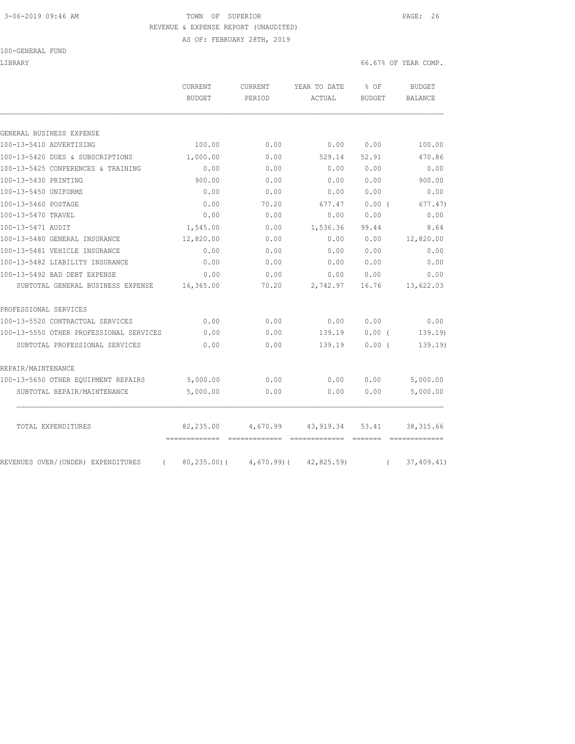TOWN OF SUPERIOR
REVENUE & EXPENSE REPORT (UNAUDITED)
AS OF: FEBRUARY 28TH, 2019

100-GENERAL FUND

LIBRARY — 66.67% OF YEAR COMP.

| | CURRENT BUDGET | CURRENT PERIOD | YEAR TO DATE ACTUAL | % OF BUDGET | BUDGET BALANCE |
|---|---|---|---|---|---|
| GENERAL BUSINESS EXPENSE | | | | | |
| 100-13-5410 ADVERTISING | 100.00 | 0.00 | 0.00 | 0.00 | 100.00 |
| 100-13-5420 DUES & SUBSCRIPTIONS | 1,000.00 | 0.00 | 529.14 | 52.91 | 470.86 |
| 100-13-5425 CONFERENCES & TRAINING | 0.00 | 0.00 | 0.00 | 0.00 | 0.00 |
| 100-13-5430 PRINTING | 900.00 | 0.00 | 0.00 | 0.00 | 900.00 |
| 100-13-5450 UNIFORMS | 0.00 | 0.00 | 0.00 | 0.00 | 0.00 |
| 100-13-5460 POSTAGE | 0.00 | 70.20 | 677.47 | 0.00 | ( 677.47) |
| 100-13-5470 TRAVEL | 0.00 | 0.00 | 0.00 | 0.00 | 0.00 |
| 100-13-5471 AUDIT | 1,545.00 | 0.00 | 1,536.36 | 99.44 | 8.64 |
| 100-13-5480 GENERAL INSURANCE | 12,820.00 | 0.00 | 0.00 | 0.00 | 12,820.00 |
| 100-13-5481 VEHICLE INSURANCE | 0.00 | 0.00 | 0.00 | 0.00 | 0.00 |
| 100-13-5482 LIABILITY INSURANCE | 0.00 | 0.00 | 0.00 | 0.00 | 0.00 |
| 100-13-5492 BAD DEBT EXPENSE | 0.00 | 0.00 | 0.00 | 0.00 | 0.00 |
| SUBTOTAL GENERAL BUSINESS EXPENSE | 16,365.00 | 70.20 | 2,742.97 | 16.76 | 13,622.03 |
| PROFESSIONAL SERVICES | | | | | |
| 100-13-5520 CONTRACTUAL SERVICES | 0.00 | 0.00 | 0.00 | 0.00 | 0.00 |
| 100-13-5550 OTHER PROFESSIONAL SERVICES | 0.00 | 0.00 | 139.19 | 0.00 | ( 139.19) |
| SUBTOTAL PROFESSIONAL SERVICES | 0.00 | 0.00 | 139.19 | 0.00 | ( 139.19) |
| REPAIR/MAINTENANCE | | | | | |
| 100-13-5650 OTHER EQUIPMENT REPAIRS | 5,000.00 | 0.00 | 0.00 | 0.00 | 5,000.00 |
| SUBTOTAL REPAIR/MAINTENANCE | 5,000.00 | 0.00 | 0.00 | 0.00 | 5,000.00 |
| TOTAL EXPENDITURES | 82,235.00 | 4,670.99 | 43,919.34 | 53.41 | 38,315.66 |
| REVENUES OVER/(UNDER) EXPENDITURES | ( 80,235.00) | ( 4,670.99) | ( 42,825.59) | | ( 37,409.41) |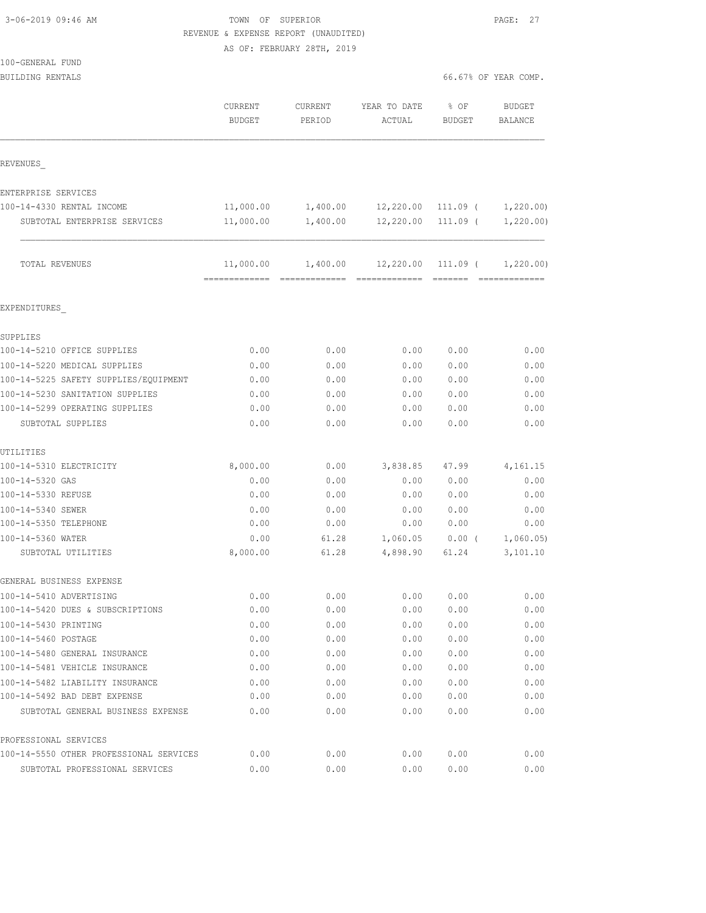3-06-2019 09:46 AM

TOWN OF SUPERIOR
REVENUE & EXPENSE REPORT (UNAUDITED)
AS OF: FEBRUARY 28TH, 2019

100-GENERAL FUND
BUILDING RENTALS

66.67% OF YEAR COMP.

| | CURRENT BUDGET | CURRENT PERIOD | YEAR TO DATE ACTUAL | % OF BUDGET | BUDGET BALANCE |
|---|---|---|---|---|---|
| REVENUES_ | | | | | |
| ENTERPRISE SERVICES | | | | | |
| 100-14-4330 RENTAL INCOME | 11,000.00 | 1,400.00 | 12,220.00 | 111.09 ( | 1,220.00) |
| SUBTOTAL ENTERPRISE SERVICES | 11,000.00 | 1,400.00 | 12,220.00 | 111.09 ( | 1,220.00) |
| TOTAL REVENUES | 11,000.00 | 1,400.00 | 12,220.00 | 111.09 ( | 1,220.00) |
| EXPENDITURES_ | | | | | |
| SUPPLIES | | | | | |
| 100-14-5210 OFFICE SUPPLIES | 0.00 | 0.00 | 0.00 | 0.00 | 0.00 |
| 100-14-5220 MEDICAL SUPPLIES | 0.00 | 0.00 | 0.00 | 0.00 | 0.00 |
| 100-14-5225 SAFETY SUPPLIES/EQUIPMENT | 0.00 | 0.00 | 0.00 | 0.00 | 0.00 |
| 100-14-5230 SANITATION SUPPLIES | 0.00 | 0.00 | 0.00 | 0.00 | 0.00 |
| 100-14-5299 OPERATING SUPPLIES | 0.00 | 0.00 | 0.00 | 0.00 | 0.00 |
| SUBTOTAL SUPPLIES | 0.00 | 0.00 | 0.00 | 0.00 | 0.00 |
| UTILITIES | | | | | |
| 100-14-5310 ELECTRICITY | 8,000.00 | 0.00 | 3,838.85 | 47.99 | 4,161.15 |
| 100-14-5320 GAS | 0.00 | 0.00 | 0.00 | 0.00 | 0.00 |
| 100-14-5330 REFUSE | 0.00 | 0.00 | 0.00 | 0.00 | 0.00 |
| 100-14-5340 SEWER | 0.00 | 0.00 | 0.00 | 0.00 | 0.00 |
| 100-14-5350 TELEPHONE | 0.00 | 0.00 | 0.00 | 0.00 | 0.00 |
| 100-14-5360 WATER | 0.00 | 61.28 | 1,060.05 | 0.00 ( | 1,060.05) |
| SUBTOTAL UTILITIES | 8,000.00 | 61.28 | 4,898.90 | 61.24 | 3,101.10 |
| GENERAL BUSINESS EXPENSE | | | | | |
| 100-14-5410 ADVERTISING | 0.00 | 0.00 | 0.00 | 0.00 | 0.00 |
| 100-14-5420 DUES & SUBSCRIPTIONS | 0.00 | 0.00 | 0.00 | 0.00 | 0.00 |
| 100-14-5430 PRINTING | 0.00 | 0.00 | 0.00 | 0.00 | 0.00 |
| 100-14-5460 POSTAGE | 0.00 | 0.00 | 0.00 | 0.00 | 0.00 |
| 100-14-5480 GENERAL INSURANCE | 0.00 | 0.00 | 0.00 | 0.00 | 0.00 |
| 100-14-5481 VEHICLE INSURANCE | 0.00 | 0.00 | 0.00 | 0.00 | 0.00 |
| 100-14-5482 LIABILITY INSURANCE | 0.00 | 0.00 | 0.00 | 0.00 | 0.00 |
| 100-14-5492 BAD DEBT EXPENSE | 0.00 | 0.00 | 0.00 | 0.00 | 0.00 |
| SUBTOTAL GENERAL BUSINESS EXPENSE | 0.00 | 0.00 | 0.00 | 0.00 | 0.00 |
| PROFESSIONAL SERVICES | | | | | |
| 100-14-5550 OTHER PROFESSIONAL SERVICES | 0.00 | 0.00 | 0.00 | 0.00 | 0.00 |
| SUBTOTAL PROFESSIONAL SERVICES | 0.00 | 0.00 | 0.00 | 0.00 | 0.00 |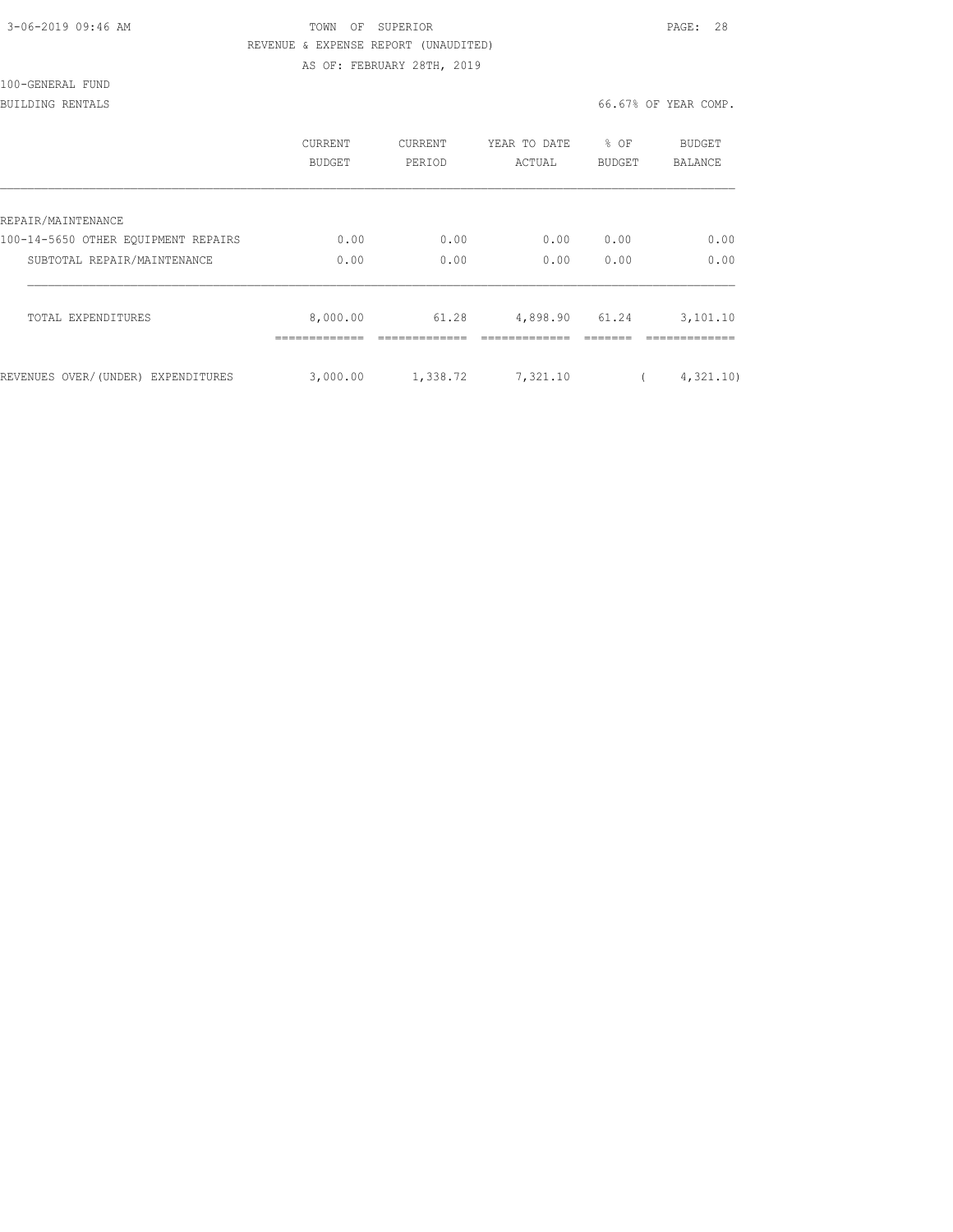TOWN OF SUPERIOR
REVENUE & EXPENSE REPORT (UNAUDITED)
AS OF: FEBRUARY 28TH, 2019

100-GENERAL FUND

BUILDING RENTALS — 66.67% OF YEAR COMP.

| | CURRENT BUDGET | CURRENT PERIOD | YEAR TO DATE ACTUAL | % OF BUDGET | BUDGET BALANCE |
|---|---|---|---|---|---|
| REPAIR/MAINTENANCE | | | | | |
| 100-14-5650 OTHER EQUIPMENT REPAIRS | 0.00 | 0.00 | 0.00 | 0.00 | 0.00 |
| SUBTOTAL REPAIR/MAINTENANCE | 0.00 | 0.00 | 0.00 | 0.00 | 0.00 |
| TOTAL EXPENDITURES | 8,000.00 | 61.28 | 4,898.90 | 61.24 | 3,101.10 |
| REVENUES OVER/(UNDER) EXPENDITURES | 3,000.00 | 1,338.72 | 7,321.10 | | ( 4,321.10) |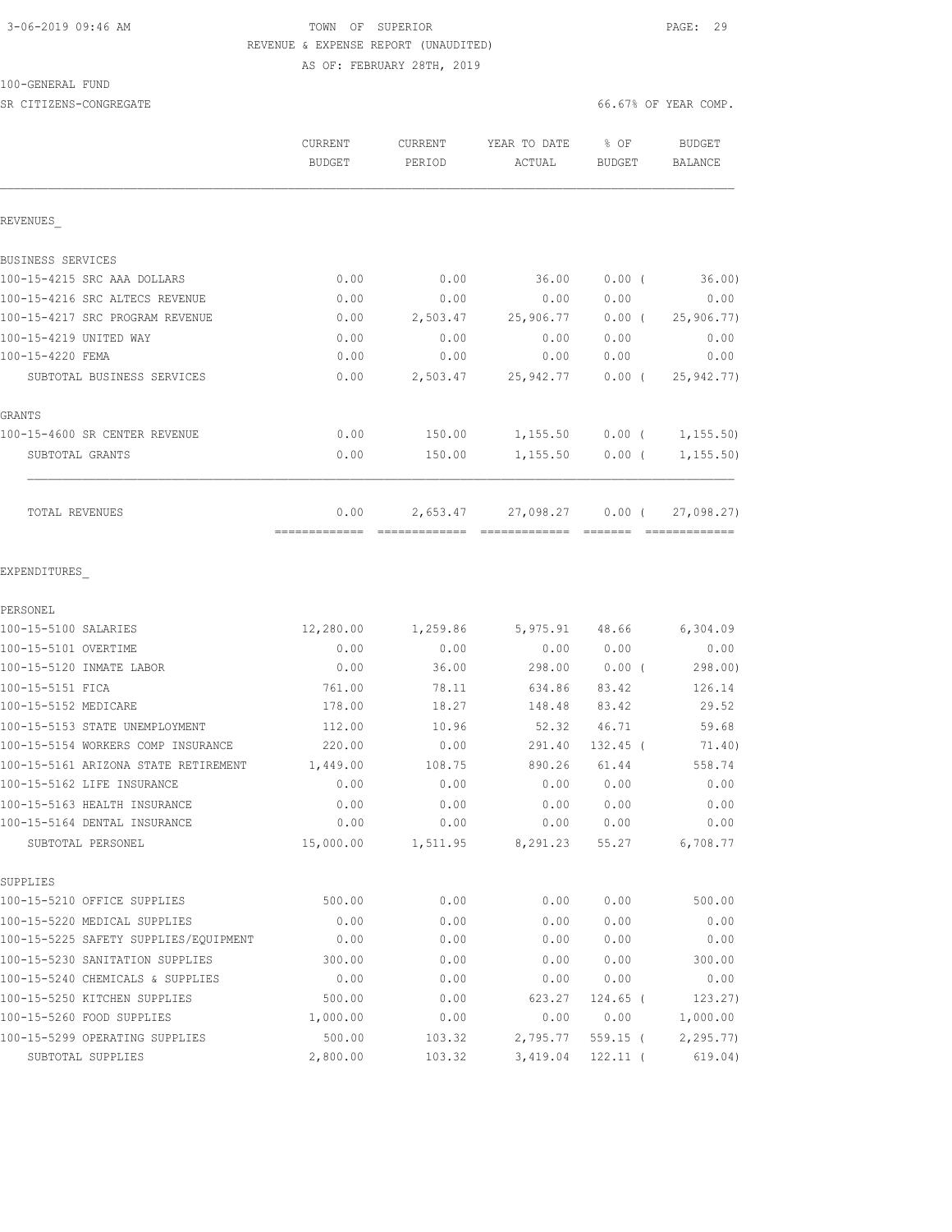TOWN OF SUPERIOR
REVENUE & EXPENSE REPORT (UNAUDITED)
AS OF: FEBRUARY 28TH, 2019

100-GENERAL FUND

SR CITIZENS-CONGREGATE — 66.67% OF YEAR COMP.

| | CURRENT BUDGET | CURRENT PERIOD | YEAR TO DATE ACTUAL | % OF BUDGET | BUDGET BALANCE |
|---|---|---|---|---|---|
| **REVENUES** | | | | | |
| BUSINESS SERVICES | | | | | |
| 100-15-4215 SRC AAA DOLLARS | 0.00 | 0.00 | 36.00 | 0.00 ( | 36.00) |
| 100-15-4216 SRC ALTECS REVENUE | 0.00 | 0.00 | 0.00 | 0.00 | 0.00 |
| 100-15-4217 SRC PROGRAM REVENUE | 0.00 | 2,503.47 | 25,906.77 | 0.00 ( | 25,906.77) |
| 100-15-4219 UNITED WAY | 0.00 | 0.00 | 0.00 | 0.00 | 0.00 |
| 100-15-4220 FEMA | 0.00 | 0.00 | 0.00 | 0.00 | 0.00 |
| SUBTOTAL BUSINESS SERVICES | 0.00 | 2,503.47 | 25,942.77 | 0.00 ( | 25,942.77) |
| GRANTS | | | | | |
| 100-15-4600 SR CENTER REVENUE | 0.00 | 150.00 | 1,155.50 | 0.00 ( | 1,155.50) |
| SUBTOTAL GRANTS | 0.00 | 150.00 | 1,155.50 | 0.00 ( | 1,155.50) |
| TOTAL REVENUES | 0.00 | 2,653.47 | 27,098.27 | 0.00 ( | 27,098.27) |
| **EXPENDITURES** | | | | | |
| PERSONEL | | | | | |
| 100-15-5100 SALARIES | 12,280.00 | 1,259.86 | 5,975.91 | 48.66 | 6,304.09 |
| 100-15-5101 OVERTIME | 0.00 | 0.00 | 0.00 | 0.00 | 0.00 |
| 100-15-5120 INMATE LABOR | 0.00 | 36.00 | 298.00 | 0.00 ( | 298.00) |
| 100-15-5151 FICA | 761.00 | 78.11 | 634.86 | 83.42 | 126.14 |
| 100-15-5152 MEDICARE | 178.00 | 18.27 | 148.48 | 83.42 | 29.52 |
| 100-15-5153 STATE UNEMPLOYMENT | 112.00 | 10.96 | 52.32 | 46.71 | 59.68 |
| 100-15-5154 WORKERS COMP INSURANCE | 220.00 | 0.00 | 291.40 | 132.45 ( | 71.40) |
| 100-15-5161 ARIZONA STATE RETIREMENT | 1,449.00 | 108.75 | 890.26 | 61.44 | 558.74 |
| 100-15-5162 LIFE INSURANCE | 0.00 | 0.00 | 0.00 | 0.00 | 0.00 |
| 100-15-5163 HEALTH INSURANCE | 0.00 | 0.00 | 0.00 | 0.00 | 0.00 |
| 100-15-5164 DENTAL INSURANCE | 0.00 | 0.00 | 0.00 | 0.00 | 0.00 |
| SUBTOTAL PERSONEL | 15,000.00 | 1,511.95 | 8,291.23 | 55.27 | 6,708.77 |
| SUPPLIES | | | | | |
| 100-15-5210 OFFICE SUPPLIES | 500.00 | 0.00 | 0.00 | 0.00 | 500.00 |
| 100-15-5220 MEDICAL SUPPLIES | 0.00 | 0.00 | 0.00 | 0.00 | 0.00 |
| 100-15-5225 SAFETY SUPPLIES/EQUIPMENT | 0.00 | 0.00 | 0.00 | 0.00 | 0.00 |
| 100-15-5230 SANITATION SUPPLIES | 300.00 | 0.00 | 0.00 | 0.00 | 300.00 |
| 100-15-5240 CHEMICALS & SUPPLIES | 0.00 | 0.00 | 0.00 | 0.00 | 0.00 |
| 100-15-5250 KITCHEN SUPPLIES | 500.00 | 0.00 | 623.27 | 124.65 ( | 123.27) |
| 100-15-5260 FOOD SUPPLIES | 1,000.00 | 0.00 | 0.00 | 0.00 | 1,000.00 |
| 100-15-5299 OPERATING SUPPLIES | 500.00 | 103.32 | 2,795.77 | 559.15 ( | 2,295.77) |
| SUBTOTAL SUPPLIES | 2,800.00 | 103.32 | 3,419.04 | 122.11 ( | 619.04) |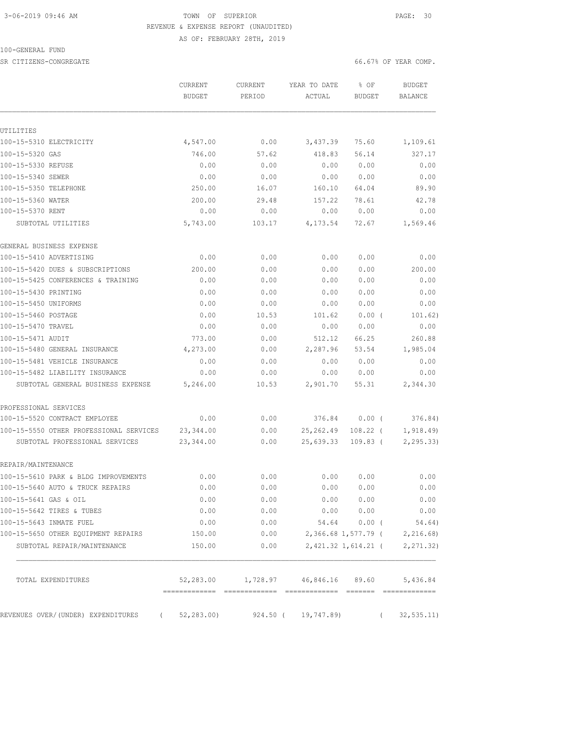3-06-2019 09:46 AM TOWN OF SUPERIOR

REVENUE & EXPENSE REPORT (UNAUDITED)

AS OF: FEBRUARY 28TH, 2019

100-GENERAL FUND

SR CITIZENS-CONGREGATE 66.67% OF YEAR COMP.

| | CURRENT BUDGET | CURRENT PERIOD | YEAR TO DATE ACTUAL | % OF BUDGET | BUDGET BALANCE |
|---|---|---|---|---|---|
| UTILITIES | | | | | |
| 100-15-5310 ELECTRICITY | 4,547.00 | 0.00 | 3,437.39 | 75.60 | 1,109.61 |
| 100-15-5320 GAS | 746.00 | 57.62 | 418.83 | 56.14 | 327.17 |
| 100-15-5330 REFUSE | 0.00 | 0.00 | 0.00 | 0.00 | 0.00 |
| 100-15-5340 SEWER | 0.00 | 0.00 | 0.00 | 0.00 | 0.00 |
| 100-15-5350 TELEPHONE | 250.00 | 16.07 | 160.10 | 64.04 | 89.90 |
| 100-15-5360 WATER | 200.00 | 29.48 | 157.22 | 78.61 | 42.78 |
| 100-15-5370 RENT | 0.00 | 0.00 | 0.00 | 0.00 | 0.00 |
| SUBTOTAL UTILITIES | 5,743.00 | 103.17 | 4,173.54 | 72.67 | 1,569.46 |
| GENERAL BUSINESS EXPENSE | | | | | |
| 100-15-5410 ADVERTISING | 0.00 | 0.00 | 0.00 | 0.00 | 0.00 |
| 100-15-5420 DUES & SUBSCRIPTIONS | 200.00 | 0.00 | 0.00 | 0.00 | 200.00 |
| 100-15-5425 CONFERENCES & TRAINING | 0.00 | 0.00 | 0.00 | 0.00 | 0.00 |
| 100-15-5430 PRINTING | 0.00 | 0.00 | 0.00 | 0.00 | 0.00 |
| 100-15-5450 UNIFORMS | 0.00 | 0.00 | 0.00 | 0.00 | 0.00 |
| 100-15-5460 POSTAGE | 0.00 | 10.53 | 101.62 | 0.00 ( | 101.62) |
| 100-15-5470 TRAVEL | 0.00 | 0.00 | 0.00 | 0.00 | 0.00 |
| 100-15-5471 AUDIT | 773.00 | 0.00 | 512.12 | 66.25 | 260.88 |
| 100-15-5480 GENERAL INSURANCE | 4,273.00 | 0.00 | 2,287.96 | 53.54 | 1,985.04 |
| 100-15-5481 VEHICLE INSURANCE | 0.00 | 0.00 | 0.00 | 0.00 | 0.00 |
| 100-15-5482 LIABILITY INSURANCE | 0.00 | 0.00 | 0.00 | 0.00 | 0.00 |
| SUBTOTAL GENERAL BUSINESS EXPENSE | 5,246.00 | 10.53 | 2,901.70 | 55.31 | 2,344.30 |
| PROFESSIONAL SERVICES | | | | | |
| 100-15-5520 CONTRACT EMPLOYEE | 0.00 | 0.00 | 376.84 | 0.00 ( | 376.84) |
| 100-15-5550 OTHER PROFESSIONAL SERVICES | 23,344.00 | 0.00 | 25,262.49 | 108.22 ( | 1,918.49) |
| SUBTOTAL PROFESSIONAL SERVICES | 23,344.00 | 0.00 | 25,639.33 | 109.83 ( | 2,295.33) |
| REPAIR/MAINTENANCE | | | | | |
| 100-15-5610 PARK & BLDG IMPROVEMENTS | 0.00 | 0.00 | 0.00 | 0.00 | 0.00 |
| 100-15-5640 AUTO & TRUCK REPAIRS | 0.00 | 0.00 | 0.00 | 0.00 | 0.00 |
| 100-15-5641 GAS & OIL | 0.00 | 0.00 | 0.00 | 0.00 | 0.00 |
| 100-15-5642 TIRES & TUBES | 0.00 | 0.00 | 0.00 | 0.00 | 0.00 |
| 100-15-5643 INMATE FUEL | 0.00 | 0.00 | 54.64 | 0.00 ( | 54.64) |
| 100-15-5650 OTHER EQUIPMENT REPAIRS | 150.00 | 0.00 | 2,366.68 | 1,577.79 ( | 2,216.68) |
| SUBTOTAL REPAIR/MAINTENANCE | 150.00 | 0.00 | 2,421.32 | 1,614.21 ( | 2,271.32) |
| TOTAL EXPENDITURES | 52,283.00 | 1,728.97 | 46,846.16 | 89.60 | 5,436.84 |
| REVENUES OVER/(UNDER) EXPENDITURES | ( 52,283.00) | 924.50 | ( 19,747.89) | | ( 32,535.11) |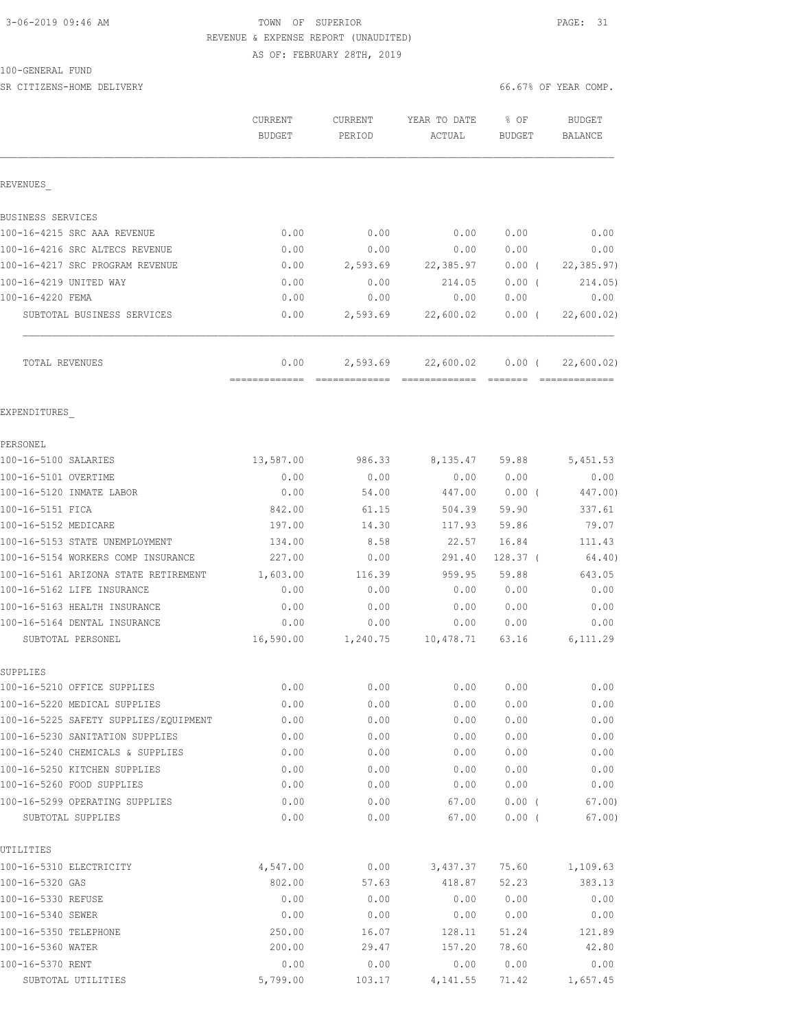TOWN OF SUPERIOR
REVENUE & EXPENSE REPORT (UNAUDITED)
AS OF: FEBRUARY 28TH, 2019

100-GENERAL FUND
SR CITIZENS-HOME DELIVERY

66.67% OF YEAR COMP.

| | CURRENT BUDGET | CURRENT PERIOD | YEAR TO DATE ACTUAL | % OF BUDGET | BUDGET BALANCE |
|---|---|---|---|---|---|
| **REVENUES** | | | | | |
| BUSINESS SERVICES | | | | | |
| 100-16-4215 SRC AAA REVENUE | 0.00 | 0.00 | 0.00 | 0.00 | 0.00 |
| 100-16-4216 SRC ALTECS REVENUE | 0.00 | 0.00 | 0.00 | 0.00 | 0.00 |
| 100-16-4217 SRC PROGRAM REVENUE | 0.00 | 2,593.69 | 22,385.97 | 0.00 ( | 22,385.97) |
| 100-16-4219 UNITED WAY | 0.00 | 0.00 | 214.05 | 0.00 ( | 214.05) |
| 100-16-4220 FEMA | 0.00 | 0.00 | 0.00 | 0.00 | 0.00 |
| SUBTOTAL BUSINESS SERVICES | 0.00 | 2,593.69 | 22,600.02 | 0.00 ( | 22,600.02) |
| TOTAL REVENUES | 0.00 | 2,593.69 | 22,600.02 | 0.00 ( | 22,600.02) |
| **EXPENDITURES** | | | | | |
| PERSONEL | | | | | |
| 100-16-5100 SALARIES | 13,587.00 | 986.33 | 8,135.47 | 59.88 | 5,451.53 |
| 100-16-5101 OVERTIME | 0.00 | 0.00 | 0.00 | 0.00 | 0.00 |
| 100-16-5120 INMATE LABOR | 0.00 | 54.00 | 447.00 | 0.00 ( | 447.00) |
| 100-16-5151 FICA | 842.00 | 61.15 | 504.39 | 59.90 | 337.61 |
| 100-16-5152 MEDICARE | 197.00 | 14.30 | 117.93 | 59.86 | 79.07 |
| 100-16-5153 STATE UNEMPLOYMENT | 134.00 | 8.58 | 22.57 | 16.84 | 111.43 |
| 100-16-5154 WORKERS COMP INSURANCE | 227.00 | 0.00 | 291.40 | 128.37 ( | 64.40) |
| 100-16-5161 ARIZONA STATE RETIREMENT | 1,603.00 | 116.39 | 959.95 | 59.88 | 643.05 |
| 100-16-5162 LIFE INSURANCE | 0.00 | 0.00 | 0.00 | 0.00 | 0.00 |
| 100-16-5163 HEALTH INSURANCE | 0.00 | 0.00 | 0.00 | 0.00 | 0.00 |
| 100-16-5164 DENTAL INSURANCE | 0.00 | 0.00 | 0.00 | 0.00 | 0.00 |
| SUBTOTAL PERSONEL | 16,590.00 | 1,240.75 | 10,478.71 | 63.16 | 6,111.29 |
| SUPPLIES | | | | | |
| 100-16-5210 OFFICE SUPPLIES | 0.00 | 0.00 | 0.00 | 0.00 | 0.00 |
| 100-16-5220 MEDICAL SUPPLIES | 0.00 | 0.00 | 0.00 | 0.00 | 0.00 |
| 100-16-5225 SAFETY SUPPLIES/EQUIPMENT | 0.00 | 0.00 | 0.00 | 0.00 | 0.00 |
| 100-16-5230 SANITATION SUPPLIES | 0.00 | 0.00 | 0.00 | 0.00 | 0.00 |
| 100-16-5240 CHEMICALS & SUPPLIES | 0.00 | 0.00 | 0.00 | 0.00 | 0.00 |
| 100-16-5250 KITCHEN SUPPLIES | 0.00 | 0.00 | 0.00 | 0.00 | 0.00 |
| 100-16-5260 FOOD SUPPLIES | 0.00 | 0.00 | 0.00 | 0.00 | 0.00 |
| 100-16-5299 OPERATING SUPPLIES | 0.00 | 0.00 | 67.00 | 0.00 ( | 67.00) |
| SUBTOTAL SUPPLIES | 0.00 | 0.00 | 67.00 | 0.00 ( | 67.00) |
| UTILITIES | | | | | |
| 100-16-5310 ELECTRICITY | 4,547.00 | 0.00 | 3,437.37 | 75.60 | 1,109.63 |
| 100-16-5320 GAS | 802.00 | 57.63 | 418.87 | 52.23 | 383.13 |
| 100-16-5330 REFUSE | 0.00 | 0.00 | 0.00 | 0.00 | 0.00 |
| 100-16-5340 SEWER | 0.00 | 0.00 | 0.00 | 0.00 | 0.00 |
| 100-16-5350 TELEPHONE | 250.00 | 16.07 | 128.11 | 51.24 | 121.89 |
| 100-16-5360 WATER | 200.00 | 29.47 | 157.20 | 78.60 | 42.80 |
| 100-16-5370 RENT | 0.00 | 0.00 | 0.00 | 0.00 | 0.00 |
| SUBTOTAL UTILITIES | 5,799.00 | 103.17 | 4,141.55 | 71.42 | 1,657.45 |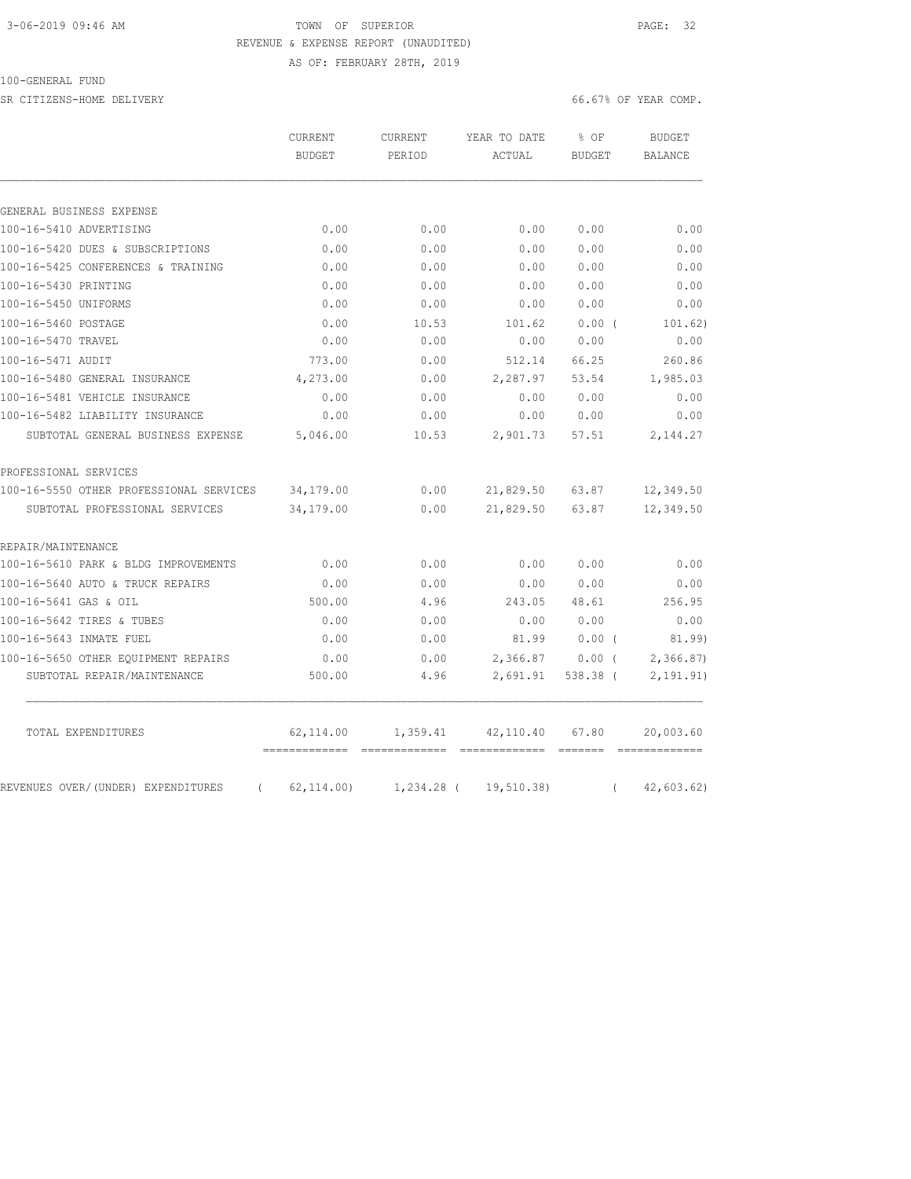TOWN OF SUPERIOR

REVENUE & EXPENSE REPORT (UNAUDITED)

AS OF: FEBRUARY 28TH, 2019

100-GENERAL FUND

SR CITIZENS-HOME DELIVERY — 66.67% OF YEAR COMP.

| | CURRENT BUDGET | CURRENT PERIOD | YEAR TO DATE ACTUAL | % OF BUDGET | BUDGET BALANCE |
|---|---|---|---|---|---|
| **GENERAL BUSINESS EXPENSE** | | | | | |
| 100-16-5410 ADVERTISING | 0.00 | 0.00 | 0.00 | 0.00 | 0.00 |
| 100-16-5420 DUES & SUBSCRIPTIONS | 0.00 | 0.00 | 0.00 | 0.00 | 0.00 |
| 100-16-5425 CONFERENCES & TRAINING | 0.00 | 0.00 | 0.00 | 0.00 | 0.00 |
| 100-16-5430 PRINTING | 0.00 | 0.00 | 0.00 | 0.00 | 0.00 |
| 100-16-5450 UNIFORMS | 0.00 | 0.00 | 0.00 | 0.00 | 0.00 |
| 100-16-5460 POSTAGE | 0.00 | 10.53 | 101.62 | 0.00 | ( 101.62) |
| 100-16-5470 TRAVEL | 0.00 | 0.00 | 0.00 | 0.00 | 0.00 |
| 100-16-5471 AUDIT | 773.00 | 0.00 | 512.14 | 66.25 | 260.86 |
| 100-16-5480 GENERAL INSURANCE | 4,273.00 | 0.00 | 2,287.97 | 53.54 | 1,985.03 |
| 100-16-5481 VEHICLE INSURANCE | 0.00 | 0.00 | 0.00 | 0.00 | 0.00 |
| 100-16-5482 LIABILITY INSURANCE | 0.00 | 0.00 | 0.00 | 0.00 | 0.00 |
| SUBTOTAL GENERAL BUSINESS EXPENSE | 5,046.00 | 10.53 | 2,901.73 | 57.51 | 2,144.27 |
| **PROFESSIONAL SERVICES** | | | | | |
| 100-16-5550 OTHER PROFESSIONAL SERVICES | 34,179.00 | 0.00 | 21,829.50 | 63.87 | 12,349.50 |
| SUBTOTAL PROFESSIONAL SERVICES | 34,179.00 | 0.00 | 21,829.50 | 63.87 | 12,349.50 |
| **REPAIR/MAINTENANCE** | | | | | |
| 100-16-5610 PARK & BLDG IMPROVEMENTS | 0.00 | 0.00 | 0.00 | 0.00 | 0.00 |
| 100-16-5640 AUTO & TRUCK REPAIRS | 0.00 | 0.00 | 0.00 | 0.00 | 0.00 |
| 100-16-5641 GAS & OIL | 500.00 | 4.96 | 243.05 | 48.61 | 256.95 |
| 100-16-5642 TIRES & TUBES | 0.00 | 0.00 | 0.00 | 0.00 | 0.00 |
| 100-16-5643 INMATE FUEL | 0.00 | 0.00 | 81.99 | 0.00 | ( 81.99) |
| 100-16-5650 OTHER EQUIPMENT REPAIRS | 0.00 | 0.00 | 2,366.87 | 0.00 | ( 2,366.87) |
| SUBTOTAL REPAIR/MAINTENANCE | 500.00 | 4.96 | 2,691.91 | 538.38 | ( 2,191.91) |
| TOTAL EXPENDITURES | 62,114.00 | 1,359.41 | 42,110.40 | 67.80 | 20,003.60 |
| REVENUES OVER/(UNDER) EXPENDITURES | ( 62,114.00) | 1,234.28 | ( 19,510.38) | | ( 42,603.62) |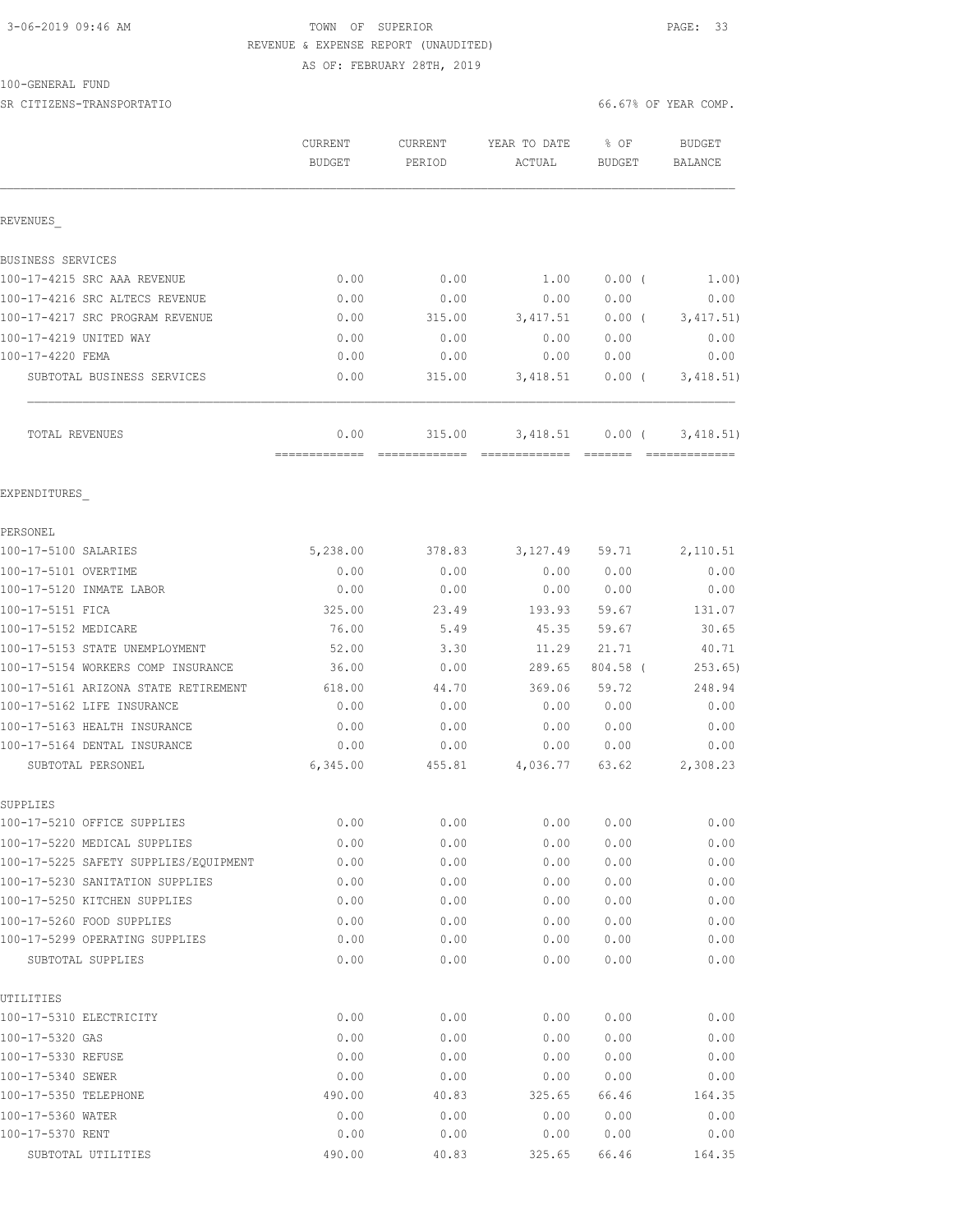3-06-2019 09:46 AM

TOWN OF SUPERIOR

REVENUE & EXPENSE REPORT (UNAUDITED)

AS OF: FEBRUARY 28TH, 2019

100-GENERAL FUND

SR CITIZENS-TRANSPORTATIO

66.67% OF YEAR COMP.

| | CURRENT BUDGET | CURRENT PERIOD | YEAR TO DATE ACTUAL | % OF BUDGET | BUDGET BALANCE |
|---|---|---|---|---|---|
| REVENUES_ | | | | | |
| BUSINESS SERVICES | | | | | |
| 100-17-4215 SRC AAA REVENUE | 0.00 | 0.00 | 1.00 | 0.00 ( | 1.00) |
| 100-17-4216 SRC ALTECS REVENUE | 0.00 | 0.00 | 0.00 | 0.00 | 0.00 |
| 100-17-4217 SRC PROGRAM REVENUE | 0.00 | 315.00 | 3,417.51 | 0.00 ( | 3,417.51) |
| 100-17-4219 UNITED WAY | 0.00 | 0.00 | 0.00 | 0.00 | 0.00 |
| 100-17-4220 FEMA | 0.00 | 0.00 | 0.00 | 0.00 | 0.00 |
| SUBTOTAL BUSINESS SERVICES | 0.00 | 315.00 | 3,418.51 | 0.00 ( | 3,418.51) |
| TOTAL REVENUES | 0.00 | 315.00 | 3,418.51 | 0.00 ( | 3,418.51) |
| EXPENDITURES_ | | | | | |
| PERSONEL | | | | | |
| 100-17-5100 SALARIES | 5,238.00 | 378.83 | 3,127.49 | 59.71 | 2,110.51 |
| 100-17-5101 OVERTIME | 0.00 | 0.00 | 0.00 | 0.00 | 0.00 |
| 100-17-5120 INMATE LABOR | 0.00 | 0.00 | 0.00 | 0.00 | 0.00 |
| 100-17-5151 FICA | 325.00 | 23.49 | 193.93 | 59.67 | 131.07 |
| 100-17-5152 MEDICARE | 76.00 | 5.49 | 45.35 | 59.67 | 30.65 |
| 100-17-5153 STATE UNEMPLOYMENT | 52.00 | 3.30 | 11.29 | 21.71 | 40.71 |
| 100-17-5154 WORKERS COMP INSURANCE | 36.00 | 0.00 | 289.65 | 804.58 ( | 253.65) |
| 100-17-5161 ARIZONA STATE RETIREMENT | 618.00 | 44.70 | 369.06 | 59.72 | 248.94 |
| 100-17-5162 LIFE INSURANCE | 0.00 | 0.00 | 0.00 | 0.00 | 0.00 |
| 100-17-5163 HEALTH INSURANCE | 0.00 | 0.00 | 0.00 | 0.00 | 0.00 |
| 100-17-5164 DENTAL INSURANCE | 0.00 | 0.00 | 0.00 | 0.00 | 0.00 |
| SUBTOTAL PERSONEL | 6,345.00 | 455.81 | 4,036.77 | 63.62 | 2,308.23 |
| SUPPLIES | | | | | |
| 100-17-5210 OFFICE SUPPLIES | 0.00 | 0.00 | 0.00 | 0.00 | 0.00 |
| 100-17-5220 MEDICAL SUPPLIES | 0.00 | 0.00 | 0.00 | 0.00 | 0.00 |
| 100-17-5225 SAFETY SUPPLIES/EQUIPMENT | 0.00 | 0.00 | 0.00 | 0.00 | 0.00 |
| 100-17-5230 SANITATION SUPPLIES | 0.00 | 0.00 | 0.00 | 0.00 | 0.00 |
| 100-17-5250 KITCHEN SUPPLIES | 0.00 | 0.00 | 0.00 | 0.00 | 0.00 |
| 100-17-5260 FOOD SUPPLIES | 0.00 | 0.00 | 0.00 | 0.00 | 0.00 |
| 100-17-5299 OPERATING SUPPLIES | 0.00 | 0.00 | 0.00 | 0.00 | 0.00 |
| SUBTOTAL SUPPLIES | 0.00 | 0.00 | 0.00 | 0.00 | 0.00 |
| UTILITIES | | | | | |
| 100-17-5310 ELECTRICITY | 0.00 | 0.00 | 0.00 | 0.00 | 0.00 |
| 100-17-5320 GAS | 0.00 | 0.00 | 0.00 | 0.00 | 0.00 |
| 100-17-5330 REFUSE | 0.00 | 0.00 | 0.00 | 0.00 | 0.00 |
| 100-17-5340 SEWER | 0.00 | 0.00 | 0.00 | 0.00 | 0.00 |
| 100-17-5350 TELEPHONE | 490.00 | 40.83 | 325.65 | 66.46 | 164.35 |
| 100-17-5360 WATER | 0.00 | 0.00 | 0.00 | 0.00 | 0.00 |
| 100-17-5370 RENT | 0.00 | 0.00 | 0.00 | 0.00 | 0.00 |
| SUBTOTAL UTILITIES | 490.00 | 40.83 | 325.65 | 66.46 | 164.35 |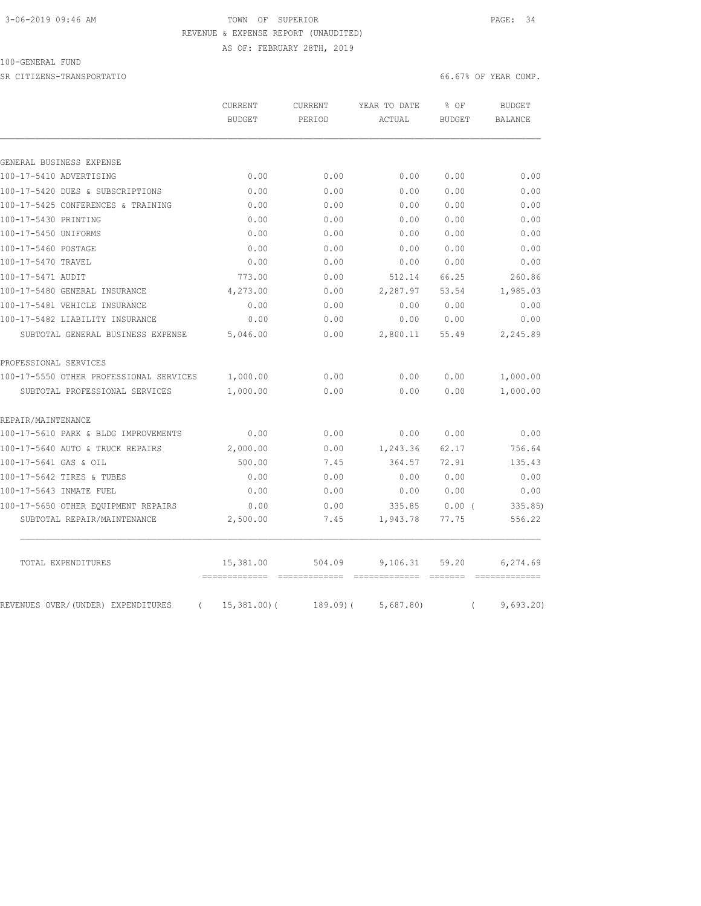3-06-2019 09:46 AM TOWN OF SUPERIOR

REVENUE & EXPENSE REPORT (UNAUDITED)

AS OF: FEBRUARY 28TH, 2019

100-GENERAL FUND

SR CITIZENS-TRANSPORTATIO 66.67% OF YEAR COMP.

| | CURRENT BUDGET | CURRENT PERIOD | YEAR TO DATE ACTUAL | % OF BUDGET | BUDGET BALANCE |
|---|---|---|---|---|---|
| GENERAL BUSINESS EXPENSE | | | | | |
| 100-17-5410 ADVERTISING | 0.00 | 0.00 | 0.00 | 0.00 | 0.00 |
| 100-17-5420 DUES & SUBSCRIPTIONS | 0.00 | 0.00 | 0.00 | 0.00 | 0.00 |
| 100-17-5425 CONFERENCES & TRAINING | 0.00 | 0.00 | 0.00 | 0.00 | 0.00 |
| 100-17-5430 PRINTING | 0.00 | 0.00 | 0.00 | 0.00 | 0.00 |
| 100-17-5450 UNIFORMS | 0.00 | 0.00 | 0.00 | 0.00 | 0.00 |
| 100-17-5460 POSTAGE | 0.00 | 0.00 | 0.00 | 0.00 | 0.00 |
| 100-17-5470 TRAVEL | 0.00 | 0.00 | 0.00 | 0.00 | 0.00 |
| 100-17-5471 AUDIT | 773.00 | 0.00 | 512.14 | 66.25 | 260.86 |
| 100-17-5480 GENERAL INSURANCE | 4,273.00 | 0.00 | 2,287.97 | 53.54 | 1,985.03 |
| 100-17-5481 VEHICLE INSURANCE | 0.00 | 0.00 | 0.00 | 0.00 | 0.00 |
| 100-17-5482 LIABILITY INSURANCE | 0.00 | 0.00 | 0.00 | 0.00 | 0.00 |
| SUBTOTAL GENERAL BUSINESS EXPENSE | 5,046.00 | 0.00 | 2,800.11 | 55.49 | 2,245.89 |
| PROFESSIONAL SERVICES | | | | | |
| 100-17-5550 OTHER PROFESSIONAL SERVICES | 1,000.00 | 0.00 | 0.00 | 0.00 | 1,000.00 |
| SUBTOTAL PROFESSIONAL SERVICES | 1,000.00 | 0.00 | 0.00 | 0.00 | 1,000.00 |
| REPAIR/MAINTENANCE | | | | | |
| 100-17-5610 PARK & BLDG IMPROVEMENTS | 0.00 | 0.00 | 0.00 | 0.00 | 0.00 |
| 100-17-5640 AUTO & TRUCK REPAIRS | 2,000.00 | 0.00 | 1,243.36 | 62.17 | 756.64 |
| 100-17-5641 GAS & OIL | 500.00 | 7.45 | 364.57 | 72.91 | 135.43 |
| 100-17-5642 TIRES & TUBES | 0.00 | 0.00 | 0.00 | 0.00 | 0.00 |
| 100-17-5643 INMATE FUEL | 0.00 | 0.00 | 0.00 | 0.00 | 0.00 |
| 100-17-5650 OTHER EQUIPMENT REPAIRS | 0.00 | 0.00 | 335.85 | 0.00 | ( 335.85) |
| SUBTOTAL REPAIR/MAINTENANCE | 2,500.00 | 7.45 | 1,943.78 | 77.75 | 556.22 |
| TOTAL EXPENDITURES | 15,381.00 | 504.09 | 9,106.31 | 59.20 | 6,274.69 |
| REVENUES OVER/(UNDER) EXPENDITURES | ( 15,381.00) | ( 189.09) | ( 5,687.80) | | ( 9,693.20) |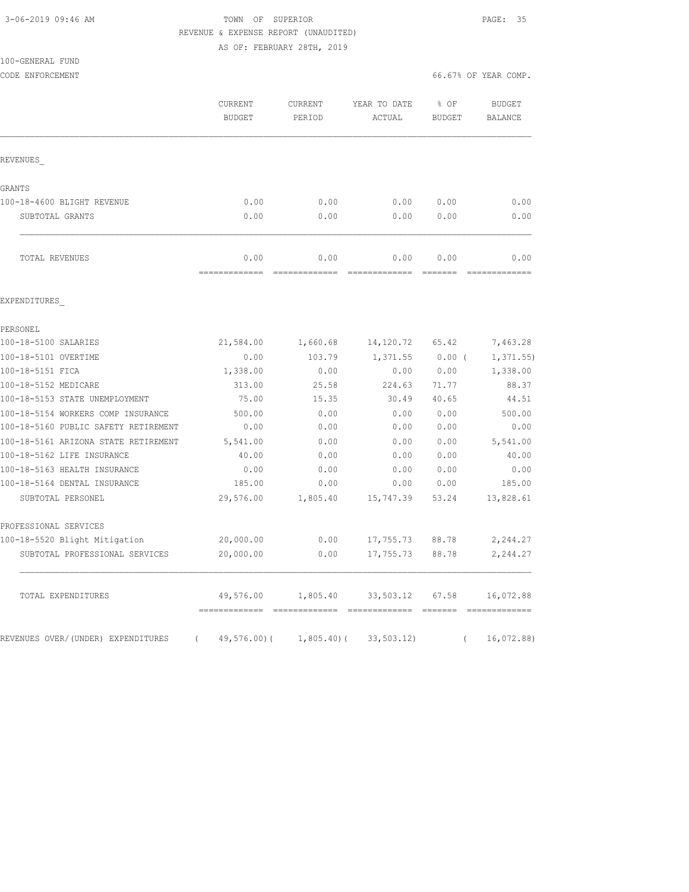3-06-2019 09:46 AM

TOWN OF SUPERIOR

REVENUE & EXPENSE REPORT (UNAUDITED)

AS OF: FEBRUARY 28TH, 2019

100-GENERAL FUND

CODE ENFORCEMENT

66.67% OF YEAR COMP.

| | CURRENT BUDGET | CURRENT PERIOD | YEAR TO DATE ACTUAL | % OF BUDGET | BUDGET BALANCE |
|---|---|---|---|---|---|
| REVENUES_ | | | | | |
| GRANTS | | | | | |
| 100-18-4600 BLIGHT REVENUE | 0.00 | 0.00 | 0.00 | 0.00 | 0.00 |
| SUBTOTAL GRANTS | 0.00 | 0.00 | 0.00 | 0.00 | 0.00 |
| TOTAL REVENUES | 0.00 | 0.00 | 0.00 | 0.00 | 0.00 |
| EXPENDITURES_ | | | | | |
| PERSONEL | | | | | |
| 100-18-5100 SALARIES | 21,584.00 | 1,660.68 | 14,120.72 | 65.42 | 7,463.28 |
| 100-18-5101 OVERTIME | 0.00 | 103.79 | 1,371.55 | 0.00 ( | 1,371.55) |
| 100-18-5151 FICA | 1,338.00 | 0.00 | 0.00 | 0.00 | 1,338.00 |
| 100-18-5152 MEDICARE | 313.00 | 25.58 | 224.63 | 71.77 | 88.37 |
| 100-18-5153 STATE UNEMPLOYMENT | 75.00 | 15.35 | 30.49 | 40.65 | 44.51 |
| 100-18-5154 WORKERS COMP INSURANCE | 500.00 | 0.00 | 0.00 | 0.00 | 500.00 |
| 100-18-5160 PUBLIC SAFETY RETIREMENT | 0.00 | 0.00 | 0.00 | 0.00 | 0.00 |
| 100-18-5161 ARIZONA STATE RETIREMENT | 5,541.00 | 0.00 | 0.00 | 0.00 | 5,541.00 |
| 100-18-5162 LIFE INSURANCE | 40.00 | 0.00 | 0.00 | 0.00 | 40.00 |
| 100-18-5163 HEALTH INSURANCE | 0.00 | 0.00 | 0.00 | 0.00 | 0.00 |
| 100-18-5164 DENTAL INSURANCE | 185.00 | 0.00 | 0.00 | 0.00 | 185.00 |
| SUBTOTAL PERSONEL | 29,576.00 | 1,805.40 | 15,747.39 | 53.24 | 13,828.61 |
| PROFESSIONAL SERVICES | | | | | |
| 100-18-5520 Blight Mitigation | 20,000.00 | 0.00 | 17,755.73 | 88.78 | 2,244.27 |
| SUBTOTAL PROFESSIONAL SERVICES | 20,000.00 | 0.00 | 17,755.73 | 88.78 | 2,244.27 |
| TOTAL EXPENDITURES | 49,576.00 | 1,805.40 | 33,503.12 | 67.58 | 16,072.88 |
| REVENUES OVER/(UNDER) EXPENDITURES | ( 49,576.00)( | 1,805.40)( | 33,503.12) | ( | 16,072.88) |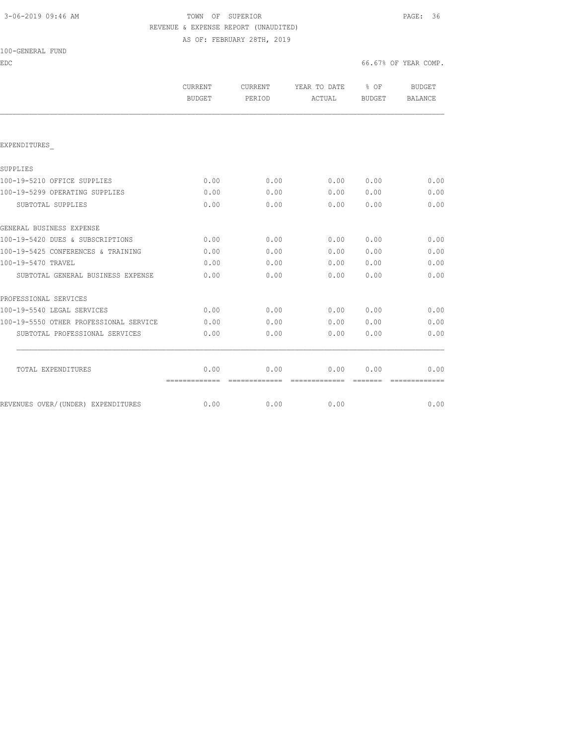TOWN OF SUPERIOR
REVENUE & EXPENSE REPORT (UNAUDITED)
AS OF: FEBRUARY 28TH, 2019

100-GENERAL FUND

EDC — 66.67% OF YEAR COMP.

| | CURRENT BUDGET | CURRENT PERIOD | YEAR TO DATE ACTUAL | % OF BUDGET | BUDGET BALANCE |
|---|---|---|---|---|---|
| EXPENDITURES_ | | | | | |
| SUPPLIES | | | | | |
| 100-19-5210 OFFICE SUPPLIES | 0.00 | 0.00 | 0.00 | 0.00 | 0.00 |
| 100-19-5299 OPERATING SUPPLIES | 0.00 | 0.00 | 0.00 | 0.00 | 0.00 |
| SUBTOTAL SUPPLIES | 0.00 | 0.00 | 0.00 | 0.00 | 0.00 |
| GENERAL BUSINESS EXPENSE | | | | | |
| 100-19-5420 DUES & SUBSCRIPTIONS | 0.00 | 0.00 | 0.00 | 0.00 | 0.00 |
| 100-19-5425 CONFERENCES & TRAINING | 0.00 | 0.00 | 0.00 | 0.00 | 0.00 |
| 100-19-5470 TRAVEL | 0.00 | 0.00 | 0.00 | 0.00 | 0.00 |
| SUBTOTAL GENERAL BUSINESS EXPENSE | 0.00 | 0.00 | 0.00 | 0.00 | 0.00 |
| PROFESSIONAL SERVICES | | | | | |
| 100-19-5540 LEGAL SERVICES | 0.00 | 0.00 | 0.00 | 0.00 | 0.00 |
| 100-19-5550 OTHER PROFESSIONAL SERVICE | 0.00 | 0.00 | 0.00 | 0.00 | 0.00 |
| SUBTOTAL PROFESSIONAL SERVICES | 0.00 | 0.00 | 0.00 | 0.00 | 0.00 |
| TOTAL EXPENDITURES | 0.00 | 0.00 | 0.00 | 0.00 | 0.00 |
| REVENUES OVER/(UNDER) EXPENDITURES | 0.00 | 0.00 | 0.00 | | 0.00 |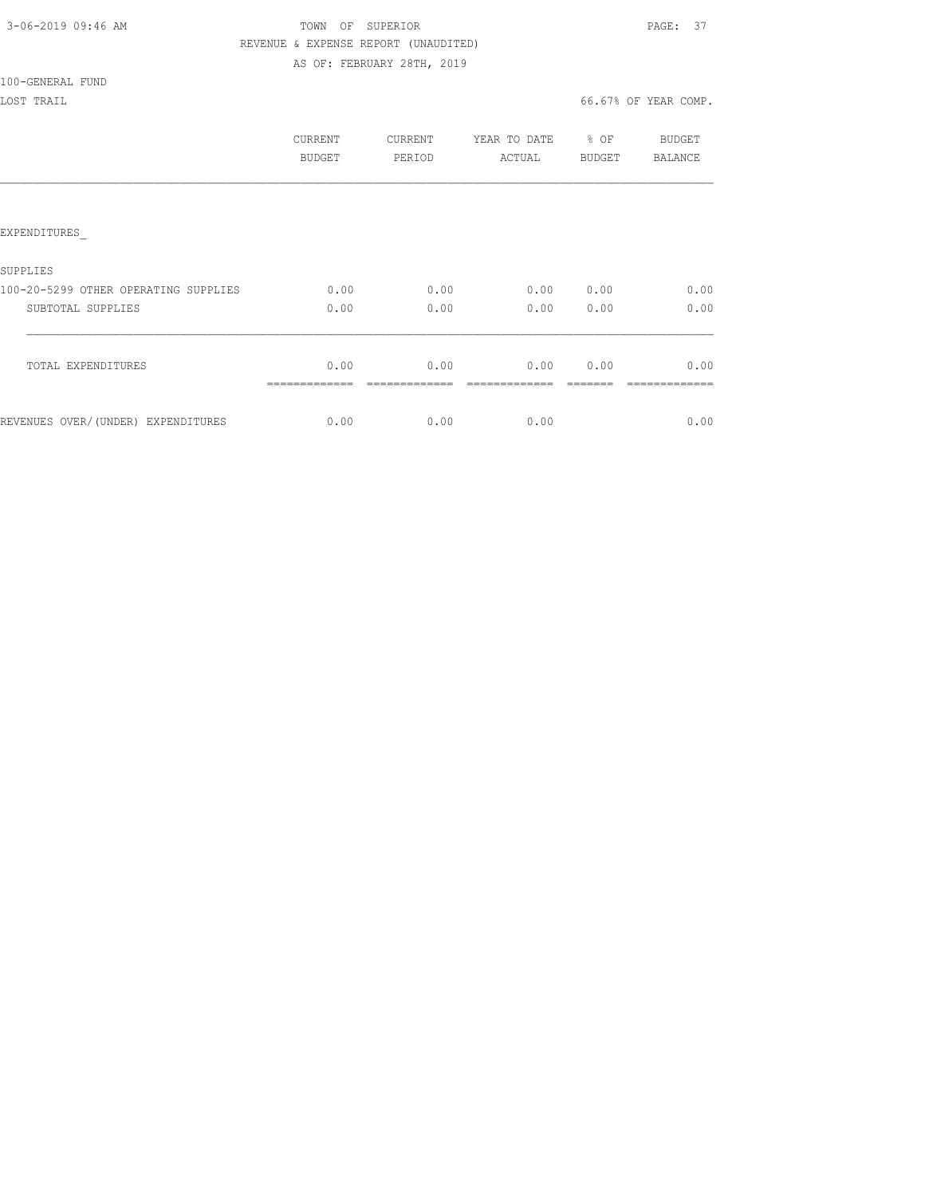TOWN OF SUPERIOR
REVENUE & EXPENSE REPORT (UNAUDITED)
AS OF: FEBRUARY 28TH, 2019

100-GENERAL FUND
LOST TRAIL

66.67% OF YEAR COMP.

| | CURRENT BUDGET | CURRENT PERIOD | YEAR TO DATE ACTUAL | % OF BUDGET | BUDGET BALANCE |
|---|---|---|---|---|---|
| EXPENDITURES_ | | | | | |
| SUPPLIES | | | | | |
| 100-20-5299 OTHER OPERATING SUPPLIES | 0.00 | 0.00 | 0.00 | 0.00 | 0.00 |
| SUBTOTAL SUPPLIES | 0.00 | 0.00 | 0.00 | 0.00 | 0.00 |
| TOTAL EXPENDITURES | 0.00 | 0.00 | 0.00 | 0.00 | 0.00 |
| REVENUES OVER/(UNDER) EXPENDITURES | 0.00 | 0.00 | 0.00 | | 0.00 |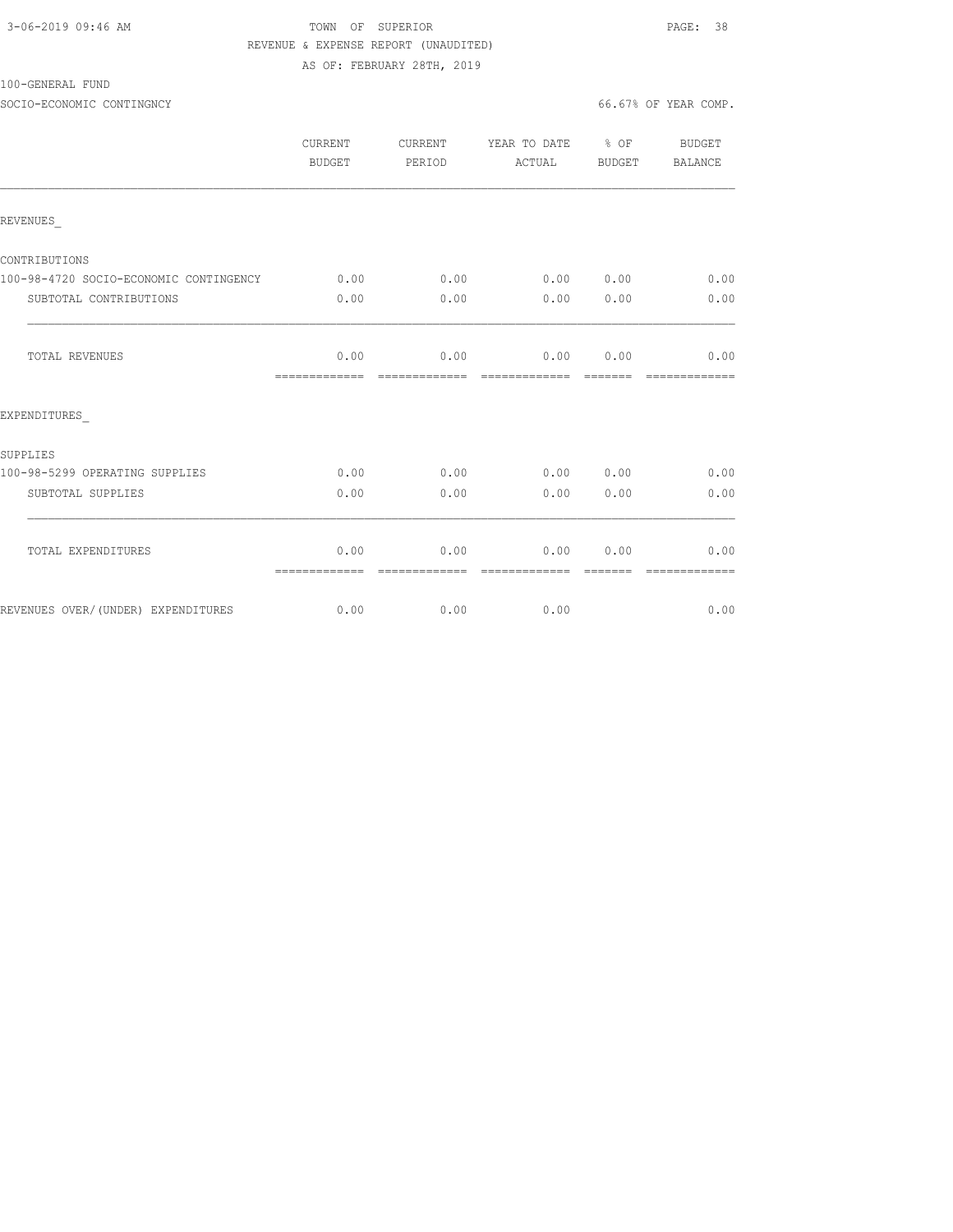3-06-2019 09:46 AM

TOWN OF SUPERIOR

REVENUE & EXPENSE REPORT (UNAUDITED)

AS OF: FEBRUARY 28TH, 2019

100-GENERAL FUND

SOCIO-ECONOMIC CONTINGNCY

66.67% OF YEAR COMP.

| | CURRENT BUDGET | CURRENT PERIOD | YEAR TO DATE ACTUAL | % OF BUDGET | BUDGET BALANCE |
|---|---|---|---|---|---|
| REVENUES_ | | | | | |
| CONTRIBUTIONS | | | | | |
| 100-98-4720 SOCIO-ECONOMIC CONTINGENCY | 0.00 | 0.00 | 0.00 | 0.00 | 0.00 |
| SUBTOTAL CONTRIBUTIONS | 0.00 | 0.00 | 0.00 | 0.00 | 0.00 |
| TOTAL REVENUES | 0.00 | 0.00 | 0.00 | 0.00 | 0.00 |
| EXPENDITURES_ | | | | | |
| SUPPLIES | | | | | |
| 100-98-5299 OPERATING SUPPLIES | 0.00 | 0.00 | 0.00 | 0.00 | 0.00 |
| SUBTOTAL SUPPLIES | 0.00 | 0.00 | 0.00 | 0.00 | 0.00 |
| TOTAL EXPENDITURES | 0.00 | 0.00 | 0.00 | 0.00 | 0.00 |
| REVENUES OVER/(UNDER) EXPENDITURES | 0.00 | 0.00 | 0.00 | | 0.00 |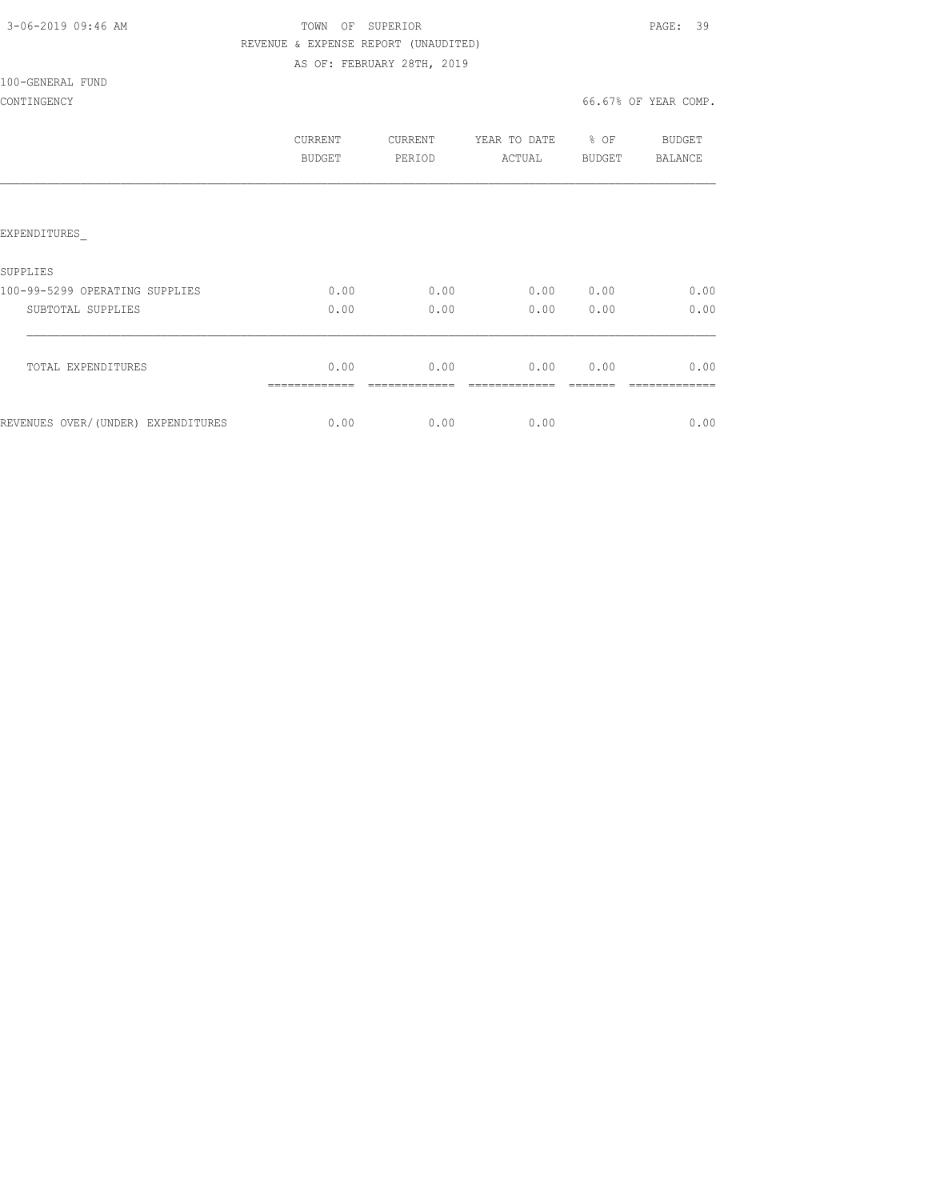3-06-2019 09:46 AM

TOWN OF SUPERIOR

REVENUE & EXPENSE REPORT (UNAUDITED)

AS OF: FEBRUARY 28TH, 2019

100-GENERAL FUND

CONTINGENCY

66.67% OF YEAR COMP.

| | CURRENT BUDGET | CURRENT PERIOD | YEAR TO DATE ACTUAL | % OF BUDGET | BUDGET BALANCE |
|---|---|---|---|---|---|
| EXPENDITURES_ | | | | | |
| SUPPLIES | | | | | |
| 100-99-5299 OPERATING SUPPLIES | 0.00 | 0.00 | 0.00 | 0.00 | 0.00 |
| SUBTOTAL SUPPLIES | 0.00 | 0.00 | 0.00 | 0.00 | 0.00 |
| TOTAL EXPENDITURES | 0.00 | 0.00 | 0.00 | 0.00 | 0.00 |
| REVENUES OVER/(UNDER) EXPENDITURES | 0.00 | 0.00 | 0.00 | | 0.00 |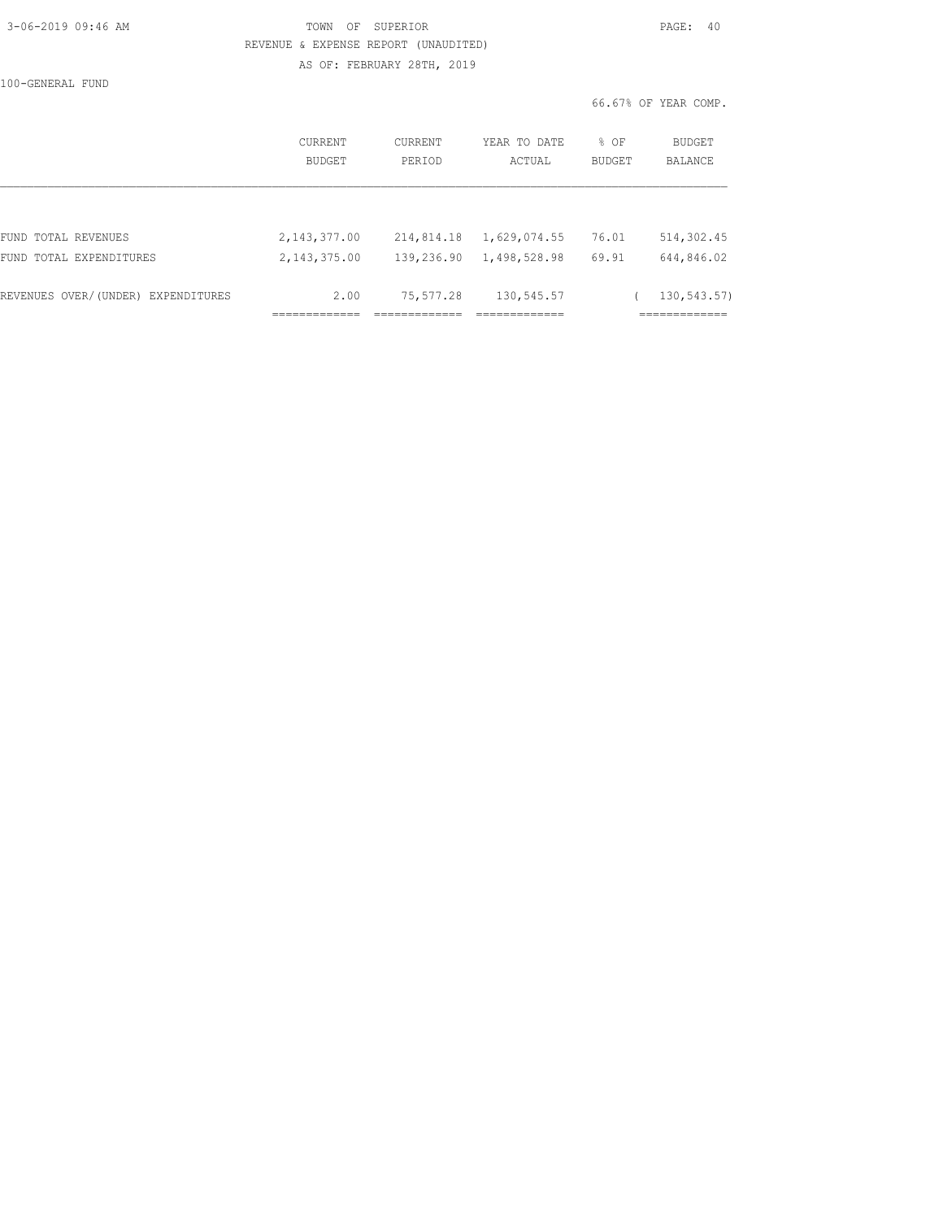TOWN OF SUPERIOR

REVENUE & EXPENSE REPORT (UNAUDITED)

AS OF: FEBRUARY 28TH, 2019

100-GENERAL FUND

66.67% OF YEAR COMP.

| | CURRENT BUDGET | CURRENT PERIOD | YEAR TO DATE ACTUAL | % OF BUDGET | BUDGET BALANCE |
|---|---|---|---|---|---|
| FUND TOTAL REVENUES | 2,143,377.00 | 214,814.18 | 1,629,074.55 | 76.01 | 514,302.45 |
| FUND TOTAL EXPENDITURES | 2,143,375.00 | 139,236.90 | 1,498,528.98 | 69.91 | 644,846.02 |
| REVENUES OVER/(UNDER) EXPENDITURES | 2.00 | 75,577.28 | 130,545.57 | | ( 130,543.57) |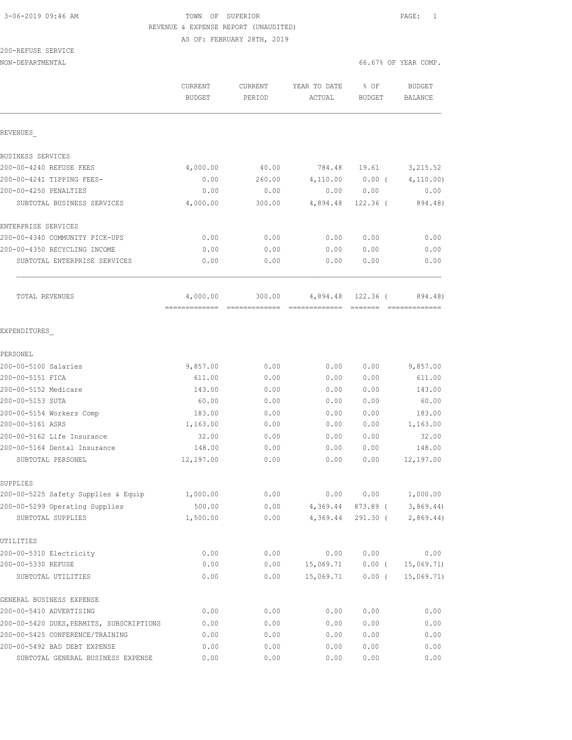3-06-2019 09:46 AM

# TOWN OF SUPERIOR

REVENUE & EXPENSE REPORT (UNAUDITED)

AS OF: FEBRUARY 28TH, 2019

200-REFUSE SERVICE

NON-DEPARTMENTAL — 66.67% OF YEAR COMP.

| | CURRENT BUDGET | CURRENT PERIOD | YEAR TO DATE ACTUAL | % OF BUDGET | BUDGET BALANCE |
|---|---|---|---|---|---|
| **REVENUES_** | | | | | |
| **BUSINESS SERVICES** | | | | | |
| 200-00-4240 REFUSE FEES | 4,000.00 | 40.00 | 784.48 | 19.61 | 3,215.52 |
| 200-00-4241 TIPPING FEES- | 0.00 | 260.00 | 4,110.00 | 0.00 ( | 4,110.00) |
| 200-00-4250 PENALTIES | 0.00 | 0.00 | 0.00 | 0.00 | 0.00 |
| SUBTOTAL BUSINESS SERVICES | 4,000.00 | 300.00 | 4,894.48 | 122.36 ( | 894.48) |
| **ENTERPRISE SERVICES** | | | | | |
| 200-00-4340 COMMUNITY PICK-UPS | 0.00 | 0.00 | 0.00 | 0.00 | 0.00 |
| 200-00-4350 RECYCLING INCOME | 0.00 | 0.00 | 0.00 | 0.00 | 0.00 |
| SUBTOTAL ENTERPRISE SERVICES | 0.00 | 0.00 | 0.00 | 0.00 | 0.00 |
| TOTAL REVENUES | 4,000.00 | 300.00 | 4,894.48 | 122.36 ( | 894.48) |
| **EXPENDITURES_** | | | | | |
| **PERSONEL** | | | | | |
| 200-00-5100 Salaries | 9,857.00 | 0.00 | 0.00 | 0.00 | 9,857.00 |
| 200-00-5151 FICA | 611.00 | 0.00 | 0.00 | 0.00 | 611.00 |
| 200-00-5152 Medicare | 143.00 | 0.00 | 0.00 | 0.00 | 143.00 |
| 200-00-5153 SUTA | 60.00 | 0.00 | 0.00 | 0.00 | 60.00 |
| 200-00-5154 Workers Comp | 183.00 | 0.00 | 0.00 | 0.00 | 183.00 |
| 200-00-5161 ASRS | 1,163.00 | 0.00 | 0.00 | 0.00 | 1,163.00 |
| 200-00-5162 Life Insurance | 32.00 | 0.00 | 0.00 | 0.00 | 32.00 |
| 200-00-5164 Dental Insurance | 148.00 | 0.00 | 0.00 | 0.00 | 148.00 |
| SUBTOTAL PERSONEL | 12,197.00 | 0.00 | 0.00 | 0.00 | 12,197.00 |
| **SUPPLIES** | | | | | |
| 200-00-5225 Safety Supplies & Equip | 1,000.00 | 0.00 | 0.00 | 0.00 | 1,000.00 |
| 200-00-5299 Operating Supplies | 500.00 | 0.00 | 4,369.44 | 873.89 ( | 3,869.44) |
| SUBTOTAL SUPPLIES | 1,500.00 | 0.00 | 4,369.44 | 291.30 ( | 2,869.44) |
| **UTILITIES** | | | | | |
| 200-00-5310 Electricity | 0.00 | 0.00 | 0.00 | 0.00 | 0.00 |
| 200-00-5330 REFUSE | 0.00 | 0.00 | 15,069.71 | 0.00 ( | 15,069.71) |
| SUBTOTAL UTILITIES | 0.00 | 0.00 | 15,069.71 | 0.00 ( | 15,069.71) |
| **GENERAL BUSINESS EXPENSE** | | | | | |
| 200-00-5410 ADVERTISING | 0.00 | 0.00 | 0.00 | 0.00 | 0.00 |
| 200-00-5420 DUES,PERMITS, SUBSCRIPTIONS | 0.00 | 0.00 | 0.00 | 0.00 | 0.00 |
| 200-00-5425 CONFERENCE/TRAINING | 0.00 | 0.00 | 0.00 | 0.00 | 0.00 |
| 200-00-5492 BAD DEBT EXPENSE | 0.00 | 0.00 | 0.00 | 0.00 | 0.00 |
| SUBTOTAL GENERAL BUSINESS EXPENSE | 0.00 | 0.00 | 0.00 | 0.00 | 0.00 |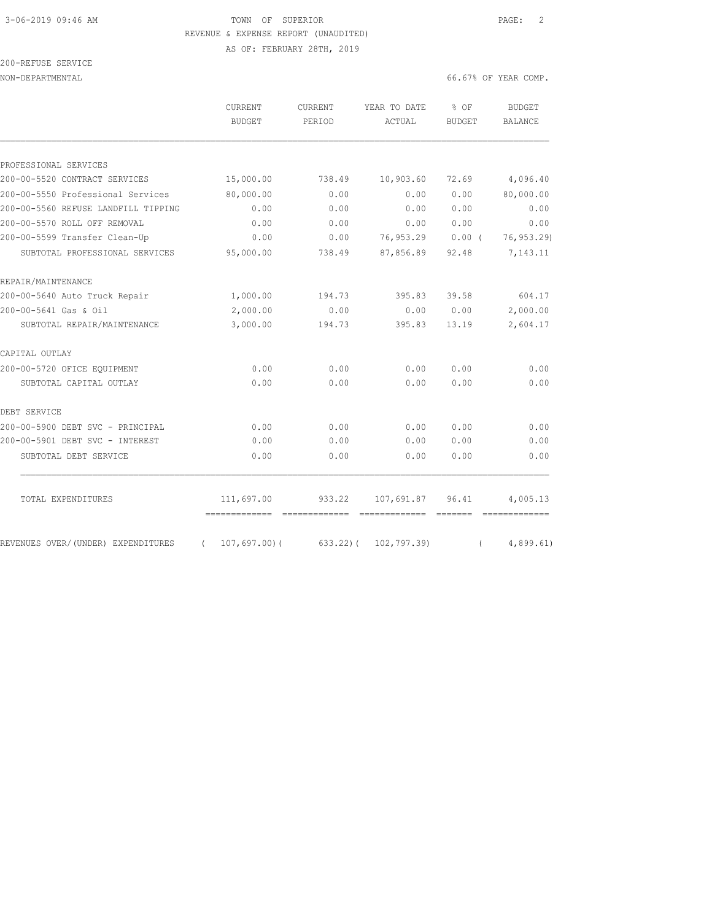3-06-2019 09:46 AM

TOWN OF SUPERIOR

REVENUE & EXPENSE REPORT (UNAUDITED)

AS OF: FEBRUARY 28TH, 2019

200-REFUSE SERVICE

NON-DEPARTMENTAL

66.67% OF YEAR COMP.

| | CURRENT BUDGET | CURRENT PERIOD | YEAR TO DATE ACTUAL | % OF BUDGET | BUDGET BALANCE |
|---|---|---|---|---|---|
| PROFESSIONAL SERVICES | | | | | |
| 200-00-5520 CONTRACT SERVICES | 15,000.00 | 738.49 | 10,903.60 | 72.69 | 4,096.40 |
| 200-00-5550 Professional Services | 80,000.00 | 0.00 | 0.00 | 0.00 | 80,000.00 |
| 200-00-5560 REFUSE LANDFILL TIPPING | 0.00 | 0.00 | 0.00 | 0.00 | 0.00 |
| 200-00-5570 ROLL OFF REMOVAL | 0.00 | 0.00 | 0.00 | 0.00 | 0.00 |
| 200-00-5599 Transfer Clean-Up | 0.00 | 0.00 | 76,953.29 | 0.00 | ( 76,953.29) |
| SUBTOTAL PROFESSIONAL SERVICES | 95,000.00 | 738.49 | 87,856.89 | 92.48 | 7,143.11 |
| REPAIR/MAINTENANCE | | | | | |
| 200-00-5640 Auto Truck Repair | 1,000.00 | 194.73 | 395.83 | 39.58 | 604.17 |
| 200-00-5641 Gas & Oil | 2,000.00 | 0.00 | 0.00 | 0.00 | 2,000.00 |
| SUBTOTAL REPAIR/MAINTENANCE | 3,000.00 | 194.73 | 395.83 | 13.19 | 2,604.17 |
| CAPITAL OUTLAY | | | | | |
| 200-00-5720 OFICE EQUIPMENT | 0.00 | 0.00 | 0.00 | 0.00 | 0.00 |
| SUBTOTAL CAPITAL OUTLAY | 0.00 | 0.00 | 0.00 | 0.00 | 0.00 |
| DEBT SERVICE | | | | | |
| 200-00-5900 DEBT SVC - PRINCIPAL | 0.00 | 0.00 | 0.00 | 0.00 | 0.00 |
| 200-00-5901 DEBT SVC - INTEREST | 0.00 | 0.00 | 0.00 | 0.00 | 0.00 |
| SUBTOTAL DEBT SERVICE | 0.00 | 0.00 | 0.00 | 0.00 | 0.00 |
| TOTAL EXPENDITURES | 111,697.00 | 933.22 | 107,691.87 | 96.41 | 4,005.13 |
| REVENUES OVER/(UNDER) EXPENDITURES | ( 107,697.00) | ( 633.22) | ( 102,797.39) | | ( 4,899.61) |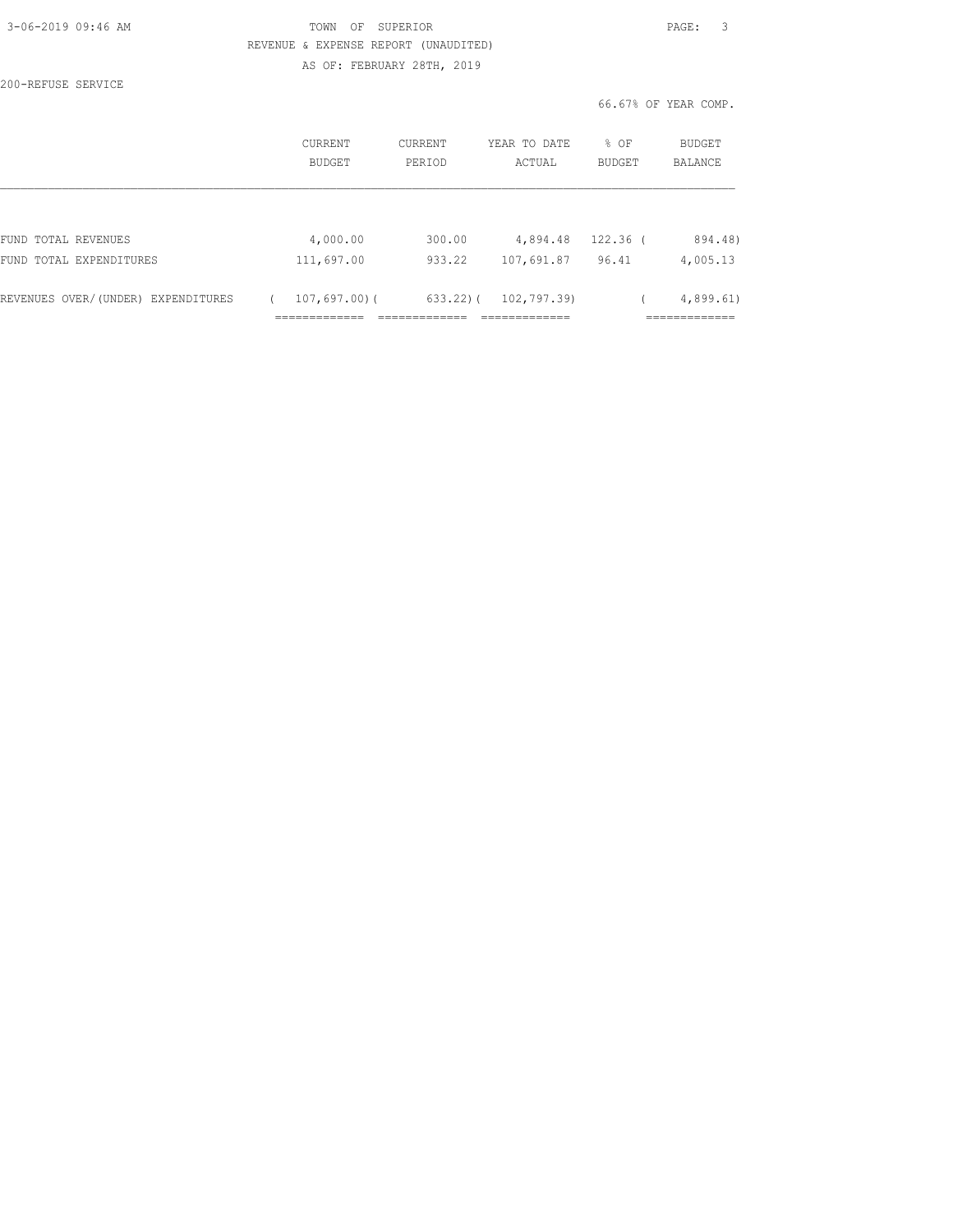TOWN OF SUPERIOR
REVENUE & EXPENSE REPORT (UNAUDITED)
AS OF: FEBRUARY 28TH, 2019

200-REFUSE SERVICE

66.67% OF YEAR COMP.

|  | CURRENT BUDGET | CURRENT PERIOD | YEAR TO DATE ACTUAL | % OF BUDGET | BUDGET BALANCE |
|---|---|---|---|---|---|
| FUND TOTAL REVENUES | 4,000.00 | 300.00 | 4,894.48 | 122.36 | ( 894.48) |
| FUND TOTAL EXPENDITURES | 111,697.00 | 933.22 | 107,691.87 | 96.41 | 4,005.13 |
| REVENUES OVER/(UNDER) EXPENDITURES | ( 107,697.00) | ( 633.22) | ( 102,797.39) |  | ( 4,899.61) |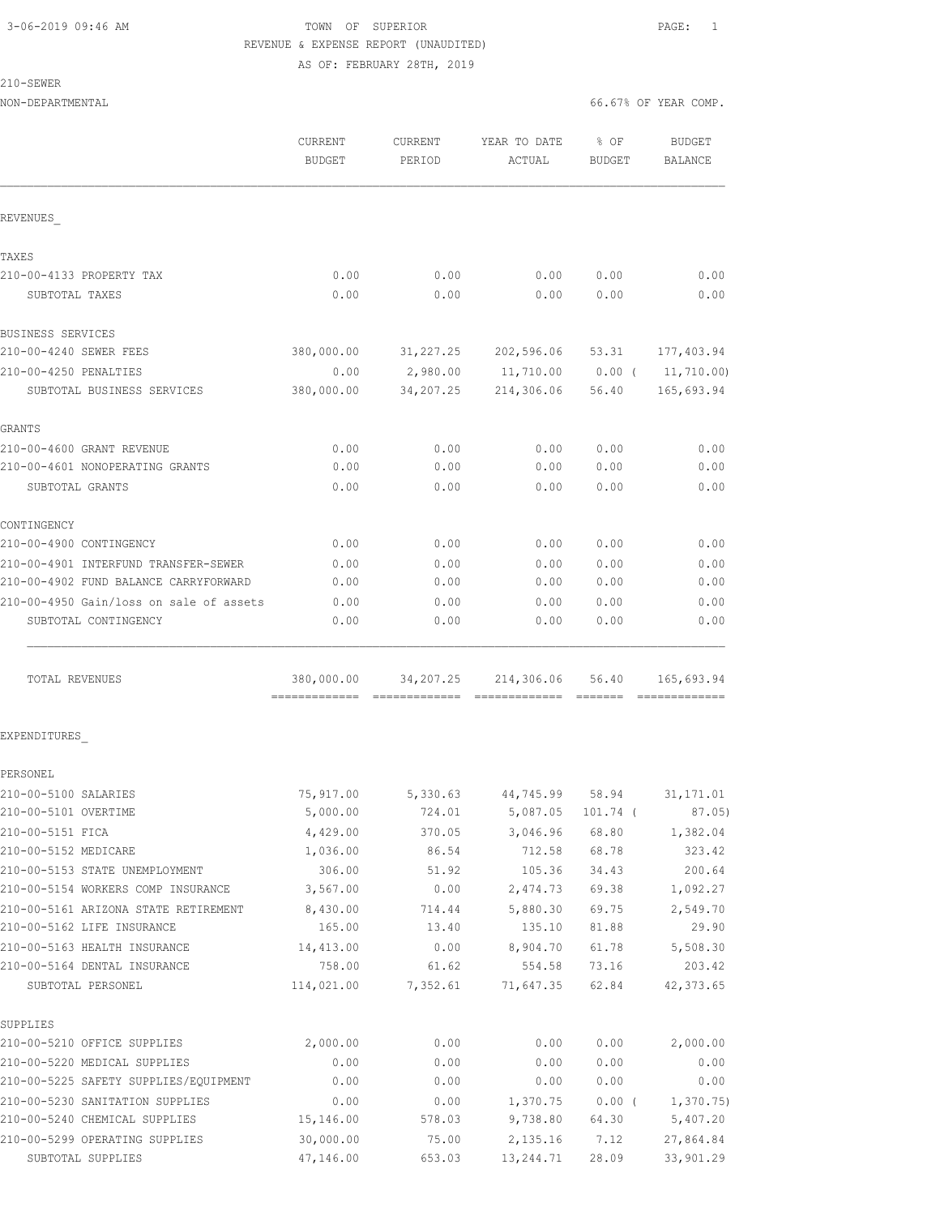3-06-2019 09:46 AM TOWN OF SUPERIOR PAGE: 1

REVENUE & EXPENSE REPORT (UNAUDITED)

AS OF: FEBRUARY 28TH, 2019

210-SEWER

NON-DEPARTMENTAL 66.67% OF YEAR COMP.

| | CURRENT BUDGET | CURRENT PERIOD | YEAR TO DATE ACTUAL | % OF BUDGET | BUDGET BALANCE |
|---|---|---|---|---|---|
| REVENUES_ | | | | | |
| TAXES | | | | | |
| 210-00-4133 PROPERTY TAX | 0.00 | 0.00 | 0.00 | 0.00 | 0.00 |
| SUBTOTAL TAXES | 0.00 | 0.00 | 0.00 | 0.00 | 0.00 |
| BUSINESS SERVICES | | | | | |
| 210-00-4240 SEWER FEES | 380,000.00 | 31,227.25 | 202,596.06 | 53.31 | 177,403.94 |
| 210-00-4250 PENALTIES | 0.00 | 2,980.00 | 11,710.00 | 0.00 ( | 11,710.00) |
| SUBTOTAL BUSINESS SERVICES | 380,000.00 | 34,207.25 | 214,306.06 | 56.40 | 165,693.94 |
| GRANTS | | | | | |
| 210-00-4600 GRANT REVENUE | 0.00 | 0.00 | 0.00 | 0.00 | 0.00 |
| 210-00-4601 NONOPERATING GRANTS | 0.00 | 0.00 | 0.00 | 0.00 | 0.00 |
| SUBTOTAL GRANTS | 0.00 | 0.00 | 0.00 | 0.00 | 0.00 |
| CONTINGENCY | | | | | |
| 210-00-4900 CONTINGENCY | 0.00 | 0.00 | 0.00 | 0.00 | 0.00 |
| 210-00-4901 INTERFUND TRANSFER-SEWER | 0.00 | 0.00 | 0.00 | 0.00 | 0.00 |
| 210-00-4902 FUND BALANCE CARRYFORWARD | 0.00 | 0.00 | 0.00 | 0.00 | 0.00 |
| 210-00-4950 Gain/loss on sale of assets | 0.00 | 0.00 | 0.00 | 0.00 | 0.00 |
| SUBTOTAL CONTINGENCY | 0.00 | 0.00 | 0.00 | 0.00 | 0.00 |
| TOTAL REVENUES | 380,000.00 | 34,207.25 | 214,306.06 | 56.40 | 165,693.94 |
| EXPENDITURES_ | | | | | |
| PERSONEL | | | | | |
| 210-00-5100 SALARIES | 75,917.00 | 5,330.63 | 44,745.99 | 58.94 | 31,171.01 |
| 210-00-5101 OVERTIME | 5,000.00 | 724.01 | 5,087.05 | 101.74 ( | 87.05) |
| 210-00-5151 FICA | 4,429.00 | 370.05 | 3,046.96 | 68.80 | 1,382.04 |
| 210-00-5152 MEDICARE | 1,036.00 | 86.54 | 712.58 | 68.78 | 323.42 |
| 210-00-5153 STATE UNEMPLOYMENT | 306.00 | 51.92 | 105.36 | 34.43 | 200.64 |
| 210-00-5154 WORKERS COMP INSURANCE | 3,567.00 | 0.00 | 2,474.73 | 69.38 | 1,092.27 |
| 210-00-5161 ARIZONA STATE RETIREMENT | 8,430.00 | 714.44 | 5,880.30 | 69.75 | 2,549.70 |
| 210-00-5162 LIFE INSURANCE | 165.00 | 13.40 | 135.10 | 81.88 | 29.90 |
| 210-00-5163 HEALTH INSURANCE | 14,413.00 | 0.00 | 8,904.70 | 61.78 | 5,508.30 |
| 210-00-5164 DENTAL INSURANCE | 758.00 | 61.62 | 554.58 | 73.16 | 203.42 |
| SUBTOTAL PERSONEL | 114,021.00 | 7,352.61 | 71,647.35 | 62.84 | 42,373.65 |
| SUPPLIES | | | | | |
| 210-00-5210 OFFICE SUPPLIES | 2,000.00 | 0.00 | 0.00 | 0.00 | 2,000.00 |
| 210-00-5220 MEDICAL SUPPLIES | 0.00 | 0.00 | 0.00 | 0.00 | 0.00 |
| 210-00-5225 SAFETY SUPPLIES/EQUIPMENT | 0.00 | 0.00 | 0.00 | 0.00 | 0.00 |
| 210-00-5230 SANITATION SUPPLIES | 0.00 | 0.00 | 1,370.75 | 0.00 ( | 1,370.75) |
| 210-00-5240 CHEMICAL SUPPLIES | 15,146.00 | 578.03 | 9,738.80 | 64.30 | 5,407.20 |
| 210-00-5299 OPERATING SUPPLIES | 30,000.00 | 75.00 | 2,135.16 | 7.12 | 27,864.84 |
| SUBTOTAL SUPPLIES | 47,146.00 | 653.03 | 13,244.71 | 28.09 | 33,901.29 |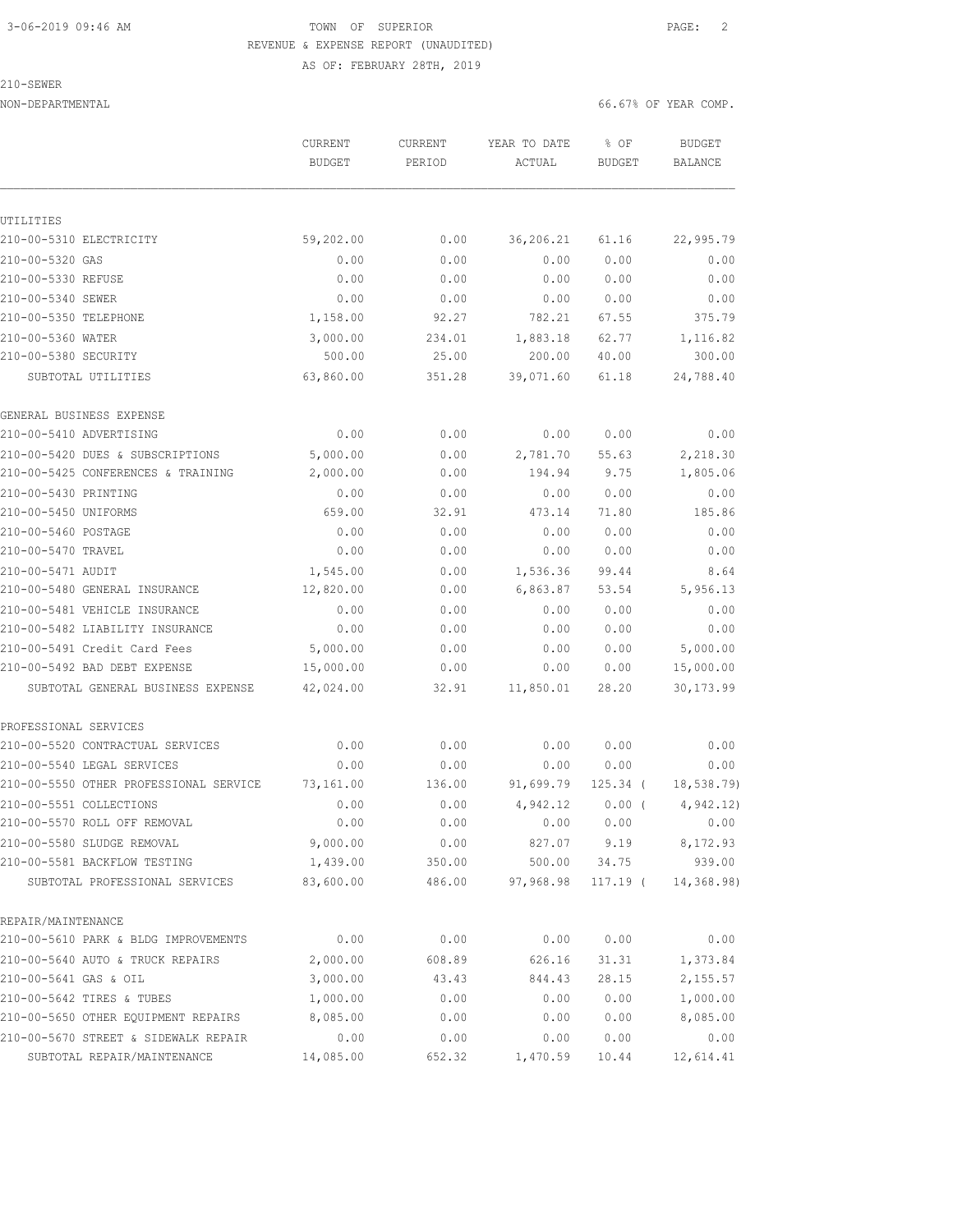TOWN OF SUPERIOR
REVENUE & EXPENSE REPORT (UNAUDITED)
AS OF: FEBRUARY 28TH, 2019

210-SEWER
NON-DEPARTMENTAL — 66.67% OF YEAR COMP.

| | CURRENT BUDGET | CURRENT PERIOD | YEAR TO DATE ACTUAL | % OF BUDGET | BUDGET BALANCE |
|---|---|---|---|---|---|
| **UTILITIES** | | | | | |
| 210-00-5310 ELECTRICITY | 59,202.00 | 0.00 | 36,206.21 | 61.16 | 22,995.79 |
| 210-00-5320 GAS | 0.00 | 0.00 | 0.00 | 0.00 | 0.00 |
| 210-00-5330 REFUSE | 0.00 | 0.00 | 0.00 | 0.00 | 0.00 |
| 210-00-5340 SEWER | 0.00 | 0.00 | 0.00 | 0.00 | 0.00 |
| 210-00-5350 TELEPHONE | 1,158.00 | 92.27 | 782.21 | 67.55 | 375.79 |
| 210-00-5360 WATER | 3,000.00 | 234.01 | 1,883.18 | 62.77 | 1,116.82 |
| 210-00-5380 SECURITY | 500.00 | 25.00 | 200.00 | 40.00 | 300.00 |
| SUBTOTAL UTILITIES | 63,860.00 | 351.28 | 39,071.60 | 61.18 | 24,788.40 |
| **GENERAL BUSINESS EXPENSE** | | | | | |
| 210-00-5410 ADVERTISING | 0.00 | 0.00 | 0.00 | 0.00 | 0.00 |
| 210-00-5420 DUES & SUBSCRIPTIONS | 5,000.00 | 0.00 | 2,781.70 | 55.63 | 2,218.30 |
| 210-00-5425 CONFERENCES & TRAINING | 2,000.00 | 0.00 | 194.94 | 9.75 | 1,805.06 |
| 210-00-5430 PRINTING | 0.00 | 0.00 | 0.00 | 0.00 | 0.00 |
| 210-00-5450 UNIFORMS | 659.00 | 32.91 | 473.14 | 71.80 | 185.86 |
| 210-00-5460 POSTAGE | 0.00 | 0.00 | 0.00 | 0.00 | 0.00 |
| 210-00-5470 TRAVEL | 0.00 | 0.00 | 0.00 | 0.00 | 0.00 |
| 210-00-5471 AUDIT | 1,545.00 | 0.00 | 1,536.36 | 99.44 | 8.64 |
| 210-00-5480 GENERAL INSURANCE | 12,820.00 | 0.00 | 6,863.87 | 53.54 | 5,956.13 |
| 210-00-5481 VEHICLE INSURANCE | 0.00 | 0.00 | 0.00 | 0.00 | 0.00 |
| 210-00-5482 LIABILITY INSURANCE | 0.00 | 0.00 | 0.00 | 0.00 | 0.00 |
| 210-00-5491 Credit Card Fees | 5,000.00 | 0.00 | 0.00 | 0.00 | 5,000.00 |
| 210-00-5492 BAD DEBT EXPENSE | 15,000.00 | 0.00 | 0.00 | 0.00 | 15,000.00 |
| SUBTOTAL GENERAL BUSINESS EXPENSE | 42,024.00 | 32.91 | 11,850.01 | 28.20 | 30,173.99 |
| **PROFESSIONAL SERVICES** | | | | | |
| 210-00-5520 CONTRACTUAL SERVICES | 0.00 | 0.00 | 0.00 | 0.00 | 0.00 |
| 210-00-5540 LEGAL SERVICES | 0.00 | 0.00 | 0.00 | 0.00 | 0.00 |
| 210-00-5550 OTHER PROFESSIONAL SERVICE | 73,161.00 | 136.00 | 91,699.79 | 125.34 | ( 18,538.79) |
| 210-00-5551 COLLECTIONS | 0.00 | 0.00 | 4,942.12 | 0.00 | ( 4,942.12) |
| 210-00-5570 ROLL OFF REMOVAL | 0.00 | 0.00 | 0.00 | 0.00 | 0.00 |
| 210-00-5580 SLUDGE REMOVAL | 9,000.00 | 0.00 | 827.07 | 9.19 | 8,172.93 |
| 210-00-5581 BACKFLOW TESTING | 1,439.00 | 350.00 | 500.00 | 34.75 | 939.00 |
| SUBTOTAL PROFESSIONAL SERVICES | 83,600.00 | 486.00 | 97,968.98 | 117.19 | ( 14,368.98) |
| **REPAIR/MAINTENANCE** | | | | | |
| 210-00-5610 PARK & BLDG IMPROVEMENTS | 0.00 | 0.00 | 0.00 | 0.00 | 0.00 |
| 210-00-5640 AUTO & TRUCK REPAIRS | 2,000.00 | 608.89 | 626.16 | 31.31 | 1,373.84 |
| 210-00-5641 GAS & OIL | 3,000.00 | 43.43 | 844.43 | 28.15 | 2,155.57 |
| 210-00-5642 TIRES & TUBES | 1,000.00 | 0.00 | 0.00 | 0.00 | 1,000.00 |
| 210-00-5650 OTHER EQUIPMENT REPAIRS | 8,085.00 | 0.00 | 0.00 | 0.00 | 8,085.00 |
| 210-00-5670 STREET & SIDEWALK REPAIR | 0.00 | 0.00 | 0.00 | 0.00 | 0.00 |
| SUBTOTAL REPAIR/MAINTENANCE | 14,085.00 | 652.32 | 1,470.59 | 10.44 | 12,614.41 |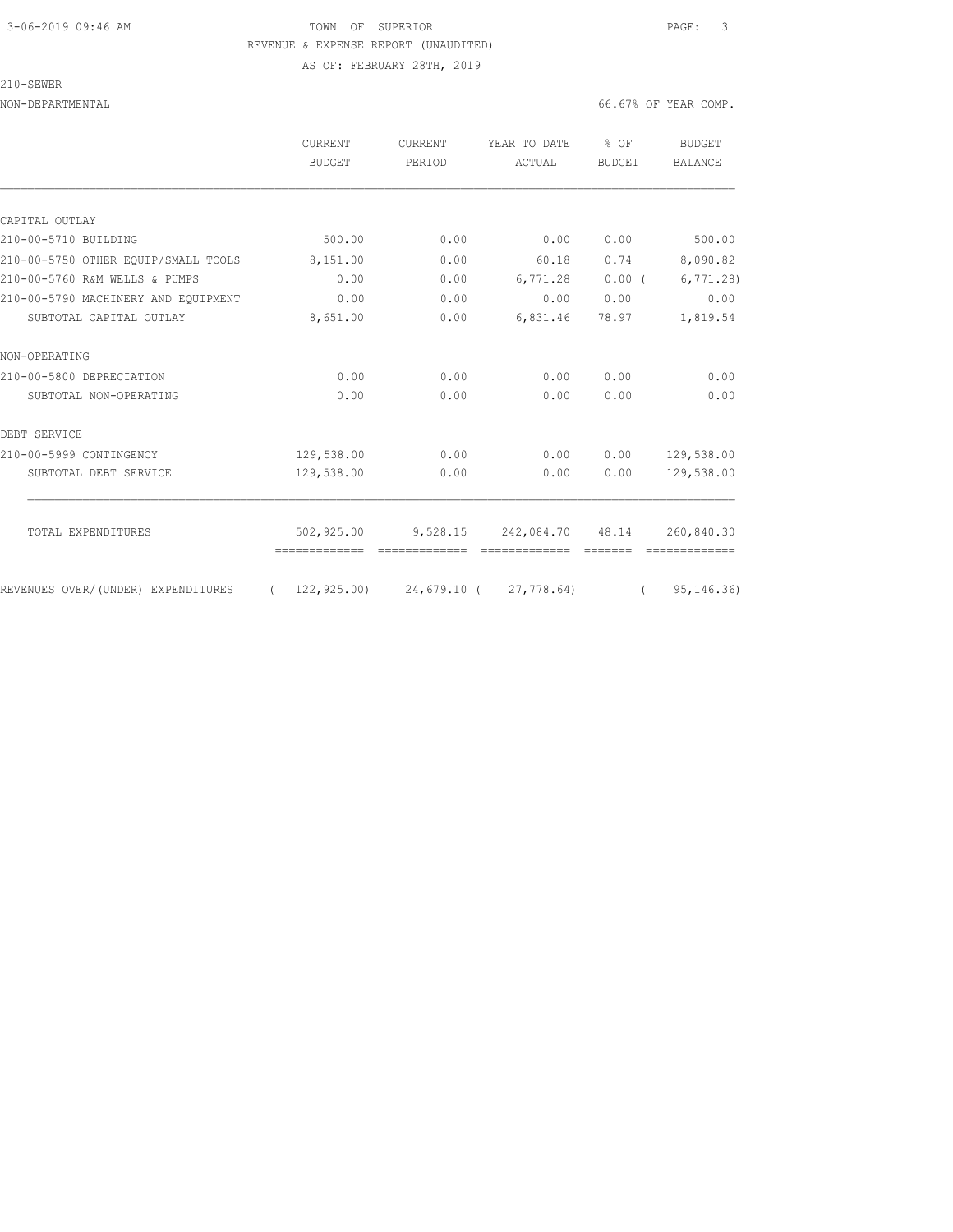TOWN OF SUPERIOR
REVENUE & EXPENSE REPORT (UNAUDITED)
AS OF: FEBRUARY 28TH, 2019

210-SEWER

NON-DEPARTMENTAL — 66.67% OF YEAR COMP.

| | CURRENT BUDGET | CURRENT PERIOD | YEAR TO DATE ACTUAL | % OF BUDGET | BUDGET BALANCE |
|---|---|---|---|---|---|
| **CAPITAL OUTLAY** | | | | | |
| 210-00-5710 BUILDING | 500.00 | 0.00 | 0.00 | 0.00 | 500.00 |
| 210-00-5750 OTHER EQUIP/SMALL TOOLS | 8,151.00 | 0.00 | 60.18 | 0.74 | 8,090.82 |
| 210-00-5760 R&M WELLS & PUMPS | 0.00 | 0.00 | 6,771.28 | 0.00 | ( 6,771.28) |
| 210-00-5790 MACHINERY AND EQUIPMENT | 0.00 | 0.00 | 0.00 | 0.00 | 0.00 |
| SUBTOTAL CAPITAL OUTLAY | 8,651.00 | 0.00 | 6,831.46 | 78.97 | 1,819.54 |
| **NON-OPERATING** | | | | | |
| 210-00-5800 DEPRECIATION | 0.00 | 0.00 | 0.00 | 0.00 | 0.00 |
| SUBTOTAL NON-OPERATING | 0.00 | 0.00 | 0.00 | 0.00 | 0.00 |
| **DEBT SERVICE** | | | | | |
| 210-00-5999 CONTINGENCY | 129,538.00 | 0.00 | 0.00 | 0.00 | 129,538.00 |
| SUBTOTAL DEBT SERVICE | 129,538.00 | 0.00 | 0.00 | 0.00 | 129,538.00 |
| TOTAL EXPENDITURES | 502,925.00 | 9,528.15 | 242,084.70 | 48.14 | 260,840.30 |
| REVENUES OVER/(UNDER) EXPENDITURES | ( 122,925.00) | 24,679.10 | ( 27,778.64) | | ( 95,146.36) |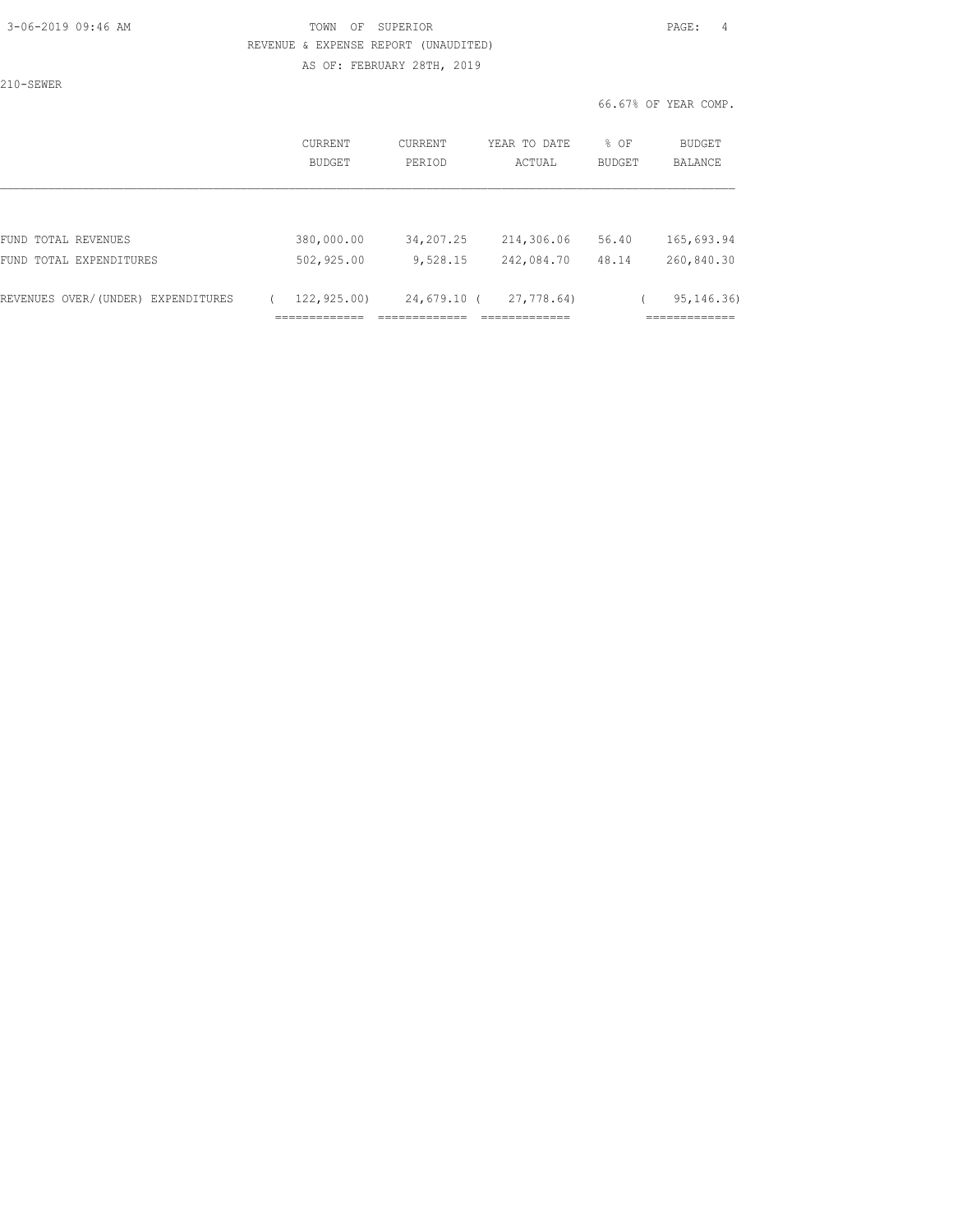TOWN OF SUPERIOR

REVENUE & EXPENSE REPORT (UNAUDITED)

AS OF: FEBRUARY 28TH, 2019

210-SEWER

66.67% OF YEAR COMP.

| | CURRENT BUDGET | CURRENT PERIOD | YEAR TO DATE ACTUAL | % OF BUDGET | BUDGET BALANCE |
|---|---|---|---|---|---|
| FUND TOTAL REVENUES | 380,000.00 | 34,207.25 | 214,306.06 | 56.40 | 165,693.94 |
| FUND TOTAL EXPENDITURES | 502,925.00 | 9,528.15 | 242,084.70 | 48.14 | 260,840.30 |
| REVENUES OVER/(UNDER) EXPENDITURES | ( 122,925.00) | 24,679.10 | ( 27,778.64) | | ( 95,146.36) |
| | ============= | ============= | ============= | | ============= |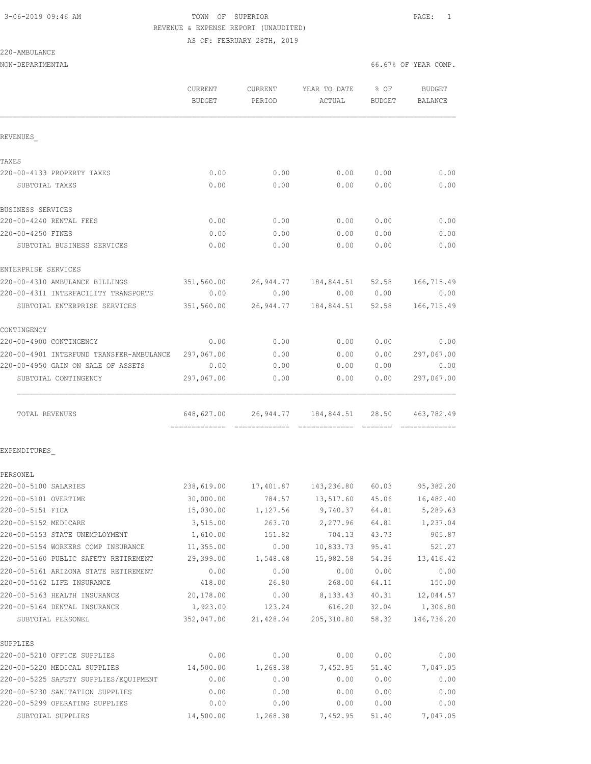TOWN OF SUPERIOR
REVENUE & EXPENSE REPORT (UNAUDITED)
AS OF: FEBRUARY 28TH, 2019

220-AMBULANCE
NON-DEPARTMENTAL

66.67% OF YEAR COMP.

| | CURRENT BUDGET | CURRENT PERIOD | YEAR TO DATE ACTUAL | % OF BUDGET | BUDGET BALANCE |
|---|---|---|---|---|---|
| **REVENUES** | | | | | |
| TAXES | | | | | |
| 220-00-4133 PROPERTY TAXES | 0.00 | 0.00 | 0.00 | 0.00 | 0.00 |
| SUBTOTAL TAXES | 0.00 | 0.00 | 0.00 | 0.00 | 0.00 |
| BUSINESS SERVICES | | | | | |
| 220-00-4240 RENTAL FEES | 0.00 | 0.00 | 0.00 | 0.00 | 0.00 |
| 220-00-4250 FINES | 0.00 | 0.00 | 0.00 | 0.00 | 0.00 |
| SUBTOTAL BUSINESS SERVICES | 0.00 | 0.00 | 0.00 | 0.00 | 0.00 |
| ENTERPRISE SERVICES | | | | | |
| 220-00-4310 AMBULANCE BILLINGS | 351,560.00 | 26,944.77 | 184,844.51 | 52.58 | 166,715.49 |
| 220-00-4311 INTERFACILITY TRANSPORTS | 0.00 | 0.00 | 0.00 | 0.00 | 0.00 |
| SUBTOTAL ENTERPRISE SERVICES | 351,560.00 | 26,944.77 | 184,844.51 | 52.58 | 166,715.49 |
| CONTINGENCY | | | | | |
| 220-00-4900 CONTINGENCY | 0.00 | 0.00 | 0.00 | 0.00 | 0.00 |
| 220-00-4901 INTERFUND TRANSFER-AMBULANCE | 297,067.00 | 0.00 | 0.00 | 0.00 | 297,067.00 |
| 220-00-4950 GAIN ON SALE OF ASSETS | 0.00 | 0.00 | 0.00 | 0.00 | 0.00 |
| SUBTOTAL CONTINGENCY | 297,067.00 | 0.00 | 0.00 | 0.00 | 297,067.00 |
| TOTAL REVENUES | 648,627.00 | 26,944.77 | 184,844.51 | 28.50 | 463,782.49 |
| **EXPENDITURES** | | | | | |
| PERSONEL | | | | | |
| 220-00-5100 SALARIES | 238,619.00 | 17,401.87 | 143,236.80 | 60.03 | 95,382.20 |
| 220-00-5101 OVERTIME | 30,000.00 | 784.57 | 13,517.60 | 45.06 | 16,482.40 |
| 220-00-5151 FICA | 15,030.00 | 1,127.56 | 9,740.37 | 64.81 | 5,289.63 |
| 220-00-5152 MEDICARE | 3,515.00 | 263.70 | 2,277.96 | 64.81 | 1,237.04 |
| 220-00-5153 STATE UNEMPLOYMENT | 1,610.00 | 151.82 | 704.13 | 43.73 | 905.87 |
| 220-00-5154 WORKERS COMP INSURANCE | 11,355.00 | 0.00 | 10,833.73 | 95.41 | 521.27 |
| 220-00-5160 PUBLIC SAFETY RETIREMENT | 29,399.00 | 1,548.48 | 15,982.58 | 54.36 | 13,416.42 |
| 220-00-5161 ARIZONA STATE RETIREMENT | 0.00 | 0.00 | 0.00 | 0.00 | 0.00 |
| 220-00-5162 LIFE INSURANCE | 418.00 | 26.80 | 268.00 | 64.11 | 150.00 |
| 220-00-5163 HEALTH INSURANCE | 20,178.00 | 0.00 | 8,133.43 | 40.31 | 12,044.57 |
| 220-00-5164 DENTAL INSURANCE | 1,923.00 | 123.24 | 616.20 | 32.04 | 1,306.80 |
| SUBTOTAL PERSONEL | 352,047.00 | 21,428.04 | 205,310.80 | 58.32 | 146,736.20 |
| SUPPLIES | | | | | |
| 220-00-5210 OFFICE SUPPLIES | 0.00 | 0.00 | 0.00 | 0.00 | 0.00 |
| 220-00-5220 MEDICAL SUPPLIES | 14,500.00 | 1,268.38 | 7,452.95 | 51.40 | 7,047.05 |
| 220-00-5225 SAFETY SUPPLIES/EQUIPMENT | 0.00 | 0.00 | 0.00 | 0.00 | 0.00 |
| 220-00-5230 SANITATION SUPPLIES | 0.00 | 0.00 | 0.00 | 0.00 | 0.00 |
| 220-00-5299 OPERATING SUPPLIES | 0.00 | 0.00 | 0.00 | 0.00 | 0.00 |
| SUBTOTAL SUPPLIES | 14,500.00 | 1,268.38 | 7,452.95 | 51.40 | 7,047.05 |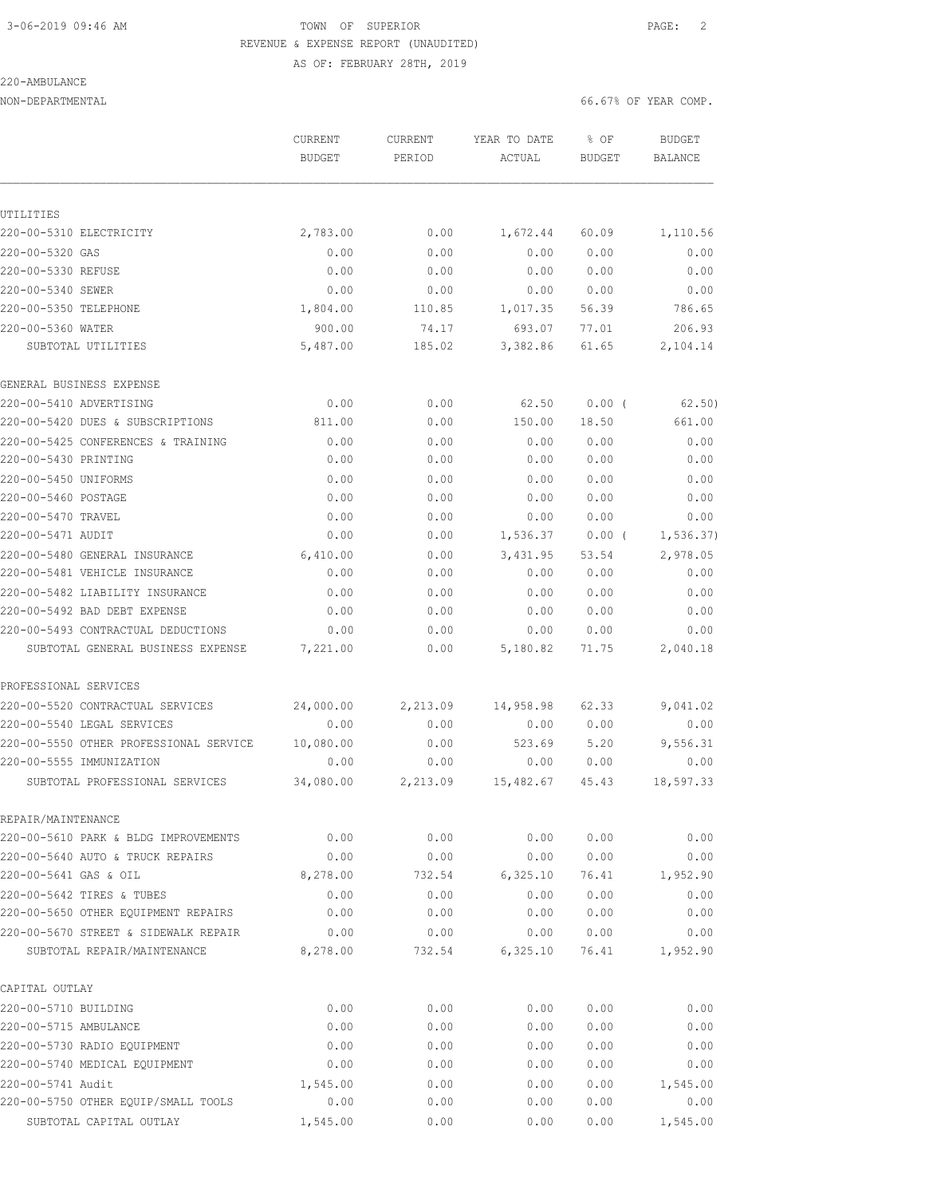TOWN OF SUPERIOR

REVENUE & EXPENSE REPORT (UNAUDITED)

AS OF: FEBRUARY 28TH, 2019

220-AMBULANCE

NON-DEPARTMENTAL — 66.67% OF YEAR COMP.

| | CURRENT BUDGET | CURRENT PERIOD | YEAR TO DATE ACTUAL | % OF BUDGET | BUDGET BALANCE |
|---|---|---|---|---|---|
| **UTILITIES** | | | | | |
| 220-00-5310 ELECTRICITY | 2,783.00 | 0.00 | 1,672.44 | 60.09 | 1,110.56 |
| 220-00-5320 GAS | 0.00 | 0.00 | 0.00 | 0.00 | 0.00 |
| 220-00-5330 REFUSE | 0.00 | 0.00 | 0.00 | 0.00 | 0.00 |
| 220-00-5340 SEWER | 0.00 | 0.00 | 0.00 | 0.00 | 0.00 |
| 220-00-5350 TELEPHONE | 1,804.00 | 110.85 | 1,017.35 | 56.39 | 786.65 |
| 220-00-5360 WATER | 900.00 | 74.17 | 693.07 | 77.01 | 206.93 |
| SUBTOTAL UTILITIES | 5,487.00 | 185.02 | 3,382.86 | 61.65 | 2,104.14 |
| **GENERAL BUSINESS EXPENSE** | | | | | |
| 220-00-5410 ADVERTISING | 0.00 | 0.00 | 62.50 | 0.00 ( | 62.50) |
| 220-00-5420 DUES & SUBSCRIPTIONS | 811.00 | 0.00 | 150.00 | 18.50 | 661.00 |
| 220-00-5425 CONFERENCES & TRAINING | 0.00 | 0.00 | 0.00 | 0.00 | 0.00 |
| 220-00-5430 PRINTING | 0.00 | 0.00 | 0.00 | 0.00 | 0.00 |
| 220-00-5450 UNIFORMS | 0.00 | 0.00 | 0.00 | 0.00 | 0.00 |
| 220-00-5460 POSTAGE | 0.00 | 0.00 | 0.00 | 0.00 | 0.00 |
| 220-00-5470 TRAVEL | 0.00 | 0.00 | 0.00 | 0.00 | 0.00 |
| 220-00-5471 AUDIT | 0.00 | 0.00 | 1,536.37 | 0.00 ( | 1,536.37) |
| 220-00-5480 GENERAL INSURANCE | 6,410.00 | 0.00 | 3,431.95 | 53.54 | 2,978.05 |
| 220-00-5481 VEHICLE INSURANCE | 0.00 | 0.00 | 0.00 | 0.00 | 0.00 |
| 220-00-5482 LIABILITY INSURANCE | 0.00 | 0.00 | 0.00 | 0.00 | 0.00 |
| 220-00-5492 BAD DEBT EXPENSE | 0.00 | 0.00 | 0.00 | 0.00 | 0.00 |
| 220-00-5493 CONTRACTUAL DEDUCTIONS | 0.00 | 0.00 | 0.00 | 0.00 | 0.00 |
| SUBTOTAL GENERAL BUSINESS EXPENSE | 7,221.00 | 0.00 | 5,180.82 | 71.75 | 2,040.18 |
| **PROFESSIONAL SERVICES** | | | | | |
| 220-00-5520 CONTRACTUAL SERVICES | 24,000.00 | 2,213.09 | 14,958.98 | 62.33 | 9,041.02 |
| 220-00-5540 LEGAL SERVICES | 0.00 | 0.00 | 0.00 | 0.00 | 0.00 |
| 220-00-5550 OTHER PROFESSIONAL SERVICE | 10,080.00 | 0.00 | 523.69 | 5.20 | 9,556.31 |
| 220-00-5555 IMMUNIZATION | 0.00 | 0.00 | 0.00 | 0.00 | 0.00 |
| SUBTOTAL PROFESSIONAL SERVICES | 34,080.00 | 2,213.09 | 15,482.67 | 45.43 | 18,597.33 |
| **REPAIR/MAINTENANCE** | | | | | |
| 220-00-5610 PARK & BLDG IMPROVEMENTS | 0.00 | 0.00 | 0.00 | 0.00 | 0.00 |
| 220-00-5640 AUTO & TRUCK REPAIRS | 0.00 | 0.00 | 0.00 | 0.00 | 0.00 |
| 220-00-5641 GAS & OIL | 8,278.00 | 732.54 | 6,325.10 | 76.41 | 1,952.90 |
| 220-00-5642 TIRES & TUBES | 0.00 | 0.00 | 0.00 | 0.00 | 0.00 |
| 220-00-5650 OTHER EQUIPMENT REPAIRS | 0.00 | 0.00 | 0.00 | 0.00 | 0.00 |
| 220-00-5670 STREET & SIDEWALK REPAIR | 0.00 | 0.00 | 0.00 | 0.00 | 0.00 |
| SUBTOTAL REPAIR/MAINTENANCE | 8,278.00 | 732.54 | 6,325.10 | 76.41 | 1,952.90 |
| **CAPITAL OUTLAY** | | | | | |
| 220-00-5710 BUILDING | 0.00 | 0.00 | 0.00 | 0.00 | 0.00 |
| 220-00-5715 AMBULANCE | 0.00 | 0.00 | 0.00 | 0.00 | 0.00 |
| 220-00-5730 RADIO EQUIPMENT | 0.00 | 0.00 | 0.00 | 0.00 | 0.00 |
| 220-00-5740 MEDICAL EQUIPMENT | 0.00 | 0.00 | 0.00 | 0.00 | 0.00 |
| 220-00-5741 Audit | 1,545.00 | 0.00 | 0.00 | 0.00 | 1,545.00 |
| 220-00-5750 OTHER EQUIP/SMALL TOOLS | 0.00 | 0.00 | 0.00 | 0.00 | 0.00 |
| SUBTOTAL CAPITAL OUTLAY | 1,545.00 | 0.00 | 0.00 | 0.00 | 1,545.00 |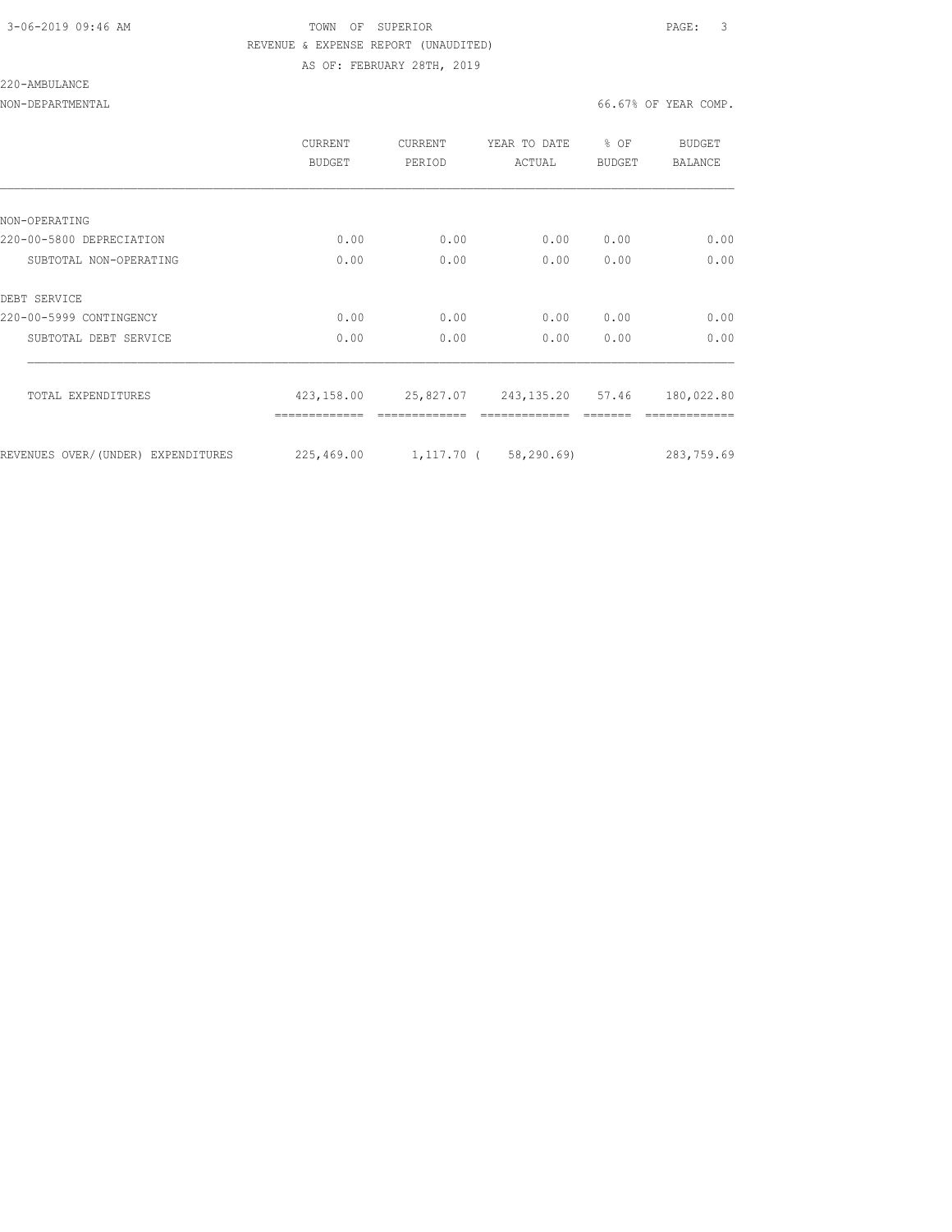TOWN OF SUPERIOR

REVENUE & EXPENSE REPORT (UNAUDITED)

AS OF: FEBRUARY 28TH, 2019

220-AMBULANCE

NON-DEPARTMENTAL — 66.67% OF YEAR COMP.

| | CURRENT BUDGET | CURRENT PERIOD | YEAR TO DATE ACTUAL | % OF BUDGET | BUDGET BALANCE |
|---|---|---|---|---|---|
| NON-OPERATING | | | | | |
| 220-00-5800 DEPRECIATION | 0.00 | 0.00 | 0.00 | 0.00 | 0.00 |
| SUBTOTAL NON-OPERATING | 0.00 | 0.00 | 0.00 | 0.00 | 0.00 |
| DEBT SERVICE | | | | | |
| 220-00-5999 CONTINGENCY | 0.00 | 0.00 | 0.00 | 0.00 | 0.00 |
| SUBTOTAL DEBT SERVICE | 0.00 | 0.00 | 0.00 | 0.00 | 0.00 |
| TOTAL EXPENDITURES | 423,158.00 | 25,827.07 | 243,135.20 | 57.46 | 180,022.80 |
| REVENUES OVER/(UNDER) EXPENDITURES | 225,469.00 | 1,117.70 | ( 58,290.69) | | 283,759.69 |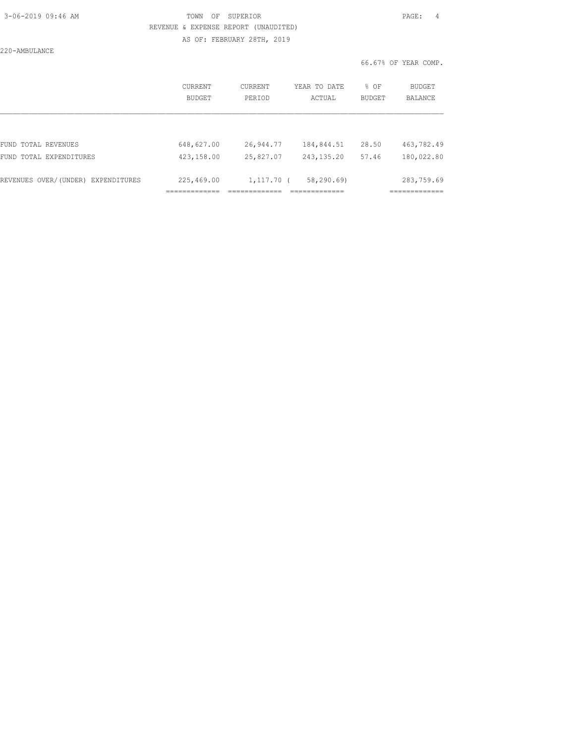3-06-2019 09:46 AM TOWN OF SUPERIOR

REVENUE & EXPENSE REPORT (UNAUDITED)

AS OF: FEBRUARY 28TH, 2019

220-AMBULANCE

66.67% OF YEAR COMP.

| | CURRENT BUDGET | CURRENT PERIOD | YEAR TO DATE ACTUAL | % OF BUDGET | BUDGET BALANCE |
|---|---|---|---|---|---|
| FUND TOTAL REVENUES | 648,627.00 | 26,944.77 | 184,844.51 | 28.50 | 463,782.49 |
| FUND TOTAL EXPENDITURES | 423,158.00 | 25,827.07 | 243,135.20 | 57.46 | 180,022.80 |
| REVENUES OVER/(UNDER) EXPENDITURES | 225,469.00 | 1,117.70 | ( 58,290.69) | | 283,759.69 |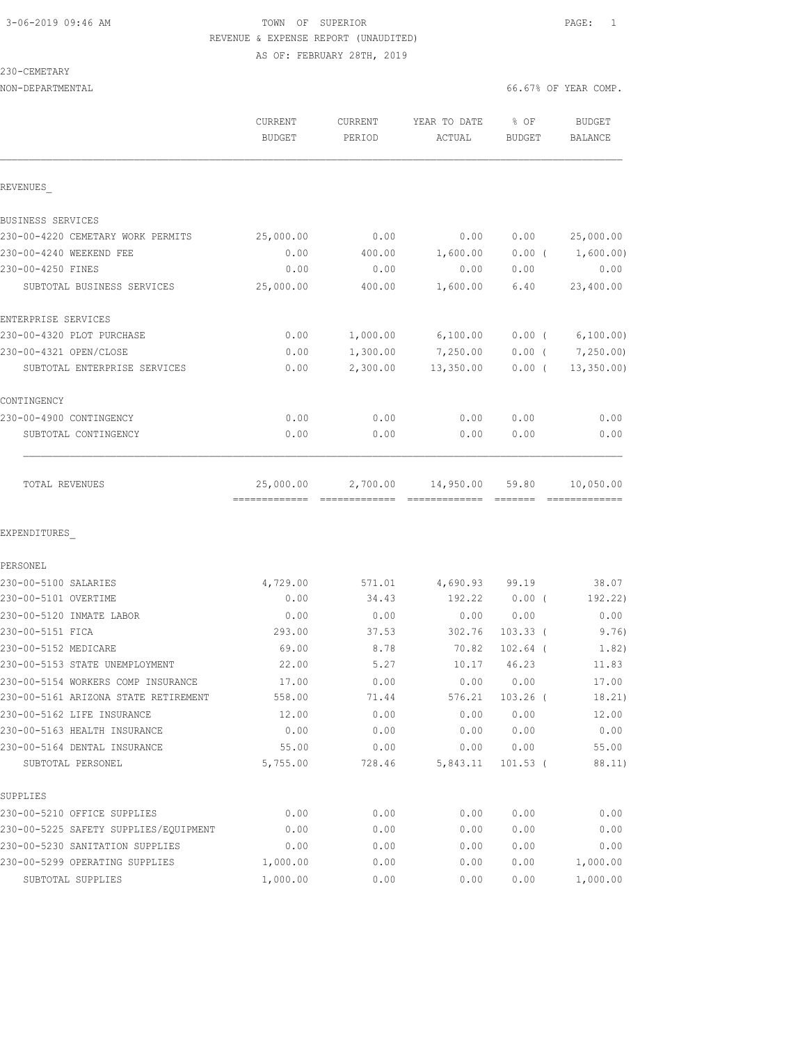3-06-2019 09:46 AM

TOWN OF SUPERIOR

REVENUE & EXPENSE REPORT (UNAUDITED)

AS OF: FEBRUARY 28TH, 2019

230-CEMETARY

NON-DEPARTMENTAL

66.67% OF YEAR COMP.

| | CURRENT BUDGET | CURRENT PERIOD | YEAR TO DATE ACTUAL | % OF BUDGET | BUDGET BALANCE |
|---|---|---|---|---|---|
| REVENUES_ | | | | | |
| BUSINESS SERVICES | | | | | |
| 230-00-4220 CEMETARY WORK PERMITS | 25,000.00 | 0.00 | 0.00 | 0.00 | 25,000.00 |
| 230-00-4240 WEEKEND FEE | 0.00 | 400.00 | 1,600.00 | 0.00 ( | 1,600.00) |
| 230-00-4250 FINES | 0.00 | 0.00 | 0.00 | 0.00 | 0.00 |
| SUBTOTAL BUSINESS SERVICES | 25,000.00 | 400.00 | 1,600.00 | 6.40 | 23,400.00 |
| ENTERPRISE SERVICES | | | | | |
| 230-00-4320 PLOT PURCHASE | 0.00 | 1,000.00 | 6,100.00 | 0.00 ( | 6,100.00) |
| 230-00-4321 OPEN/CLOSE | 0.00 | 1,300.00 | 7,250.00 | 0.00 ( | 7,250.00) |
| SUBTOTAL ENTERPRISE SERVICES | 0.00 | 2,300.00 | 13,350.00 | 0.00 ( | 13,350.00) |
| CONTINGENCY | | | | | |
| 230-00-4900 CONTINGENCY | 0.00 | 0.00 | 0.00 | 0.00 | 0.00 |
| SUBTOTAL CONTINGENCY | 0.00 | 0.00 | 0.00 | 0.00 | 0.00 |
| TOTAL REVENUES | 25,000.00 | 2,700.00 | 14,950.00 | 59.80 | 10,050.00 |
| EXPENDITURES_ | | | | | |
| PERSONEL | | | | | |
| 230-00-5100 SALARIES | 4,729.00 | 571.01 | 4,690.93 | 99.19 | 38.07 |
| 230-00-5101 OVERTIME | 0.00 | 34.43 | 192.22 | 0.00 ( | 192.22) |
| 230-00-5120 INMATE LABOR | 0.00 | 0.00 | 0.00 | 0.00 | 0.00 |
| 230-00-5151 FICA | 293.00 | 37.53 | 302.76 | 103.33 ( | 9.76) |
| 230-00-5152 MEDICARE | 69.00 | 8.78 | 70.82 | 102.64 ( | 1.82) |
| 230-00-5153 STATE UNEMPLOYMENT | 22.00 | 5.27 | 10.17 | 46.23 | 11.83 |
| 230-00-5154 WORKERS COMP INSURANCE | 17.00 | 0.00 | 0.00 | 0.00 | 17.00 |
| 230-00-5161 ARIZONA STATE RETIREMENT | 558.00 | 71.44 | 576.21 | 103.26 ( | 18.21) |
| 230-00-5162 LIFE INSURANCE | 12.00 | 0.00 | 0.00 | 0.00 | 12.00 |
| 230-00-5163 HEALTH INSURANCE | 0.00 | 0.00 | 0.00 | 0.00 | 0.00 |
| 230-00-5164 DENTAL INSURANCE | 55.00 | 0.00 | 0.00 | 0.00 | 55.00 |
| SUBTOTAL PERSONEL | 5,755.00 | 728.46 | 5,843.11 | 101.53 ( | 88.11) |
| SUPPLIES | | | | | |
| 230-00-5210 OFFICE SUPPLIES | 0.00 | 0.00 | 0.00 | 0.00 | 0.00 |
| 230-00-5225 SAFETY SUPPLIES/EQUIPMENT | 0.00 | 0.00 | 0.00 | 0.00 | 0.00 |
| 230-00-5230 SANITATION SUPPLIES | 0.00 | 0.00 | 0.00 | 0.00 | 0.00 |
| 230-00-5299 OPERATING SUPPLIES | 1,000.00 | 0.00 | 0.00 | 0.00 | 1,000.00 |
| SUBTOTAL SUPPLIES | 1,000.00 | 0.00 | 0.00 | 0.00 | 1,000.00 |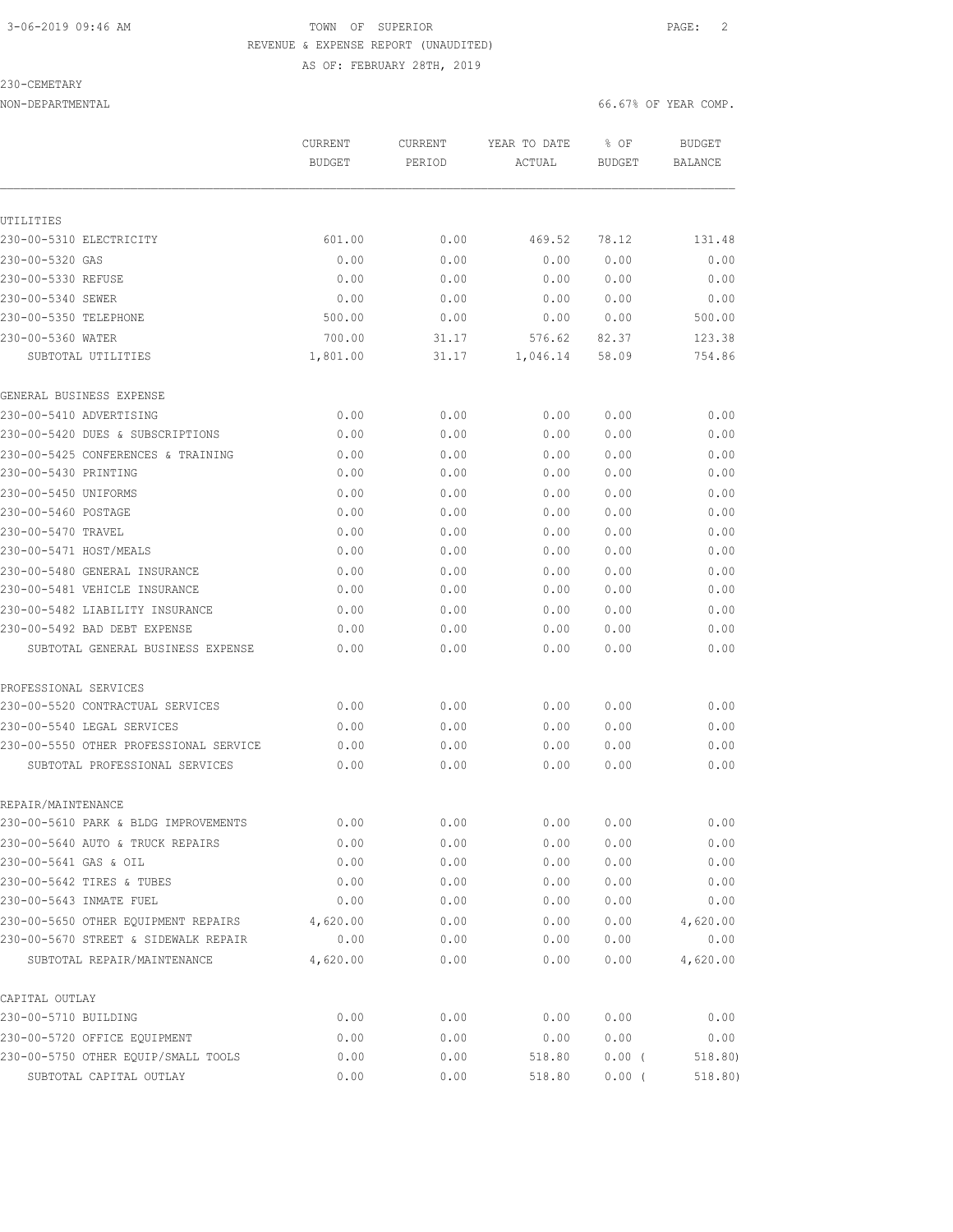TOWN OF SUPERIOR
REVENUE & EXPENSE REPORT (UNAUDITED)
AS OF: FEBRUARY 28TH, 2019

230-CEMETARY
NON-DEPARTMENTAL

66.67% OF YEAR COMP.

| | CURRENT BUDGET | CURRENT PERIOD | YEAR TO DATE ACTUAL | % OF BUDGET | BUDGET BALANCE |
|---|---|---|---|---|---|
| **UTILITIES** | | | | | |
| 230-00-5310 ELECTRICITY | 601.00 | 0.00 | 469.52 | 78.12 | 131.48 |
| 230-00-5320 GAS | 0.00 | 0.00 | 0.00 | 0.00 | 0.00 |
| 230-00-5330 REFUSE | 0.00 | 0.00 | 0.00 | 0.00 | 0.00 |
| 230-00-5340 SEWER | 0.00 | 0.00 | 0.00 | 0.00 | 0.00 |
| 230-00-5350 TELEPHONE | 500.00 | 0.00 | 0.00 | 0.00 | 500.00 |
| 230-00-5360 WATER | 700.00 | 31.17 | 576.62 | 82.37 | 123.38 |
| SUBTOTAL UTILITIES | 1,801.00 | 31.17 | 1,046.14 | 58.09 | 754.86 |
| **GENERAL BUSINESS EXPENSE** | | | | | |
| 230-00-5410 ADVERTISING | 0.00 | 0.00 | 0.00 | 0.00 | 0.00 |
| 230-00-5420 DUES & SUBSCRIPTIONS | 0.00 | 0.00 | 0.00 | 0.00 | 0.00 |
| 230-00-5425 CONFERENCES & TRAINING | 0.00 | 0.00 | 0.00 | 0.00 | 0.00 |
| 230-00-5430 PRINTING | 0.00 | 0.00 | 0.00 | 0.00 | 0.00 |
| 230-00-5450 UNIFORMS | 0.00 | 0.00 | 0.00 | 0.00 | 0.00 |
| 230-00-5460 POSTAGE | 0.00 | 0.00 | 0.00 | 0.00 | 0.00 |
| 230-00-5470 TRAVEL | 0.00 | 0.00 | 0.00 | 0.00 | 0.00 |
| 230-00-5471 HOST/MEALS | 0.00 | 0.00 | 0.00 | 0.00 | 0.00 |
| 230-00-5480 GENERAL INSURANCE | 0.00 | 0.00 | 0.00 | 0.00 | 0.00 |
| 230-00-5481 VEHICLE INSURANCE | 0.00 | 0.00 | 0.00 | 0.00 | 0.00 |
| 230-00-5482 LIABILITY INSURANCE | 0.00 | 0.00 | 0.00 | 0.00 | 0.00 |
| 230-00-5492 BAD DEBT EXPENSE | 0.00 | 0.00 | 0.00 | 0.00 | 0.00 |
| SUBTOTAL GENERAL BUSINESS EXPENSE | 0.00 | 0.00 | 0.00 | 0.00 | 0.00 |
| **PROFESSIONAL SERVICES** | | | | | |
| 230-00-5520 CONTRACTUAL SERVICES | 0.00 | 0.00 | 0.00 | 0.00 | 0.00 |
| 230-00-5540 LEGAL SERVICES | 0.00 | 0.00 | 0.00 | 0.00 | 0.00 |
| 230-00-5550 OTHER PROFESSIONAL SERVICE | 0.00 | 0.00 | 0.00 | 0.00 | 0.00 |
| SUBTOTAL PROFESSIONAL SERVICES | 0.00 | 0.00 | 0.00 | 0.00 | 0.00 |
| **REPAIR/MAINTENANCE** | | | | | |
| 230-00-5610 PARK & BLDG IMPROVEMENTS | 0.00 | 0.00 | 0.00 | 0.00 | 0.00 |
| 230-00-5640 AUTO & TRUCK REPAIRS | 0.00 | 0.00 | 0.00 | 0.00 | 0.00 |
| 230-00-5641 GAS & OIL | 0.00 | 0.00 | 0.00 | 0.00 | 0.00 |
| 230-00-5642 TIRES & TUBES | 0.00 | 0.00 | 0.00 | 0.00 | 0.00 |
| 230-00-5643 INMATE FUEL | 0.00 | 0.00 | 0.00 | 0.00 | 0.00 |
| 230-00-5650 OTHER EQUIPMENT REPAIRS | 4,620.00 | 0.00 | 0.00 | 0.00 | 4,620.00 |
| 230-00-5670 STREET & SIDEWALK REPAIR | 0.00 | 0.00 | 0.00 | 0.00 | 0.00 |
| SUBTOTAL REPAIR/MAINTENANCE | 4,620.00 | 0.00 | 0.00 | 0.00 | 4,620.00 |
| **CAPITAL OUTLAY** | | | | | |
| 230-00-5710 BUILDING | 0.00 | 0.00 | 0.00 | 0.00 | 0.00 |
| 230-00-5720 OFFICE EQUIPMENT | 0.00 | 0.00 | 0.00 | 0.00 | 0.00 |
| 230-00-5750 OTHER EQUIP/SMALL TOOLS | 0.00 | 0.00 | 518.80 | 0.00 | ( 518.80) |
| SUBTOTAL CAPITAL OUTLAY | 0.00 | 0.00 | 518.80 | 0.00 | ( 518.80) |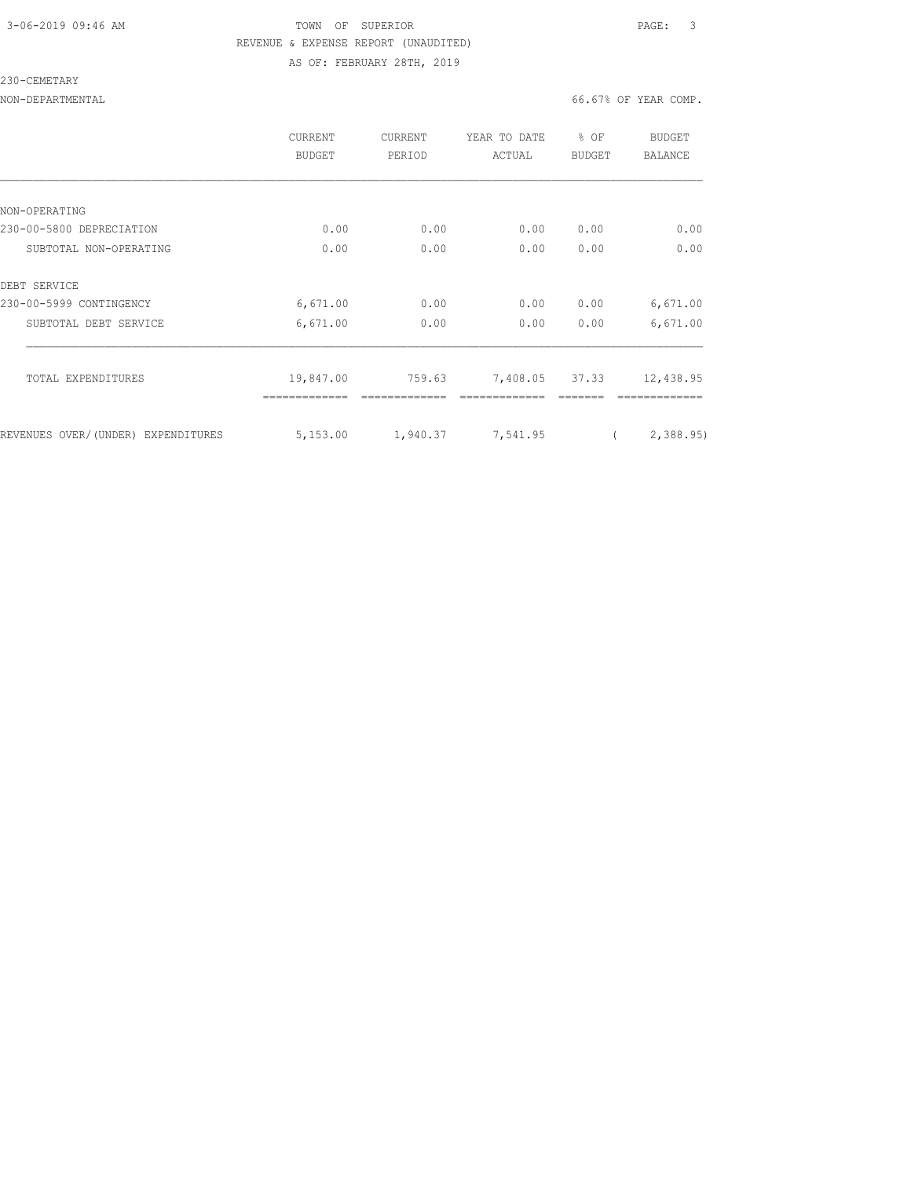TOWN OF SUPERIOR
REVENUE & EXPENSE REPORT (UNAUDITED)
AS OF: FEBRUARY 28TH, 2019

230-CEMETARY

NON-DEPARTMENTAL — 66.67% OF YEAR COMP.

| | CURRENT BUDGET | CURRENT PERIOD | YEAR TO DATE ACTUAL | % OF BUDGET | BUDGET BALANCE |
|---|---|---|---|---|---|
| NON-OPERATING | | | | | |
| 230-00-5800 DEPRECIATION | 0.00 | 0.00 | 0.00 | 0.00 | 0.00 |
| SUBTOTAL NON-OPERATING | 0.00 | 0.00 | 0.00 | 0.00 | 0.00 |
| DEBT SERVICE | | | | | |
| 230-00-5999 CONTINGENCY | 6,671.00 | 0.00 | 0.00 | 0.00 | 6,671.00 |
| SUBTOTAL DEBT SERVICE | 6,671.00 | 0.00 | 0.00 | 0.00 | 6,671.00 |
| TOTAL EXPENDITURES | 19,847.00 | 759.63 | 7,408.05 | 37.33 | 12,438.95 |
| REVENUES OVER/(UNDER) EXPENDITURES | 5,153.00 | 1,940.37 | 7,541.95 | | ( 2,388.95) |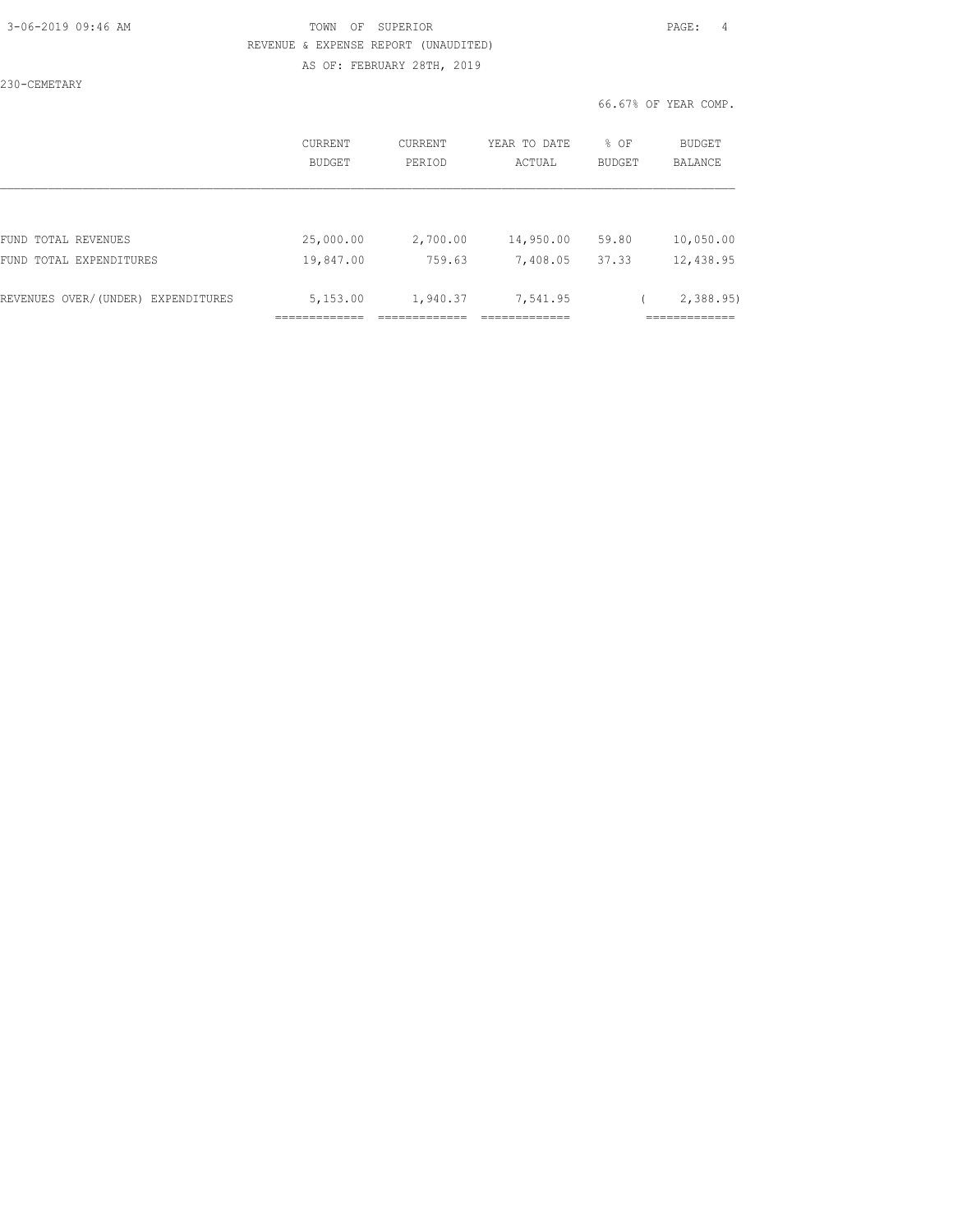TOWN OF SUPERIOR

REVENUE & EXPENSE REPORT (UNAUDITED)

AS OF: FEBRUARY 28TH, 2019

230-CEMETARY

66.67% OF YEAR COMP.

| | CURRENT BUDGET | CURRENT PERIOD | YEAR TO DATE ACTUAL | % OF BUDGET | BUDGET BALANCE |
|---|---|---|---|---|---|
| FUND TOTAL REVENUES | 25,000.00 | 2,700.00 | 14,950.00 | 59.80 | 10,050.00 |
| FUND TOTAL EXPENDITURES | 19,847.00 | 759.63 | 7,408.05 | 37.33 | 12,438.95 |
| REVENUES OVER/(UNDER) EXPENDITURES | 5,153.00 | 1,940.37 | 7,541.95 | | ( 2,388.95) |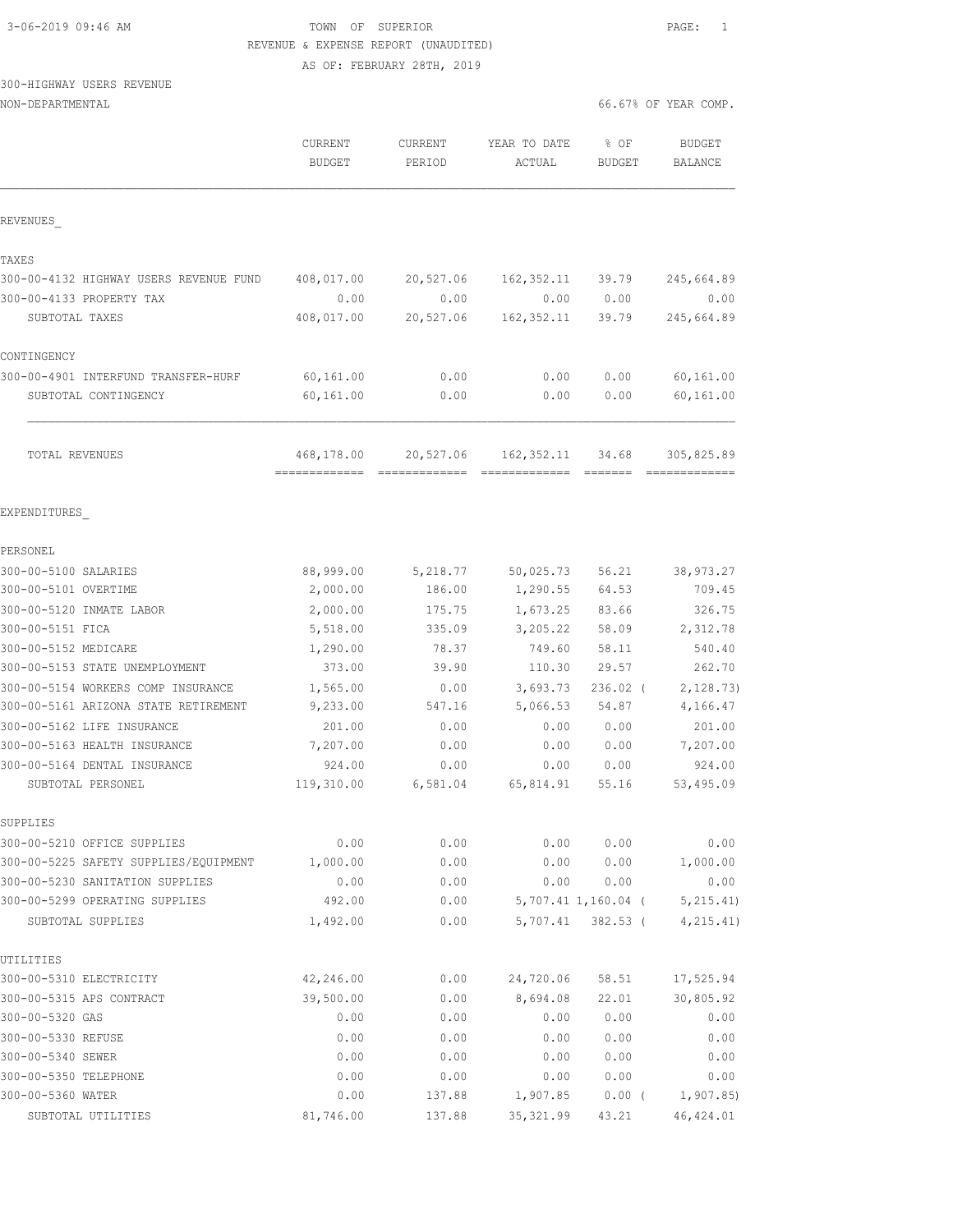3-06-2019 09:46 AM

TOWN OF SUPERIOR

REVENUE & EXPENSE REPORT (UNAUDITED)

AS OF: FEBRUARY 28TH, 2019

300-HIGHWAY USERS REVENUE

NON-DEPARTMENTAL

66.67% OF YEAR COMP.

| | CURRENT BUDGET | CURRENT PERIOD | YEAR TO DATE ACTUAL | % OF BUDGET | BUDGET BALANCE |
|---|---|---|---|---|---|
| **REVENUES** | | | | | |
| **TAXES** | | | | | |
| 300-00-4132 HIGHWAY USERS REVENUE FUND | 408,017.00 | 20,527.06 | 162,352.11 | 39.79 | 245,664.89 |
| 300-00-4133 PROPERTY TAX | 0.00 | 0.00 | 0.00 | 0.00 | 0.00 |
| SUBTOTAL TAXES | 408,017.00 | 20,527.06 | 162,352.11 | 39.79 | 245,664.89 |
| **CONTINGENCY** | | | | | |
| 300-00-4901 INTERFUND TRANSFER-HURF | 60,161.00 | 0.00 | 0.00 | 0.00 | 60,161.00 |
| SUBTOTAL CONTINGENCY | 60,161.00 | 0.00 | 0.00 | 0.00 | 60,161.00 |
| TOTAL REVENUES | 468,178.00 | 20,527.06 | 162,352.11 | 34.68 | 305,825.89 |
| **EXPENDITURES** | | | | | |
| **PERSONEL** | | | | | |
| 300-00-5100 SALARIES | 88,999.00 | 5,218.77 | 50,025.73 | 56.21 | 38,973.27 |
| 300-00-5101 OVERTIME | 2,000.00 | 186.00 | 1,290.55 | 64.53 | 709.45 |
| 300-00-5120 INMATE LABOR | 2,000.00 | 175.75 | 1,673.25 | 83.66 | 326.75 |
| 300-00-5151 FICA | 5,518.00 | 335.09 | 3,205.22 | 58.09 | 2,312.78 |
| 300-00-5152 MEDICARE | 1,290.00 | 78.37 | 749.60 | 58.11 | 540.40 |
| 300-00-5153 STATE UNEMPLOYMENT | 373.00 | 39.90 | 110.30 | 29.57 | 262.70 |
| 300-00-5154 WORKERS COMP INSURANCE | 1,565.00 | 0.00 | 3,693.73 | 236.02 | ( 2,128.73) |
| 300-00-5161 ARIZONA STATE RETIREMENT | 9,233.00 | 547.16 | 5,066.53 | 54.87 | 4,166.47 |
| 300-00-5162 LIFE INSURANCE | 201.00 | 0.00 | 0.00 | 0.00 | 201.00 |
| 300-00-5163 HEALTH INSURANCE | 7,207.00 | 0.00 | 0.00 | 0.00 | 7,207.00 |
| 300-00-5164 DENTAL INSURANCE | 924.00 | 0.00 | 0.00 | 0.00 | 924.00 |
| SUBTOTAL PERSONEL | 119,310.00 | 6,581.04 | 65,814.91 | 55.16 | 53,495.09 |
| **SUPPLIES** | | | | | |
| 300-00-5210 OFFICE SUPPLIES | 0.00 | 0.00 | 0.00 | 0.00 | 0.00 |
| 300-00-5225 SAFETY SUPPLIES/EQUIPMENT | 1,000.00 | 0.00 | 0.00 | 0.00 | 1,000.00 |
| 300-00-5230 SANITATION SUPPLIES | 0.00 | 0.00 | 0.00 | 0.00 | 0.00 |
| 300-00-5299 OPERATING SUPPLIES | 492.00 | 0.00 | 5,707.41 | 1,160.04 | ( 5,215.41) |
| SUBTOTAL SUPPLIES | 1,492.00 | 0.00 | 5,707.41 | 382.53 | ( 4,215.41) |
| **UTILITIES** | | | | | |
| 300-00-5310 ELECTRICITY | 42,246.00 | 0.00 | 24,720.06 | 58.51 | 17,525.94 |
| 300-00-5315 APS CONTRACT | 39,500.00 | 0.00 | 8,694.08 | 22.01 | 30,805.92 |
| 300-00-5320 GAS | 0.00 | 0.00 | 0.00 | 0.00 | 0.00 |
| 300-00-5330 REFUSE | 0.00 | 0.00 | 0.00 | 0.00 | 0.00 |
| 300-00-5340 SEWER | 0.00 | 0.00 | 0.00 | 0.00 | 0.00 |
| 300-00-5350 TELEPHONE | 0.00 | 0.00 | 0.00 | 0.00 | 0.00 |
| 300-00-5360 WATER | 0.00 | 137.88 | 1,907.85 | 0.00 | ( 1,907.85) |
| SUBTOTAL UTILITIES | 81,746.00 | 137.88 | 35,321.99 | 43.21 | 46,424.01 |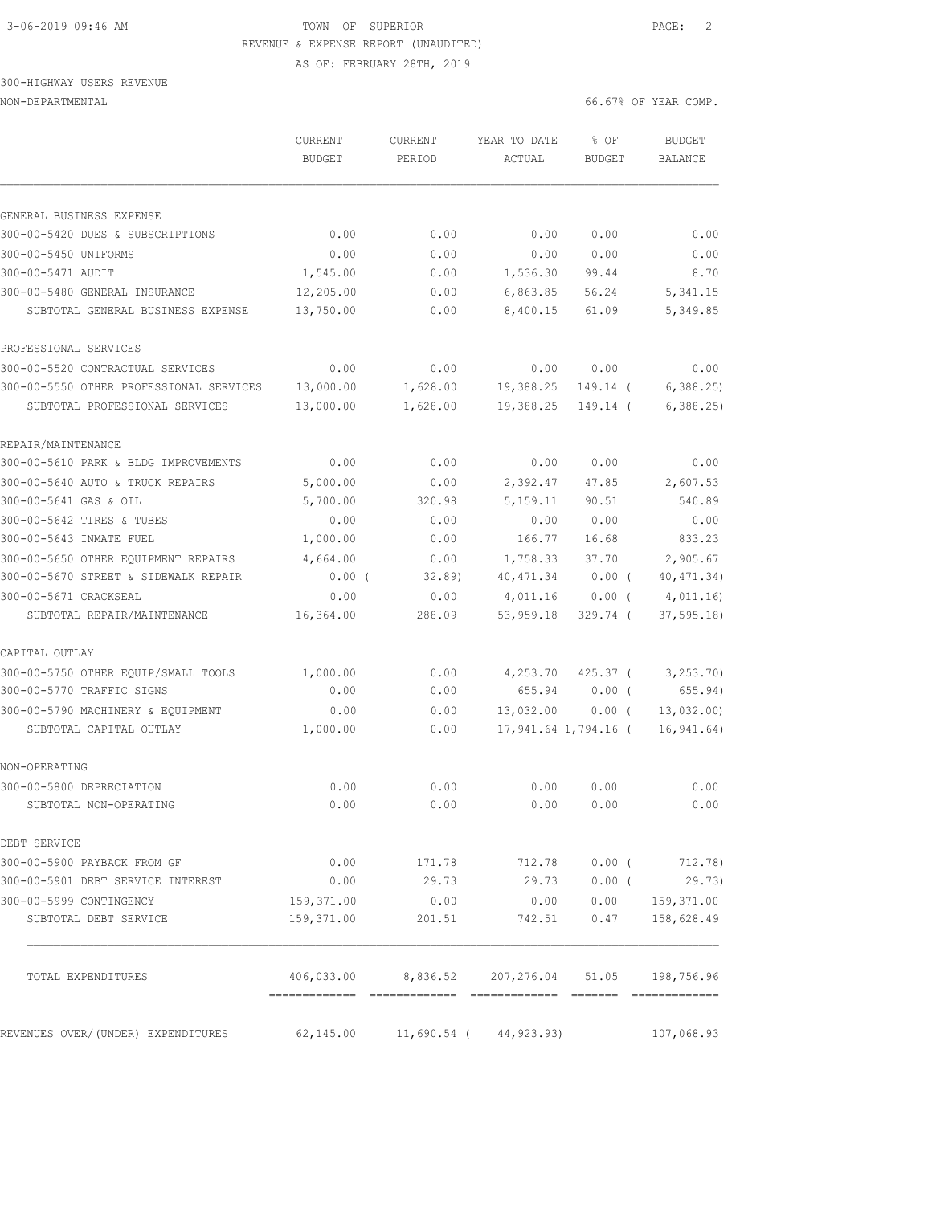TOWN OF SUPERIOR

REVENUE & EXPENSE REPORT (UNAUDITED)

AS OF: FEBRUARY 28TH, 2019

300-HIGHWAY USERS REVENUE

NON-DEPARTMENTAL 66.67% OF YEAR COMP.

| | CURRENT BUDGET | CURRENT PERIOD | YEAR TO DATE ACTUAL | % OF BUDGET | BUDGET BALANCE |
|---|---|---|---|---|---|
| GENERAL BUSINESS EXPENSE | | | | | |
| 300-00-5420 DUES & SUBSCRIPTIONS | 0.00 | 0.00 | 0.00 | 0.00 | 0.00 |
| 300-00-5450 UNIFORMS | 0.00 | 0.00 | 0.00 | 0.00 | 0.00 |
| 300-00-5471 AUDIT | 1,545.00 | 0.00 | 1,536.30 | 99.44 | 8.70 |
| 300-00-5480 GENERAL INSURANCE | 12,205.00 | 0.00 | 6,863.85 | 56.24 | 5,341.15 |
| SUBTOTAL GENERAL BUSINESS EXPENSE | 13,750.00 | 0.00 | 8,400.15 | 61.09 | 5,349.85 |
| PROFESSIONAL SERVICES | | | | | |
| 300-00-5520 CONTRACTUAL SERVICES | 0.00 | 0.00 | 0.00 | 0.00 | 0.00 |
| 300-00-5550 OTHER PROFESSIONAL SERVICES | 13,000.00 | 1,628.00 | 19,388.25 | 149.14 ( | 6,388.25) |
| SUBTOTAL PROFESSIONAL SERVICES | 13,000.00 | 1,628.00 | 19,388.25 | 149.14 ( | 6,388.25) |
| REPAIR/MAINTENANCE | | | | | |
| 300-00-5610 PARK & BLDG IMPROVEMENTS | 0.00 | 0.00 | 0.00 | 0.00 | 0.00 |
| 300-00-5640 AUTO & TRUCK REPAIRS | 5,000.00 | 0.00 | 2,392.47 | 47.85 | 2,607.53 |
| 300-00-5641 GAS & OIL | 5,700.00 | 320.98 | 5,159.11 | 90.51 | 540.89 |
| 300-00-5642 TIRES & TUBES | 0.00 | 0.00 | 0.00 | 0.00 | 0.00 |
| 300-00-5643 INMATE FUEL | 1,000.00 | 0.00 | 166.77 | 16.68 | 833.23 |
| 300-00-5650 OTHER EQUIPMENT REPAIRS | 4,664.00 | 0.00 | 1,758.33 | 37.70 | 2,905.67 |
| 300-00-5670 STREET & SIDEWALK REPAIR | 0.00 ( | 32.89) | 40,471.34 | 0.00 ( | 40,471.34) |
| 300-00-5671 CRACKSEAL | 0.00 | 0.00 | 4,011.16 | 0.00 ( | 4,011.16) |
| SUBTOTAL REPAIR/MAINTENANCE | 16,364.00 | 288.09 | 53,959.18 | 329.74 ( | 37,595.18) |
| CAPITAL OUTLAY | | | | | |
| 300-00-5750 OTHER EQUIP/SMALL TOOLS | 1,000.00 | 0.00 | 4,253.70 | 425.37 ( | 3,253.70) |
| 300-00-5770 TRAFFIC SIGNS | 0.00 | 0.00 | 655.94 | 0.00 ( | 655.94) |
| 300-00-5790 MACHINERY & EQUIPMENT | 0.00 | 0.00 | 13,032.00 | 0.00 ( | 13,032.00) |
| SUBTOTAL CAPITAL OUTLAY | 1,000.00 | 0.00 | 17,941.64 | 1,794.16 ( | 16,941.64) |
| NON-OPERATING | | | | | |
| 300-00-5800 DEPRECIATION | 0.00 | 0.00 | 0.00 | 0.00 | 0.00 |
| SUBTOTAL NON-OPERATING | 0.00 | 0.00 | 0.00 | 0.00 | 0.00 |
| DEBT SERVICE | | | | | |
| 300-00-5900 PAYBACK FROM GF | 0.00 | 171.78 | 712.78 | 0.00 ( | 712.78) |
| 300-00-5901 DEBT SERVICE INTEREST | 0.00 | 29.73 | 29.73 | 0.00 ( | 29.73) |
| 300-00-5999 CONTINGENCY | 159,371.00 | 0.00 | 0.00 | 0.00 | 159,371.00 |
| SUBTOTAL DEBT SERVICE | 159,371.00 | 201.51 | 742.51 | 0.47 | 158,628.49 |
| TOTAL EXPENDITURES | 406,033.00 | 8,836.52 | 207,276.04 | 51.05 | 198,756.96 |
| REVENUES OVER/(UNDER) EXPENDITURES | 62,145.00 | 11,690.54 ( | 44,923.93) | | 107,068.93 |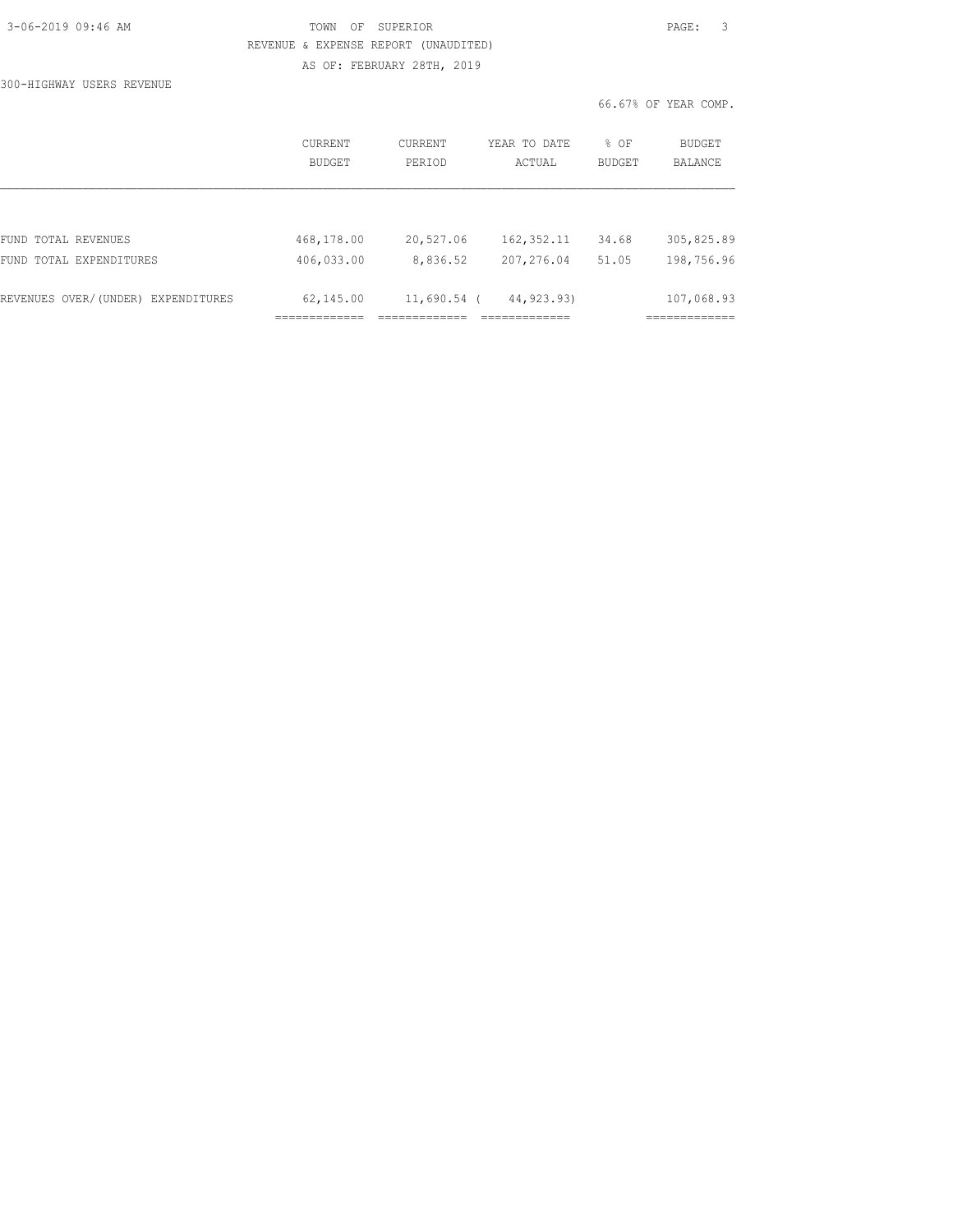TOWN OF SUPERIOR

REVENUE & EXPENSE REPORT (UNAUDITED)

AS OF: FEBRUARY 28TH, 2019

300-HIGHWAY USERS REVENUE

66.67% OF YEAR COMP.

| | CURRENT BUDGET | CURRENT PERIOD | YEAR TO DATE ACTUAL | % OF BUDGET | BUDGET BALANCE |
|---|---|---|---|---|---|
| FUND TOTAL REVENUES | 468,178.00 | 20,527.06 | 162,352.11 | 34.68 | 305,825.89 |
| FUND TOTAL EXPENDITURES | 406,033.00 | 8,836.52 | 207,276.04 | 51.05 | 198,756.96 |
| REVENUES OVER/(UNDER) EXPENDITURES | 62,145.00 | 11,690.54 | ( 44,923.93) | | 107,068.93 |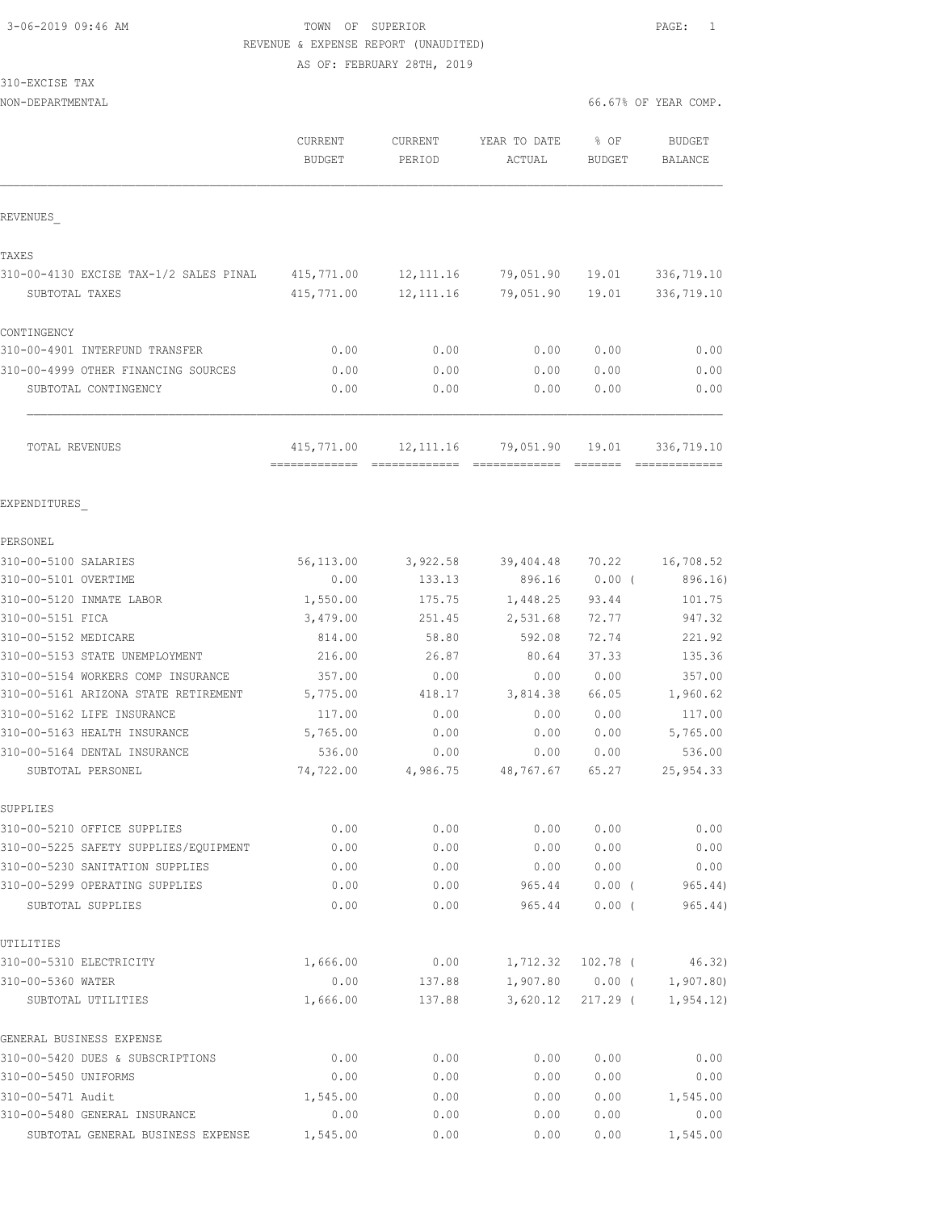3-06-2019 09:46 AM

TOWN OF SUPERIOR

REVENUE & EXPENSE REPORT (UNAUDITED)

AS OF: FEBRUARY 28TH, 2019

310-EXCISE TAX

NON-DEPARTMENTAL

66.67% OF YEAR COMP.

| | CURRENT BUDGET | CURRENT PERIOD | YEAR TO DATE ACTUAL | % OF BUDGET | BUDGET BALANCE |
|---|---|---|---|---|---|
| **REVENUES** | | | | | |
| TAXES | | | | | |
| 310-00-4130 EXCISE TAX-1/2 SALES PINAL | 415,771.00 | 12,111.16 | 79,051.90 | 19.01 | 336,719.10 |
| SUBTOTAL TAXES | 415,771.00 | 12,111.16 | 79,051.90 | 19.01 | 336,719.10 |
| CONTINGENCY | | | | | |
| 310-00-4901 INTERFUND TRANSFER | 0.00 | 0.00 | 0.00 | 0.00 | 0.00 |
| 310-00-4999 OTHER FINANCING SOURCES | 0.00 | 0.00 | 0.00 | 0.00 | 0.00 |
| SUBTOTAL CONTINGENCY | 0.00 | 0.00 | 0.00 | 0.00 | 0.00 |
| TOTAL REVENUES | 415,771.00 | 12,111.16 | 79,051.90 | 19.01 | 336,719.10 |
| **EXPENDITURES** | | | | | |
| PERSONEL | | | | | |
| 310-00-5100 SALARIES | 56,113.00 | 3,922.58 | 39,404.48 | 70.22 | 16,708.52 |
| 310-00-5101 OVERTIME | 0.00 | 133.13 | 896.16 | 0.00 | ( 896.16) |
| 310-00-5120 INMATE LABOR | 1,550.00 | 175.75 | 1,448.25 | 93.44 | 101.75 |
| 310-00-5151 FICA | 3,479.00 | 251.45 | 2,531.68 | 72.77 | 947.32 |
| 310-00-5152 MEDICARE | 814.00 | 58.80 | 592.08 | 72.74 | 221.92 |
| 310-00-5153 STATE UNEMPLOYMENT | 216.00 | 26.87 | 80.64 | 37.33 | 135.36 |
| 310-00-5154 WORKERS COMP INSURANCE | 357.00 | 0.00 | 0.00 | 0.00 | 357.00 |
| 310-00-5161 ARIZONA STATE RETIREMENT | 5,775.00 | 418.17 | 3,814.38 | 66.05 | 1,960.62 |
| 310-00-5162 LIFE INSURANCE | 117.00 | 0.00 | 0.00 | 0.00 | 117.00 |
| 310-00-5163 HEALTH INSURANCE | 5,765.00 | 0.00 | 0.00 | 0.00 | 5,765.00 |
| 310-00-5164 DENTAL INSURANCE | 536.00 | 0.00 | 0.00 | 0.00 | 536.00 |
| SUBTOTAL PERSONEL | 74,722.00 | 4,986.75 | 48,767.67 | 65.27 | 25,954.33 |
| SUPPLIES | | | | | |
| 310-00-5210 OFFICE SUPPLIES | 0.00 | 0.00 | 0.00 | 0.00 | 0.00 |
| 310-00-5225 SAFETY SUPPLIES/EQUIPMENT | 0.00 | 0.00 | 0.00 | 0.00 | 0.00 |
| 310-00-5230 SANITATION SUPPLIES | 0.00 | 0.00 | 0.00 | 0.00 | 0.00 |
| 310-00-5299 OPERATING SUPPLIES | 0.00 | 0.00 | 965.44 | 0.00 | ( 965.44) |
| SUBTOTAL SUPPLIES | 0.00 | 0.00 | 965.44 | 0.00 | ( 965.44) |
| UTILITIES | | | | | |
| 310-00-5310 ELECTRICITY | 1,666.00 | 0.00 | 1,712.32 | 102.78 | ( 46.32) |
| 310-00-5360 WATER | 0.00 | 137.88 | 1,907.80 | 0.00 | ( 1,907.80) |
| SUBTOTAL UTILITIES | 1,666.00 | 137.88 | 3,620.12 | 217.29 | ( 1,954.12) |
| GENERAL BUSINESS EXPENSE | | | | | |
| 310-00-5420 DUES & SUBSCRIPTIONS | 0.00 | 0.00 | 0.00 | 0.00 | 0.00 |
| 310-00-5450 UNIFORMS | 0.00 | 0.00 | 0.00 | 0.00 | 0.00 |
| 310-00-5471 Audit | 1,545.00 | 0.00 | 0.00 | 0.00 | 1,545.00 |
| 310-00-5480 GENERAL INSURANCE | 0.00 | 0.00 | 0.00 | 0.00 | 0.00 |
| SUBTOTAL GENERAL BUSINESS EXPENSE | 1,545.00 | 0.00 | 0.00 | 0.00 | 1,545.00 |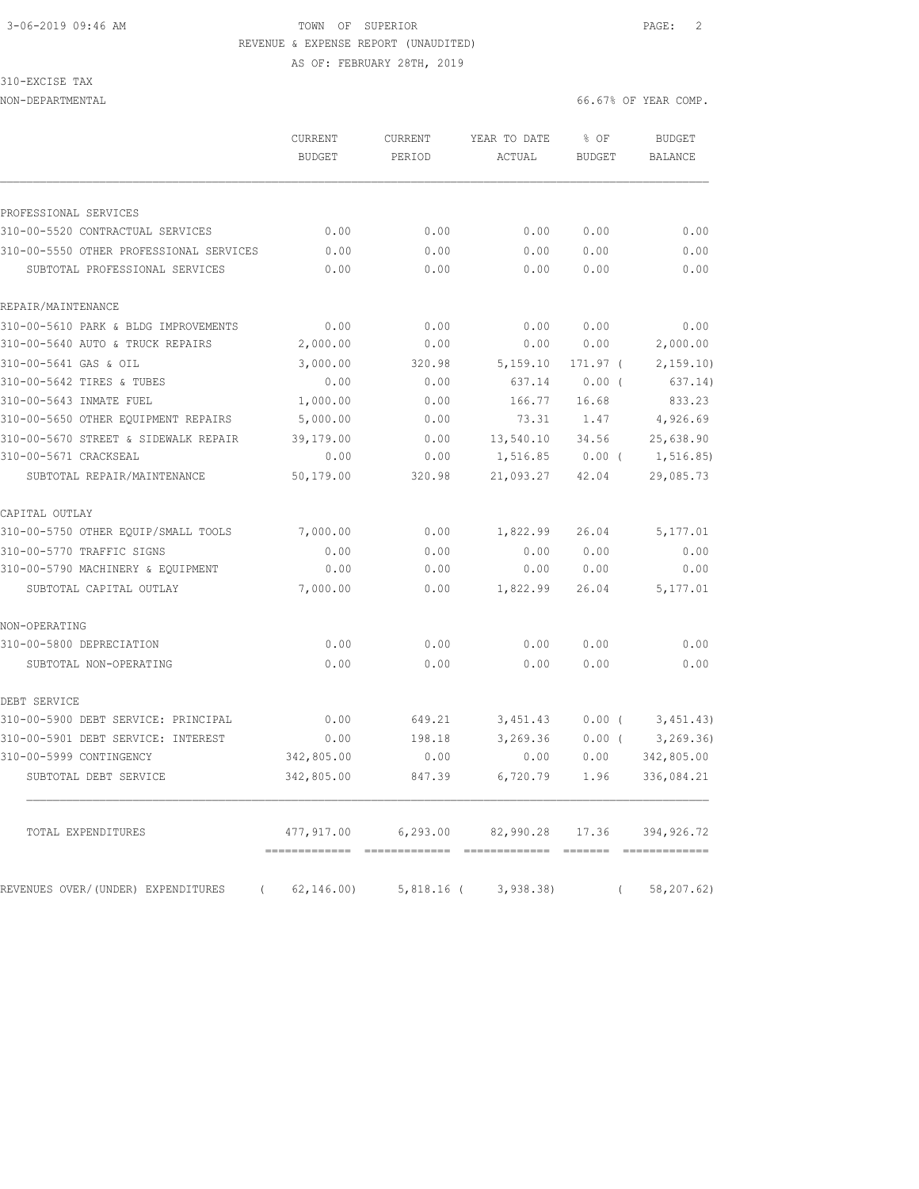3-06-2019 09:46 AM TOWN OF SUPERIOR PAGE: 2

REVENUE & EXPENSE REPORT (UNAUDITED)

AS OF: FEBRUARY 28TH, 2019

310-EXCISE TAX

NON-DEPARTMENTAL 66.67% OF YEAR COMP.

| | CURRENT BUDGET | CURRENT PERIOD | YEAR TO DATE ACTUAL | % OF BUDGET | BUDGET BALANCE |
|---|---|---|---|---|---|
| PROFESSIONAL SERVICES | | | | | |
| 310-00-5520 CONTRACTUAL SERVICES | 0.00 | 0.00 | 0.00 | 0.00 | 0.00 |
| 310-00-5550 OTHER PROFESSIONAL SERVICES | 0.00 | 0.00 | 0.00 | 0.00 | 0.00 |
| SUBTOTAL PROFESSIONAL SERVICES | 0.00 | 0.00 | 0.00 | 0.00 | 0.00 |
| REPAIR/MAINTENANCE | | | | | |
| 310-00-5610 PARK & BLDG IMPROVEMENTS | 0.00 | 0.00 | 0.00 | 0.00 | 0.00 |
| 310-00-5640 AUTO & TRUCK REPAIRS | 2,000.00 | 0.00 | 0.00 | 0.00 | 2,000.00 |
| 310-00-5641 GAS & OIL | 3,000.00 | 320.98 | 5,159.10 | 171.97 ( | 2,159.10) |
| 310-00-5642 TIRES & TUBES | 0.00 | 0.00 | 637.14 | 0.00 ( | 637.14) |
| 310-00-5643 INMATE FUEL | 1,000.00 | 0.00 | 166.77 | 16.68 | 833.23 |
| 310-00-5650 OTHER EQUIPMENT REPAIRS | 5,000.00 | 0.00 | 73.31 | 1.47 | 4,926.69 |
| 310-00-5670 STREET & SIDEWALK REPAIR | 39,179.00 | 0.00 | 13,540.10 | 34.56 | 25,638.90 |
| 310-00-5671 CRACKSEAL | 0.00 | 0.00 | 1,516.85 | 0.00 ( | 1,516.85) |
| SUBTOTAL REPAIR/MAINTENANCE | 50,179.00 | 320.98 | 21,093.27 | 42.04 | 29,085.73 |
| CAPITAL OUTLAY | | | | | |
| 310-00-5750 OTHER EQUIP/SMALL TOOLS | 7,000.00 | 0.00 | 1,822.99 | 26.04 | 5,177.01 |
| 310-00-5770 TRAFFIC SIGNS | 0.00 | 0.00 | 0.00 | 0.00 | 0.00 |
| 310-00-5790 MACHINERY & EQUIPMENT | 0.00 | 0.00 | 0.00 | 0.00 | 0.00 |
| SUBTOTAL CAPITAL OUTLAY | 7,000.00 | 0.00 | 1,822.99 | 26.04 | 5,177.01 |
| NON-OPERATING | | | | | |
| 310-00-5800 DEPRECIATION | 0.00 | 0.00 | 0.00 | 0.00 | 0.00 |
| SUBTOTAL NON-OPERATING | 0.00 | 0.00 | 0.00 | 0.00 | 0.00 |
| DEBT SERVICE | | | | | |
| 310-00-5900 DEBT SERVICE: PRINCIPAL | 0.00 | 649.21 | 3,451.43 | 0.00 ( | 3,451.43) |
| 310-00-5901 DEBT SERVICE: INTEREST | 0.00 | 198.18 | 3,269.36 | 0.00 ( | 3,269.36) |
| 310-00-5999 CONTINGENCY | 342,805.00 | 0.00 | 0.00 | 0.00 | 342,805.00 |
| SUBTOTAL DEBT SERVICE | 342,805.00 | 847.39 | 6,720.79 | 1.96 | 336,084.21 |
| TOTAL EXPENDITURES | 477,917.00 | 6,293.00 | 82,990.28 | 17.36 | 394,926.72 |
| REVENUES OVER/(UNDER) EXPENDITURES | ( 62,146.00) | 5,818.16 ( | 3,938.38) | ( | 58,207.62) |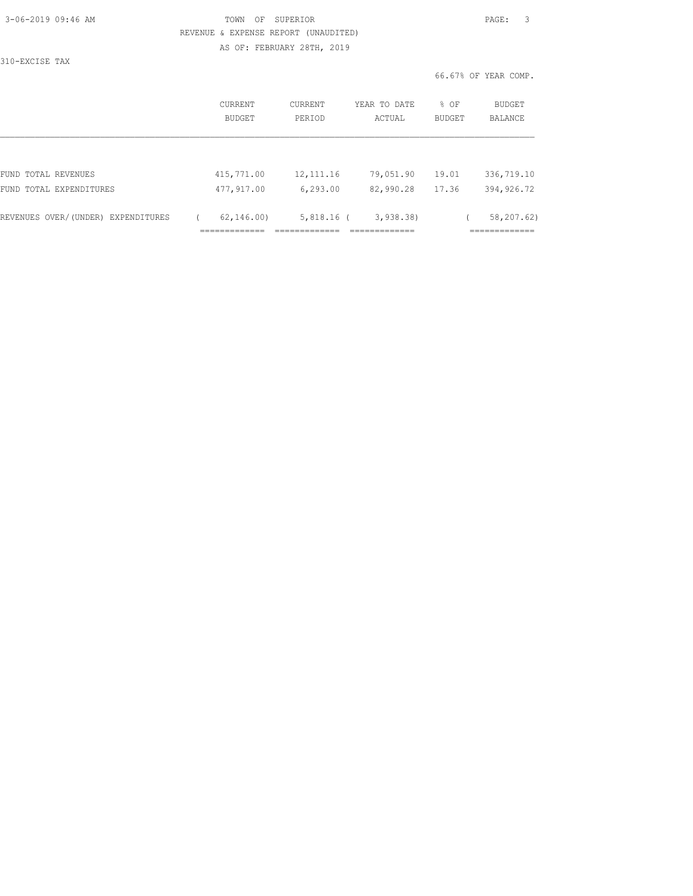TOWN OF SUPERIOR
REVENUE & EXPENSE REPORT (UNAUDITED)
AS OF: FEBRUARY 28TH, 2019

310-EXCISE TAX

66.67% OF YEAR COMP.

| | CURRENT BUDGET | CURRENT PERIOD | YEAR TO DATE ACTUAL | % OF BUDGET | BUDGET BALANCE |
|---|---|---|---|---|---|
| FUND TOTAL REVENUES | 415,771.00 | 12,111.16 | 79,051.90 | 19.01 | 336,719.10 |
| FUND TOTAL EXPENDITURES | 477,917.00 | 6,293.00 | 82,990.28 | 17.36 | 394,926.72 |
| REVENUES OVER/(UNDER) EXPENDITURES | ( 62,146.00) | 5,818.16 | ( 3,938.38) | | ( 58,207.62) |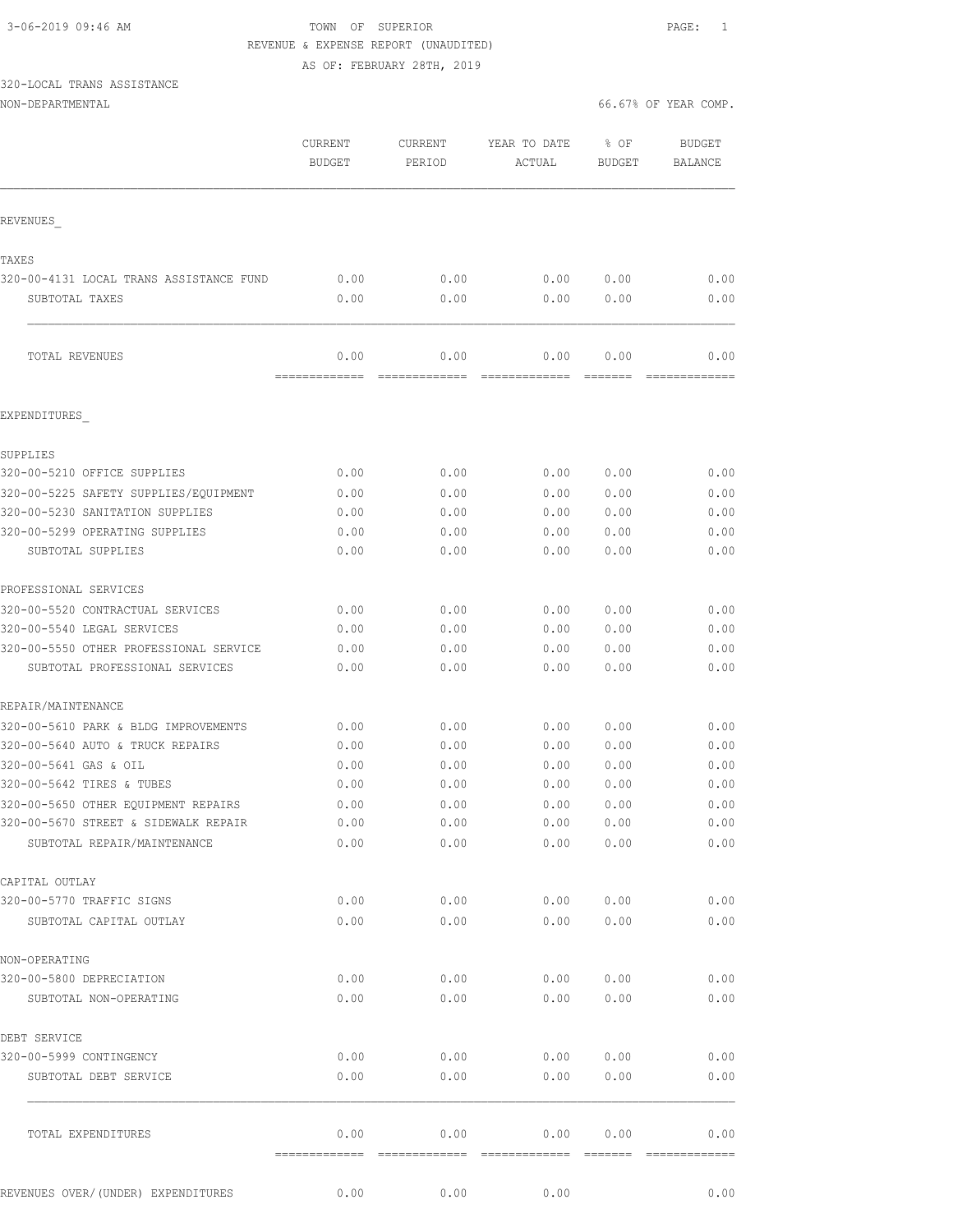3-06-2019 09:46 AM

TOWN OF SUPERIOR

REVENUE & EXPENSE REPORT (UNAUDITED)

AS OF: FEBRUARY 28TH, 2019

320-LOCAL TRANS ASSISTANCE

NON-DEPARTMENTAL

66.67% OF YEAR COMP.

| | CURRENT BUDGET | CURRENT PERIOD | YEAR TO DATE ACTUAL | % OF BUDGET | BUDGET BALANCE |
|---|---|---|---|---|---|
| **REVENUES** | | | | | |
| TAXES | | | | | |
| 320-00-4131 LOCAL TRANS ASSISTANCE FUND | 0.00 | 0.00 | 0.00 | 0.00 | 0.00 |
| SUBTOTAL TAXES | 0.00 | 0.00 | 0.00 | 0.00 | 0.00 |
| TOTAL REVENUES | 0.00 | 0.00 | 0.00 | 0.00 | 0.00 |
| **EXPENDITURES** | | | | | |
| SUPPLIES | | | | | |
| 320-00-5210 OFFICE SUPPLIES | 0.00 | 0.00 | 0.00 | 0.00 | 0.00 |
| 320-00-5225 SAFETY SUPPLIES/EQUIPMENT | 0.00 | 0.00 | 0.00 | 0.00 | 0.00 |
| 320-00-5230 SANITATION SUPPLIES | 0.00 | 0.00 | 0.00 | 0.00 | 0.00 |
| 320-00-5299 OPERATING SUPPLIES | 0.00 | 0.00 | 0.00 | 0.00 | 0.00 |
| SUBTOTAL SUPPLIES | 0.00 | 0.00 | 0.00 | 0.00 | 0.00 |
| PROFESSIONAL SERVICES | | | | | |
| 320-00-5520 CONTRACTUAL SERVICES | 0.00 | 0.00 | 0.00 | 0.00 | 0.00 |
| 320-00-5540 LEGAL SERVICES | 0.00 | 0.00 | 0.00 | 0.00 | 0.00 |
| 320-00-5550 OTHER PROFESSIONAL SERVICE | 0.00 | 0.00 | 0.00 | 0.00 | 0.00 |
| SUBTOTAL PROFESSIONAL SERVICES | 0.00 | 0.00 | 0.00 | 0.00 | 0.00 |
| REPAIR/MAINTENANCE | | | | | |
| 320-00-5610 PARK & BLDG IMPROVEMENTS | 0.00 | 0.00 | 0.00 | 0.00 | 0.00 |
| 320-00-5640 AUTO & TRUCK REPAIRS | 0.00 | 0.00 | 0.00 | 0.00 | 0.00 |
| 320-00-5641 GAS & OIL | 0.00 | 0.00 | 0.00 | 0.00 | 0.00 |
| 320-00-5642 TIRES & TUBES | 0.00 | 0.00 | 0.00 | 0.00 | 0.00 |
| 320-00-5650 OTHER EQUIPMENT REPAIRS | 0.00 | 0.00 | 0.00 | 0.00 | 0.00 |
| 320-00-5670 STREET & SIDEWALK REPAIR | 0.00 | 0.00 | 0.00 | 0.00 | 0.00 |
| SUBTOTAL REPAIR/MAINTENANCE | 0.00 | 0.00 | 0.00 | 0.00 | 0.00 |
| CAPITAL OUTLAY | | | | | |
| 320-00-5770 TRAFFIC SIGNS | 0.00 | 0.00 | 0.00 | 0.00 | 0.00 |
| SUBTOTAL CAPITAL OUTLAY | 0.00 | 0.00 | 0.00 | 0.00 | 0.00 |
| NON-OPERATING | | | | | |
| 320-00-5800 DEPRECIATION | 0.00 | 0.00 | 0.00 | 0.00 | 0.00 |
| SUBTOTAL NON-OPERATING | 0.00 | 0.00 | 0.00 | 0.00 | 0.00 |
| DEBT SERVICE | | | | | |
| 320-00-5999 CONTINGENCY | 0.00 | 0.00 | 0.00 | 0.00 | 0.00 |
| SUBTOTAL DEBT SERVICE | 0.00 | 0.00 | 0.00 | 0.00 | 0.00 |
| TOTAL EXPENDITURES | 0.00 | 0.00 | 0.00 | 0.00 | 0.00 |
| REVENUES OVER/(UNDER) EXPENDITURES | 0.00 | 0.00 | 0.00 | | 0.00 |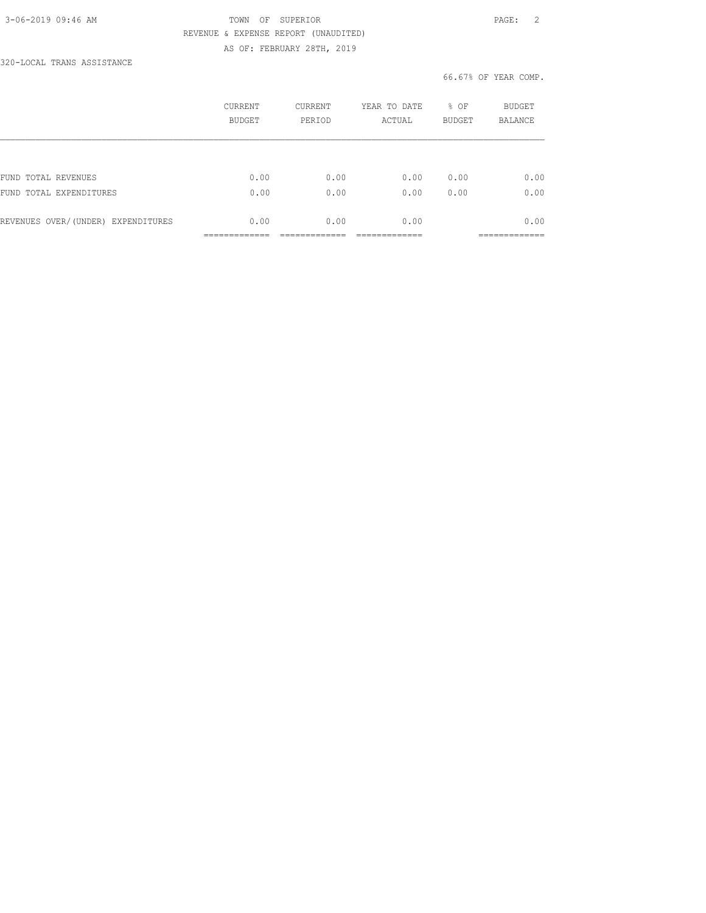320-LOCAL TRANS ASSISTANCE

66.67% OF YEAR COMP.

|  | CURRENT BUDGET | CURRENT PERIOD | YEAR TO DATE ACTUAL | % OF BUDGET | BUDGET BALANCE |
|---|---|---|---|---|---|
| FUND TOTAL REVENUES | 0.00 | 0.00 | 0.00 | 0.00 | 0.00 |
| FUND TOTAL EXPENDITURES | 0.00 | 0.00 | 0.00 | 0.00 | 0.00 |
| REVENUES OVER/(UNDER) EXPENDITURES | 0.00 | 0.00 | 0.00 |  | 0.00 |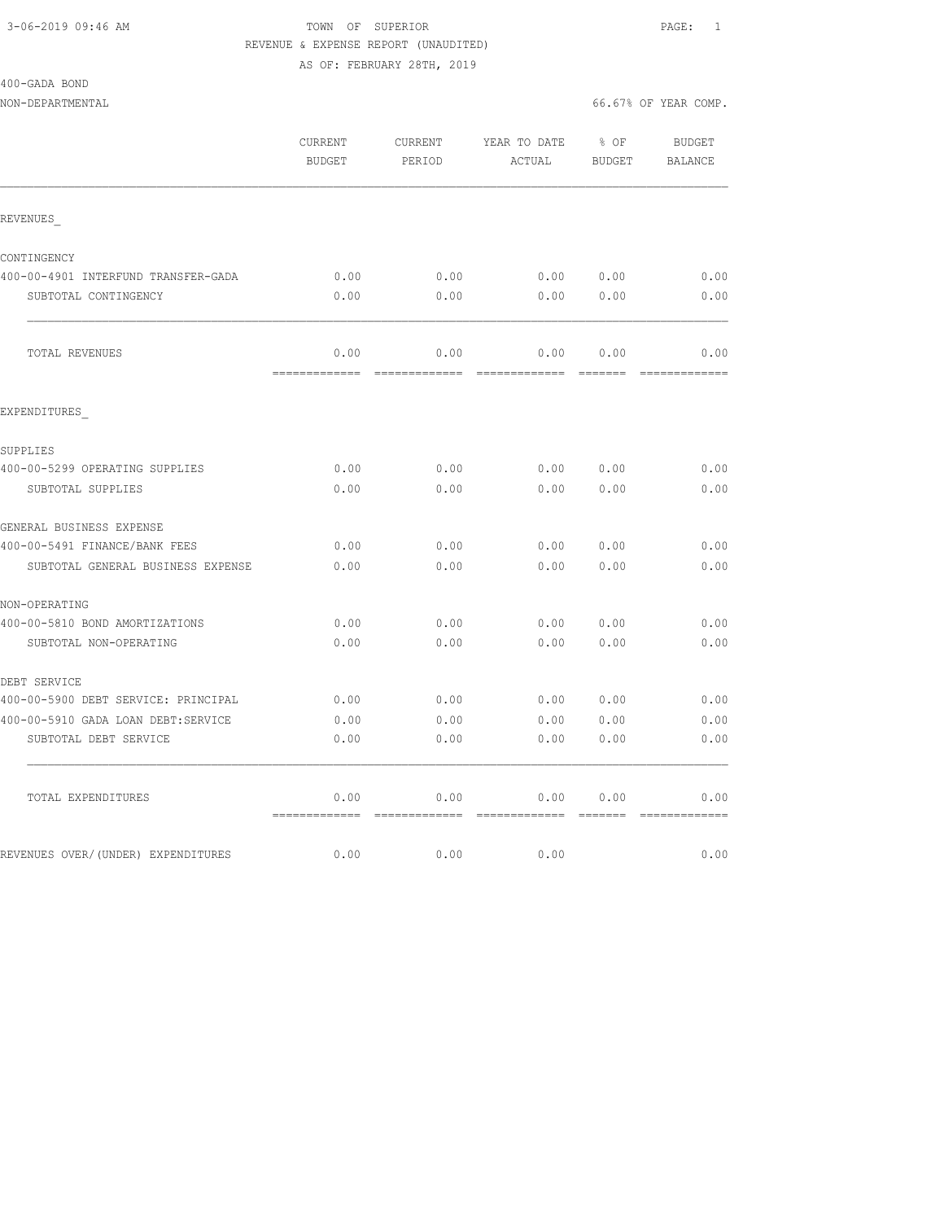TOWN OF SUPERIOR
REVENUE & EXPENSE REPORT (UNAUDITED)
AS OF: FEBRUARY 28TH, 2019

400-GADA BOND
NON-DEPARTMENTAL — 66.67% OF YEAR COMP.

| | CURRENT BUDGET | CURRENT PERIOD | YEAR TO DATE ACTUAL | % OF BUDGET | BUDGET BALANCE |
|---|---|---|---|---|---|
| **REVENUES_** | | | | | |
| CONTINGENCY | | | | | |
| 400-00-4901 INTERFUND TRANSFER-GADA | 0.00 | 0.00 | 0.00 | 0.00 | 0.00 |
| SUBTOTAL CONTINGENCY | 0.00 | 0.00 | 0.00 | 0.00 | 0.00 |
| TOTAL REVENUES | 0.00 | 0.00 | 0.00 | 0.00 | 0.00 |
| **EXPENDITURES_** | | | | | |
| SUPPLIES | | | | | |
| 400-00-5299 OPERATING SUPPLIES | 0.00 | 0.00 | 0.00 | 0.00 | 0.00 |
| SUBTOTAL SUPPLIES | 0.00 | 0.00 | 0.00 | 0.00 | 0.00 |
| GENERAL BUSINESS EXPENSE | | | | | |
| 400-00-5491 FINANCE/BANK FEES | 0.00 | 0.00 | 0.00 | 0.00 | 0.00 |
| SUBTOTAL GENERAL BUSINESS EXPENSE | 0.00 | 0.00 | 0.00 | 0.00 | 0.00 |
| NON-OPERATING | | | | | |
| 400-00-5810 BOND AMORTIZATIONS | 0.00 | 0.00 | 0.00 | 0.00 | 0.00 |
| SUBTOTAL NON-OPERATING | 0.00 | 0.00 | 0.00 | 0.00 | 0.00 |
| DEBT SERVICE | | | | | |
| 400-00-5900 DEBT SERVICE: PRINCIPAL | 0.00 | 0.00 | 0.00 | 0.00 | 0.00 |
| 400-00-5910 GADA LOAN DEBT:SERVICE | 0.00 | 0.00 | 0.00 | 0.00 | 0.00 |
| SUBTOTAL DEBT SERVICE | 0.00 | 0.00 | 0.00 | 0.00 | 0.00 |
| TOTAL EXPENDITURES | 0.00 | 0.00 | 0.00 | 0.00 | 0.00 |
| REVENUES OVER/(UNDER) EXPENDITURES | 0.00 | 0.00 | 0.00 | | 0.00 |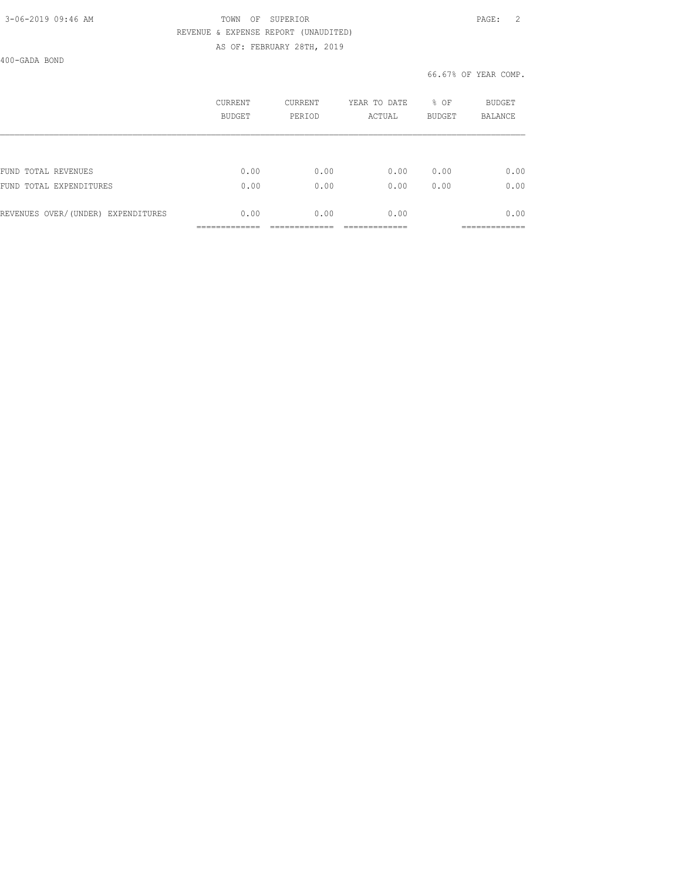TOWN OF SUPERIOR
REVENUE & EXPENSE REPORT (UNAUDITED)
AS OF: FEBRUARY 28TH, 2019

400-GADA BOND

66.67% OF YEAR COMP.

| | CURRENT BUDGET | CURRENT PERIOD | YEAR TO DATE ACTUAL | % OF BUDGET | BUDGET BALANCE |
|---|---|---|---|---|---|
| FUND TOTAL REVENUES | 0.00 | 0.00 | 0.00 | 0.00 | 0.00 |
| FUND TOTAL EXPENDITURES | 0.00 | 0.00 | 0.00 | 0.00 | 0.00 |
| REVENUES OVER/(UNDER) EXPENDITURES | 0.00 | 0.00 | 0.00 | | 0.00 |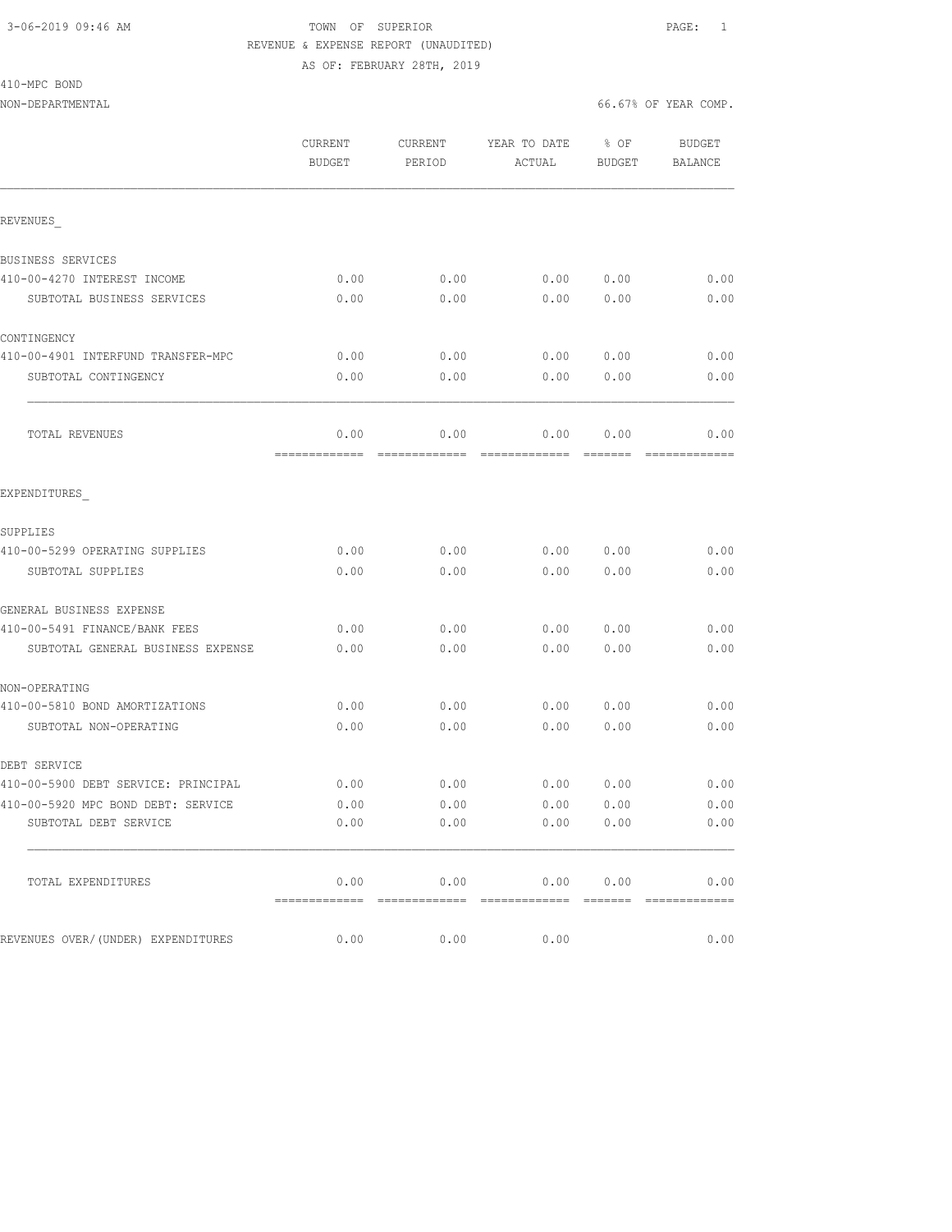3-06-2019 09:46 AM

TOWN OF SUPERIOR

REVENUE & EXPENSE REPORT (UNAUDITED)

AS OF: FEBRUARY 28TH, 2019

410-MPC BOND

NON-DEPARTMENTAL

66.67% OF YEAR COMP.

| | CURRENT BUDGET | CURRENT PERIOD | YEAR TO DATE ACTUAL | % OF BUDGET | BUDGET BALANCE |
|---|---|---|---|---|---|
| REVENUES_ | | | | | |
| BUSINESS SERVICES | | | | | |
| 410-00-4270 INTEREST INCOME | 0.00 | 0.00 | 0.00 | 0.00 | 0.00 |
| SUBTOTAL BUSINESS SERVICES | 0.00 | 0.00 | 0.00 | 0.00 | 0.00 |
| CONTINGENCY | | | | | |
| 410-00-4901 INTERFUND TRANSFER-MPC | 0.00 | 0.00 | 0.00 | 0.00 | 0.00 |
| SUBTOTAL CONTINGENCY | 0.00 | 0.00 | 0.00 | 0.00 | 0.00 |
| TOTAL REVENUES | 0.00 | 0.00 | 0.00 | 0.00 | 0.00 |
| EXPENDITURES_ | | | | | |
| SUPPLIES | | | | | |
| 410-00-5299 OPERATING SUPPLIES | 0.00 | 0.00 | 0.00 | 0.00 | 0.00 |
| SUBTOTAL SUPPLIES | 0.00 | 0.00 | 0.00 | 0.00 | 0.00 |
| GENERAL BUSINESS EXPENSE | | | | | |
| 410-00-5491 FINANCE/BANK FEES | 0.00 | 0.00 | 0.00 | 0.00 | 0.00 |
| SUBTOTAL GENERAL BUSINESS EXPENSE | 0.00 | 0.00 | 0.00 | 0.00 | 0.00 |
| NON-OPERATING | | | | | |
| 410-00-5810 BOND AMORTIZATIONS | 0.00 | 0.00 | 0.00 | 0.00 | 0.00 |
| SUBTOTAL NON-OPERATING | 0.00 | 0.00 | 0.00 | 0.00 | 0.00 |
| DEBT SERVICE | | | | | |
| 410-00-5900 DEBT SERVICE: PRINCIPAL | 0.00 | 0.00 | 0.00 | 0.00 | 0.00 |
| 410-00-5920 MPC BOND DEBT: SERVICE | 0.00 | 0.00 | 0.00 | 0.00 | 0.00 |
| SUBTOTAL DEBT SERVICE | 0.00 | 0.00 | 0.00 | 0.00 | 0.00 |
| TOTAL EXPENDITURES | 0.00 | 0.00 | 0.00 | 0.00 | 0.00 |
| REVENUES OVER/(UNDER) EXPENDITURES | 0.00 | 0.00 | 0.00 | | 0.00 |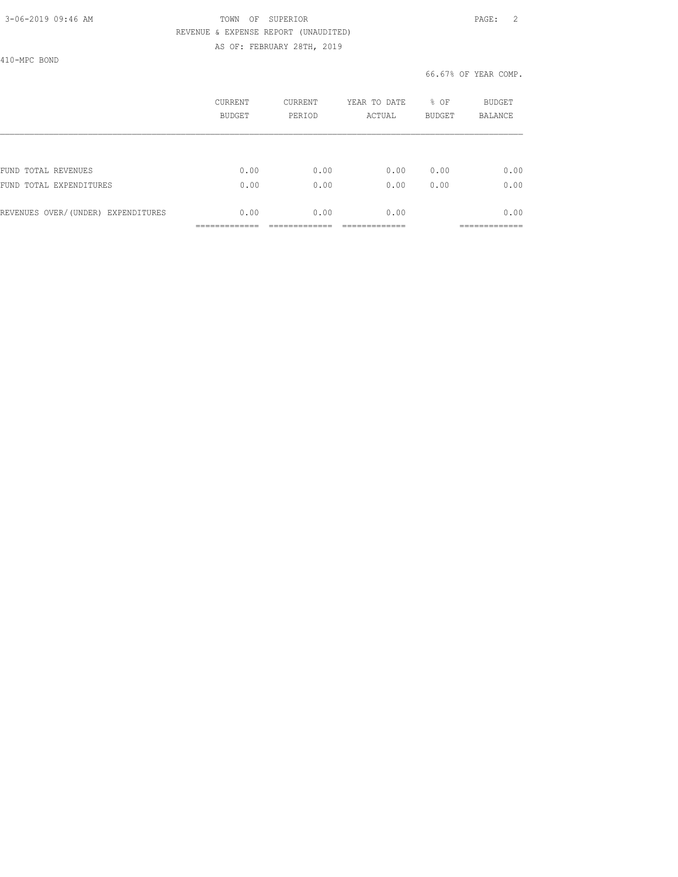410-MPC BOND

66.67% OF YEAR COMP.

| | CURRENT BUDGET | CURRENT PERIOD | YEAR TO DATE ACTUAL | % OF BUDGET | BUDGET BALANCE |
|---|---|---|---|---|---|
| FUND TOTAL REVENUES | 0.00 | 0.00 | 0.00 | 0.00 | 0.00 |
| FUND TOTAL EXPENDITURES | 0.00 | 0.00 | 0.00 | 0.00 | 0.00 |
| REVENUES OVER/(UNDER) EXPENDITURES | 0.00 | 0.00 | 0.00 | | 0.00 |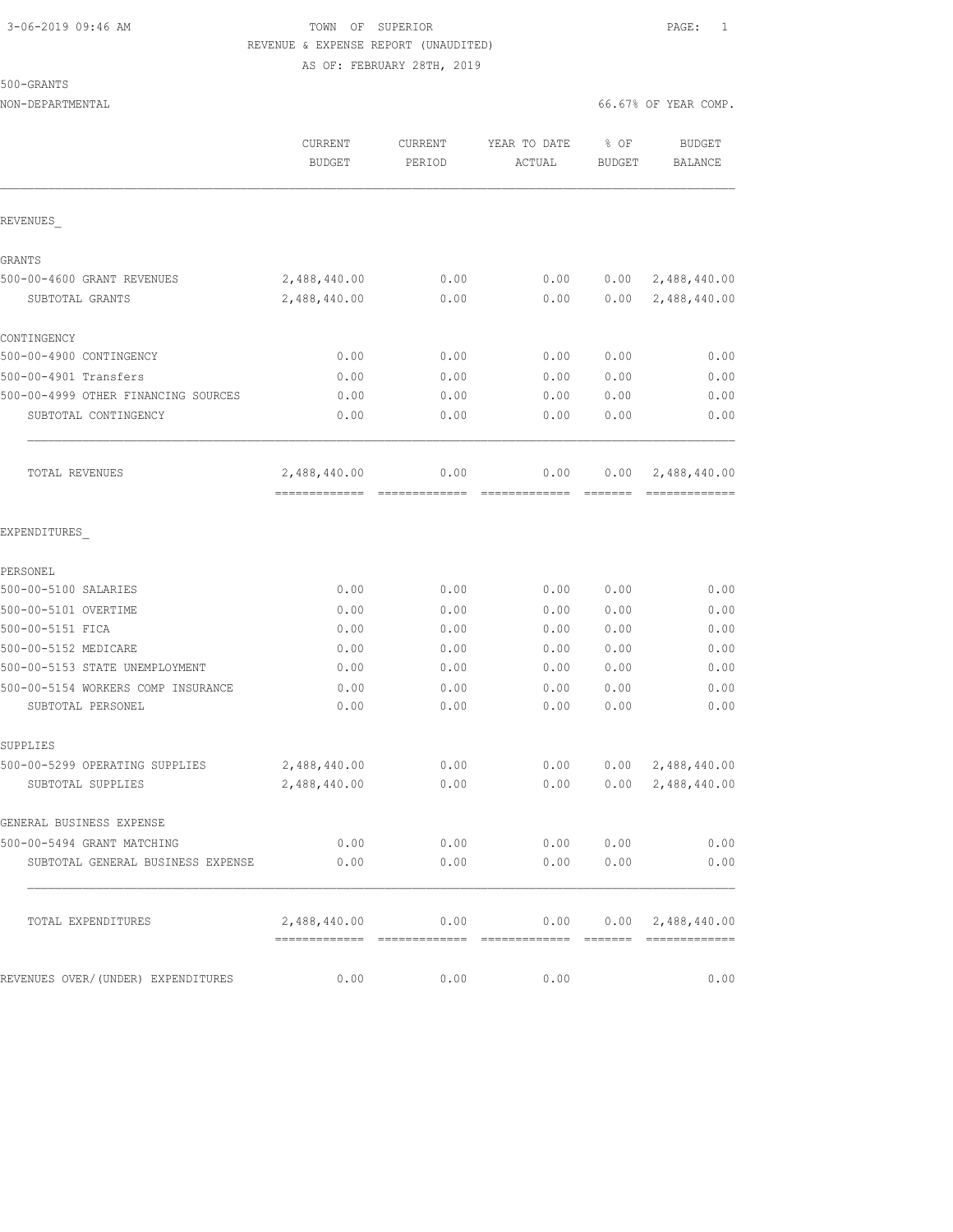3-06-2019 09:46 AM TOWN OF SUPERIOR PAGE: 1

REVENUE & EXPENSE REPORT (UNAUDITED)

AS OF: FEBRUARY 28TH, 2019

500-GRANTS

NON-DEPARTMENTAL 66.67% OF YEAR COMP.

| | CURRENT BUDGET | CURRENT PERIOD | YEAR TO DATE ACTUAL | % OF BUDGET | BUDGET BALANCE |
|---|---|---|---|---|---|
| REVENUES_ | | | | | |
| GRANTS | | | | | |
| 500-00-4600 GRANT REVENUES | 2,488,440.00 | 0.00 | 0.00 | 0.00 | 2,488,440.00 |
| SUBTOTAL GRANTS | 2,488,440.00 | 0.00 | 0.00 | 0.00 | 2,488,440.00 |
| CONTINGENCY | | | | | |
| 500-00-4900 CONTINGENCY | 0.00 | 0.00 | 0.00 | 0.00 | 0.00 |
| 500-00-4901 Transfers | 0.00 | 0.00 | 0.00 | 0.00 | 0.00 |
| 500-00-4999 OTHER FINANCING SOURCES | 0.00 | 0.00 | 0.00 | 0.00 | 0.00 |
| SUBTOTAL CONTINGENCY | 0.00 | 0.00 | 0.00 | 0.00 | 0.00 |
| TOTAL REVENUES | 2,488,440.00 | 0.00 | 0.00 | 0.00 | 2,488,440.00 |
| EXPENDITURES_ | | | | | |
| PERSONEL | | | | | |
| 500-00-5100 SALARIES | 0.00 | 0.00 | 0.00 | 0.00 | 0.00 |
| 500-00-5101 OVERTIME | 0.00 | 0.00 | 0.00 | 0.00 | 0.00 |
| 500-00-5151 FICA | 0.00 | 0.00 | 0.00 | 0.00 | 0.00 |
| 500-00-5152 MEDICARE | 0.00 | 0.00 | 0.00 | 0.00 | 0.00 |
| 500-00-5153 STATE UNEMPLOYMENT | 0.00 | 0.00 | 0.00 | 0.00 | 0.00 |
| 500-00-5154 WORKERS COMP INSURANCE | 0.00 | 0.00 | 0.00 | 0.00 | 0.00 |
| SUBTOTAL PERSONEL | 0.00 | 0.00 | 0.00 | 0.00 | 0.00 |
| SUPPLIES | | | | | |
| 500-00-5299 OPERATING SUPPLIES | 2,488,440.00 | 0.00 | 0.00 | 0.00 | 2,488,440.00 |
| SUBTOTAL SUPPLIES | 2,488,440.00 | 0.00 | 0.00 | 0.00 | 2,488,440.00 |
| GENERAL BUSINESS EXPENSE | | | | | |
| 500-00-5494 GRANT MATCHING | 0.00 | 0.00 | 0.00 | 0.00 | 0.00 |
| SUBTOTAL GENERAL BUSINESS EXPENSE | 0.00 | 0.00 | 0.00 | 0.00 | 0.00 |
| TOTAL EXPENDITURES | 2,488,440.00 | 0.00 | 0.00 | 0.00 | 2,488,440.00 |
| REVENUES OVER/(UNDER) EXPENDITURES | 0.00 | 0.00 | 0.00 | | 0.00 |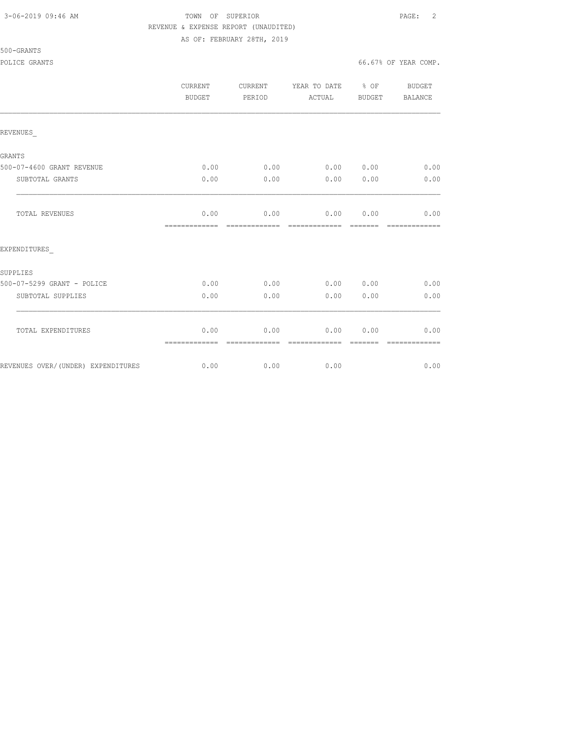TOWN OF SUPERIOR
REVENUE & EXPENSE REPORT (UNAUDITED)
AS OF: FEBRUARY 28TH, 2019

500-GRANTS

POLICE GRANTS — 66.67% OF YEAR COMP.

| | CURRENT BUDGET | CURRENT PERIOD | YEAR TO DATE ACTUAL | % OF BUDGET | BUDGET BALANCE |
|---|---|---|---|---|---|
| REVENUES_ | | | | | |
| GRANTS | | | | | |
| 500-07-4600 GRANT REVENUE | 0.00 | 0.00 | 0.00 | 0.00 | 0.00 |
| SUBTOTAL GRANTS | 0.00 | 0.00 | 0.00 | 0.00 | 0.00 |
| TOTAL REVENUES | 0.00 | 0.00 | 0.00 | 0.00 | 0.00 |
| EXPENDITURES_ | | | | | |
| SUPPLIES | | | | | |
| 500-07-5299 GRANT - POLICE | 0.00 | 0.00 | 0.00 | 0.00 | 0.00 |
| SUBTOTAL SUPPLIES | 0.00 | 0.00 | 0.00 | 0.00 | 0.00 |
| TOTAL EXPENDITURES | 0.00 | 0.00 | 0.00 | 0.00 | 0.00 |
| REVENUES OVER/(UNDER) EXPENDITURES | 0.00 | 0.00 | 0.00 | | 0.00 |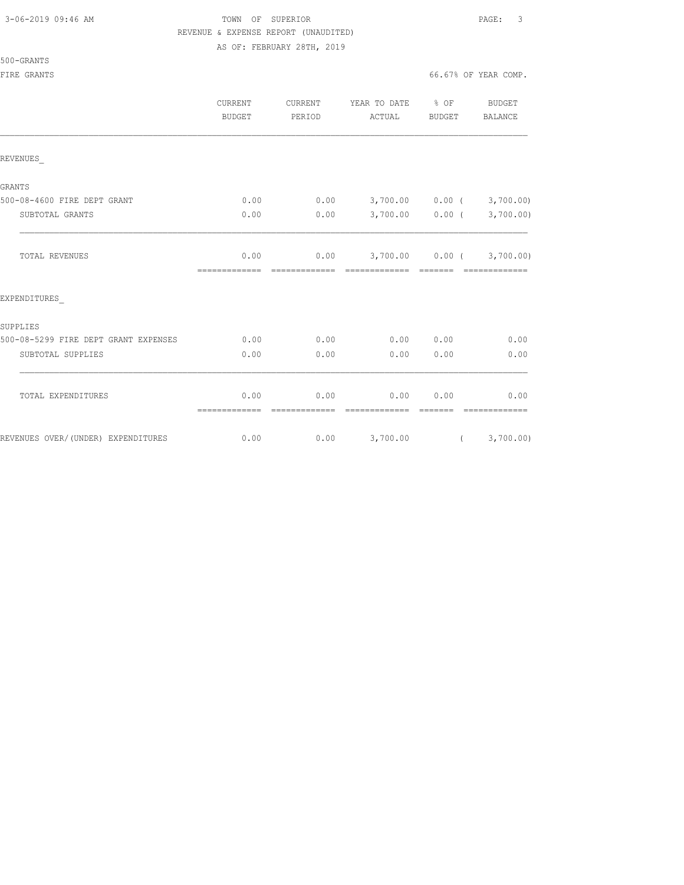3-06-2019 09:46 AM

TOWN OF SUPERIOR

REVENUE & EXPENSE REPORT (UNAUDITED)

AS OF: FEBRUARY 28TH, 2019

500-GRANTS

FIRE GRANTS

66.67% OF YEAR COMP.

| | CURRENT BUDGET | CURRENT PERIOD | YEAR TO DATE ACTUAL | % OF BUDGET | BUDGET BALANCE |
|---|---|---|---|---|---|
| REVENUES_ | | | | | |
| GRANTS | | | | | |
| 500-08-4600 FIRE DEPT GRANT | 0.00 | 0.00 | 3,700.00 | 0.00 | ( 3,700.00) |
| SUBTOTAL GRANTS | 0.00 | 0.00 | 3,700.00 | 0.00 | ( 3,700.00) |
| TOTAL REVENUES | 0.00 | 0.00 | 3,700.00 | 0.00 | ( 3,700.00) |
| EXPENDITURES_ | | | | | |
| SUPPLIES | | | | | |
| 500-08-5299 FIRE DEPT GRANT EXPENSES | 0.00 | 0.00 | 0.00 | 0.00 | 0.00 |
| SUBTOTAL SUPPLIES | 0.00 | 0.00 | 0.00 | 0.00 | 0.00 |
| TOTAL EXPENDITURES | 0.00 | 0.00 | 0.00 | 0.00 | 0.00 |
| REVENUES OVER/(UNDER) EXPENDITURES | 0.00 | 0.00 | 3,700.00 | | ( 3,700.00) |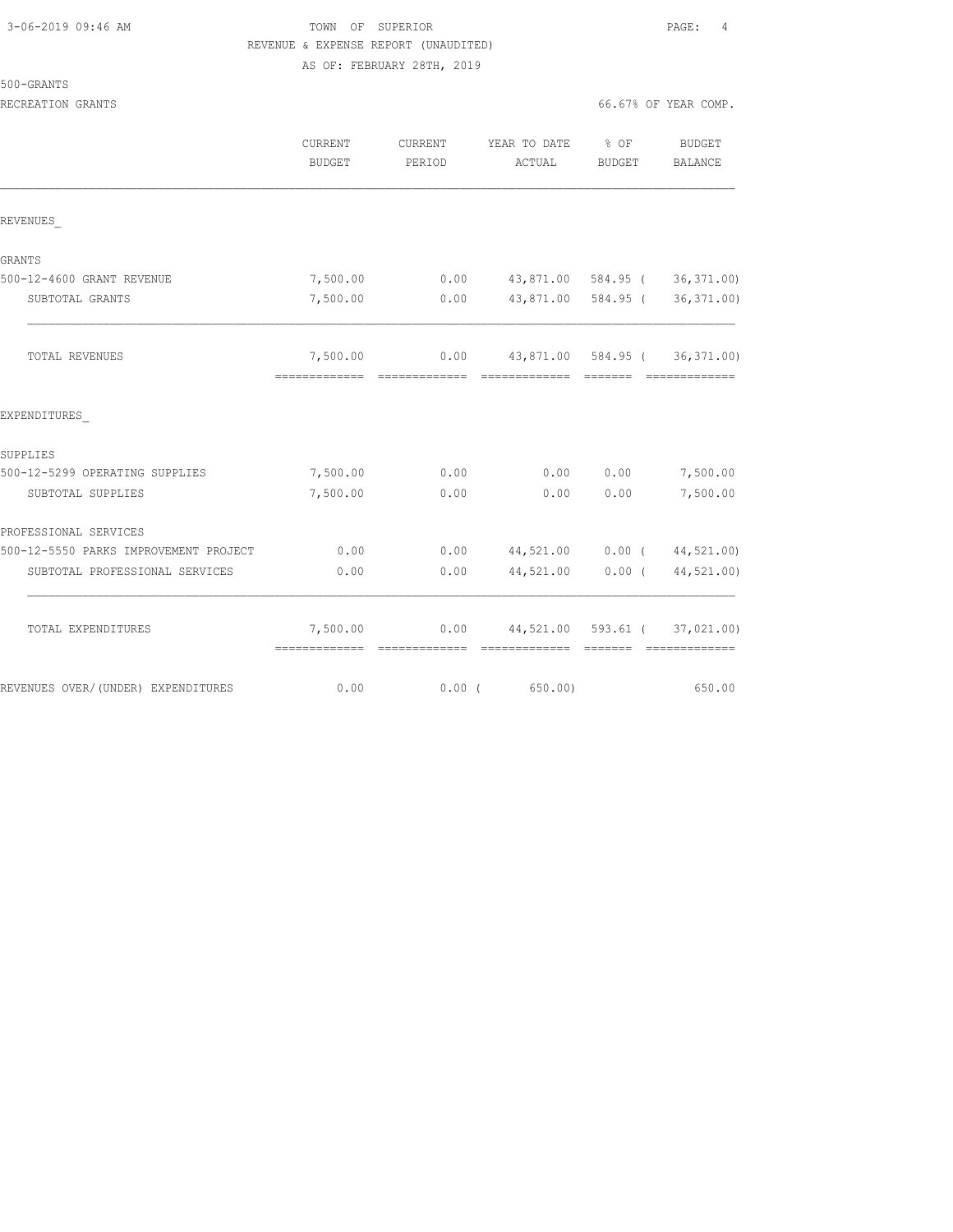TOWN OF SUPERIOR
REVENUE & EXPENSE REPORT (UNAUDITED)
AS OF: FEBRUARY 28TH, 2019

500-GRANTS
RECREATION GRANTS

66.67% OF YEAR COMP.

| | CURRENT BUDGET | CURRENT PERIOD | YEAR TO DATE ACTUAL | % OF BUDGET | BUDGET BALANCE |
|---|---|---|---|---|---|
| REVENUES_ | | | | | |
| GRANTS | | | | | |
| 500-12-4600 GRANT REVENUE | 7,500.00 | 0.00 | 43,871.00 | 584.95 | ( 36,371.00) |
| SUBTOTAL GRANTS | 7,500.00 | 0.00 | 43,871.00 | 584.95 | ( 36,371.00) |
| TOTAL REVENUES | 7,500.00 | 0.00 | 43,871.00 | 584.95 | ( 36,371.00) |
| EXPENDITURES_ | | | | | |
| SUPPLIES | | | | | |
| 500-12-5299 OPERATING SUPPLIES | 7,500.00 | 0.00 | 0.00 | 0.00 | 7,500.00 |
| SUBTOTAL SUPPLIES | 7,500.00 | 0.00 | 0.00 | 0.00 | 7,500.00 |
| PROFESSIONAL SERVICES | | | | | |
| 500-12-5550 PARKS IMPROVEMENT PROJECT | 0.00 | 0.00 | 44,521.00 | 0.00 | ( 44,521.00) |
| SUBTOTAL PROFESSIONAL SERVICES | 0.00 | 0.00 | 44,521.00 | 0.00 | ( 44,521.00) |
| TOTAL EXPENDITURES | 7,500.00 | 0.00 | 44,521.00 | 593.61 | ( 37,021.00) |
| REVENUES OVER/(UNDER) EXPENDITURES | 0.00 | 0.00 | ( 650.00) | | 650.00 |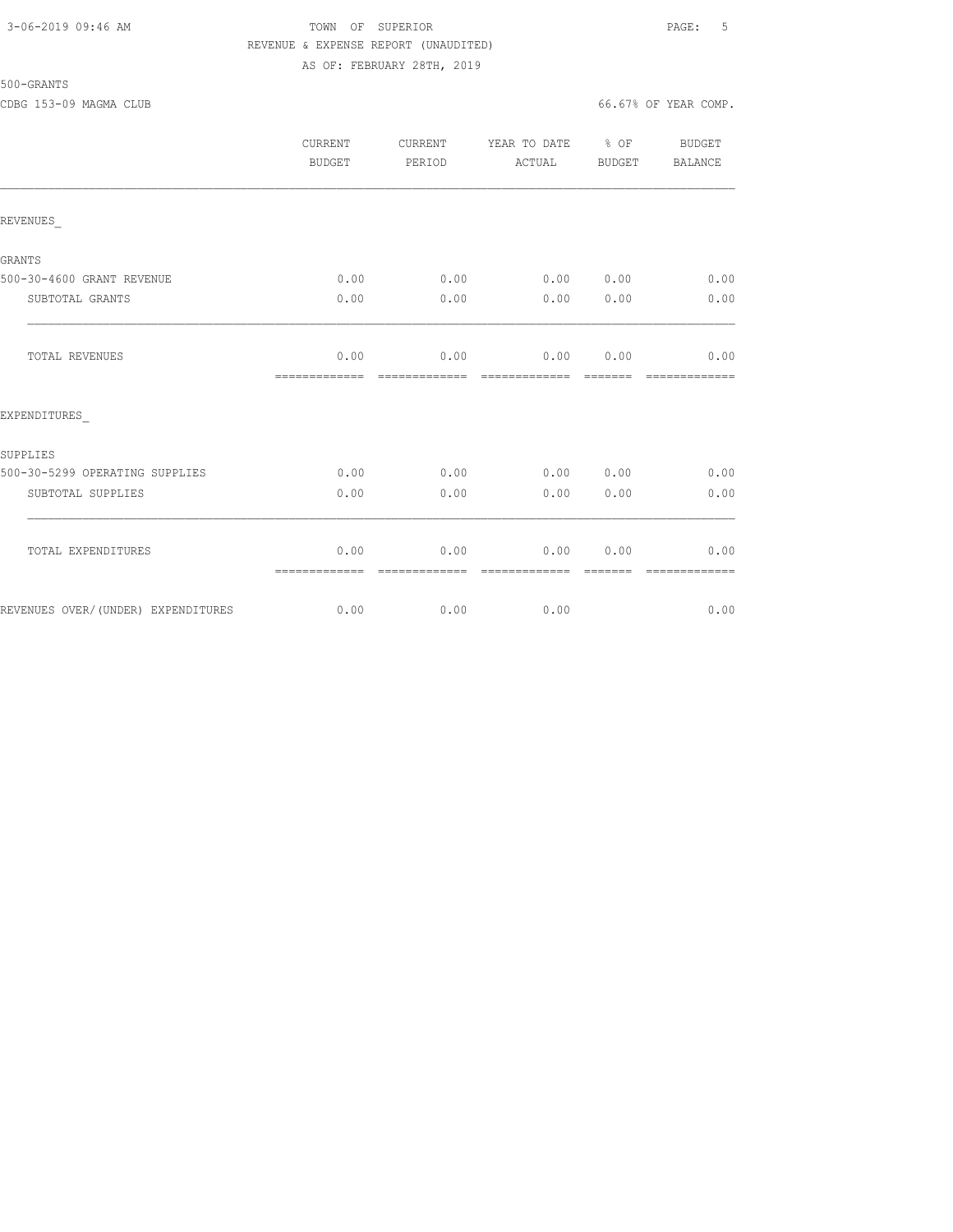TOWN OF SUPERIOR

REVENUE & EXPENSE REPORT (UNAUDITED)

AS OF: FEBRUARY 28TH, 2019

500-GRANTS

CDBG 153-09 MAGMA CLUB

66.67% OF YEAR COMP.

| | CURRENT BUDGET | CURRENT PERIOD | YEAR TO DATE ACTUAL | % OF BUDGET | BUDGET BALANCE |
|---|---|---|---|---|---|
| REVENUES_ | | | | | |
| GRANTS | | | | | |
| 500-30-4600 GRANT REVENUE | 0.00 | 0.00 | 0.00 | 0.00 | 0.00 |
| SUBTOTAL GRANTS | 0.00 | 0.00 | 0.00 | 0.00 | 0.00 |
| TOTAL REVENUES | 0.00 | 0.00 | 0.00 | 0.00 | 0.00 |
| EXPENDITURES_ | | | | | |
| SUPPLIES | | | | | |
| 500-30-5299 OPERATING SUPPLIES | 0.00 | 0.00 | 0.00 | 0.00 | 0.00 |
| SUBTOTAL SUPPLIES | 0.00 | 0.00 | 0.00 | 0.00 | 0.00 |
| TOTAL EXPENDITURES | 0.00 | 0.00 | 0.00 | 0.00 | 0.00 |
| REVENUES OVER/(UNDER) EXPENDITURES | 0.00 | 0.00 | 0.00 | | 0.00 |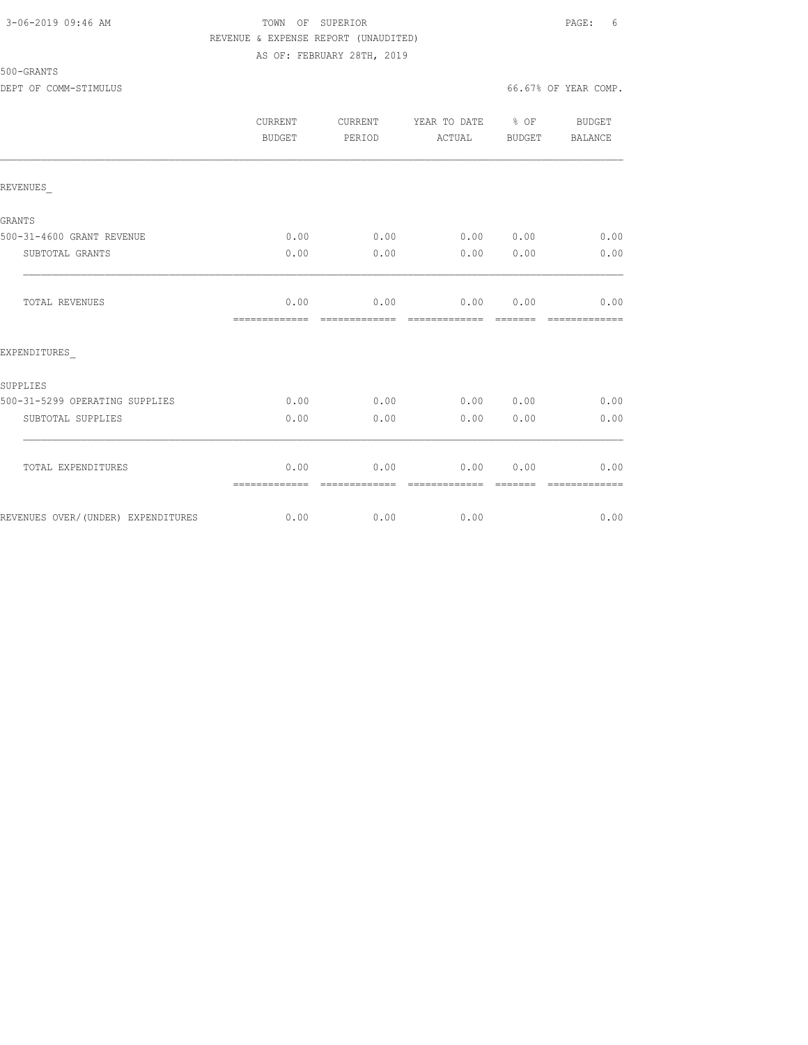TOWN OF SUPERIOR
REVENUE & EXPENSE REPORT (UNAUDITED)
AS OF: FEBRUARY 28TH, 2019

500-GRANTS

DEPT OF COMM-STIMULUS

66.67% OF YEAR COMP.

| | CURRENT BUDGET | CURRENT PERIOD | YEAR TO DATE ACTUAL | % OF BUDGET | BUDGET BALANCE |
|---|---|---|---|---|---|
| REVENUES_ | | | | | |
| GRANTS | | | | | |
| 500-31-4600 GRANT REVENUE | 0.00 | 0.00 | 0.00 | 0.00 | 0.00 |
| SUBTOTAL GRANTS | 0.00 | 0.00 | 0.00 | 0.00 | 0.00 |
| TOTAL REVENUES | 0.00 | 0.00 | 0.00 | 0.00 | 0.00 |
| EXPENDITURES_ | | | | | |
| SUPPLIES | | | | | |
| 500-31-5299 OPERATING SUPPLIES | 0.00 | 0.00 | 0.00 | 0.00 | 0.00 |
| SUBTOTAL SUPPLIES | 0.00 | 0.00 | 0.00 | 0.00 | 0.00 |
| TOTAL EXPENDITURES | 0.00 | 0.00 | 0.00 | 0.00 | 0.00 |
| REVENUES OVER/(UNDER) EXPENDITURES | 0.00 | 0.00 | 0.00 | | 0.00 |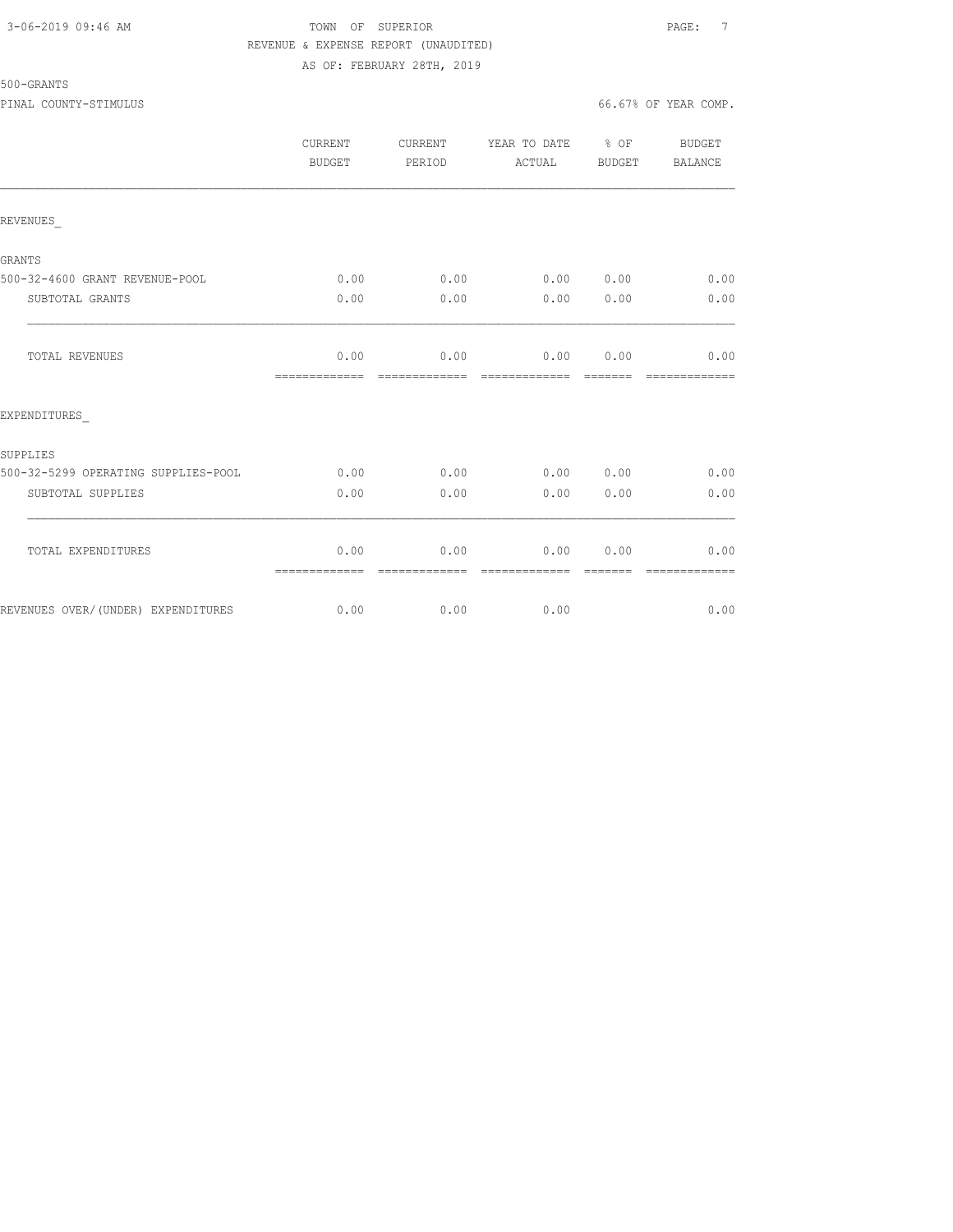TOWN OF SUPERIOR
REVENUE & EXPENSE REPORT (UNAUDITED)
AS OF: FEBRUARY 28TH, 2019

500-GRANTS

PINAL COUNTY-STIMULUS — 66.67% OF YEAR COMP.

| | CURRENT BUDGET | CURRENT PERIOD | YEAR TO DATE ACTUAL | % OF BUDGET | BUDGET BALANCE |
|---|---|---|---|---|---|
| REVENUES_ | | | | | |
| GRANTS | | | | | |
| 500-32-4600 GRANT REVENUE-POOL | 0.00 | 0.00 | 0.00 | 0.00 | 0.00 |
| SUBTOTAL GRANTS | 0.00 | 0.00 | 0.00 | 0.00 | 0.00 |
| TOTAL REVENUES | 0.00 | 0.00 | 0.00 | 0.00 | 0.00 |
| EXPENDITURES_ | | | | | |
| SUPPLIES | | | | | |
| 500-32-5299 OPERATING SUPPLIES-POOL | 0.00 | 0.00 | 0.00 | 0.00 | 0.00 |
| SUBTOTAL SUPPLIES | 0.00 | 0.00 | 0.00 | 0.00 | 0.00 |
| TOTAL EXPENDITURES | 0.00 | 0.00 | 0.00 | 0.00 | 0.00 |
| REVENUES OVER/(UNDER) EXPENDITURES | 0.00 | 0.00 | 0.00 | | 0.00 |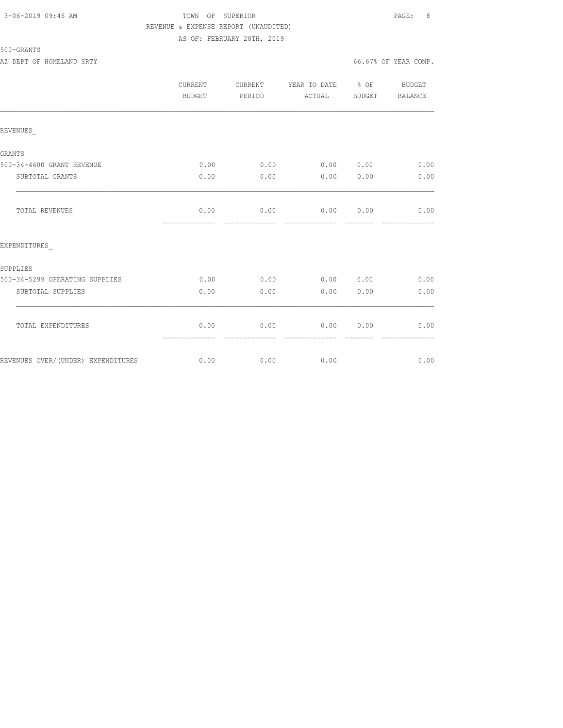TOWN OF SUPERIOR
REVENUE & EXPENSE REPORT (UNAUDITED)
AS OF: FEBRUARY 28TH, 2019

500-GRANTS

AZ DEPT OF HOMELAND SRTY — 66.67% OF YEAR COMP.

| | CURRENT BUDGET | CURRENT PERIOD | YEAR TO DATE ACTUAL | % OF BUDGET | BUDGET BALANCE |
|---|---|---|---|---|---|
| REVENUES_ | | | | | |
| GRANTS | | | | | |
| 500-34-4600 GRANT REVENUE | 0.00 | 0.00 | 0.00 | 0.00 | 0.00 |
| SUBTOTAL GRANTS | 0.00 | 0.00 | 0.00 | 0.00 | 0.00 |
| TOTAL REVENUES | 0.00 | 0.00 | 0.00 | 0.00 | 0.00 |
| EXPENDITURES_ | | | | | |
| SUPPLIES | | | | | |
| 500-34-5299 OPERATING SUPPLIES | 0.00 | 0.00 | 0.00 | 0.00 | 0.00 |
| SUBTOTAL SUPPLIES | 0.00 | 0.00 | 0.00 | 0.00 | 0.00 |
| TOTAL EXPENDITURES | 0.00 | 0.00 | 0.00 | 0.00 | 0.00 |
| REVENUES OVER/(UNDER) EXPENDITURES | 0.00 | 0.00 | 0.00 | | 0.00 |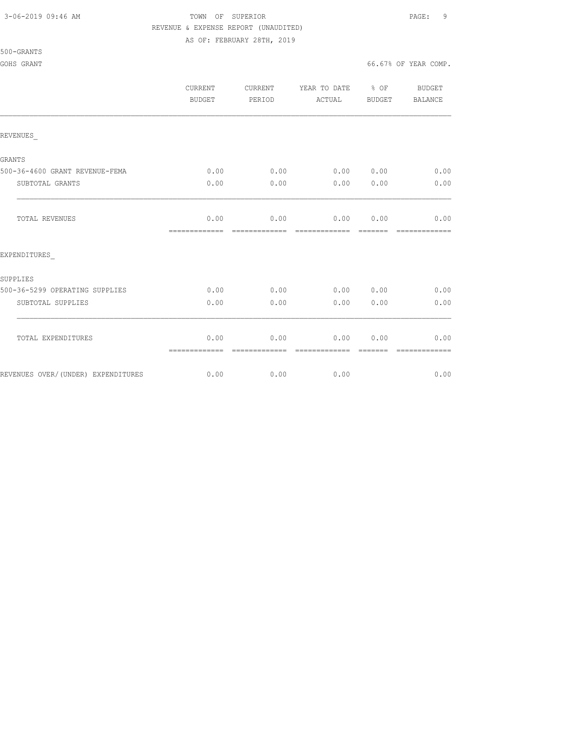TOWN OF SUPERIOR

REVENUE & EXPENSE REPORT (UNAUDITED)

AS OF: FEBRUARY 28TH, 2019

500-GRANTS

GOHS GRANT

66.67% OF YEAR COMP.

| | CURRENT BUDGET | CURRENT PERIOD | YEAR TO DATE ACTUAL | % OF BUDGET | BUDGET BALANCE |
|---|---|---|---|---|---|
| REVENUES_ | | | | | |
| GRANTS | | | | | |
| 500-36-4600 GRANT REVENUE-FEMA | 0.00 | 0.00 | 0.00 | 0.00 | 0.00 |
| SUBTOTAL GRANTS | 0.00 | 0.00 | 0.00 | 0.00 | 0.00 |
| TOTAL REVENUES | 0.00 | 0.00 | 0.00 | 0.00 | 0.00 |
| EXPENDITURES_ | | | | | |
| SUPPLIES | | | | | |
| 500-36-5299 OPERATING SUPPLIES | 0.00 | 0.00 | 0.00 | 0.00 | 0.00 |
| SUBTOTAL SUPPLIES | 0.00 | 0.00 | 0.00 | 0.00 | 0.00 |
| TOTAL EXPENDITURES | 0.00 | 0.00 | 0.00 | 0.00 | 0.00 |
| REVENUES OVER/(UNDER) EXPENDITURES | 0.00 | 0.00 | 0.00 | | 0.00 |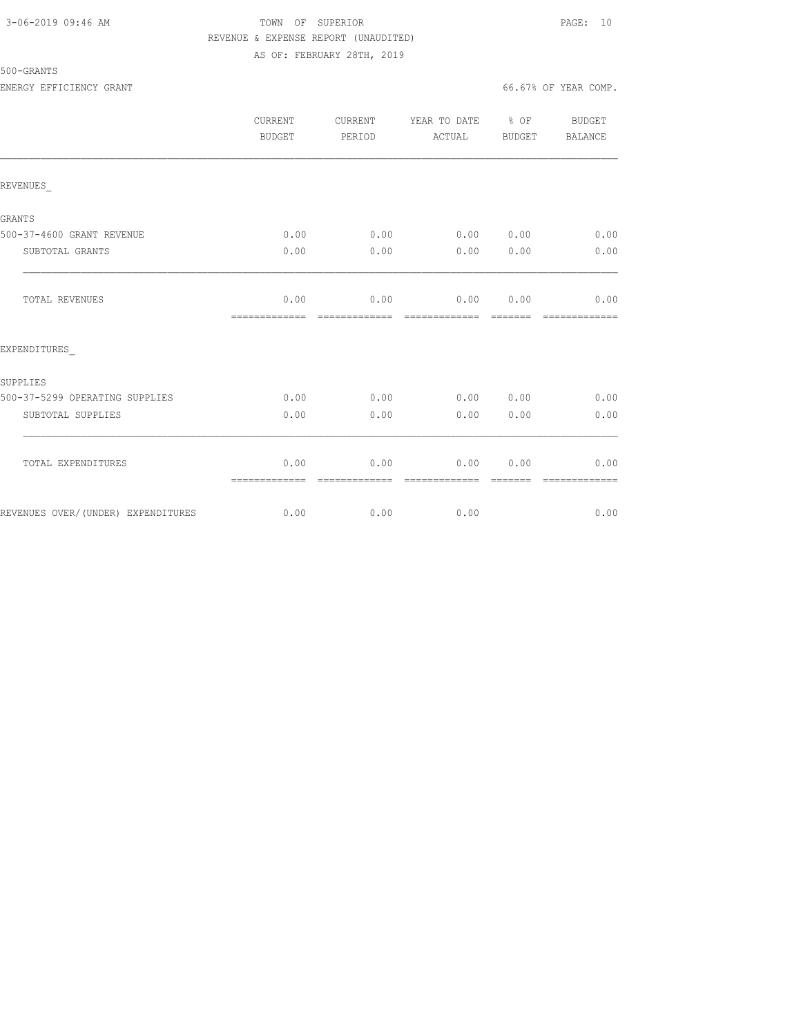TOWN OF SUPERIOR
REVENUE & EXPENSE REPORT (UNAUDITED)
AS OF: FEBRUARY 28TH, 2019

500-GRANTS

ENERGY EFFICIENCY GRANT — 66.67% OF YEAR COMP.

| | CURRENT BUDGET | CURRENT PERIOD | YEAR TO DATE ACTUAL | % OF BUDGET | BUDGET BALANCE |
|---|---|---|---|---|---|
| REVENUES_ | | | | | |
| GRANTS | | | | | |
| 500-37-4600 GRANT REVENUE | 0.00 | 0.00 | 0.00 | 0.00 | 0.00 |
| SUBTOTAL GRANTS | 0.00 | 0.00 | 0.00 | 0.00 | 0.00 |
| TOTAL REVENUES | 0.00 | 0.00 | 0.00 | 0.00 | 0.00 |
| EXPENDITURES_ | | | | | |
| SUPPLIES | | | | | |
| 500-37-5299 OPERATING SUPPLIES | 0.00 | 0.00 | 0.00 | 0.00 | 0.00 |
| SUBTOTAL SUPPLIES | 0.00 | 0.00 | 0.00 | 0.00 | 0.00 |
| TOTAL EXPENDITURES | 0.00 | 0.00 | 0.00 | 0.00 | 0.00 |
| REVENUES OVER/(UNDER) EXPENDITURES | 0.00 | 0.00 | 0.00 | | 0.00 |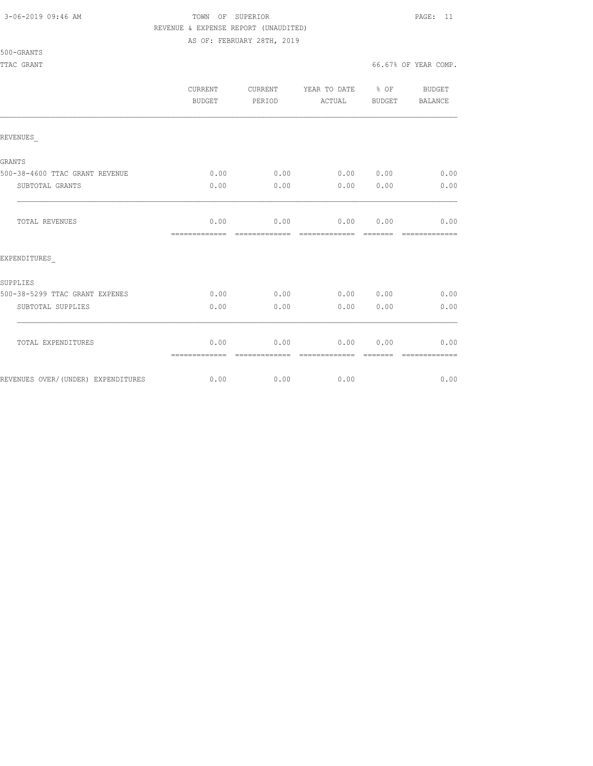TOWN OF SUPERIOR

REVENUE & EXPENSE REPORT (UNAUDITED)

AS OF: FEBRUARY 28TH, 2019

500-GRANTS

TTAC GRANT — 66.67% OF YEAR COMP.

| | CURRENT BUDGET | CURRENT PERIOD | YEAR TO DATE ACTUAL | % OF BUDGET | BUDGET BALANCE |
|---|---|---|---|---|---|
| REVENUES_ | | | | | |
| GRANTS | | | | | |
| 500-38-4600 TTAC GRANT REVENUE | 0.00 | 0.00 | 0.00 | 0.00 | 0.00 |
| SUBTOTAL GRANTS | 0.00 | 0.00 | 0.00 | 0.00 | 0.00 |
| TOTAL REVENUES | 0.00 | 0.00 | 0.00 | 0.00 | 0.00 |
| EXPENDITURES_ | | | | | |
| SUPPLIES | | | | | |
| 500-38-5299 TTAC GRANT EXPENES | 0.00 | 0.00 | 0.00 | 0.00 | 0.00 |
| SUBTOTAL SUPPLIES | 0.00 | 0.00 | 0.00 | 0.00 | 0.00 |
| TOTAL EXPENDITURES | 0.00 | 0.00 | 0.00 | 0.00 | 0.00 |
| REVENUES OVER/(UNDER) EXPENDITURES | 0.00 | 0.00 | 0.00 | | 0.00 |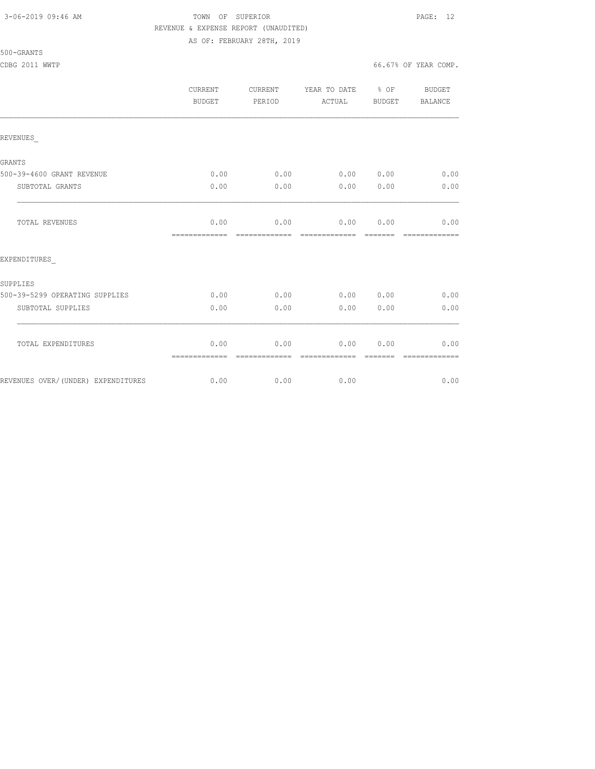TOWN OF SUPERIOR

REVENUE & EXPENSE REPORT (UNAUDITED)

AS OF: FEBRUARY 28TH, 2019

3-06-2019 09:46 AM

500-GRANTS

CDBG 2011 WWTP

66.67% OF YEAR COMP.

| | CURRENT BUDGET | CURRENT PERIOD | YEAR TO DATE ACTUAL | % OF BUDGET | BUDGET BALANCE |
|---|---|---|---|---|---|
| REVENUES_ | | | | | |
| GRANTS | | | | | |
| 500-39-4600 GRANT REVENUE | 0.00 | 0.00 | 0.00 | 0.00 | 0.00 |
| SUBTOTAL GRANTS | 0.00 | 0.00 | 0.00 | 0.00 | 0.00 |
| TOTAL REVENUES | 0.00 | 0.00 | 0.00 | 0.00 | 0.00 |
| EXPENDITURES_ | | | | | |
| SUPPLIES | | | | | |
| 500-39-5299 OPERATING SUPPLIES | 0.00 | 0.00 | 0.00 | 0.00 | 0.00 |
| SUBTOTAL SUPPLIES | 0.00 | 0.00 | 0.00 | 0.00 | 0.00 |
| TOTAL EXPENDITURES | 0.00 | 0.00 | 0.00 | 0.00 | 0.00 |
| REVENUES OVER/(UNDER) EXPENDITURES | 0.00 | 0.00 | 0.00 | | 0.00 |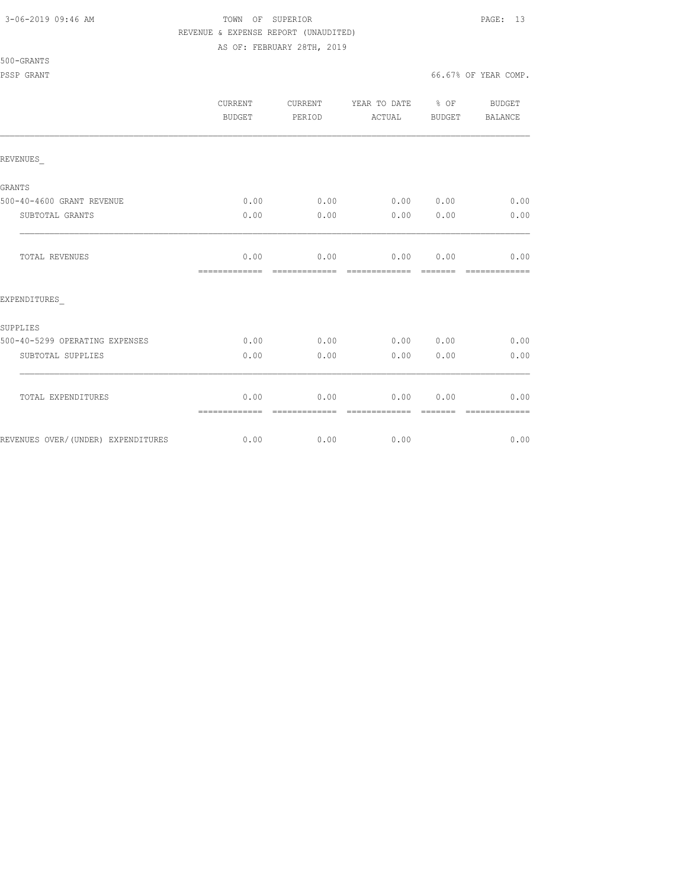TOWN OF SUPERIOR
REVENUE & EXPENSE REPORT (UNAUDITED)
AS OF: FEBRUARY 28TH, 2019

500-GRANTS

PSSP GRANT 66.67% OF YEAR COMP.

| | CURRENT BUDGET | CURRENT PERIOD | YEAR TO DATE ACTUAL | % OF BUDGET | BUDGET BALANCE |
|---|---|---|---|---|---|
| REVENUES_ | | | | | |
| GRANTS | | | | | |
| 500-40-4600 GRANT REVENUE | 0.00 | 0.00 | 0.00 | 0.00 | 0.00 |
| SUBTOTAL GRANTS | 0.00 | 0.00 | 0.00 | 0.00 | 0.00 |
| TOTAL REVENUES | 0.00 | 0.00 | 0.00 | 0.00 | 0.00 |
| EXPENDITURES_ | | | | | |
| SUPPLIES | | | | | |
| 500-40-5299 OPERATING EXPENSES | 0.00 | 0.00 | 0.00 | 0.00 | 0.00 |
| SUBTOTAL SUPPLIES | 0.00 | 0.00 | 0.00 | 0.00 | 0.00 |
| TOTAL EXPENDITURES | 0.00 | 0.00 | 0.00 | 0.00 | 0.00 |
| REVENUES OVER/(UNDER) EXPENDITURES | 0.00 | 0.00 | 0.00 | | 0.00 |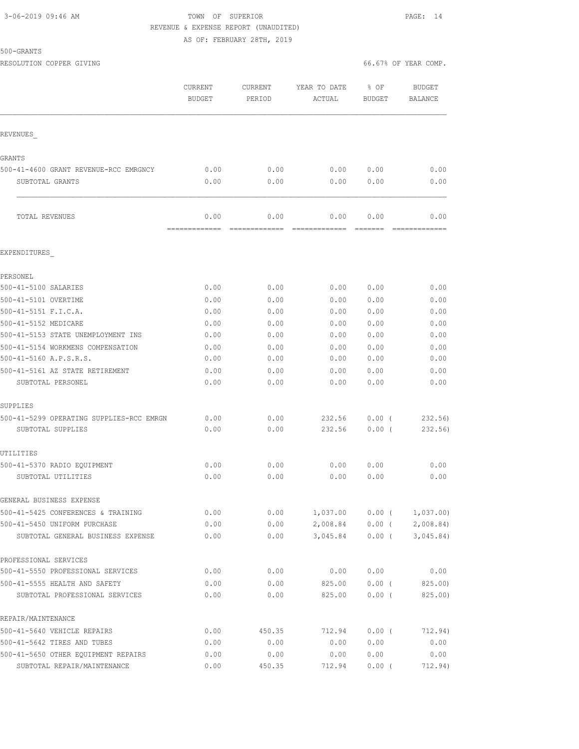TOWN OF SUPERIOR
REVENUE & EXPENSE REPORT (UNAUDITED)
AS OF: FEBRUARY 28TH, 2019

500-GRANTS
RESOLUTION COPPER GIVING

66.67% OF YEAR COMP.

| | CURRENT BUDGET | CURRENT PERIOD | YEAR TO DATE ACTUAL | % OF BUDGET | BUDGET BALANCE |
|---|---|---|---|---|---|
| REVENUES_ | | | | | |
| GRANTS | | | | | |
| 500-41-4600 GRANT REVENUE-RCC EMRGNCY | 0.00 | 0.00 | 0.00 | 0.00 | 0.00 |
| SUBTOTAL GRANTS | 0.00 | 0.00 | 0.00 | 0.00 | 0.00 |
| TOTAL REVENUES | 0.00 | 0.00 | 0.00 | 0.00 | 0.00 |
| EXPENDITURES_ | | | | | |
| PERSONEL | | | | | |
| 500-41-5100 SALARIES | 0.00 | 0.00 | 0.00 | 0.00 | 0.00 |
| 500-41-5101 OVERTIME | 0.00 | 0.00 | 0.00 | 0.00 | 0.00 |
| 500-41-5151 F.I.C.A. | 0.00 | 0.00 | 0.00 | 0.00 | 0.00 |
| 500-41-5152 MEDICARE | 0.00 | 0.00 | 0.00 | 0.00 | 0.00 |
| 500-41-5153 STATE UNEMPLOYMENT INS | 0.00 | 0.00 | 0.00 | 0.00 | 0.00 |
| 500-41-5154 WORKMENS COMPENSATION | 0.00 | 0.00 | 0.00 | 0.00 | 0.00 |
| 500-41-5160 A.P.S.R.S. | 0.00 | 0.00 | 0.00 | 0.00 | 0.00 |
| 500-41-5161 AZ STATE RETIREMENT | 0.00 | 0.00 | 0.00 | 0.00 | 0.00 |
| SUBTOTAL PERSONEL | 0.00 | 0.00 | 0.00 | 0.00 | 0.00 |
| SUPPLIES | | | | | |
| 500-41-5299 OPERATING SUPPLIES-RCC EMRGN | 0.00 | 0.00 | 232.56 | 0.00 ( | 232.56) |
| SUBTOTAL SUPPLIES | 0.00 | 0.00 | 232.56 | 0.00 ( | 232.56) |
| UTILITIES | | | | | |
| 500-41-5370 RADIO EQUIPMENT | 0.00 | 0.00 | 0.00 | 0.00 | 0.00 |
| SUBTOTAL UTILITIES | 0.00 | 0.00 | 0.00 | 0.00 | 0.00 |
| GENERAL BUSINESS EXPENSE | | | | | |
| 500-41-5425 CONFERENCES & TRAINING | 0.00 | 0.00 | 1,037.00 | 0.00 ( | 1,037.00) |
| 500-41-5450 UNIFORM PURCHASE | 0.00 | 0.00 | 2,008.84 | 0.00 ( | 2,008.84) |
| SUBTOTAL GENERAL BUSINESS EXPENSE | 0.00 | 0.00 | 3,045.84 | 0.00 ( | 3,045.84) |
| PROFESSIONAL SERVICES | | | | | |
| 500-41-5550 PROFESSIONAL SERVICES | 0.00 | 0.00 | 0.00 | 0.00 | 0.00 |
| 500-41-5555 HEALTH AND SAFETY | 0.00 | 0.00 | 825.00 | 0.00 ( | 825.00) |
| SUBTOTAL PROFESSIONAL SERVICES | 0.00 | 0.00 | 825.00 | 0.00 ( | 825.00) |
| REPAIR/MAINTENANCE | | | | | |
| 500-41-5640 VEHICLE REPAIRS | 0.00 | 450.35 | 712.94 | 0.00 ( | 712.94) |
| 500-41-5642 TIRES AND TUBES | 0.00 | 0.00 | 0.00 | 0.00 | 0.00 |
| 500-41-5650 OTHER EQUIPMENT REPAIRS | 0.00 | 0.00 | 0.00 | 0.00 | 0.00 |
| SUBTOTAL REPAIR/MAINTENANCE | 0.00 | 450.35 | 712.94 | 0.00 ( | 712.94) |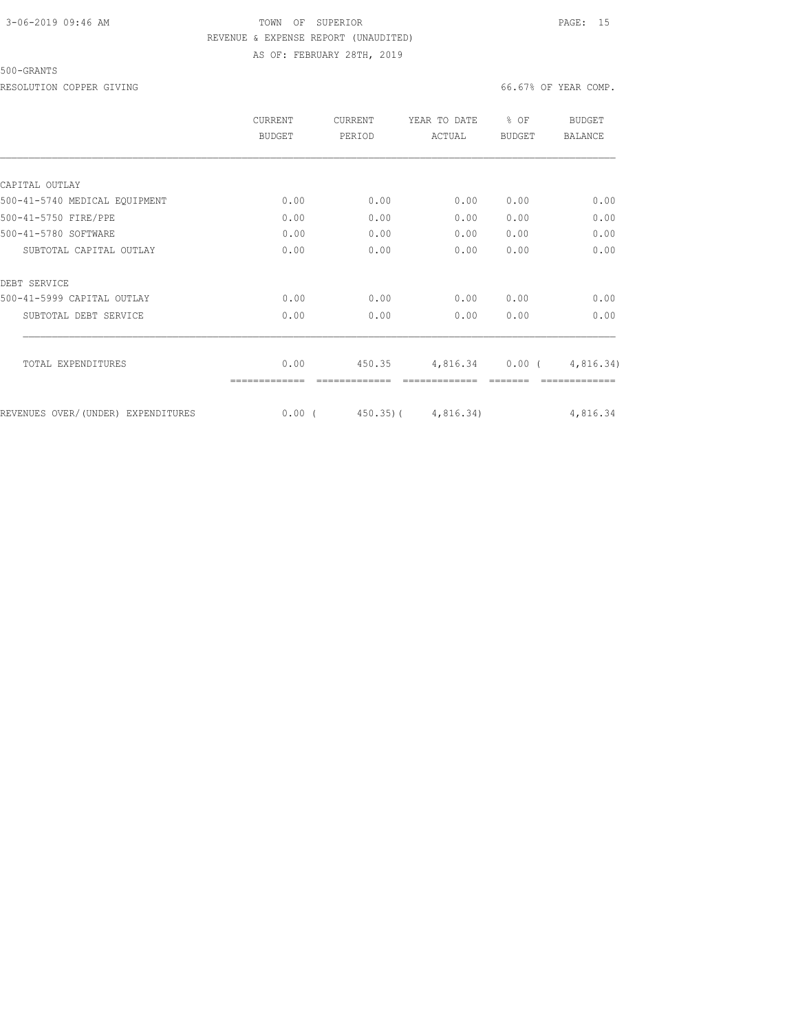TOWN OF SUPERIOR
REVENUE & EXPENSE REPORT (UNAUDITED)
AS OF: FEBRUARY 28TH, 2019

500-GRANTS

RESOLUTION COPPER GIVING

66.67% OF YEAR COMP.

| | CURRENT BUDGET | CURRENT PERIOD | YEAR TO DATE ACTUAL | % OF BUDGET | BUDGET BALANCE |
|---|---|---|---|---|---|
| CAPITAL OUTLAY | | | | | |
| 500-41-5740 MEDICAL EQUIPMENT | 0.00 | 0.00 | 0.00 | 0.00 | 0.00 |
| 500-41-5750 FIRE/PPE | 0.00 | 0.00 | 0.00 | 0.00 | 0.00 |
| 500-41-5780 SOFTWARE | 0.00 | 0.00 | 0.00 | 0.00 | 0.00 |
| SUBTOTAL CAPITAL OUTLAY | 0.00 | 0.00 | 0.00 | 0.00 | 0.00 |
| DEBT SERVICE | | | | | |
| 500-41-5999 CAPITAL OUTLAY | 0.00 | 0.00 | 0.00 | 0.00 | 0.00 |
| SUBTOTAL DEBT SERVICE | 0.00 | 0.00 | 0.00 | 0.00 | 0.00 |
| TOTAL EXPENDITURES | 0.00 | 450.35 | 4,816.34 | 0.00 | ( 4,816.34) |
| REVENUES OVER/(UNDER) EXPENDITURES | 0.00 | ( 450.35) | ( 4,816.34) | | 4,816.34 |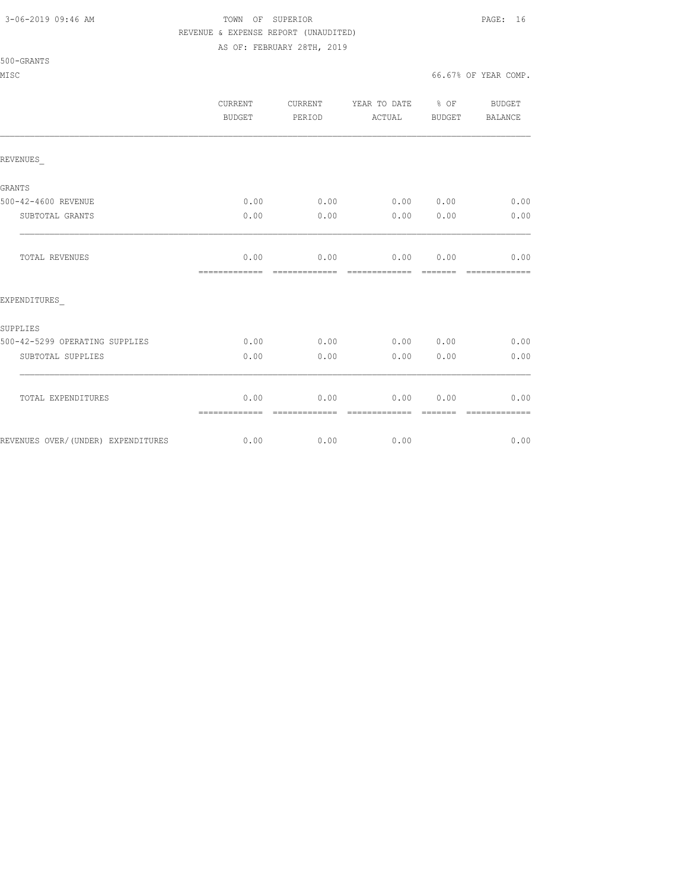TOWN OF SUPERIOR

REVENUE & EXPENSE REPORT (UNAUDITED)

AS OF: FEBRUARY 28TH, 2019

500-GRANTS

MISC

66.67% OF YEAR COMP.

| | CURRENT BUDGET | CURRENT PERIOD | YEAR TO DATE ACTUAL | % OF BUDGET | BUDGET BALANCE |
|---|---|---|---|---|---|
| REVENUES_ | | | | | |
| GRANTS | | | | | |
| 500-42-4600 REVENUE | 0.00 | 0.00 | 0.00 | 0.00 | 0.00 |
| SUBTOTAL GRANTS | 0.00 | 0.00 | 0.00 | 0.00 | 0.00 |
| TOTAL REVENUES | 0.00 | 0.00 | 0.00 | 0.00 | 0.00 |
| EXPENDITURES_ | | | | | |
| SUPPLIES | | | | | |
| 500-42-5299 OPERATING SUPPLIES | 0.00 | 0.00 | 0.00 | 0.00 | 0.00 |
| SUBTOTAL SUPPLIES | 0.00 | 0.00 | 0.00 | 0.00 | 0.00 |
| TOTAL EXPENDITURES | 0.00 | 0.00 | 0.00 | 0.00 | 0.00 |
| REVENUES OVER/(UNDER) EXPENDITURES | 0.00 | 0.00 | 0.00 | | 0.00 |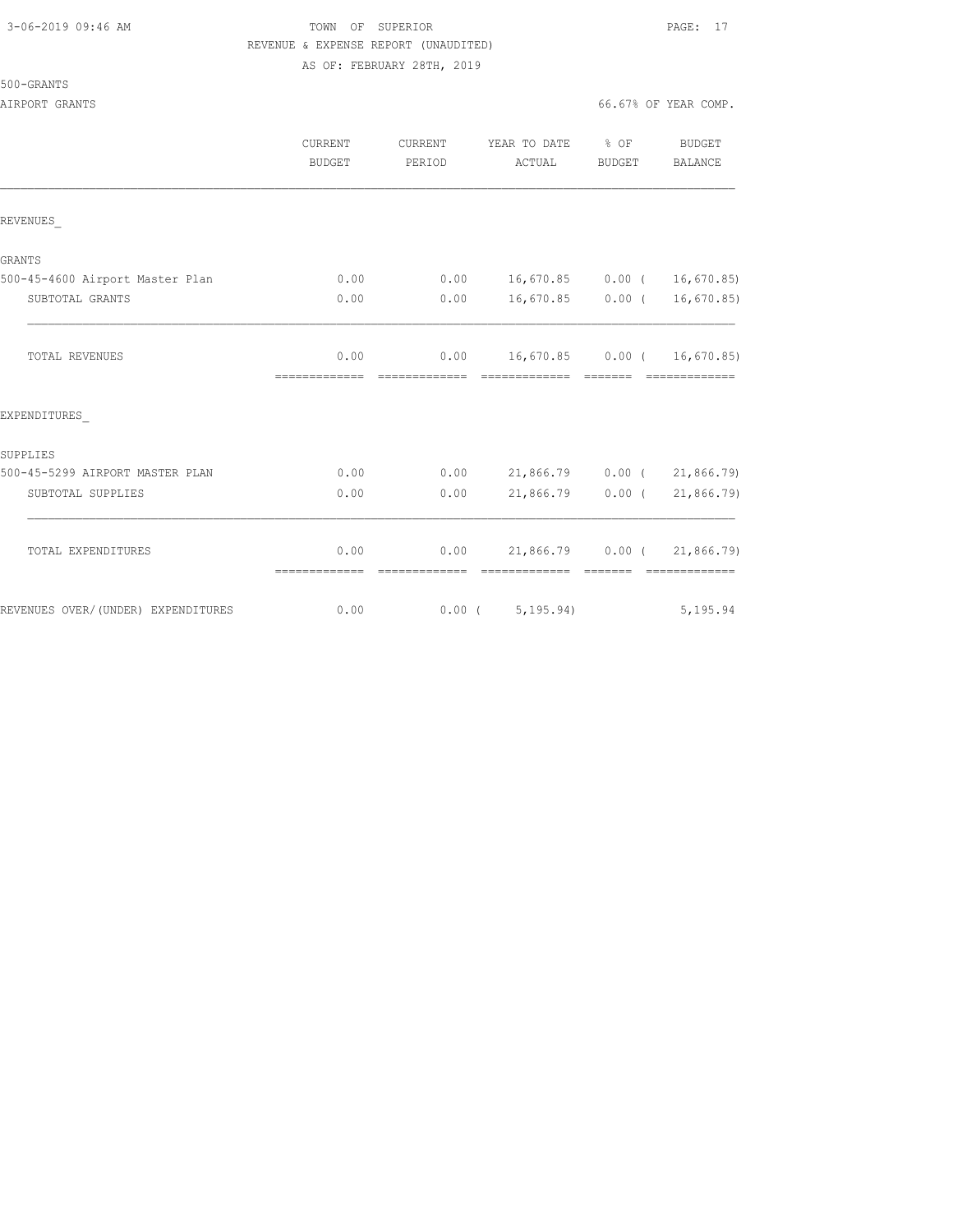TOWN OF SUPERIOR
REVENUE & EXPENSE REPORT (UNAUDITED)
AS OF: FEBRUARY 28TH, 2019

500-GRANTS
AIRPORT GRANTS

66.67% OF YEAR COMP.

| | CURRENT BUDGET | CURRENT PERIOD | YEAR TO DATE ACTUAL | % OF BUDGET | BUDGET BALANCE |
|---|---|---|---|---|---|
| REVENUES_ | | | | | |
| GRANTS | | | | | |
| 500-45-4600 Airport Master Plan | 0.00 | 0.00 | 16,670.85 | 0.00 | ( 16,670.85) |
| SUBTOTAL GRANTS | 0.00 | 0.00 | 16,670.85 | 0.00 | ( 16,670.85) |
| TOTAL REVENUES | 0.00 | 0.00 | 16,670.85 | 0.00 | ( 16,670.85) |
| EXPENDITURES_ | | | | | |
| SUPPLIES | | | | | |
| 500-45-5299 AIRPORT MASTER PLAN | 0.00 | 0.00 | 21,866.79 | 0.00 | ( 21,866.79) |
| SUBTOTAL SUPPLIES | 0.00 | 0.00 | 21,866.79 | 0.00 | ( 21,866.79) |
| TOTAL EXPENDITURES | 0.00 | 0.00 | 21,866.79 | 0.00 | ( 21,866.79) |
| REVENUES OVER/(UNDER) EXPENDITURES | 0.00 | 0.00 | ( 5,195.94) | | 5,195.94 |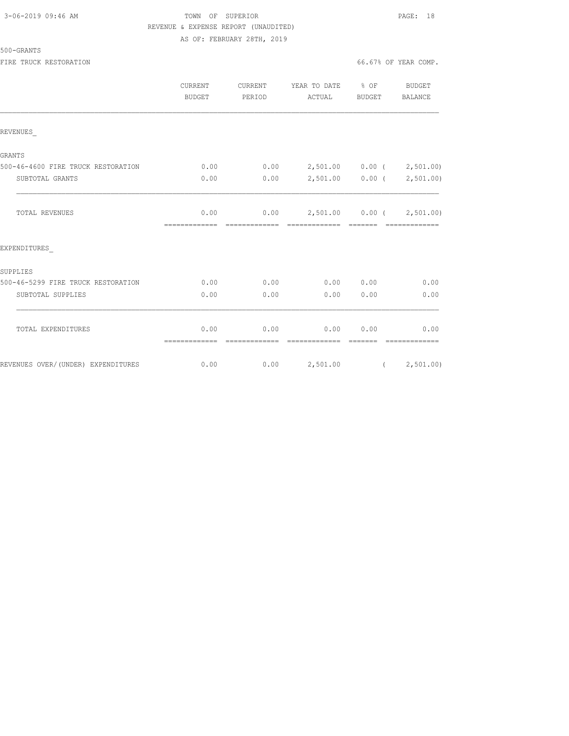TOWN OF SUPERIOR

REVENUE & EXPENSE REPORT (UNAUDITED)

AS OF: FEBRUARY 28TH, 2019

500-GRANTS

FIRE TRUCK RESTORATION — 66.67% OF YEAR COMP.

| | CURRENT BUDGET | CURRENT PERIOD | YEAR TO DATE ACTUAL | % OF BUDGET | BUDGET BALANCE |
|---|---|---|---|---|---|
| **REVENUES_** | | | | | |
| GRANTS | | | | | |
| 500-46-4600 FIRE TRUCK RESTORATION | 0.00 | 0.00 | 2,501.00 | 0.00 | ( 2,501.00) |
| SUBTOTAL GRANTS | 0.00 | 0.00 | 2,501.00 | 0.00 | ( 2,501.00) |
| TOTAL REVENUES | 0.00 | 0.00 | 2,501.00 | 0.00 | ( 2,501.00) |
| **EXPENDITURES_** | | | | | |
| SUPPLIES | | | | | |
| 500-46-5299 FIRE TRUCK RESTORATION | 0.00 | 0.00 | 0.00 | 0.00 | 0.00 |
| SUBTOTAL SUPPLIES | 0.00 | 0.00 | 0.00 | 0.00 | 0.00 |
| TOTAL EXPENDITURES | 0.00 | 0.00 | 0.00 | 0.00 | 0.00 |
| REVENUES OVER/(UNDER) EXPENDITURES | 0.00 | 0.00 | 2,501.00 | | ( 2,501.00) |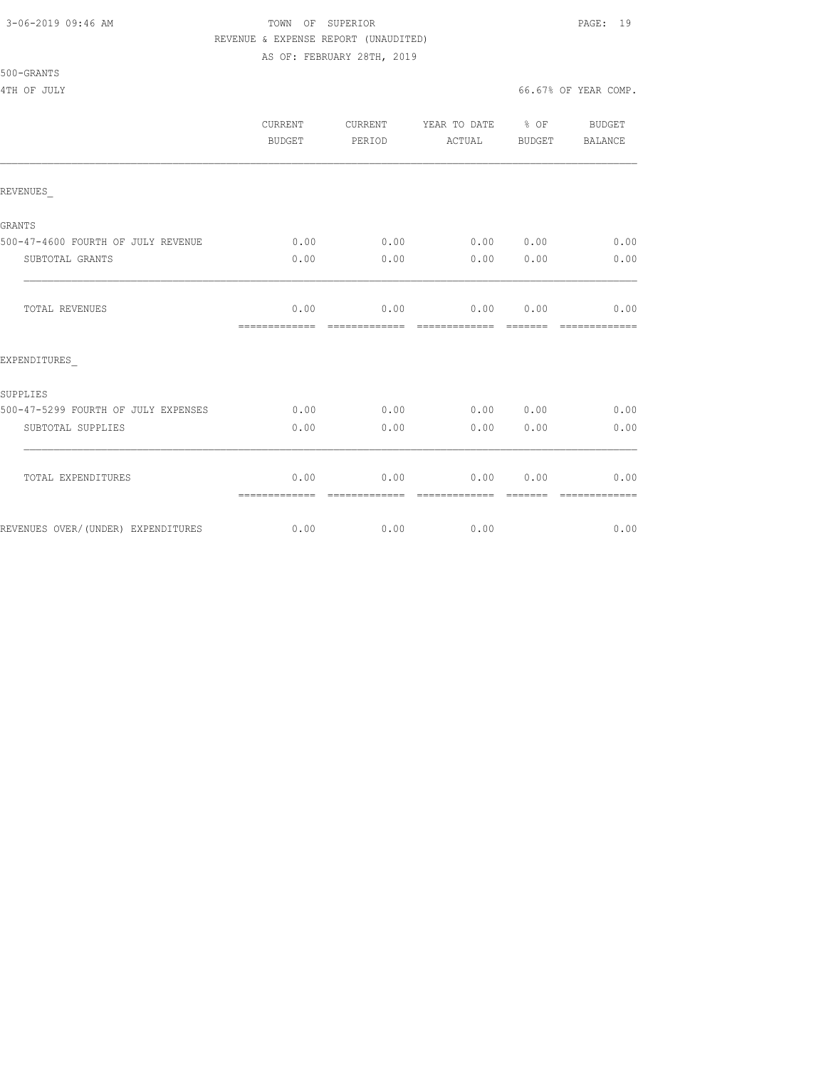TOWN OF SUPERIOR
REVENUE & EXPENSE REPORT (UNAUDITED)
AS OF: FEBRUARY 28TH, 2019

500-GRANTS

4TH OF JULY — 66.67% OF YEAR COMP.

| | CURRENT BUDGET | CURRENT PERIOD | YEAR TO DATE ACTUAL | % OF BUDGET | BUDGET BALANCE |
|---|---|---|---|---|---|
| **REVENUES_** | | | | | |
| GRANTS | | | | | |
| 500-47-4600 FOURTH OF JULY REVENUE | 0.00 | 0.00 | 0.00 | 0.00 | 0.00 |
| SUBTOTAL GRANTS | 0.00 | 0.00 | 0.00 | 0.00 | 0.00 |
| TOTAL REVENUES | 0.00 | 0.00 | 0.00 | 0.00 | 0.00 |
| **EXPENDITURES_** | | | | | |
| SUPPLIES | | | | | |
| 500-47-5299 FOURTH OF JULY EXPENSES | 0.00 | 0.00 | 0.00 | 0.00 | 0.00 |
| SUBTOTAL SUPPLIES | 0.00 | 0.00 | 0.00 | 0.00 | 0.00 |
| TOTAL EXPENDITURES | 0.00 | 0.00 | 0.00 | 0.00 | 0.00 |
| REVENUES OVER/(UNDER) EXPENDITURES | 0.00 | 0.00 | 0.00 | | 0.00 |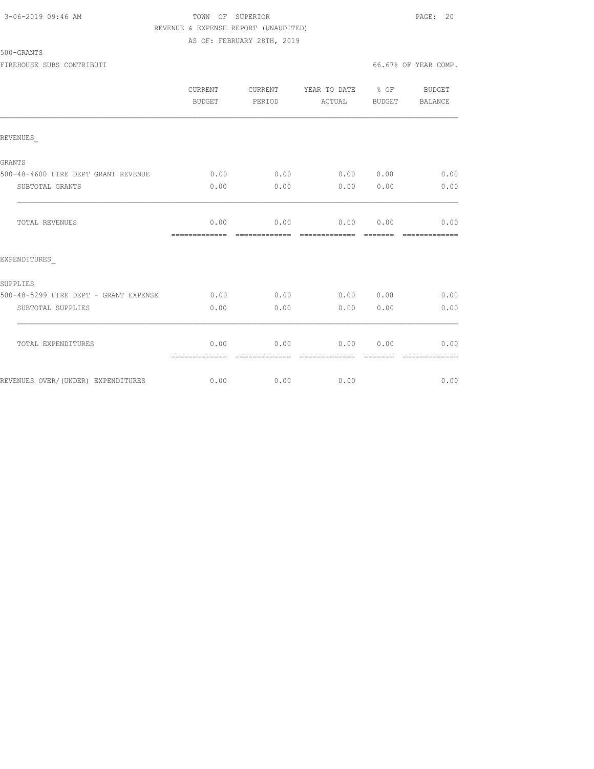3-06-2019 09:46 AM TOWN OF SUPERIOR

REVENUE & EXPENSE REPORT (UNAUDITED)

AS OF: FEBRUARY 28TH, 2019

500-GRANTS

FIREHOUSE SUBS CONTRIBUTI 66.67% OF YEAR COMP.

| | CURRENT BUDGET | CURRENT PERIOD | YEAR TO DATE ACTUAL | % OF BUDGET | BUDGET BALANCE |
|---|---|---|---|---|---|
| REVENUES_ | | | | | |
| GRANTS | | | | | |
| 500-48-4600 FIRE DEPT GRANT REVENUE | 0.00 | 0.00 | 0.00 | 0.00 | 0.00 |
| SUBTOTAL GRANTS | 0.00 | 0.00 | 0.00 | 0.00 | 0.00 |
| TOTAL REVENUES | 0.00 | 0.00 | 0.00 | 0.00 | 0.00 |
| EXPENDITURES_ | | | | | |
| SUPPLIES | | | | | |
| 500-48-5299 FIRE DEPT - GRANT EXPENSE | 0.00 | 0.00 | 0.00 | 0.00 | 0.00 |
| SUBTOTAL SUPPLIES | 0.00 | 0.00 | 0.00 | 0.00 | 0.00 |
| TOTAL EXPENDITURES | 0.00 | 0.00 | 0.00 | 0.00 | 0.00 |
| REVENUES OVER/(UNDER) EXPENDITURES | 0.00 | 0.00 | 0.00 | | 0.00 |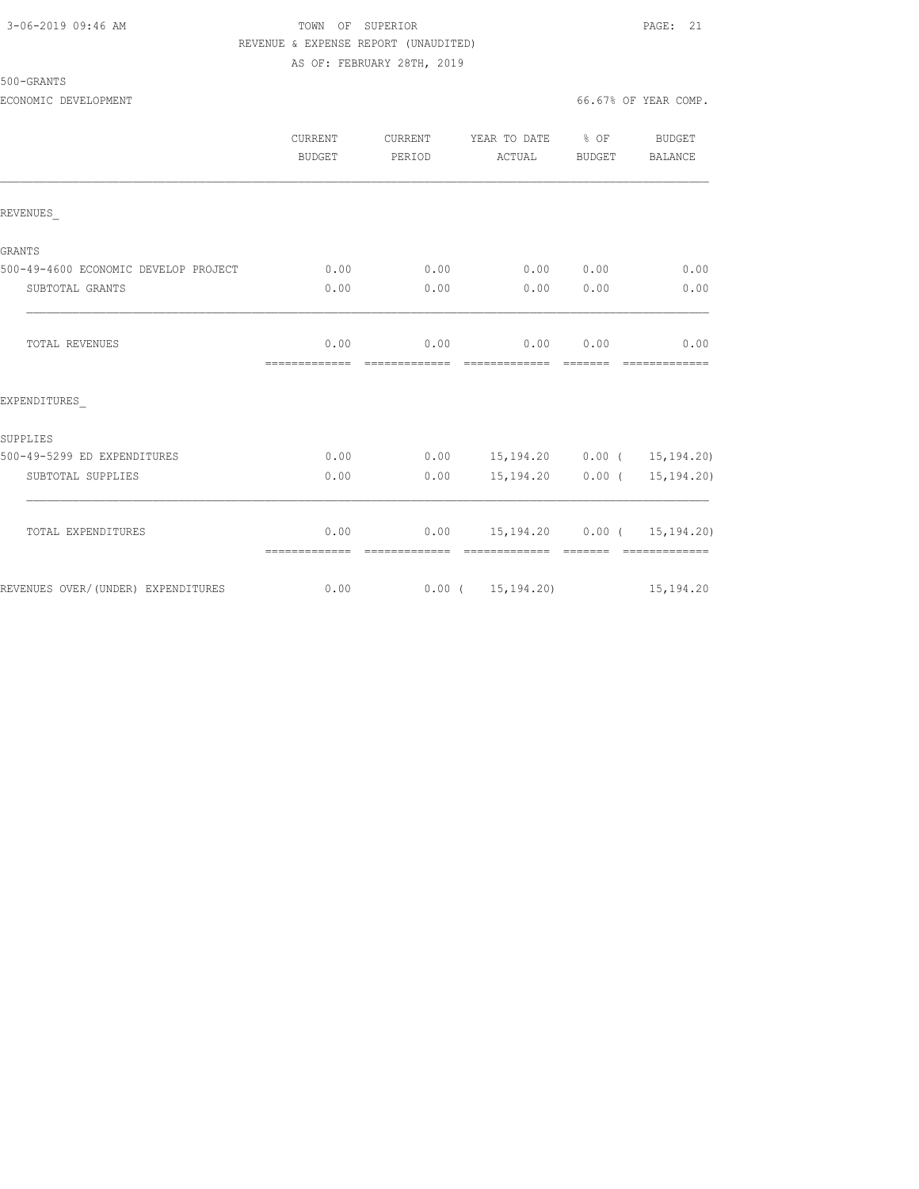TOWN OF SUPERIOR
REVENUE & EXPENSE REPORT (UNAUDITED)
AS OF: FEBRUARY 28TH, 2019

500-GRANTS

ECONOMIC DEVELOPMENT — 66.67% OF YEAR COMP.

| | CURRENT BUDGET | CURRENT PERIOD | YEAR TO DATE ACTUAL | % OF BUDGET | BUDGET BALANCE |
|---|---|---|---|---|---|
| REVENUES_ | | | | | |
| GRANTS | | | | | |
| 500-49-4600 ECONOMIC DEVELOP PROJECT | 0.00 | 0.00 | 0.00 | 0.00 | 0.00 |
| SUBTOTAL GRANTS | 0.00 | 0.00 | 0.00 | 0.00 | 0.00 |
| TOTAL REVENUES | 0.00 | 0.00 | 0.00 | 0.00 | 0.00 |
| EXPENDITURES_ | | | | | |
| SUPPLIES | | | | | |
| 500-49-5299 ED EXPENDITURES | 0.00 | 0.00 | 15,194.20 | 0.00 | ( 15,194.20) |
| SUBTOTAL SUPPLIES | 0.00 | 0.00 | 15,194.20 | 0.00 | ( 15,194.20) |
| TOTAL EXPENDITURES | 0.00 | 0.00 | 15,194.20 | 0.00 | ( 15,194.20) |
| REVENUES OVER/(UNDER) EXPENDITURES | 0.00 | 0.00 | ( 15,194.20) | | 15,194.20 |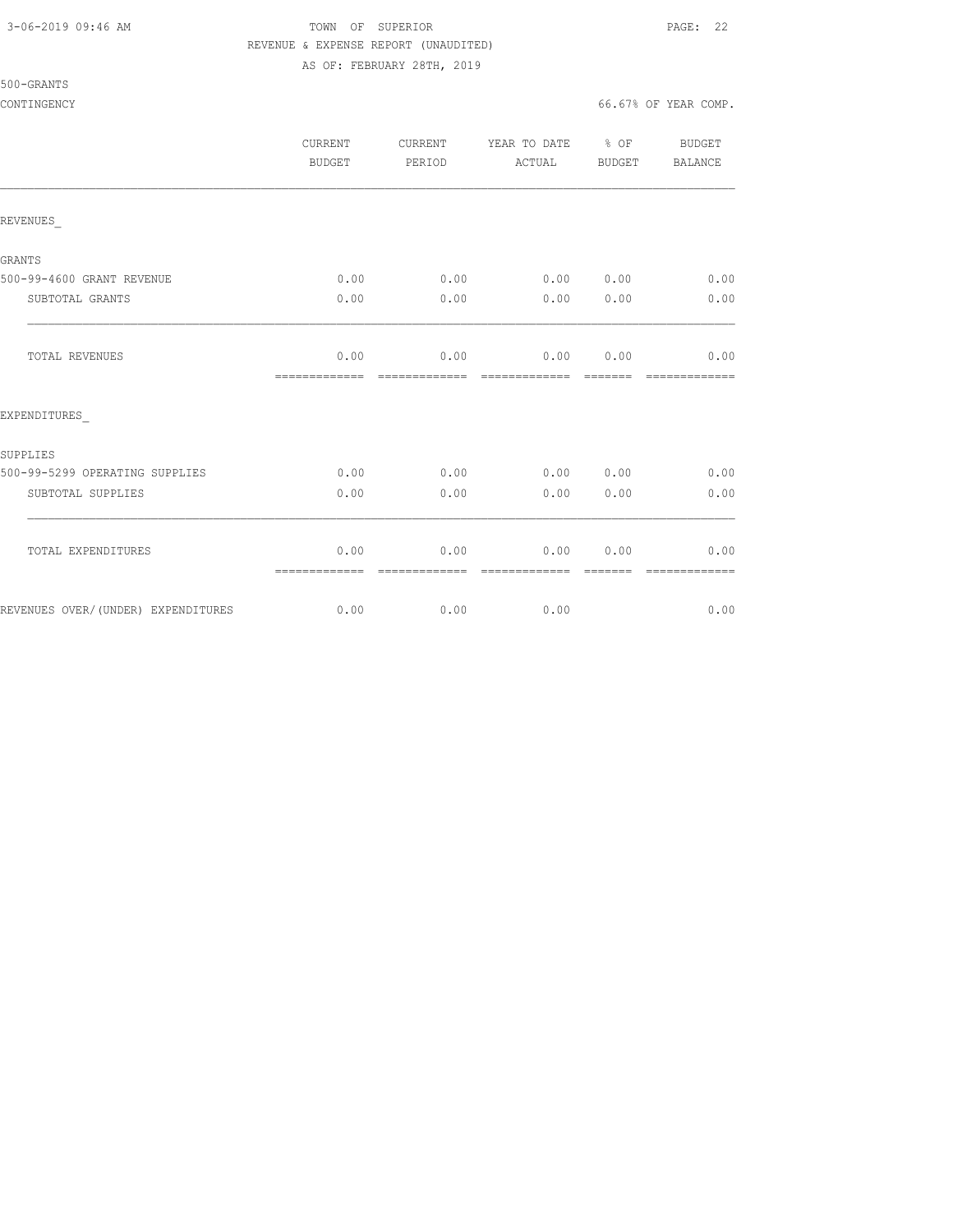TOWN OF SUPERIOR

REVENUE & EXPENSE REPORT (UNAUDITED)

AS OF: FEBRUARY 28TH, 2019

500-GRANTS

CONTINGENCY 66.67% OF YEAR COMP.

| | CURRENT BUDGET | CURRENT PERIOD | YEAR TO DATE ACTUAL | % OF BUDGET | BUDGET BALANCE |
|---|---|---|---|---|---|
| REVENUES_ | | | | | |
| GRANTS | | | | | |
| 500-99-4600 GRANT REVENUE | 0.00 | 0.00 | 0.00 | 0.00 | 0.00 |
| SUBTOTAL GRANTS | 0.00 | 0.00 | 0.00 | 0.00 | 0.00 |
| TOTAL REVENUES | 0.00 | 0.00 | 0.00 | 0.00 | 0.00 |
| EXPENDITURES_ | | | | | |
| SUPPLIES | | | | | |
| 500-99-5299 OPERATING SUPPLIES | 0.00 | 0.00 | 0.00 | 0.00 | 0.00 |
| SUBTOTAL SUPPLIES | 0.00 | 0.00 | 0.00 | 0.00 | 0.00 |
| TOTAL EXPENDITURES | 0.00 | 0.00 | 0.00 | 0.00 | 0.00 |
| REVENUES OVER/(UNDER) EXPENDITURES | 0.00 | 0.00 | 0.00 | | 0.00 |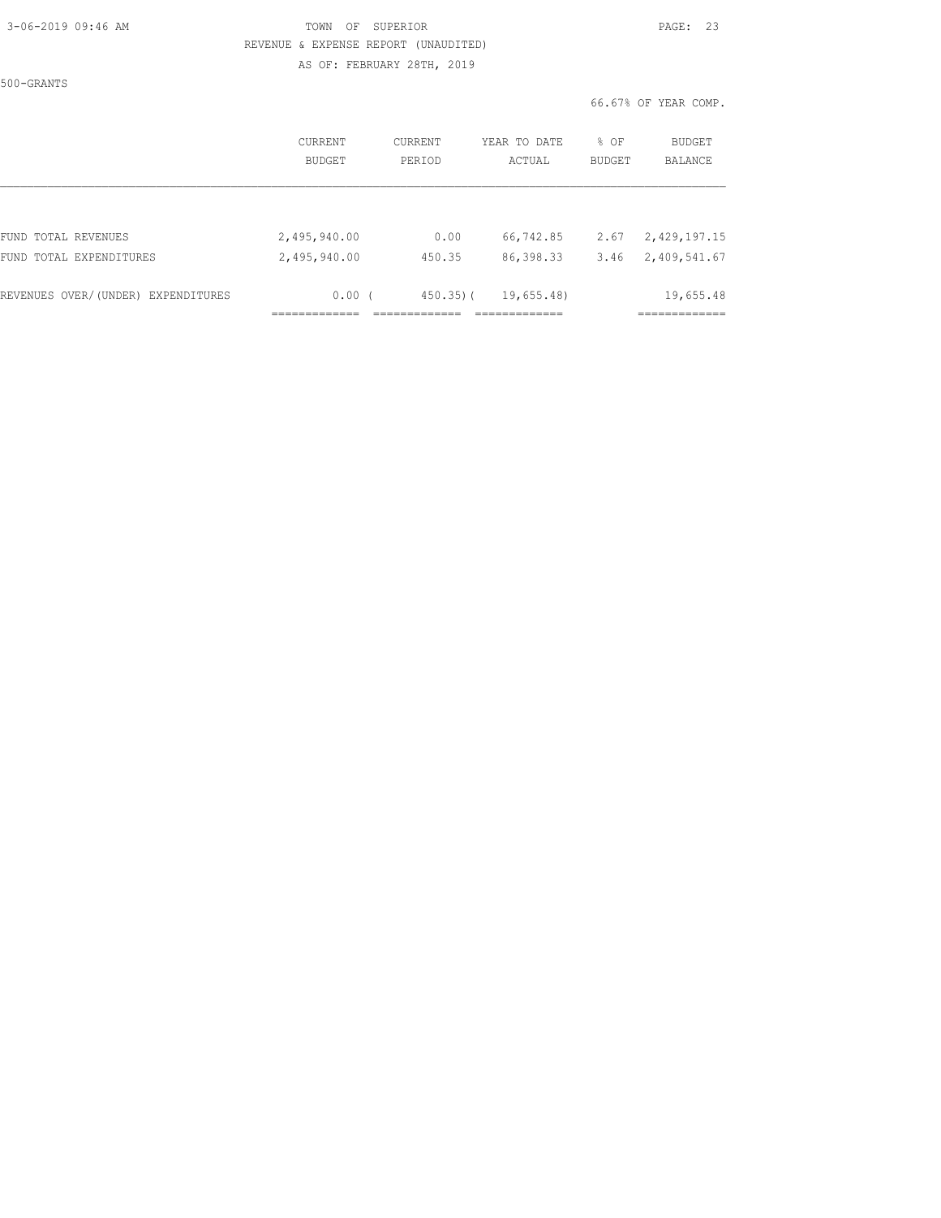TOWN OF SUPERIOR
REVENUE & EXPENSE REPORT (UNAUDITED)
AS OF: FEBRUARY 28TH, 2019

500-GRANTS

66.67% OF YEAR COMP.

|  | CURRENT BUDGET | CURRENT PERIOD | YEAR TO DATE ACTUAL | % OF BUDGET | BUDGET BALANCE |
|---|---|---|---|---|---|
| FUND TOTAL REVENUES | 2,495,940.00 | 0.00 | 66,742.85 | 2.67 | 2,429,197.15 |
| FUND TOTAL EXPENDITURES | 2,495,940.00 | 450.35 | 86,398.33 | 3.46 | 2,409,541.67 |
| REVENUES OVER/(UNDER) EXPENDITURES | 0.00 | ( 450.35) | ( 19,655.48) |  | 19,655.48 |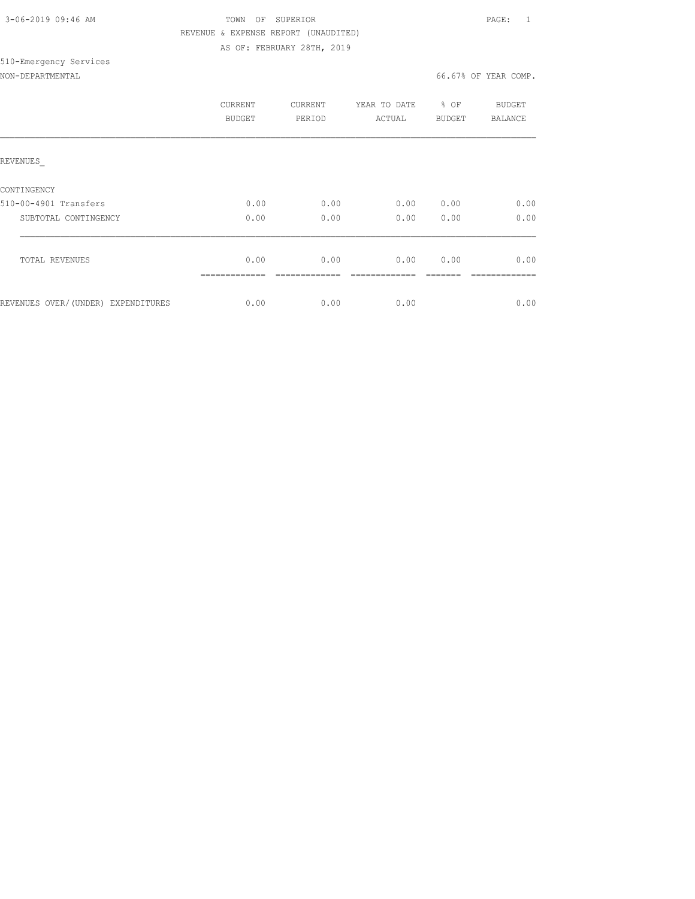3-06-2019 09:46 AM

TOWN OF SUPERIOR

REVENUE & EXPENSE REPORT (UNAUDITED)

AS OF: FEBRUARY 28TH, 2019

510-Emergency Services

NON-DEPARTMENTAL 66.67% OF YEAR COMP.

| | CURRENT BUDGET | CURRENT PERIOD | YEAR TO DATE ACTUAL | % OF BUDGET | BUDGET BALANCE |
|---|---|---|---|---|---|
| REVENUES_ | | | | | |
| CONTINGENCY | | | | | |
| 510-00-4901 Transfers | 0.00 | 0.00 | 0.00 | 0.00 | 0.00 |
| SUBTOTAL CONTINGENCY | 0.00 | 0.00 | 0.00 | 0.00 | 0.00 |
| TOTAL REVENUES | 0.00 | 0.00 | 0.00 | 0.00 | 0.00 |
| REVENUES OVER/(UNDER) EXPENDITURES | 0.00 | 0.00 | 0.00 | | 0.00 |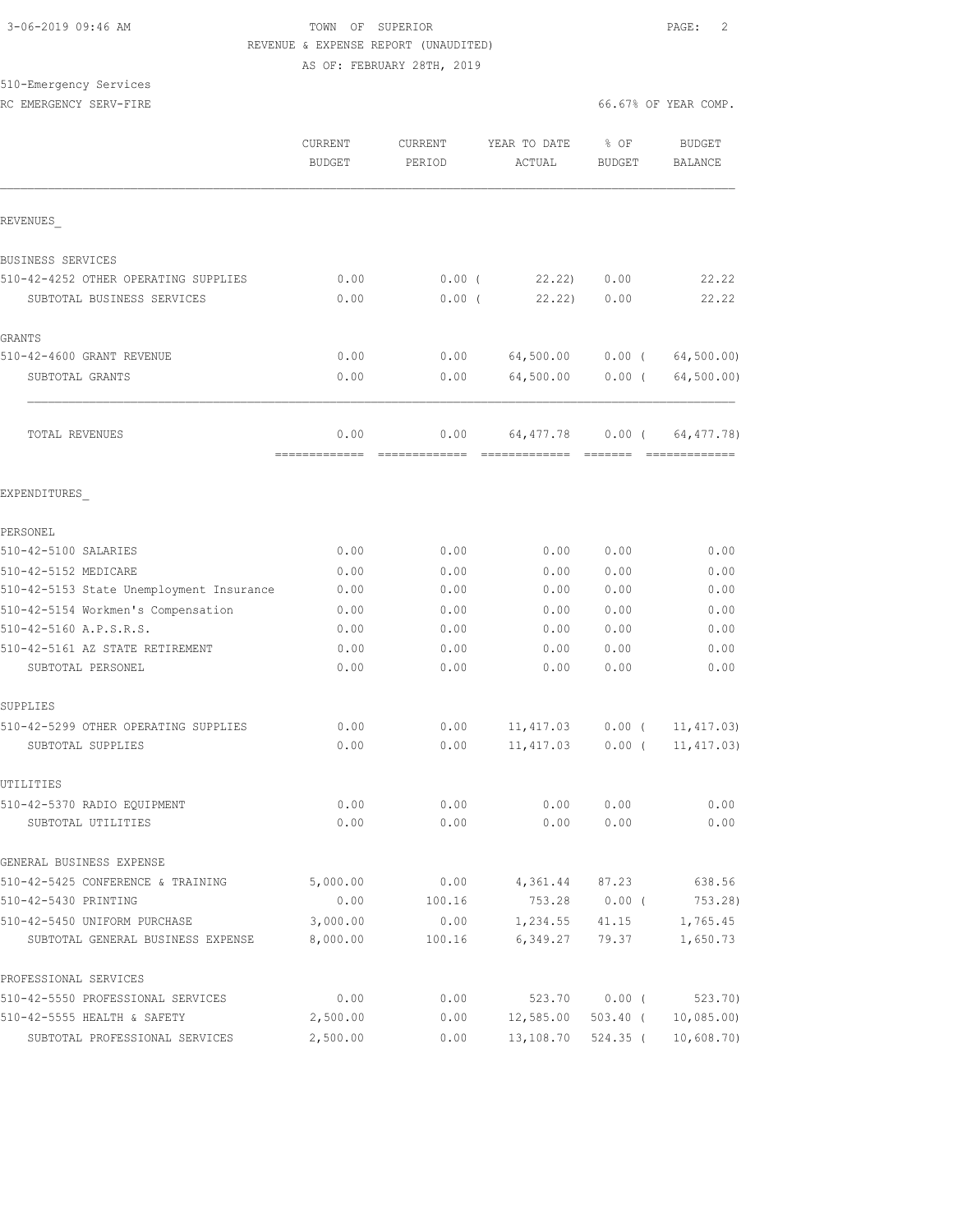TOWN OF SUPERIOR
REVENUE & EXPENSE REPORT (UNAUDITED)
AS OF: FEBRUARY 28TH, 2019

510-Emergency Services
RC EMERGENCY SERV-FIRE

66.67% OF YEAR COMP.

| | CURRENT BUDGET | CURRENT PERIOD | YEAR TO DATE ACTUAL | % OF BUDGET | BUDGET BALANCE |
|---|---|---|---|---|---|
| REVENUES_ | | | | | |
| BUSINESS SERVICES | | | | | |
| 510-42-4252 OTHER OPERATING SUPPLIES | 0.00 | 0.00 ( | 22.22) | 0.00 | 22.22 |
| SUBTOTAL BUSINESS SERVICES | 0.00 | 0.00 ( | 22.22) | 0.00 | 22.22 |
| GRANTS | | | | | |
| 510-42-4600 GRANT REVENUE | 0.00 | 0.00 | 64,500.00 | 0.00 ( | 64,500.00) |
| SUBTOTAL GRANTS | 0.00 | 0.00 | 64,500.00 | 0.00 ( | 64,500.00) |
| TOTAL REVENUES | 0.00 | 0.00 | 64,477.78 | 0.00 ( | 64,477.78) |
| EXPENDITURES_ | | | | | |
| PERSONEL | | | | | |
| 510-42-5100 SALARIES | 0.00 | 0.00 | 0.00 | 0.00 | 0.00 |
| 510-42-5152 MEDICARE | 0.00 | 0.00 | 0.00 | 0.00 | 0.00 |
| 510-42-5153 State Unemployment Insurance | 0.00 | 0.00 | 0.00 | 0.00 | 0.00 |
| 510-42-5154 Workmen's Compensation | 0.00 | 0.00 | 0.00 | 0.00 | 0.00 |
| 510-42-5160 A.P.S.R.S. | 0.00 | 0.00 | 0.00 | 0.00 | 0.00 |
| 510-42-5161 AZ STATE RETIREMENT | 0.00 | 0.00 | 0.00 | 0.00 | 0.00 |
| SUBTOTAL PERSONEL | 0.00 | 0.00 | 0.00 | 0.00 | 0.00 |
| SUPPLIES | | | | | |
| 510-42-5299 OTHER OPERATING SUPPLIES | 0.00 | 0.00 | 11,417.03 | 0.00 ( | 11,417.03) |
| SUBTOTAL SUPPLIES | 0.00 | 0.00 | 11,417.03 | 0.00 ( | 11,417.03) |
| UTILITIES | | | | | |
| 510-42-5370 RADIO EQUIPMENT | 0.00 | 0.00 | 0.00 | 0.00 | 0.00 |
| SUBTOTAL UTILITIES | 0.00 | 0.00 | 0.00 | 0.00 | 0.00 |
| GENERAL BUSINESS EXPENSE | | | | | |
| 510-42-5425 CONFERENCE & TRAINING | 5,000.00 | 0.00 | 4,361.44 | 87.23 | 638.56 |
| 510-42-5430 PRINTING | 0.00 | 100.16 | 753.28 | 0.00 ( | 753.28) |
| 510-42-5450 UNIFORM PURCHASE | 3,000.00 | 0.00 | 1,234.55 | 41.15 | 1,765.45 |
| SUBTOTAL GENERAL BUSINESS EXPENSE | 8,000.00 | 100.16 | 6,349.27 | 79.37 | 1,650.73 |
| PROFESSIONAL SERVICES | | | | | |
| 510-42-5550 PROFESSIONAL SERVICES | 0.00 | 0.00 | 523.70 | 0.00 ( | 523.70) |
| 510-42-5555 HEALTH & SAFETY | 2,500.00 | 0.00 | 12,585.00 | 503.40 ( | 10,085.00) |
| SUBTOTAL PROFESSIONAL SERVICES | 2,500.00 | 0.00 | 13,108.70 | 524.35 ( | 10,608.70) |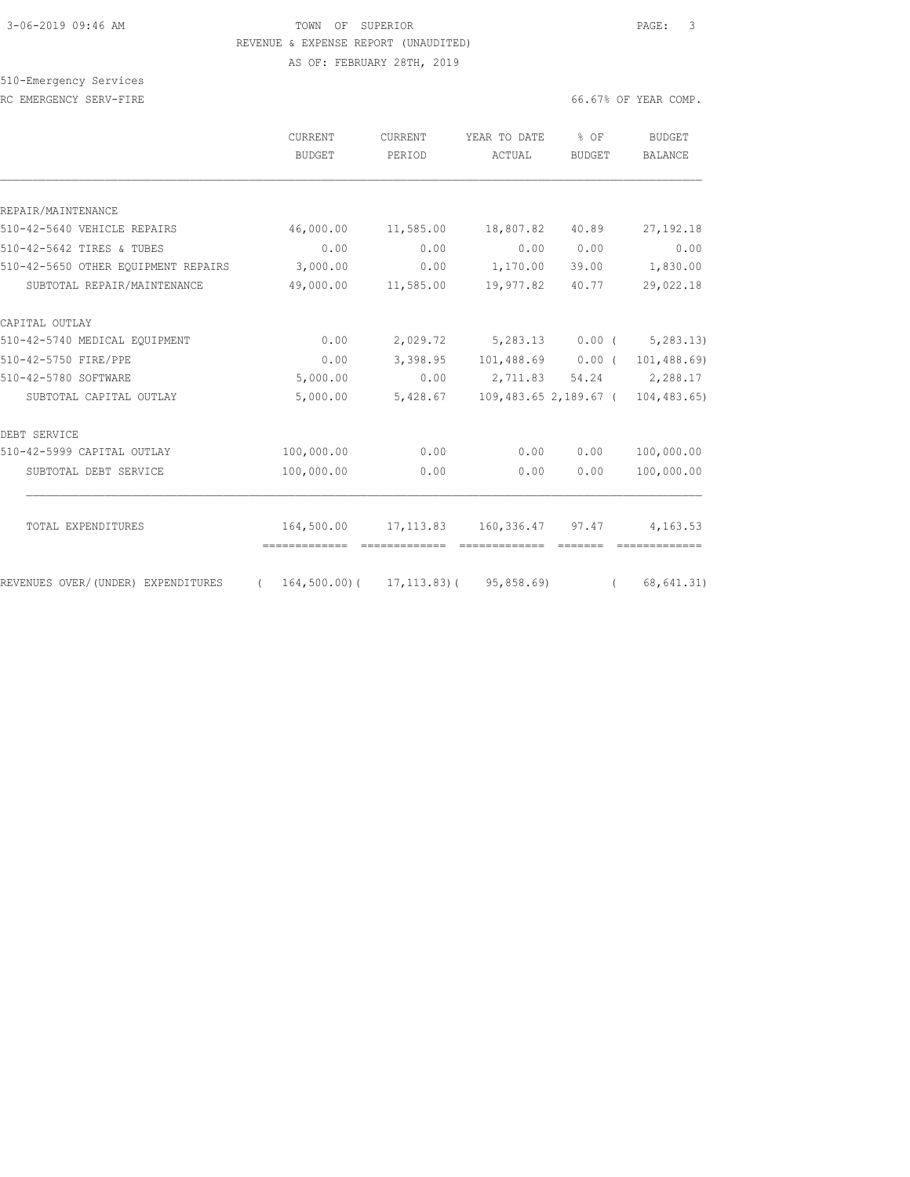TOWN OF SUPERIOR
REVENUE & EXPENSE REPORT (UNAUDITED)
AS OF: FEBRUARY 28TH, 2019

510-Emergency Services
RC EMERGENCY SERV-FIRE

66.67% OF YEAR COMP.

| | CURRENT BUDGET | CURRENT PERIOD | YEAR TO DATE ACTUAL | % OF BUDGET | BUDGET BALANCE |
|---|---|---|---|---|---|
| REPAIR/MAINTENANCE | | | | | |
| 510-42-5640 VEHICLE REPAIRS | 46,000.00 | 11,585.00 | 18,807.82 | 40.89 | 27,192.18 |
| 510-42-5642 TIRES & TUBES | 0.00 | 0.00 | 0.00 | 0.00 | 0.00 |
| 510-42-5650 OTHER EQUIPMENT REPAIRS | 3,000.00 | 0.00 | 1,170.00 | 39.00 | 1,830.00 |
| SUBTOTAL REPAIR/MAINTENANCE | 49,000.00 | 11,585.00 | 19,977.82 | 40.77 | 29,022.18 |
| CAPITAL OUTLAY | | | | | |
| 510-42-5740 MEDICAL EQUIPMENT | 0.00 | 2,029.72 | 5,283.13 | 0.00 ( | 5,283.13) |
| 510-42-5750 FIRE/PPE | 0.00 | 3,398.95 | 101,488.69 | 0.00 ( | 101,488.69) |
| 510-42-5780 SOFTWARE | 5,000.00 | 0.00 | 2,711.83 | 54.24 | 2,288.17 |
| SUBTOTAL CAPITAL OUTLAY | 5,000.00 | 5,428.67 | 109,483.65 | 2,189.67 ( | 104,483.65) |
| DEBT SERVICE | | | | | |
| 510-42-5999 CAPITAL OUTLAY | 100,000.00 | 0.00 | 0.00 | 0.00 | 100,000.00 |
| SUBTOTAL DEBT SERVICE | 100,000.00 | 0.00 | 0.00 | 0.00 | 100,000.00 |
| TOTAL EXPENDITURES | 164,500.00 | 17,113.83 | 160,336.47 | 97.47 | 4,163.53 |
| REVENUES OVER/(UNDER) EXPENDITURES | ( 164,500.00) | ( 17,113.83) | ( 95,858.69) | | ( 68,641.31) |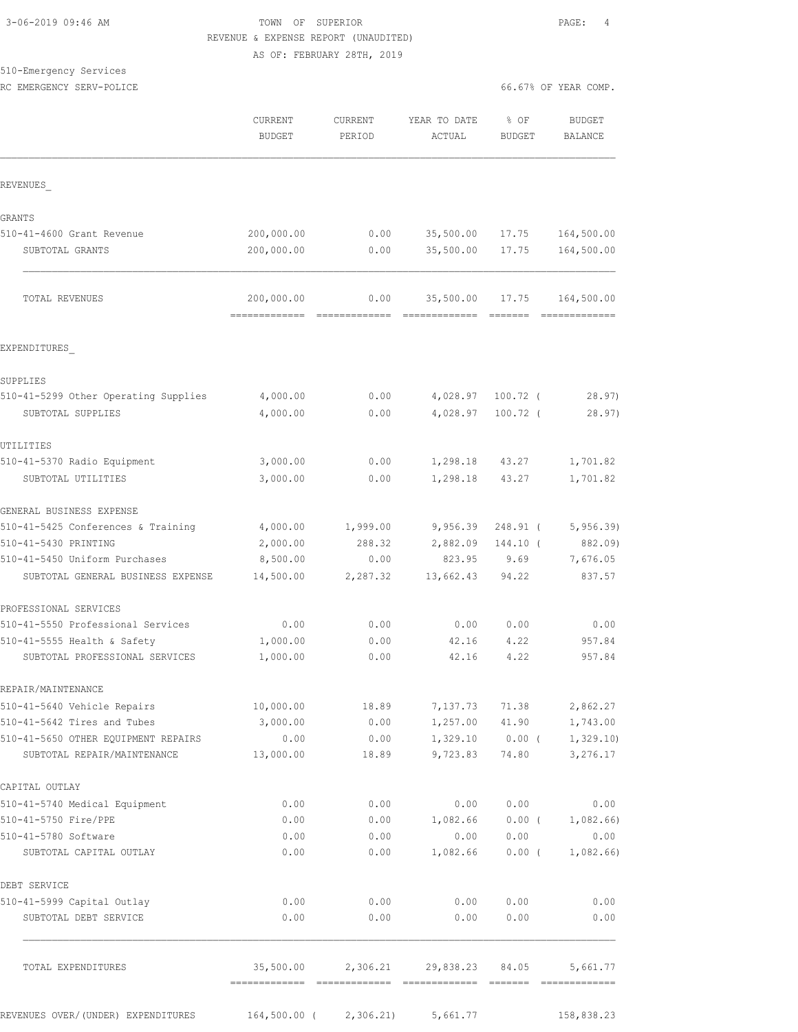3-06-2019 09:46 AM

TOWN OF SUPERIOR

REVENUE & EXPENSE REPORT (UNAUDITED)

AS OF: FEBRUARY 28TH, 2019

510-Emergency Services

RC EMERGENCY SERV-POLICE

66.67% OF YEAR COMP.

| | CURRENT BUDGET | CURRENT PERIOD | YEAR TO DATE ACTUAL | % OF BUDGET | BUDGET BALANCE |
|---|---|---|---|---|---|
| **REVENUES** | | | | | |
| **GRANTS** | | | | | |
| 510-41-4600 Grant Revenue | 200,000.00 | 0.00 | 35,500.00 | 17.75 | 164,500.00 |
| SUBTOTAL GRANTS | 200,000.00 | 0.00 | 35,500.00 | 17.75 | 164,500.00 |
| TOTAL REVENUES | 200,000.00 | 0.00 | 35,500.00 | 17.75 | 164,500.00 |
| **EXPENDITURES** | | | | | |
| **SUPPLIES** | | | | | |
| 510-41-5299 Other Operating Supplies | 4,000.00 | 0.00 | 4,028.97 | 100.72 | (28.97) |
| SUBTOTAL SUPPLIES | 4,000.00 | 0.00 | 4,028.97 | 100.72 | (28.97) |
| **UTILITIES** | | | | | |
| 510-41-5370 Radio Equipment | 3,000.00 | 0.00 | 1,298.18 | 43.27 | 1,701.82 |
| SUBTOTAL UTILITIES | 3,000.00 | 0.00 | 1,298.18 | 43.27 | 1,701.82 |
| **GENERAL BUSINESS EXPENSE** | | | | | |
| 510-41-5425 Conferences & Training | 4,000.00 | 1,999.00 | 9,956.39 | 248.91 | (5,956.39) |
| 510-41-5430 PRINTING | 2,000.00 | 288.32 | 2,882.09 | 144.10 | (882.09) |
| 510-41-5450 Uniform Purchases | 8,500.00 | 0.00 | 823.95 | 9.69 | 7,676.05 |
| SUBTOTAL GENERAL BUSINESS EXPENSE | 14,500.00 | 2,287.32 | 13,662.43 | 94.22 | 837.57 |
| **PROFESSIONAL SERVICES** | | | | | |
| 510-41-5550 Professional Services | 0.00 | 0.00 | 0.00 | 0.00 | 0.00 |
| 510-41-5555 Health & Safety | 1,000.00 | 0.00 | 42.16 | 4.22 | 957.84 |
| SUBTOTAL PROFESSIONAL SERVICES | 1,000.00 | 0.00 | 42.16 | 4.22 | 957.84 |
| **REPAIR/MAINTENANCE** | | | | | |
| 510-41-5640 Vehicle Repairs | 10,000.00 | 18.89 | 7,137.73 | 71.38 | 2,862.27 |
| 510-41-5642 Tires and Tubes | 3,000.00 | 0.00 | 1,257.00 | 41.90 | 1,743.00 |
| 510-41-5650 OTHER EQUIPMENT REPAIRS | 0.00 | 0.00 | 1,329.10 | 0.00 | (1,329.10) |
| SUBTOTAL REPAIR/MAINTENANCE | 13,000.00 | 18.89 | 9,723.83 | 74.80 | 3,276.17 |
| **CAPITAL OUTLAY** | | | | | |
| 510-41-5740 Medical Equipment | 0.00 | 0.00 | 0.00 | 0.00 | 0.00 |
| 510-41-5750 Fire/PPE | 0.00 | 0.00 | 1,082.66 | 0.00 | (1,082.66) |
| 510-41-5780 Software | 0.00 | 0.00 | 0.00 | 0.00 | 0.00 |
| SUBTOTAL CAPITAL OUTLAY | 0.00 | 0.00 | 1,082.66 | 0.00 | (1,082.66) |
| **DEBT SERVICE** | | | | | |
| 510-41-5999 Capital Outlay | 0.00 | 0.00 | 0.00 | 0.00 | 0.00 |
| SUBTOTAL DEBT SERVICE | 0.00 | 0.00 | 0.00 | 0.00 | 0.00 |
| TOTAL EXPENDITURES | 35,500.00 | 2,306.21 | 29,838.23 | 84.05 | 5,661.77 |
| REVENUES OVER/(UNDER) EXPENDITURES | 164,500.00 | (2,306.21) | 5,661.77 | | 158,838.23 |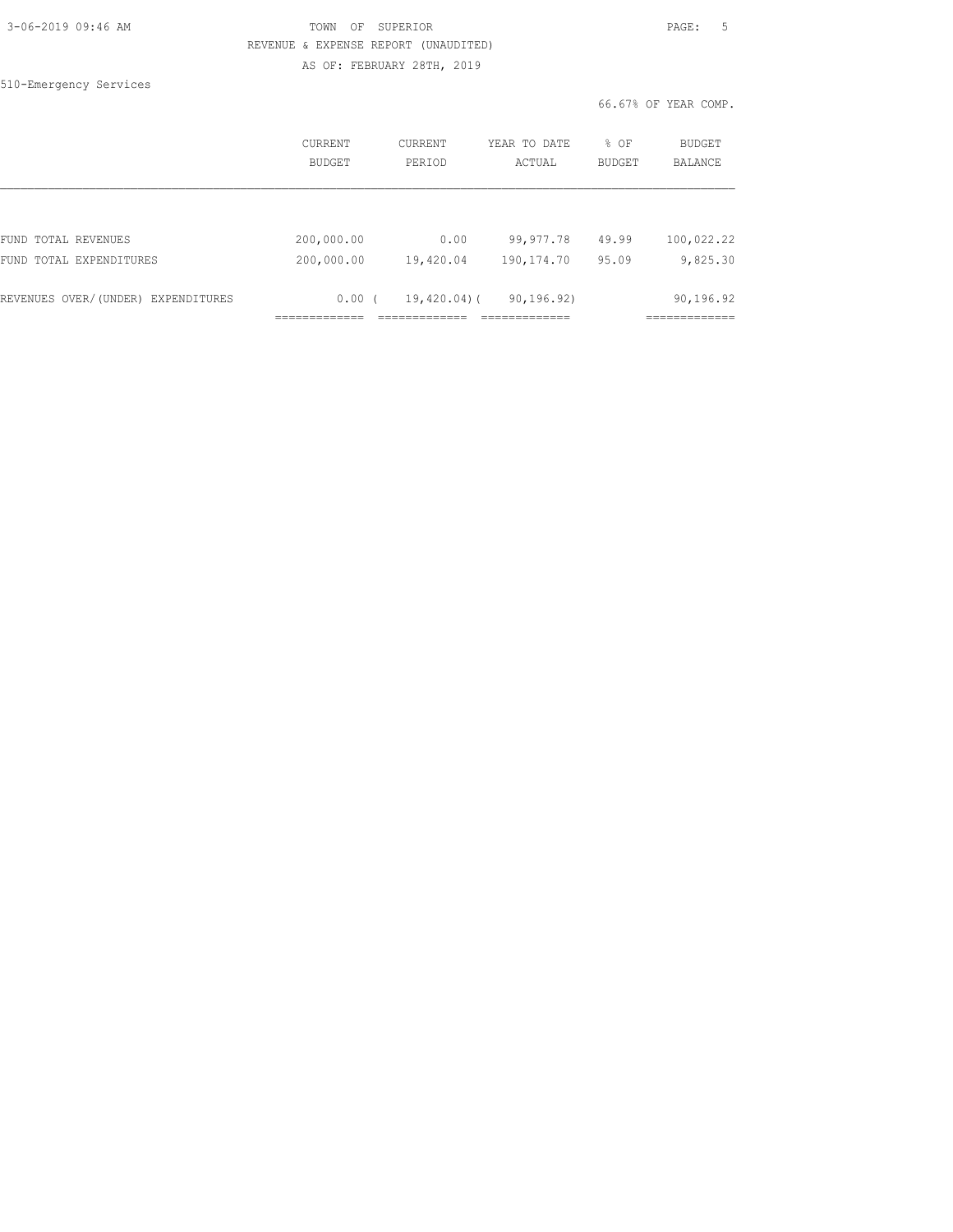TOWN OF SUPERIOR

REVENUE & EXPENSE REPORT (UNAUDITED)

AS OF: FEBRUARY 28TH, 2019

510-Emergency Services

66.67% OF YEAR COMP.

| | CURRENT BUDGET | CURRENT PERIOD | YEAR TO DATE ACTUAL | % OF BUDGET | BUDGET BALANCE |
|---|---|---|---|---|---|
| FUND TOTAL REVENUES | 200,000.00 | 0.00 | 99,977.78 | 49.99 | 100,022.22 |
| FUND TOTAL EXPENDITURES | 200,000.00 | 19,420.04 | 190,174.70 | 95.09 | 9,825.30 |
| REVENUES OVER/(UNDER) EXPENDITURES | 0.00 | ( 19,420.04) | ( 90,196.92) | | 90,196.92 |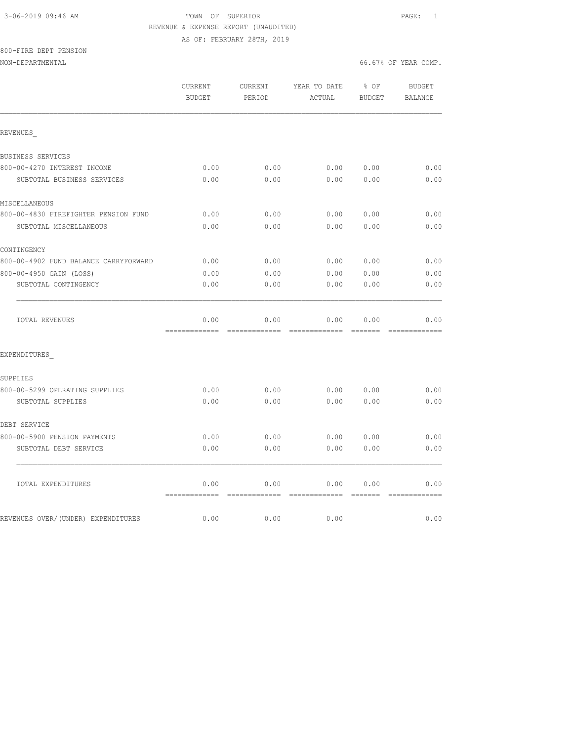3-06-2019 09:46 AM TOWN OF SUPERIOR PAGE: 1

REVENUE & EXPENSE REPORT (UNAUDITED)

AS OF: FEBRUARY 28TH, 2019

800-FIRE DEPT PENSION

NON-DEPARTMENTAL 66.67% OF YEAR COMP.

| | CURRENT BUDGET | CURRENT PERIOD | YEAR TO DATE ACTUAL | % OF BUDGET | BUDGET BALANCE |
|---|---|---|---|---|---|
| REVENUES_ | | | | | |
| BUSINESS SERVICES | | | | | |
| 800-00-4270 INTEREST INCOME | 0.00 | 0.00 | 0.00 | 0.00 | 0.00 |
| SUBTOTAL BUSINESS SERVICES | 0.00 | 0.00 | 0.00 | 0.00 | 0.00 |
| MISCELLANEOUS | | | | | |
| 800-00-4830 FIREFIGHTER PENSION FUND | 0.00 | 0.00 | 0.00 | 0.00 | 0.00 |
| SUBTOTAL MISCELLANEOUS | 0.00 | 0.00 | 0.00 | 0.00 | 0.00 |
| CONTINGENCY | | | | | |
| 800-00-4902 FUND BALANCE CARRYFORWARD | 0.00 | 0.00 | 0.00 | 0.00 | 0.00 |
| 800-00-4950 GAIN (LOSS) | 0.00 | 0.00 | 0.00 | 0.00 | 0.00 |
| SUBTOTAL CONTINGENCY | 0.00 | 0.00 | 0.00 | 0.00 | 0.00 |
| TOTAL REVENUES | 0.00 | 0.00 | 0.00 | 0.00 | 0.00 |
| EXPENDITURES_ | | | | | |
| SUPPLIES | | | | | |
| 800-00-5299 OPERATING SUPPLIES | 0.00 | 0.00 | 0.00 | 0.00 | 0.00 |
| SUBTOTAL SUPPLIES | 0.00 | 0.00 | 0.00 | 0.00 | 0.00 |
| DEBT SERVICE | | | | | |
| 800-00-5900 PENSION PAYMENTS | 0.00 | 0.00 | 0.00 | 0.00 | 0.00 |
| SUBTOTAL DEBT SERVICE | 0.00 | 0.00 | 0.00 | 0.00 | 0.00 |
| TOTAL EXPENDITURES | 0.00 | 0.00 | 0.00 | 0.00 | 0.00 |
| REVENUES OVER/(UNDER) EXPENDITURES | 0.00 | 0.00 | 0.00 | | 0.00 |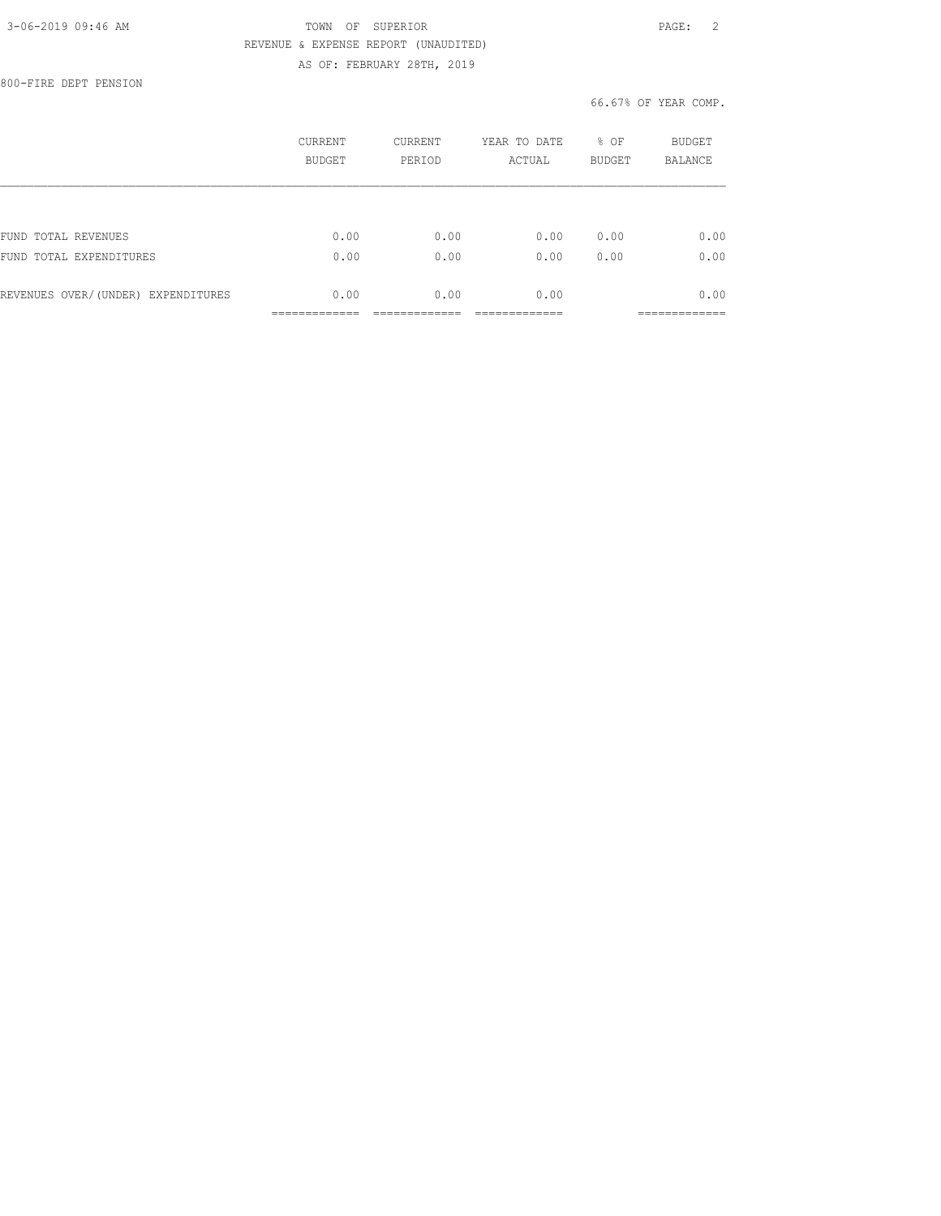TOWN OF SUPERIOR

REVENUE & EXPENSE REPORT (UNAUDITED)

AS OF: FEBRUARY 28TH, 2019

800-FIRE DEPT PENSION

66.67% OF YEAR COMP.

| | CURRENT BUDGET | CURRENT PERIOD | YEAR TO DATE ACTUAL | % OF BUDGET | BUDGET BALANCE |
|---|---|---|---|---|---|
| FUND TOTAL REVENUES | 0.00 | 0.00 | 0.00 | 0.00 | 0.00 |
| FUND TOTAL EXPENDITURES | 0.00 | 0.00 | 0.00 | 0.00 | 0.00 |
| REVENUES OVER/(UNDER) EXPENDITURES | 0.00 | 0.00 | 0.00 | | 0.00 |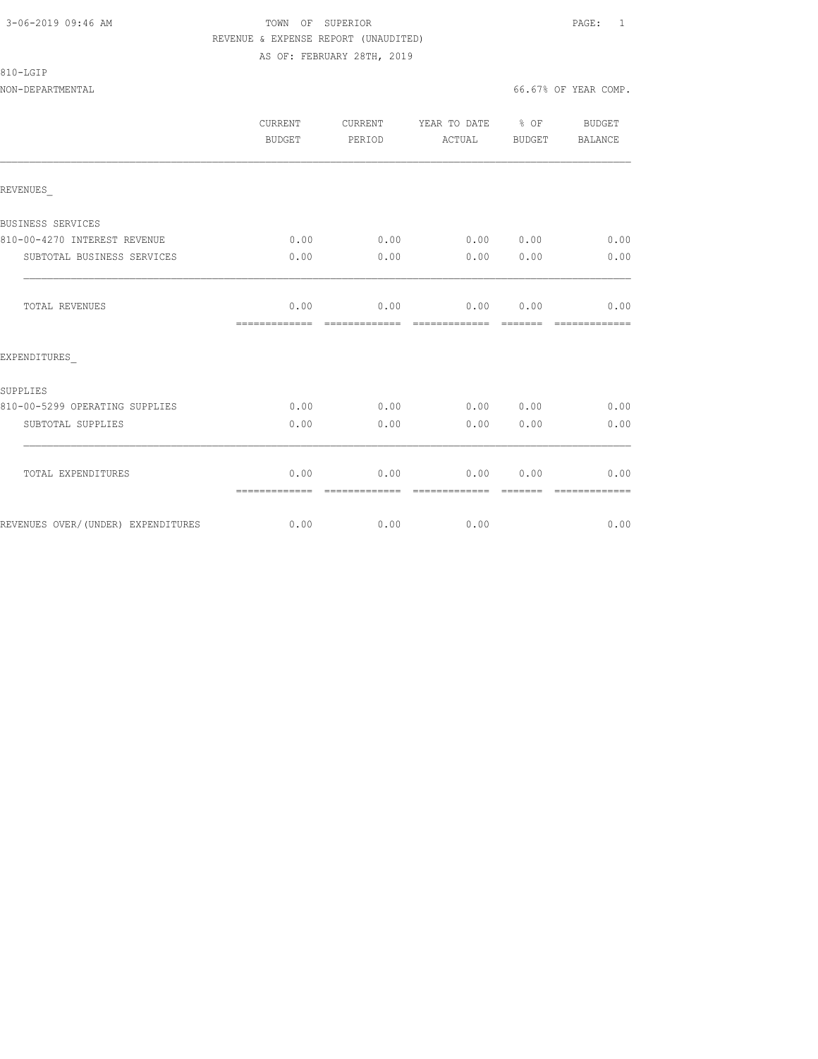3-06-2019 09:46 AM

TOWN OF SUPERIOR

REVENUE & EXPENSE REPORT (UNAUDITED)

AS OF: FEBRUARY 28TH, 2019

810-LGIP

NON-DEPARTMENTAL — 66.67% OF YEAR COMP.

| | CURRENT BUDGET | CURRENT PERIOD | YEAR TO DATE ACTUAL | % OF BUDGET | BUDGET BALANCE |
|---|---|---|---|---|---|
| REVENUES_ | | | | | |
| BUSINESS SERVICES | | | | | |
| 810-00-4270 INTEREST REVENUE | 0.00 | 0.00 | 0.00 | 0.00 | 0.00 |
| SUBTOTAL BUSINESS SERVICES | 0.00 | 0.00 | 0.00 | 0.00 | 0.00 |
| TOTAL REVENUES | 0.00 | 0.00 | 0.00 | 0.00 | 0.00 |
| EXPENDITURES_ | | | | | |
| SUPPLIES | | | | | |
| 810-00-5299 OPERATING SUPPLIES | 0.00 | 0.00 | 0.00 | 0.00 | 0.00 |
| SUBTOTAL SUPPLIES | 0.00 | 0.00 | 0.00 | 0.00 | 0.00 |
| TOTAL EXPENDITURES | 0.00 | 0.00 | 0.00 | 0.00 | 0.00 |
| REVENUES OVER/(UNDER) EXPENDITURES | 0.00 | 0.00 | 0.00 | | 0.00 |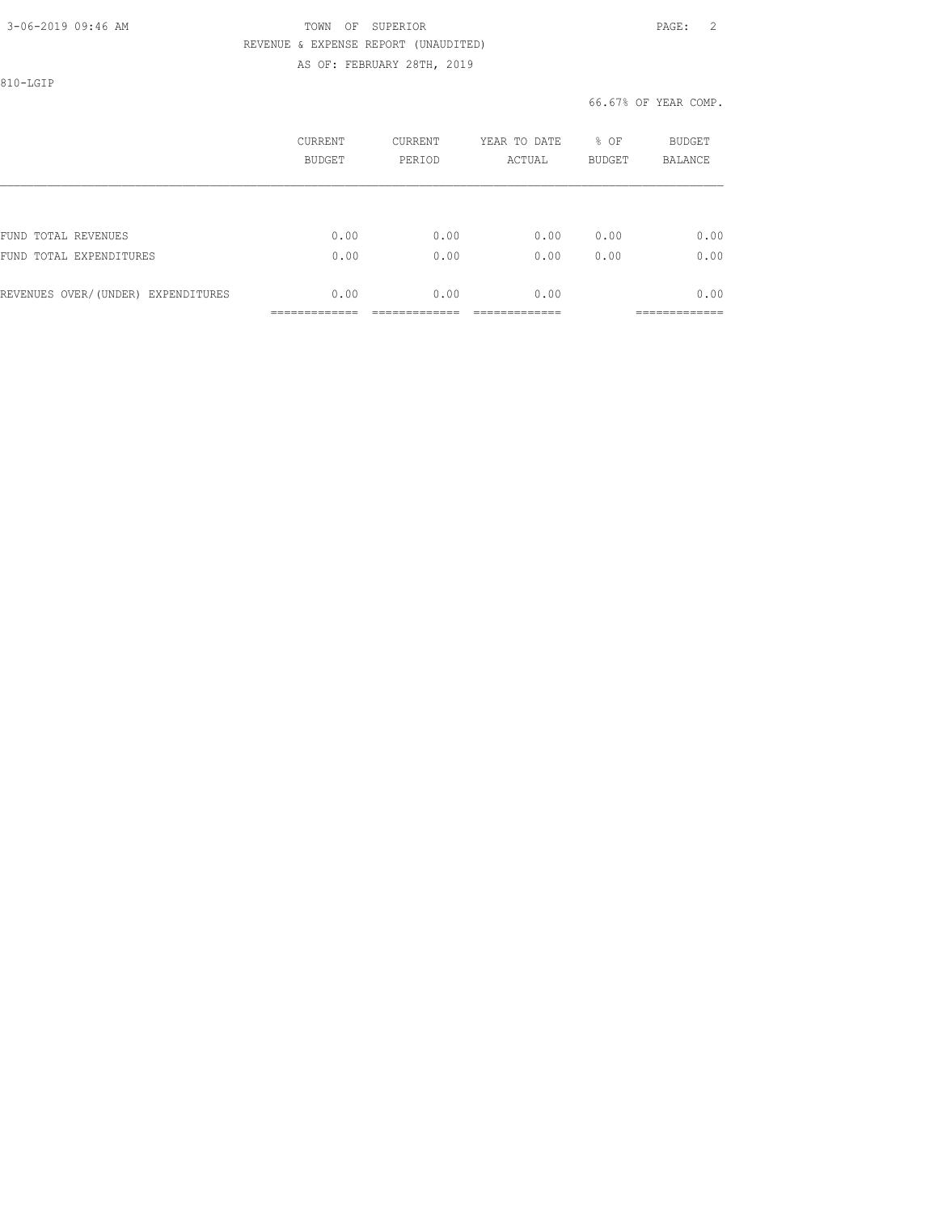810-LGIP

66.67% OF YEAR COMP.

| | CURRENT BUDGET | CURRENT PERIOD | YEAR TO DATE ACTUAL | % OF BUDGET | BUDGET BALANCE |
|---|---|---|---|---|---|
| FUND TOTAL REVENUES | 0.00 | 0.00 | 0.00 | 0.00 | 0.00 |
| FUND TOTAL EXPENDITURES | 0.00 | 0.00 | 0.00 | 0.00 | 0.00 |
| REVENUES OVER/(UNDER) EXPENDITURES | 0.00 | 0.00 | 0.00 | | 0.00 |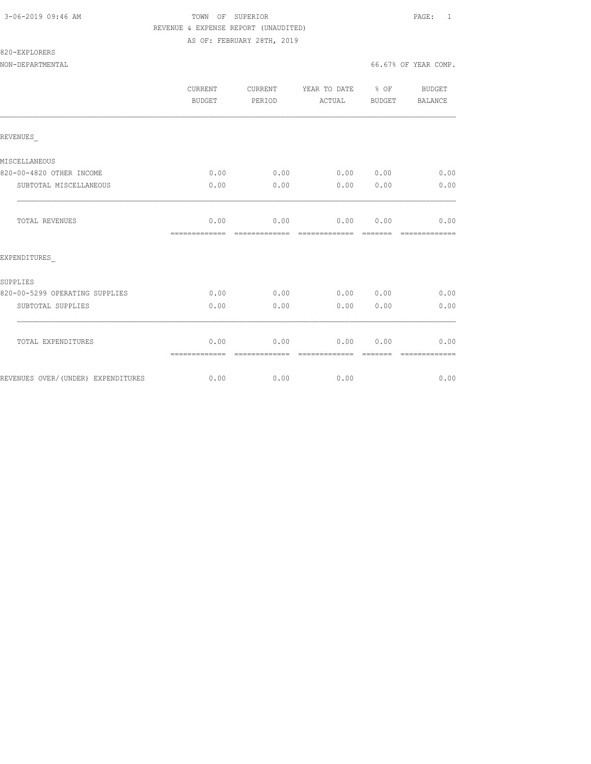3-06-2019 09:46 AM TOWN OF SUPERIOR

REVENUE & EXPENSE REPORT (UNAUDITED)

AS OF: FEBRUARY 28TH, 2019

820-EXPLORERS

NON-DEPARTMENTAL 66.67% OF YEAR COMP.

| | CURRENT BUDGET | CURRENT PERIOD | YEAR TO DATE ACTUAL | % OF BUDGET | BUDGET BALANCE |
|---|---|---|---|---|---|
| REVENUES_ | | | | | |
| MISCELLANEOUS | | | | | |
| 820-00-4820 OTHER INCOME | 0.00 | 0.00 | 0.00 | 0.00 | 0.00 |
| SUBTOTAL MISCELLANEOUS | 0.00 | 0.00 | 0.00 | 0.00 | 0.00 |
| TOTAL REVENUES | 0.00 | 0.00 | 0.00 | 0.00 | 0.00 |
| EXPENDITURES_ | | | | | |
| SUPPLIES | | | | | |
| 820-00-5299 OPERATING SUPPLIES | 0.00 | 0.00 | 0.00 | 0.00 | 0.00 |
| SUBTOTAL SUPPLIES | 0.00 | 0.00 | 0.00 | 0.00 | 0.00 |
| TOTAL EXPENDITURES | 0.00 | 0.00 | 0.00 | 0.00 | 0.00 |
| REVENUES OVER/(UNDER) EXPENDITURES | 0.00 | 0.00 | 0.00 | | 0.00 |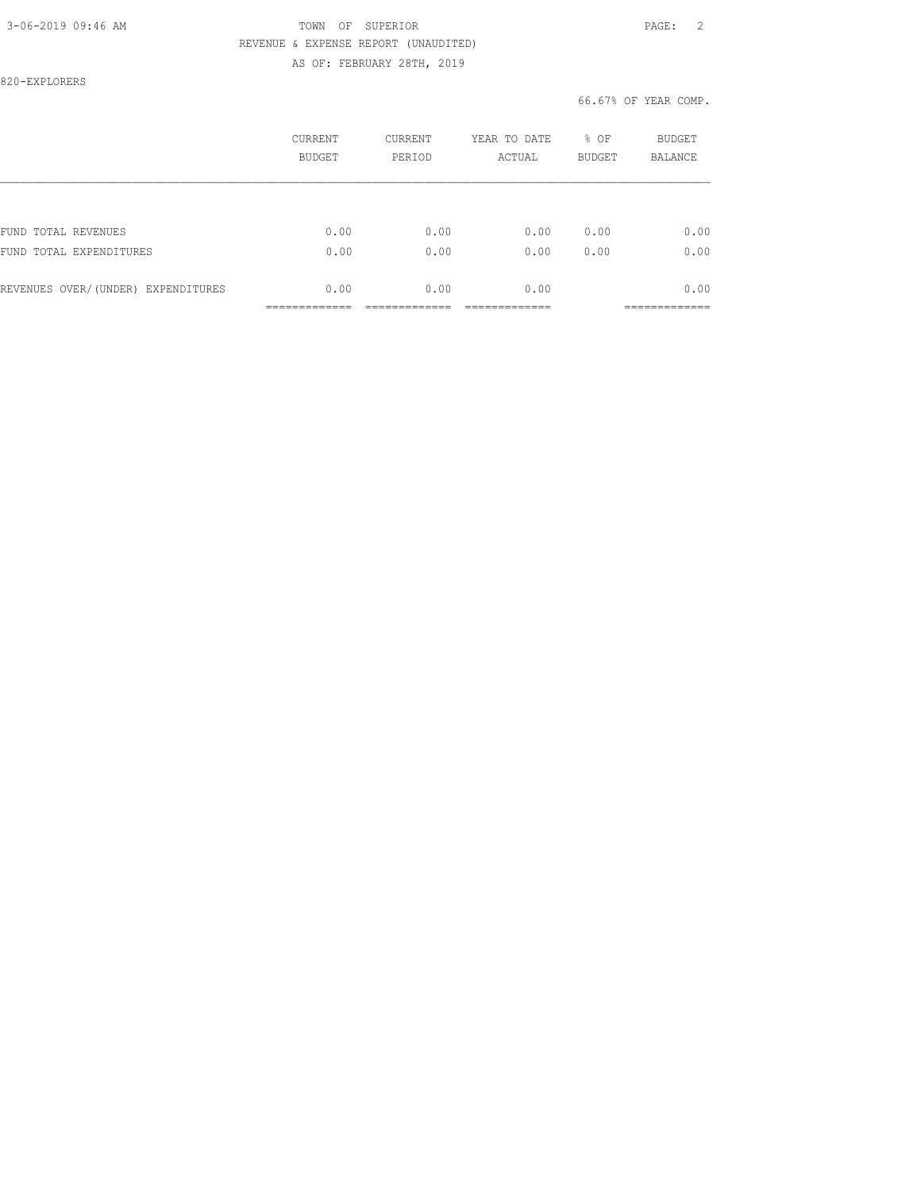820-EXPLORERS

66.67% OF YEAR COMP.

| | CURRENT BUDGET | CURRENT PERIOD | YEAR TO DATE ACTUAL | % OF BUDGET | BUDGET BALANCE |
|---|---|---|---|---|---|
| FUND TOTAL REVENUES | 0.00 | 0.00 | 0.00 | 0.00 | 0.00 |
| FUND TOTAL EXPENDITURES | 0.00 | 0.00 | 0.00 | 0.00 | 0.00 |
| REVENUES OVER/(UNDER) EXPENDITURES | 0.00 | 0.00 | 0.00 | | 0.00 |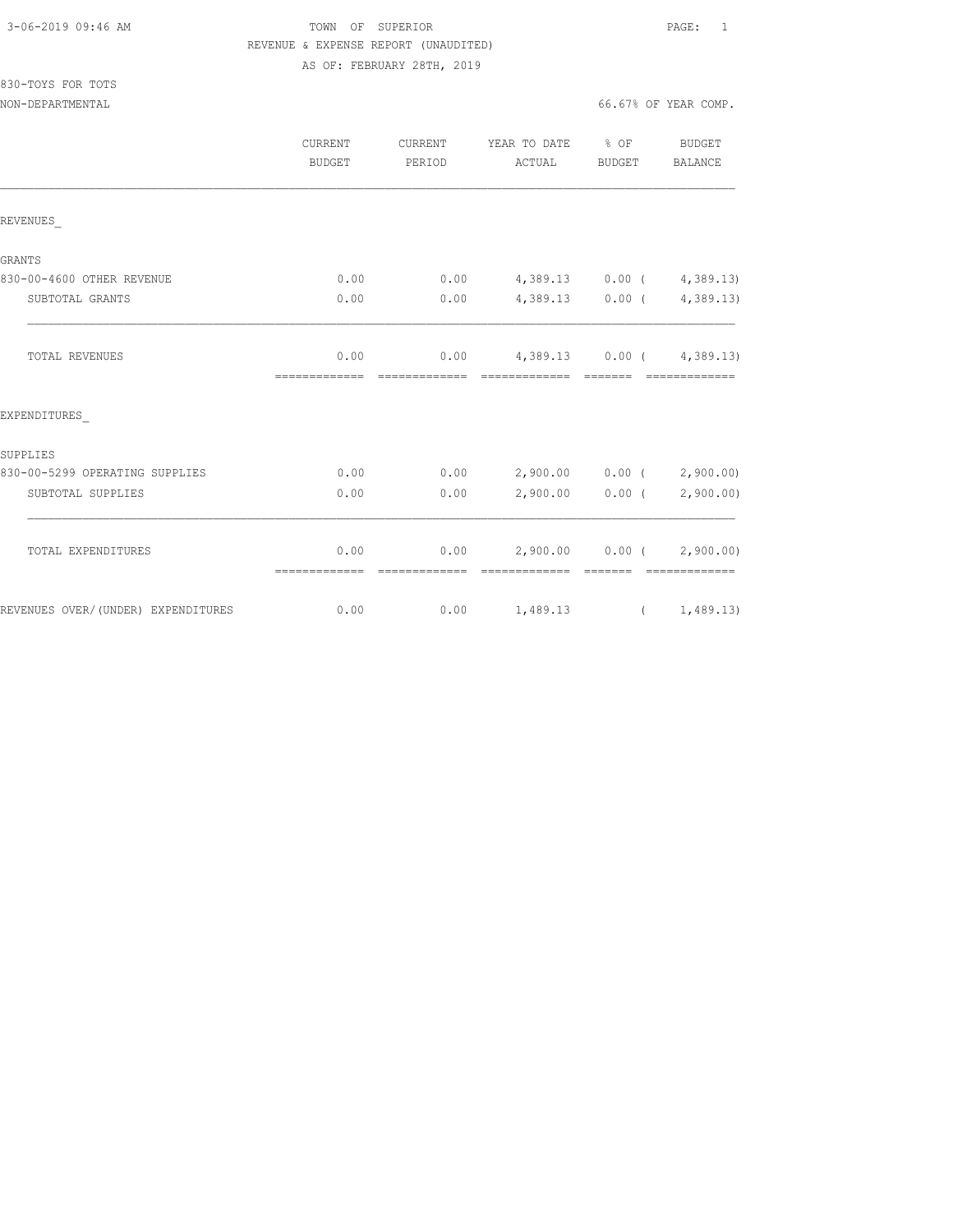TOWN OF SUPERIOR
REVENUE & EXPENSE REPORT (UNAUDITED)
AS OF: FEBRUARY 28TH, 2019

830-TOYS FOR TOTS
NON-DEPARTMENTAL

66.67% OF YEAR COMP.

| | CURRENT BUDGET | CURRENT PERIOD | YEAR TO DATE ACTUAL | % OF BUDGET | BUDGET BALANCE |
|---|---|---|---|---|---|
| REVENUES_ | | | | | |
| GRANTS | | | | | |
| 830-00-4600 OTHER REVENUE | 0.00 | 0.00 | 4,389.13 | 0.00 | ( 4,389.13) |
| SUBTOTAL GRANTS | 0.00 | 0.00 | 4,389.13 | 0.00 | ( 4,389.13) |
| TOTAL REVENUES | 0.00 | 0.00 | 4,389.13 | 0.00 | ( 4,389.13) |
| EXPENDITURES_ | | | | | |
| SUPPLIES | | | | | |
| 830-00-5299 OPERATING SUPPLIES | 0.00 | 0.00 | 2,900.00 | 0.00 | ( 2,900.00) |
| SUBTOTAL SUPPLIES | 0.00 | 0.00 | 2,900.00 | 0.00 | ( 2,900.00) |
| TOTAL EXPENDITURES | 0.00 | 0.00 | 2,900.00 | 0.00 | ( 2,900.00) |
| REVENUES OVER/(UNDER) EXPENDITURES | 0.00 | 0.00 | 1,489.13 | | ( 1,489.13) |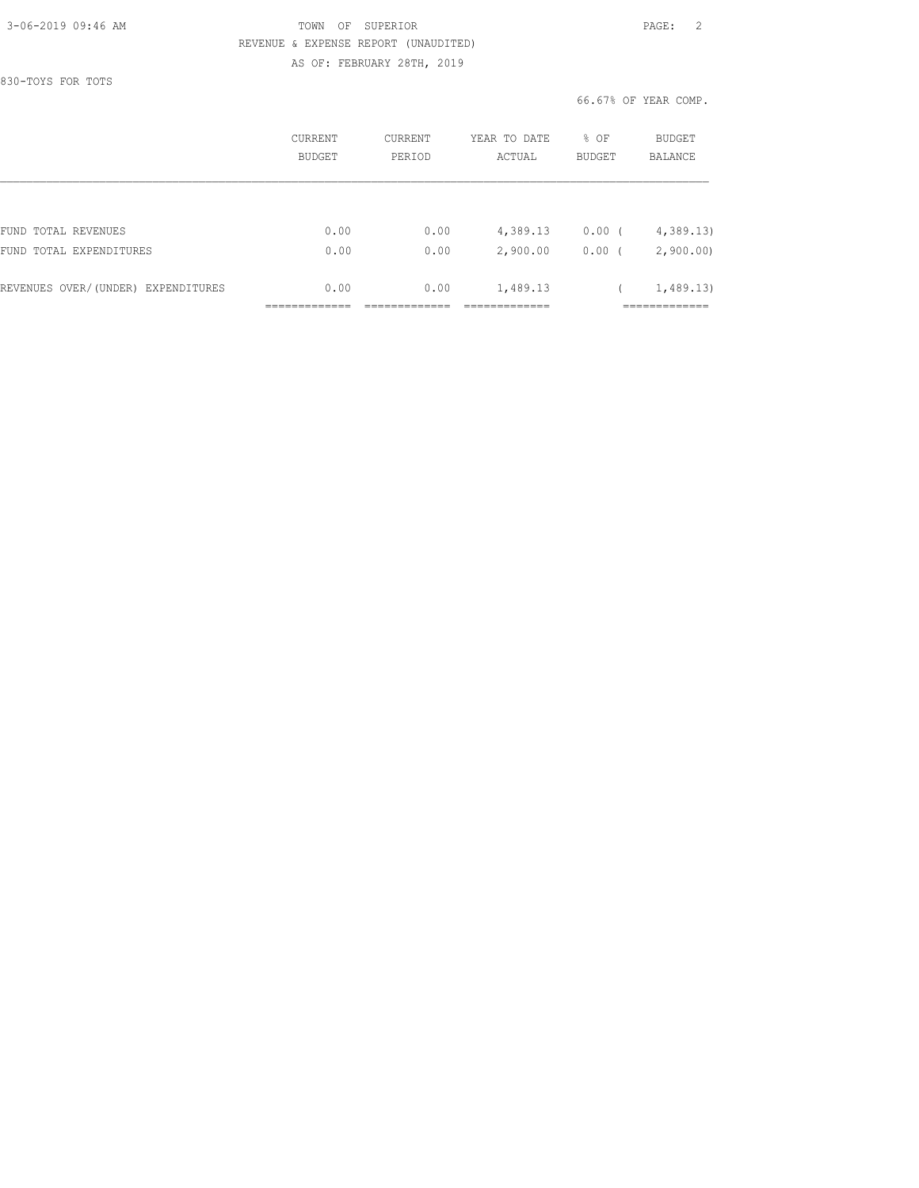TOWN OF SUPERIOR

REVENUE & EXPENSE REPORT (UNAUDITED)

AS OF: FEBRUARY 28TH, 2019

830-TOYS FOR TOTS

66.67% OF YEAR COMP.

| | CURRENT BUDGET | CURRENT PERIOD | YEAR TO DATE ACTUAL | % OF BUDGET | BUDGET BALANCE |
|---|---|---|---|---|---|
| FUND TOTAL REVENUES | 0.00 | 0.00 | 4,389.13 | 0.00 | ( 4,389.13) |
| FUND TOTAL EXPENDITURES | 0.00 | 0.00 | 2,900.00 | 0.00 | ( 2,900.00) |
| REVENUES OVER/(UNDER) EXPENDITURES | 0.00 | 0.00 | 1,489.13 | | ( 1,489.13) |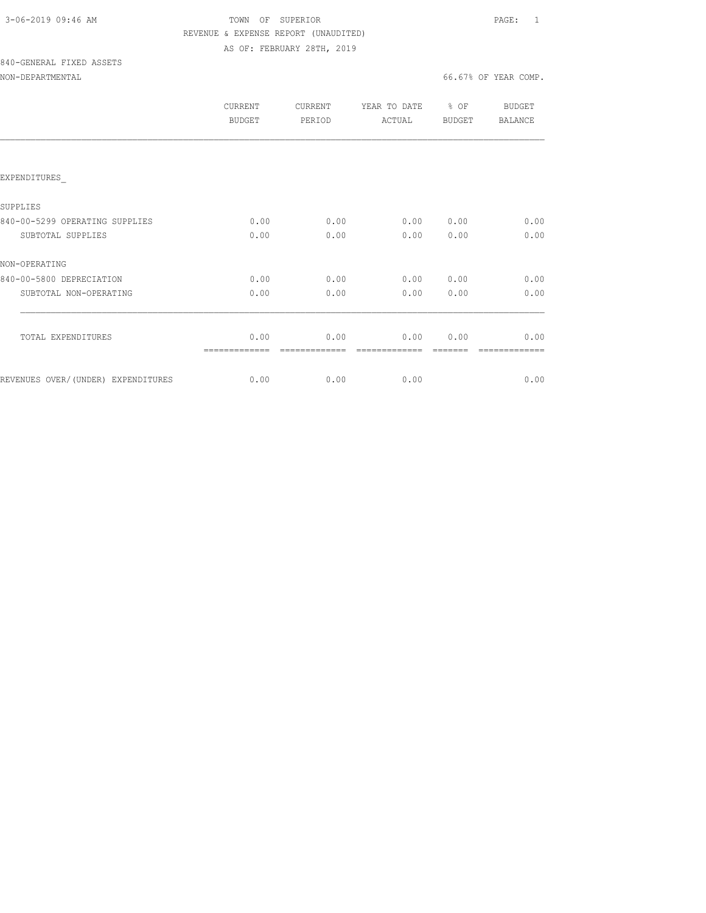3-06-2019 09:46 AM

TOWN OF SUPERIOR

REVENUE & EXPENSE REPORT (UNAUDITED)

AS OF: FEBRUARY 28TH, 2019

840-GENERAL FIXED ASSETS

NON-DEPARTMENTAL

66.67% OF YEAR COMP.

| | CURRENT BUDGET | CURRENT PERIOD | YEAR TO DATE ACTUAL | % OF BUDGET | BUDGET BALANCE |
|---|---|---|---|---|---|
| EXPENDITURES_ | | | | | |
| SUPPLIES | | | | | |
| 840-00-5299 OPERATING SUPPLIES | 0.00 | 0.00 | 0.00 | 0.00 | 0.00 |
| SUBTOTAL SUPPLIES | 0.00 | 0.00 | 0.00 | 0.00 | 0.00 |
| NON-OPERATING | | | | | |
| 840-00-5800 DEPRECIATION | 0.00 | 0.00 | 0.00 | 0.00 | 0.00 |
| SUBTOTAL NON-OPERATING | 0.00 | 0.00 | 0.00 | 0.00 | 0.00 |
| TOTAL EXPENDITURES | 0.00 | 0.00 | 0.00 | 0.00 | 0.00 |
| REVENUES OVER/(UNDER) EXPENDITURES | 0.00 | 0.00 | 0.00 | | 0.00 |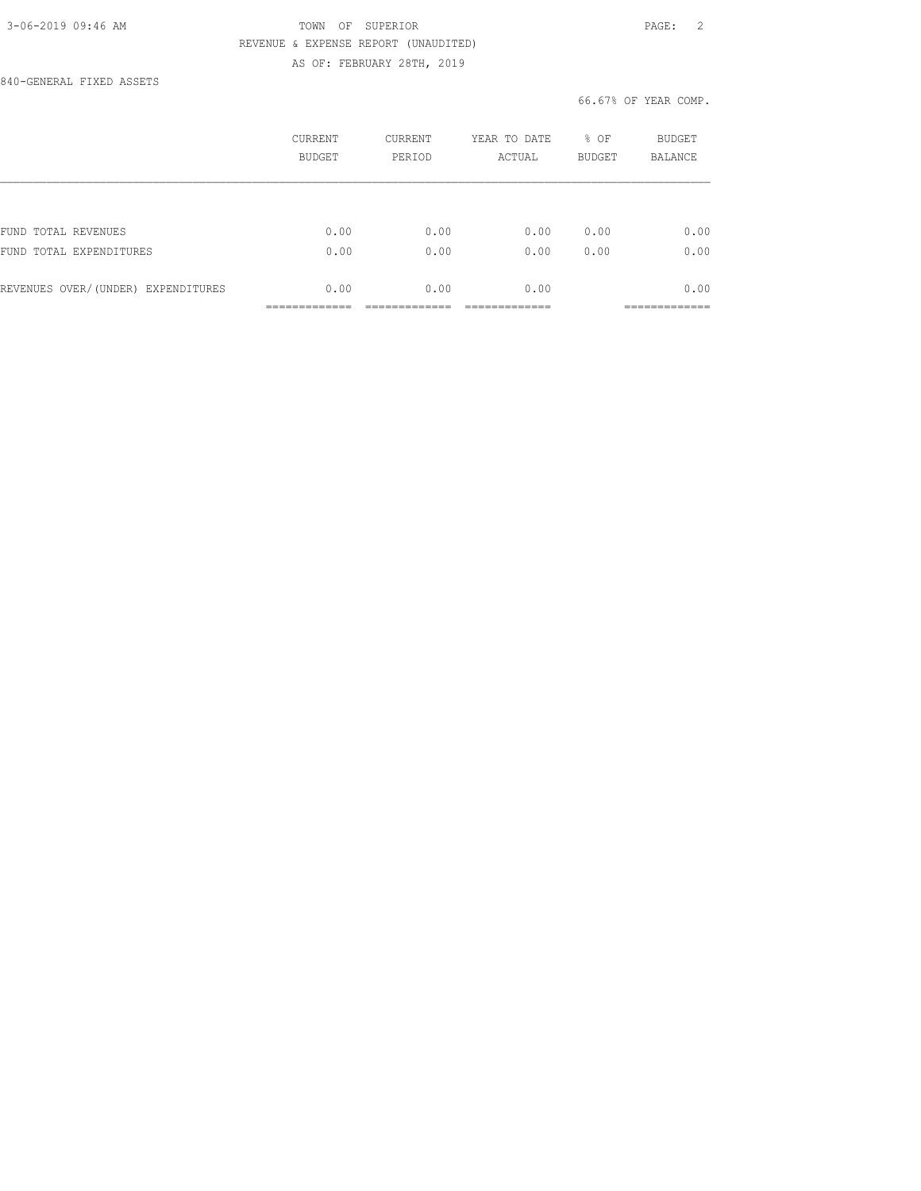TOWN OF SUPERIOR

REVENUE & EXPENSE REPORT (UNAUDITED)

AS OF: FEBRUARY 28TH, 2019

840-GENERAL FIXED ASSETS

66.67% OF YEAR COMP.

| | CURRENT BUDGET | CURRENT PERIOD | YEAR TO DATE ACTUAL | % OF BUDGET | BUDGET BALANCE |
|---|---|---|---|---|---|
| FUND TOTAL REVENUES | 0.00 | 0.00 | 0.00 | 0.00 | 0.00 |
| FUND TOTAL EXPENDITURES | 0.00 | 0.00 | 0.00 | 0.00 | 0.00 |
| REVENUES OVER/(UNDER) EXPENDITURES | 0.00 | 0.00 | 0.00 | | 0.00 |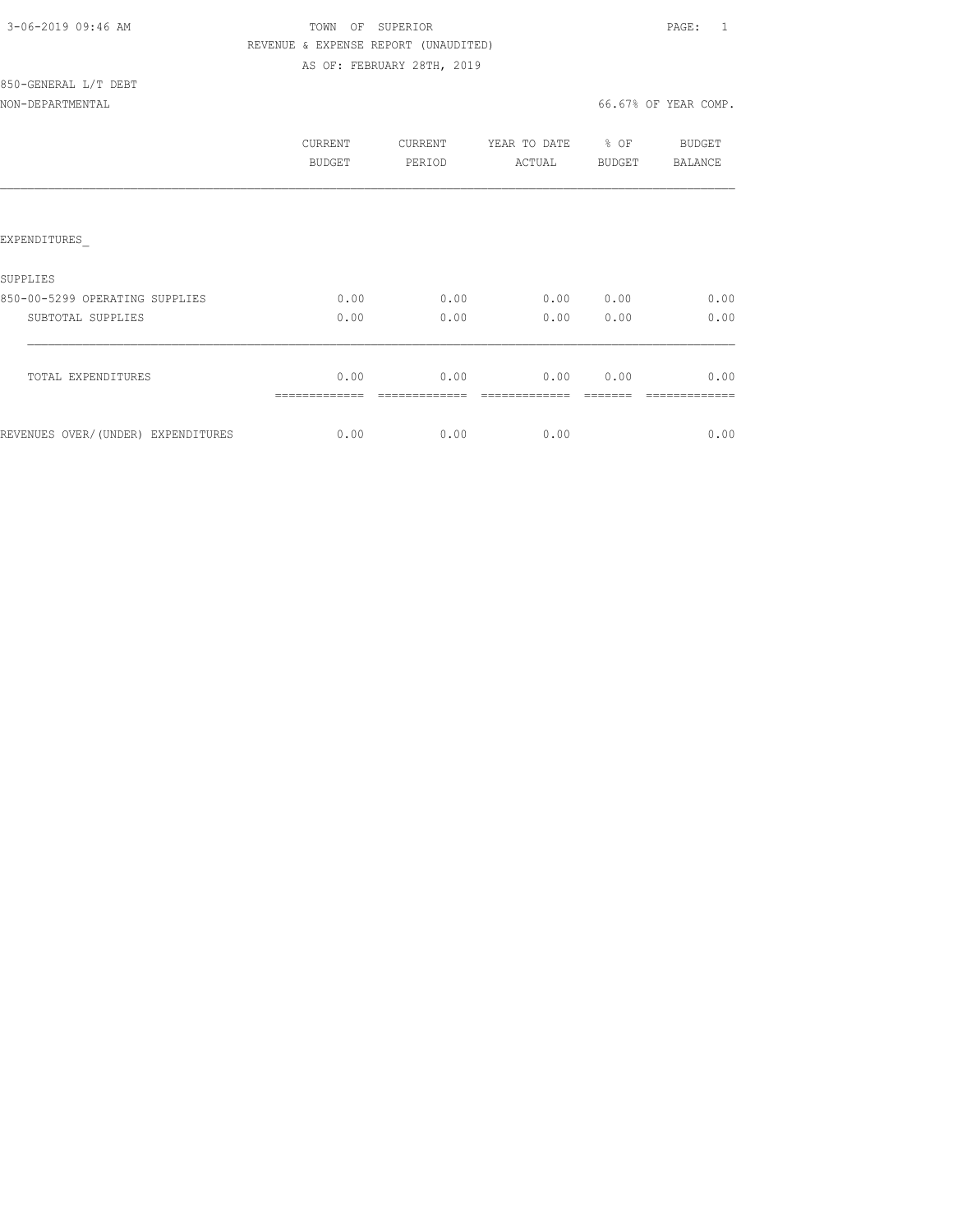3-06-2019 09:46 AM

TOWN OF SUPERIOR

REVENUE & EXPENSE REPORT (UNAUDITED)

AS OF: FEBRUARY 28TH, 2019

850-GENERAL L/T DEBT

NON-DEPARTMENTAL

66.67% OF YEAR COMP.

| | CURRENT BUDGET | CURRENT PERIOD | YEAR TO DATE ACTUAL | % OF BUDGET | BUDGET BALANCE |
|---|---|---|---|---|---|
| EXPENDITURES_ | | | | | |
| SUPPLIES | | | | | |
| 850-00-5299 OPERATING SUPPLIES | 0.00 | 0.00 | 0.00 | 0.00 | 0.00 |
| SUBTOTAL SUPPLIES | 0.00 | 0.00 | 0.00 | 0.00 | 0.00 |
| TOTAL EXPENDITURES | 0.00 | 0.00 | 0.00 | 0.00 | 0.00 |
| REVENUES OVER/(UNDER) EXPENDITURES | 0.00 | 0.00 | 0.00 | | 0.00 |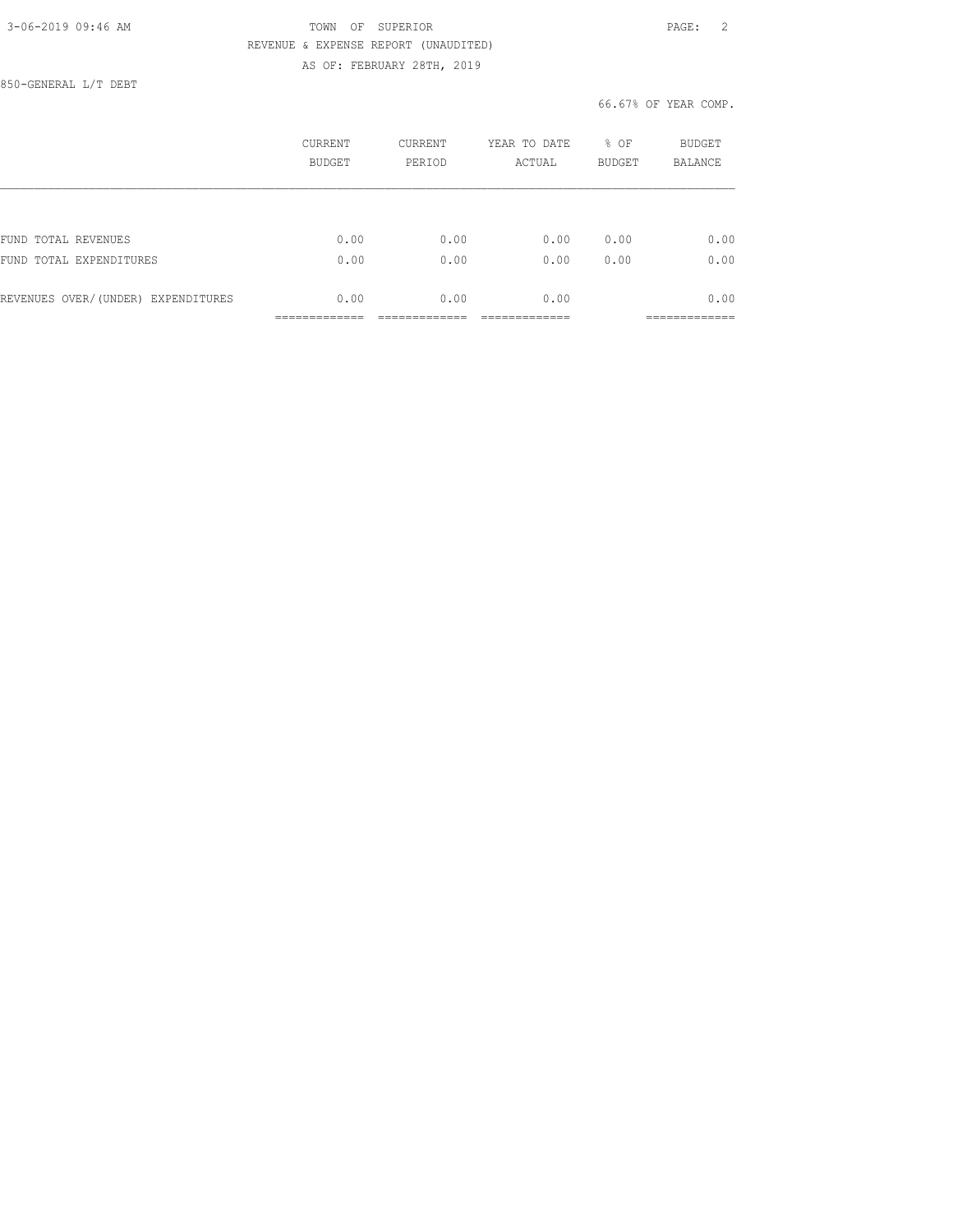3-06-2019 09:46 AM TOWN OF SUPERIOR

REVENUE & EXPENSE REPORT (UNAUDITED)

AS OF: FEBRUARY 28TH, 2019

850-GENERAL L/T DEBT

66.67% OF YEAR COMP.

| | CURRENT BUDGET | CURRENT PERIOD | YEAR TO DATE ACTUAL | % OF BUDGET | BUDGET BALANCE |
|---|---|---|---|---|---|
| FUND TOTAL REVENUES | 0.00 | 0.00 | 0.00 | 0.00 | 0.00 |
| FUND TOTAL EXPENDITURES | 0.00 | 0.00 | 0.00 | 0.00 | 0.00 |
| REVENUES OVER/(UNDER) EXPENDITURES | 0.00 | 0.00 | 0.00 | | 0.00 |